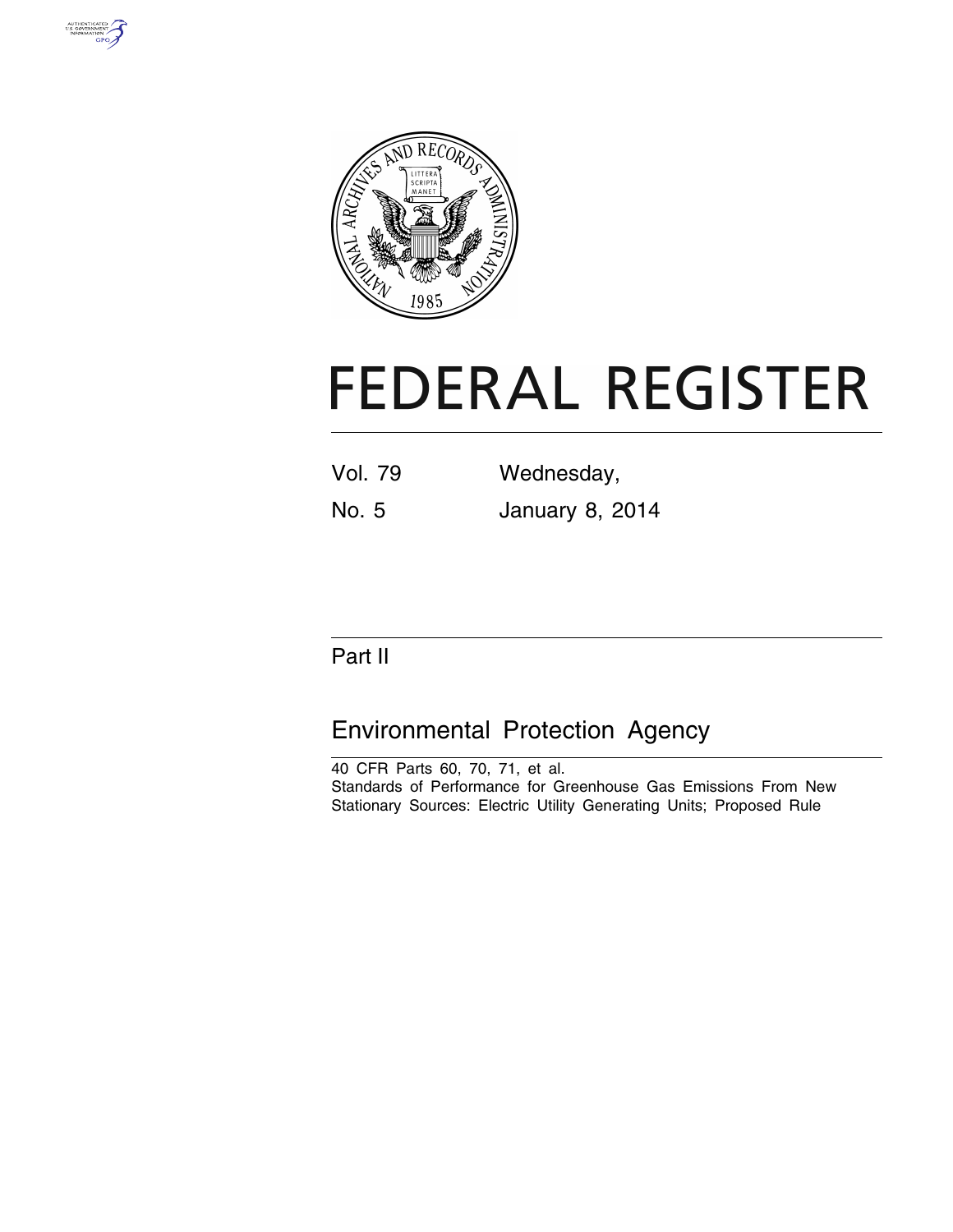# FEDERAL REGISTER

| Vol. 79 | Wednesday, |
|---|---|
| No. 5 | January 8, 2014 |

## Part II

## Environmental Protection Agency

40 CFR Parts 60, 70, 71, et al.

Standards of Performance for Greenhouse Gas Emissions From New Stationary Sources: Electric Utility Generating Units; Proposed Rule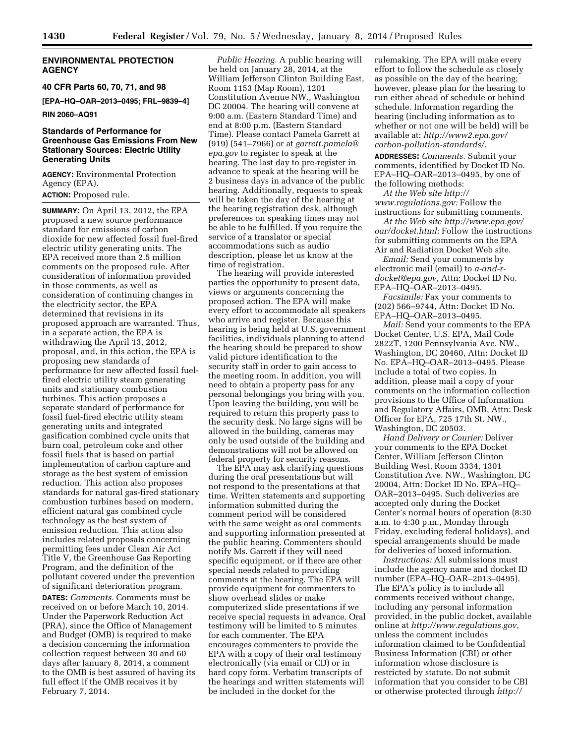## ENVIRONMENTAL PROTECTION AGENCY

### 40 CFR Parts 60, 70, 71, and 98

**[EPA–HQ–OAR–2013–0495; FRL–9839–4]**

**RIN 2060–AQ91**

### Standards of Performance for Greenhouse Gas Emissions From New Stationary Sources: Electric Utility Generating Units

**AGENCY:** Environmental Protection Agency (EPA).

**ACTION:** Proposed rule.

**SUMMARY:** On April 13, 2012, the EPA proposed a new source performance standard for emissions of carbon dioxide for new affected fossil fuel-fired electric utility generating units. The EPA received more than 2.5 million comments on the proposed rule. After consideration of information provided in those comments, as well as consideration of continuing changes in the electricity sector, the EPA determined that revisions in its proposed approach are warranted. Thus, in a separate action, the EPA is withdrawing the April 13, 2012, proposal, and, in this action, the EPA is proposing new standards of performance for new affected fossil fuel-fired electric utility steam generating units and stationary combustion turbines. This action proposes a separate standard of performance for fossil fuel-fired electric utility steam generating units and integrated gasification combined cycle units that burn coal, petroleum coke and other fossil fuels that is based on partial implementation of carbon capture and storage as the best system of emission reduction. This action also proposes standards for natural gas-fired stationary combustion turbines based on modern, efficient natural gas combined cycle technology as the best system of emission reduction. This action also includes related proposals concerning permitting fees under Clean Air Act Title V, the Greenhouse Gas Reporting Program, and the definition of the pollutant covered under the prevention of significant deterioration program.

**DATES:** *Comments.* Comments must be received on or before March 10, 2014. Under the Paperwork Reduction Act (PRA), since the Office of Management and Budget (OMB) is required to make a decision concerning the information collection request between 30 and 60 days after January 8, 2014, a comment to the OMB is best assured of having its full effect if the OMB receives it by February 7, 2014.

*Public Hearing.* A public hearing will be held on January 28, 2014, at the William Jefferson Clinton Building East, Room 1153 (Map Room), 1201 Constitution Avenue NW., Washington DC 20004. The hearing will convene at 9:00 a.m. (Eastern Standard Time) and end at 8:00 p.m. (Eastern Standard Time). Please contact Pamela Garrett at (919) (541–7966) or at *garrett.pamela@epa.gov* to register to speak at the hearing. The last day to pre-register in advance to speak at the hearing will be 2 business days in advance of the public hearing. Additionally, requests to speak will be taken the day of the hearing at the hearing registration desk, although preferences on speaking times may not be able to be fulfilled. If you require the service of a translator or special accommodations such as audio description, please let us know at the time of registration.

The hearing will provide interested parties the opportunity to present data, views or arguments concerning the proposed action. The EPA will make every effort to accommodate all speakers who arrive and register. Because this hearing is being held at U.S. government facilities, individuals planning to attend the hearing should be prepared to show valid picture identification to the security staff in order to gain access to the meeting room. In addition, you will need to obtain a property pass for any personal belongings you bring with you. Upon leaving the building, you will be required to return this property pass to the security desk. No large signs will be allowed in the building, cameras may only be used outside of the building and demonstrations will not be allowed on federal property for security reasons.

The EPA may ask clarifying questions during the oral presentations but will not respond to the presentations at that time. Written statements and supporting information submitted during the comment period will be considered with the same weight as oral comments and supporting information presented at the public hearing. Commenters should notify Ms. Garrett if they will need specific equipment, or if there are other special needs related to providing comments at the hearing. The EPA will provide equipment for commenters to show overhead slides or make computerized slide presentations if we receive special requests in advance. Oral testimony will be limited to 5 minutes for each commenter. The EPA encourages commenters to provide the EPA with a copy of their oral testimony electronically (via email or CD) or in hard copy form. Verbatim transcripts of the hearings and written statements will be included in the docket for the rulemaking. The EPA will make every effort to follow the schedule as closely as possible on the day of the hearing; however, please plan for the hearing to run either ahead of schedule or behind schedule. Information regarding the hearing (including information as to whether or not one will be held) will be available at: *http://www2.epa.gov/carbon-pollution-standards/.*

**ADDRESSES:** *Comments.* Submit your comments, identified by Docket ID No. EPA–HQ–OAR–2013–0495, by one of the following methods:

*At the Web site http://www.regulations.gov:* Follow the instructions for submitting comments.

*At the Web site http://www.epa.gov/oar/docket.html:* Follow the instructions for submitting comments on the EPA Air and Radiation Docket Web site.

*Email:* Send your comments by electronic mail (email) to *a-and-r-docket@epa.gov,* Attn: Docket ID No. EPA–HQ–OAR–2013–0495.

*Facsimile:* Fax your comments to (202) 566–9744, Attn: Docket ID No. EPA–HQ–OAR–2013–0495.

*Mail:* Send your comments to the EPA Docket Center, U.S. EPA, Mail Code 2822T, 1200 Pennsylvania Ave. NW., Washington, DC 20460, Attn: Docket ID No. EPA–HQ–OAR–2013–0495. Please include a total of two copies. In addition, please mail a copy of your comments on the information collection provisions to the Office of Information and Regulatory Affairs, OMB, Attn: Desk Officer for EPA, 725 17th St. NW., Washington, DC 20503.

*Hand Delivery or Courier:* Deliver your comments to the EPA Docket Center, William Jefferson Clinton Building West, Room 3334, 1301 Constitution Ave. NW., Washington, DC 20004, Attn: Docket ID No. EPA–HQ–OAR–2013–0495. Such deliveries are accepted only during the Docket Center's normal hours of operation (8:30 a.m. to 4:30 p.m., Monday through Friday, excluding federal holidays), and special arrangements should be made for deliveries of boxed information.

*Instructions:* All submissions must include the agency name and docket ID number (EPA–HQ–OAR–2013–0495). The EPA's policy is to include all comments received without change, including any personal information provided, in the public docket, available online at *http://www.regulations.gov,* unless the comment includes information claimed to be Confidential Business Information (CBI) or other information whose disclosure is restricted by statute. Do not submit information that you consider to be CBI or otherwise protected through *http://*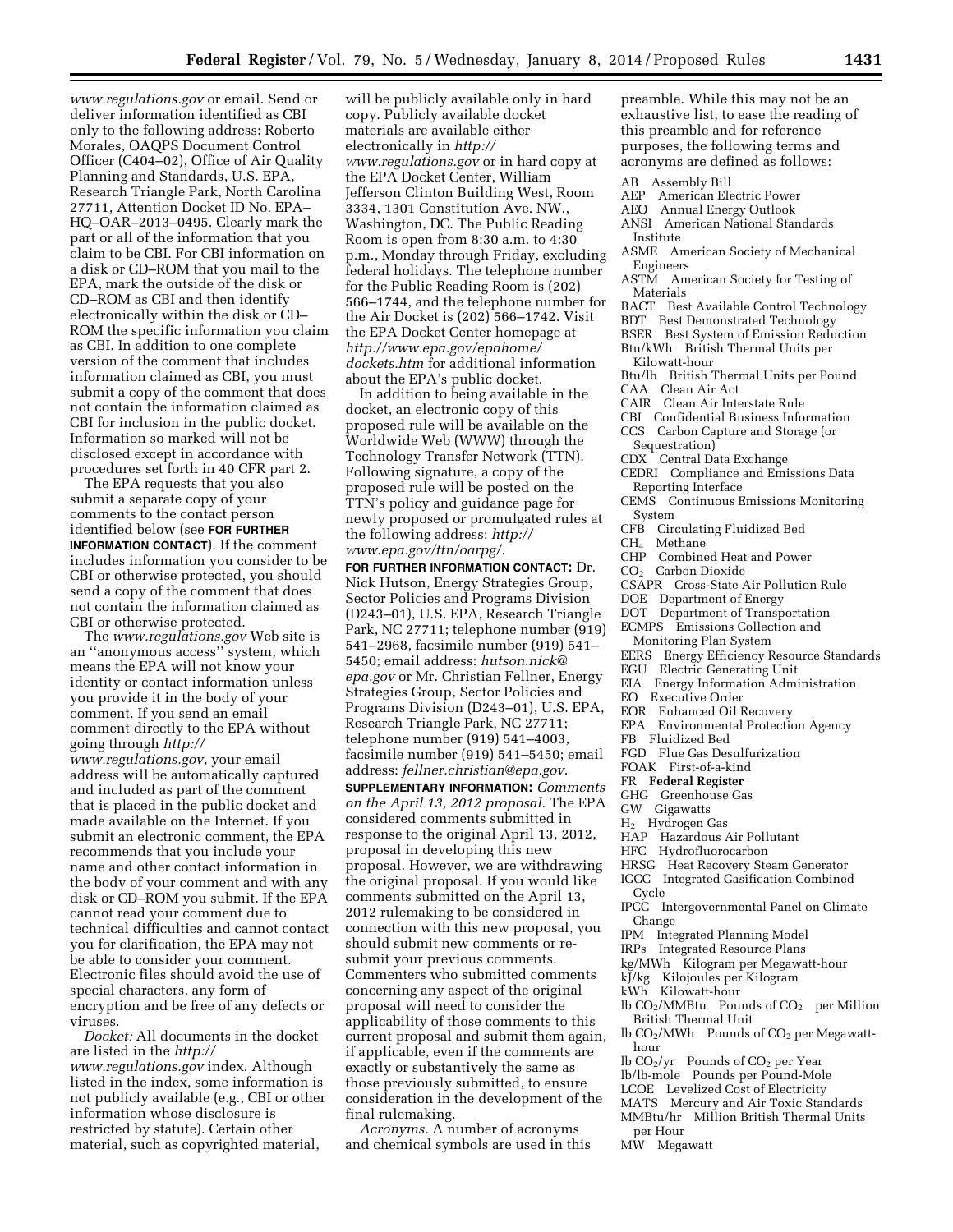*www.regulations.gov* or email. Send or deliver information identified as CBI only to the following address: Roberto Morales, OAQPS Document Control Officer (C404–02), Office of Air Quality Planning and Standards, U.S. EPA, Research Triangle Park, North Carolina 27711, Attention Docket ID No. EPA–HQ–OAR–2013–0495. Clearly mark the part or all of the information that you claim to be CBI. For CBI information on a disk or CD–ROM that you mail to the EPA, mark the outside of the disk or CD–ROM as CBI and then identify electronically within the disk or CD–ROM the specific information you claim as CBI. In addition to one complete version of the comment that includes information claimed as CBI, you must submit a copy of the comment that does not contain the information claimed as CBI for inclusion in the public docket. Information so marked will not be disclosed except in accordance with procedures set forth in 40 CFR part 2.

The EPA requests that you also submit a separate copy of your comments to the contact person identified below (see **FOR FURTHER INFORMATION CONTACT**). If the comment includes information you consider to be CBI or otherwise protected, you should send a copy of the comment that does not contain the information claimed as CBI or otherwise protected.

The *www.regulations.gov* Web site is an ''anonymous access'' system, which means the EPA will not know your identity or contact information unless you provide it in the body of your comment. If you send an email comment directly to the EPA without going through *http://www.regulations.gov*, your email address will be automatically captured and included as part of the comment that is placed in the public docket and made available on the Internet. If you submit an electronic comment, the EPA recommends that you include your name and other contact information in the body of your comment and with any disk or CD–ROM you submit. If the EPA cannot read your comment due to technical difficulties and cannot contact you for clarification, the EPA may not be able to consider your comment. Electronic files should avoid the use of special characters, any form of encryption and be free of any defects or viruses.

*Docket:* All documents in the docket are listed in the *http://www.regulations.gov* index. Although listed in the index, some information is not publicly available (e.g., CBI or other information whose disclosure is restricted by statute). Certain other material, such as copyrighted material, will be publicly available only in hard copy. Publicly available docket materials are available either electronically in *http://www.regulations.gov* or in hard copy at the EPA Docket Center, William Jefferson Clinton Building West, Room 3334, 1301 Constitution Ave. NW., Washington, DC. The Public Reading Room is open from 8:30 a.m. to 4:30 p.m., Monday through Friday, excluding federal holidays. The telephone number for the Public Reading Room is (202) 566–1744, and the telephone number for the Air Docket is (202) 566–1742. Visit the EPA Docket Center homepage at *http://www.epa.gov/epahome/dockets.htm* for additional information about the EPA's public docket.

In addition to being available in the docket, an electronic copy of this proposed rule will be available on the Worldwide Web (WWW) through the Technology Transfer Network (TTN). Following signature, a copy of the proposed rule will be posted on the TTN's policy and guidance page for newly proposed or promulgated rules at the following address: *http://www.epa.gov/ttn/oarpg/*.

**FOR FURTHER INFORMATION CONTACT:** Dr. Nick Hutson, Energy Strategies Group, Sector Policies and Programs Division (D243–01), U.S. EPA, Research Triangle Park, NC 27711; telephone number (919) 541–2968, facsimile number (919) 541–5450; email address: *hutson.nick@epa.gov* or Mr. Christian Fellner, Energy Strategies Group, Sector Policies and Programs Division (D243–01), U.S. EPA, Research Triangle Park, NC 27711; telephone number (919) 541–4003, facsimile number (919) 541–5450; email address: *fellner.christian@epa.gov*.

**SUPPLEMENTARY INFORMATION:** *Comments on the April 13, 2012 proposal.* The EPA considered comments submitted in response to the original April 13, 2012, proposal in developing this new proposal. However, we are withdrawing the original proposal. If you would like comments submitted on the April 13, 2012 rulemaking to be considered in connection with this new proposal, you should submit new comments or re-submit your previous comments. Commenters who submitted comments concerning any aspect of the original proposal will need to consider the applicability of those comments to this current proposal and submit them again, if applicable, even if the comments are exactly or substantively the same as those previously submitted, to ensure consideration in the development of the final rulemaking.

*Acronyms.* A number of acronyms and chemical symbols are used in this preamble. While this may not be an exhaustive list, to ease the reading of this preamble and for reference purposes, the following terms and acronyms are defined as follows:

AB Assembly Bill
AEP American Electric Power
AEO Annual Energy Outlook
ANSI American National Standards Institute
ASME American Society of Mechanical Engineers
ASTM American Society for Testing of Materials
BACT Best Available Control Technology
BDT Best Demonstrated Technology
BSER Best System of Emission Reduction
Btu/kWh British Thermal Units per Kilowatt-hour
Btu/lb British Thermal Units per Pound
CAA Clean Air Act
CAIR Clean Air Interstate Rule
CBI Confidential Business Information
CCS Carbon Capture and Storage (or Sequestration)
CDX Central Data Exchange
CEDRI Compliance and Emissions Data Reporting Interface
CEMS Continuous Emissions Monitoring System
CFB Circulating Fluidized Bed
$CH_4$ Methane
CHP Combined Heat and Power
$CO_2$ Carbon Dioxide
CSAPR Cross-State Air Pollution Rule
DOE Department of Energy
DOT Department of Transportation
ECMPS Emissions Collection and Monitoring Plan System
EERS Energy Efficiency Resource Standards
EGU Electric Generating Unit
EIA Energy Information Administration
EO Executive Order
EOR Enhanced Oil Recovery
EPA Environmental Protection Agency
FB Fluidized Bed
FGD Flue Gas Desulfurization
FOAK First-of-a-kind
FR **Federal Register**
GHG Greenhouse Gas
GW Gigawatts
$H_2$ Hydrogen Gas
HAP Hazardous Air Pollutant
HFC Hydrofluorocarbon
HRSG Heat Recovery Steam Generator
IGCC Integrated Gasification Combined Cycle
IPCC Intergovernmental Panel on Climate Change
IPM Integrated Planning Model
IRPs Integrated Resource Plans
kg/MWh Kilogram per Megawatt-hour
kJ/kg Kilojoules per Kilogram
kWh Kilowatt-hour
lb $CO_2$/MMBtu Pounds of $CO_2$ per Million British Thermal Unit
lb $CO_2$/MWh Pounds of $CO_2$ per Megawatt-hour
lb $CO_2$/yr Pounds of $CO_2$ per Year
lb/lb-mole Pounds per Pound-Mole
LCOE Levelized Cost of Electricity
MATS Mercury and Air Toxic Standards
MMBtu/hr Million British Thermal Units per Hour
MW Megawatt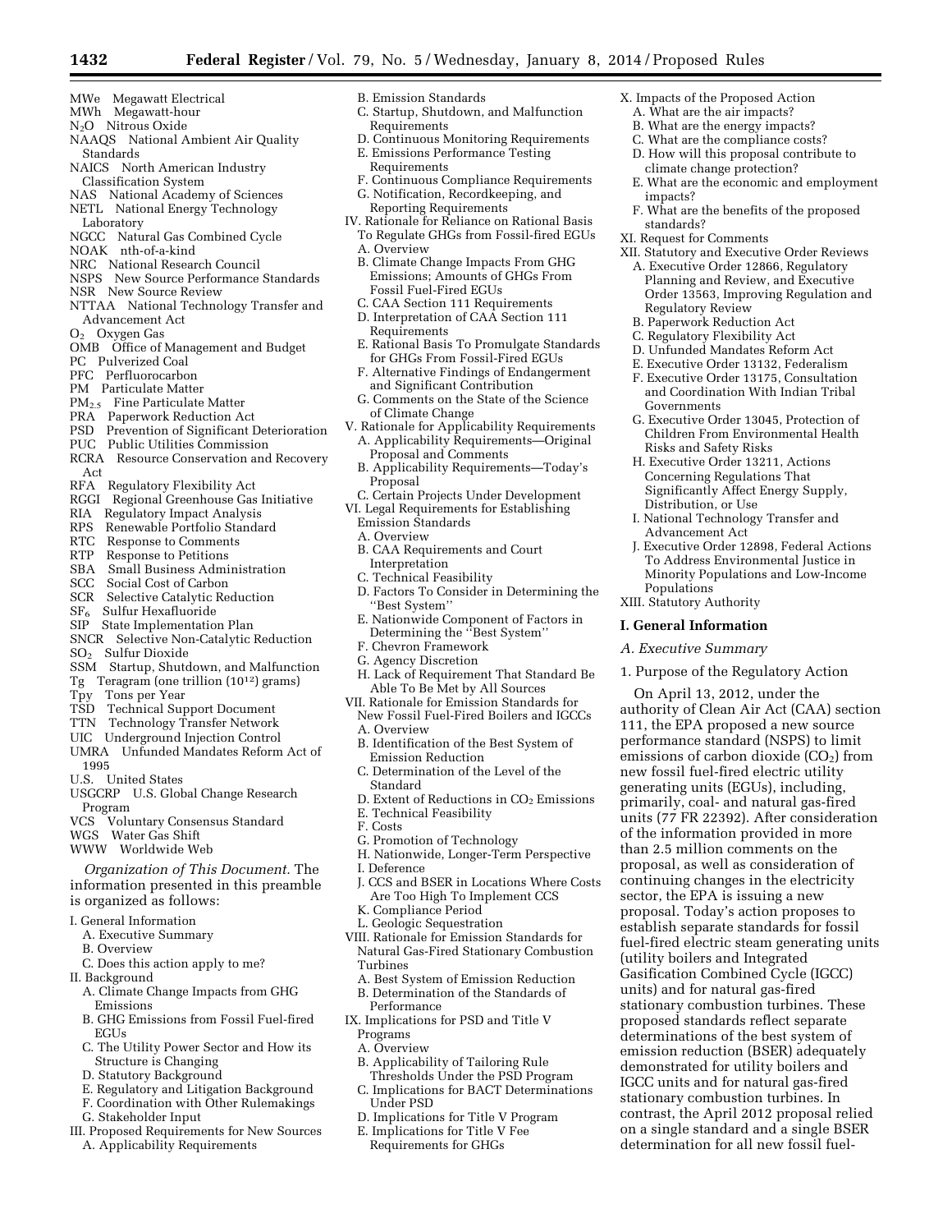MWe Megawatt Electrical
MWh Megawatt-hour
$N_2O$ Nitrous Oxide
NAAQS National Ambient Air Quality Standards
NAICS North American Industry Classification System
NAS National Academy of Sciences
NETL National Energy Technology Laboratory
NGCC Natural Gas Combined Cycle
NOAK nth-of-a-kind
NRC National Research Council
NSPS New Source Performance Standards
NSR New Source Review
NTTAA National Technology Transfer and Advancement Act
$O_2$ Oxygen Gas
OMB Office of Management and Budget
PC Pulverized Coal
PFC Perfluorocarbon
PM Particulate Matter
$PM_{2.5}$ Fine Particulate Matter
PRA Paperwork Reduction Act
PSD Prevention of Significant Deterioration
PUC Public Utilities Commission
RCRA Resource Conservation and Recovery Act
RFA Regulatory Flexibility Act
RGGI Regional Greenhouse Gas Initiative
RIA Regulatory Impact Analysis
RPS Renewable Portfolio Standard
RTC Response to Comments
RTP Response to Petitions
SBA Small Business Administration
SCC Social Cost of Carbon
SCR Selective Catalytic Reduction
$SF_6$ Sulfur Hexafluoride
SIP State Implementation Plan
SNCR Selective Non-Catalytic Reduction
$SO_2$ Sulfur Dioxide
SSM Startup, Shutdown, and Malfunction
Tg Teragram (one trillion ($10^{12}$) grams)
Tpy Tons per Year
TSD Technical Support Document
TTN Technology Transfer Network
UIC Underground Injection Control
UMRA Unfunded Mandates Reform Act of 1995
U.S. United States
USGCRP U.S. Global Change Research Program
VCS Voluntary Consensus Standard
WGS Water Gas Shift
WWW Worldwide Web

*Organization of This Document.* The information presented in this preamble is organized as follows:

I. General Information
  A. Executive Summary
  B. Overview
  C. Does this action apply to me?
II. Background
  A. Climate Change Impacts from GHG Emissions
  B. GHG Emissions from Fossil Fuel-fired EGUs
  C. The Utility Power Sector and How its Structure is Changing
  D. Statutory Background
  E. Regulatory and Litigation Background
  F. Coordination with Other Rulemakings
  G. Stakeholder Input
III. Proposed Requirements for New Sources
  A. Applicability Requirements
  B. Emission Standards
  C. Startup, Shutdown, and Malfunction Requirements
  D. Continuous Monitoring Requirements
  E. Emissions Performance Testing Requirements
  F. Continuous Compliance Requirements
  G. Notification, Recordkeeping, and Reporting Requirements
IV. Rationale for Reliance on Rational Basis To Regulate GHGs from Fossil-fired EGUs
  A. Overview
  B. Climate Change Impacts From GHG Emissions; Amounts of GHGs From Fossil Fuel-Fired EGUs
  C. CAA Section 111 Requirements
  D. Interpretation of CAA Section 111 Requirements
  E. Rational Basis To Promulgate Standards for GHGs From Fossil-Fired EGUs
  F. Alternative Findings of Endangerment and Significant Contribution
  G. Comments on the State of the Science of Climate Change
V. Rationale for Applicability Requirements
  A. Applicability Requirements—Original Proposal and Comments
  B. Applicability Requirements—Today's Proposal
  C. Certain Projects Under Development
VI. Legal Requirements for Establishing Emission Standards
  A. Overview
  B. CAA Requirements and Court Interpretation
  C. Technical Feasibility
  D. Factors To Consider in Determining the "Best System"
  E. Nationwide Component of Factors in Determining the "Best System"
  F. Chevron Framework
  G. Agency Discretion
  H. Lack of Requirement That Standard Be Able To Be Met by All Sources
VII. Rationale for Emission Standards for New Fossil Fuel-Fired Boilers and IGCCs
  A. Overview
  B. Identification of the Best System of Emission Reduction
  C. Determination of the Level of the Standard
  D. Extent of Reductions in $CO_2$ Emissions
  E. Technical Feasibility
  F. Costs
  G. Promotion of Technology
  H. Nationwide, Longer-Term Perspective
  I. Deference
  J. CCS and BSER in Locations Where Costs Are Too High To Implement CCS
  K. Compliance Period
  L. Geologic Sequestration
VIII. Rationale for Emission Standards for Natural Gas-Fired Stationary Combustion Turbines
  A. Best System of Emission Reduction
  B. Determination of the Standards of Performance
IX. Implications for PSD and Title V Programs
  A. Overview
  B. Applicability of Tailoring Rule Thresholds Under the PSD Program
  C. Implications for BACT Determinations Under PSD
  D. Implications for Title V Program
  E. Implications for Title V Fee Requirements for GHGs
X. Impacts of the Proposed Action
  A. What are the air impacts?
  B. What are the energy impacts?
  C. What are the compliance costs?
  D. How will this proposal contribute to climate change protection?
  E. What are the economic and employment impacts?
  F. What are the benefits of the proposed standards?
XI. Request for Comments
XII. Statutory and Executive Order Reviews
  A. Executive Order 12866, Regulatory Planning and Review, and Executive Order 13563, Improving Regulation and Regulatory Review
  B. Paperwork Reduction Act
  C. Regulatory Flexibility Act
  D. Unfunded Mandates Reform Act
  E. Executive Order 13132, Federalism
  F. Executive Order 13175, Consultation and Coordination With Indian Tribal Governments
  G. Executive Order 13045, Protection of Children From Environmental Health Risks and Safety Risks
  H. Executive Order 13211, Actions Concerning Regulations That Significantly Affect Energy Supply, Distribution, or Use
  I. National Technology Transfer and Advancement Act
  J. Executive Order 12898, Federal Actions To Address Environmental Justice in Minority Populations and Low-Income Populations
XIII. Statutory Authority

## I. General Information

### *A. Executive Summary*

#### 1. Purpose of the Regulatory Action

On April 13, 2012, under the authority of Clean Air Act (CAA) section 111, the EPA proposed a new source performance standard (NSPS) to limit emissions of carbon dioxide ($CO_2$) from new fossil fuel-fired electric utility generating units (EGUs), including, primarily, coal- and natural gas-fired units (77 FR 22392). After consideration of the information provided in more than 2.5 million comments on the proposal, as well as consideration of continuing changes in the electricity sector, the EPA is issuing a new proposal. Today's action proposes to establish separate standards for fossil fuel-fired electric steam generating units (utility boilers and Integrated Gasification Combined Cycle (IGCC) units) and for natural gas-fired stationary combustion turbines. These proposed standards reflect separate determinations of the best system of emission reduction (BSER) adequately demonstrated for utility boilers and IGCC units and for natural gas-fired stationary combustion turbines. In contrast, the April 2012 proposal relied on a single standard and a single BSER determination for all new fossil fuel-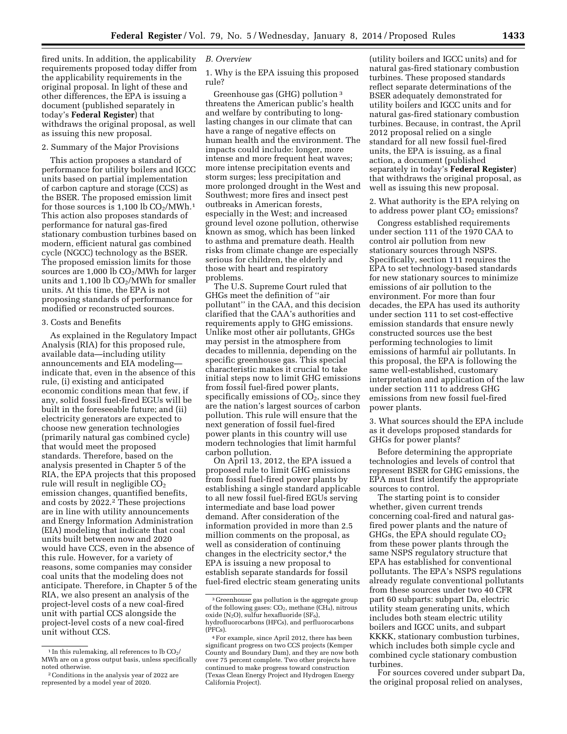fired units. In addition, the applicability requirements proposed today differ from the applicability requirements in the original proposal. In light of these and other differences, the EPA is issuing a document (published separately in today's **Federal Register**) that withdraws the original proposal, as well as issuing this new proposal.

2. Summary of the Major Provisions

This action proposes a standard of performance for utility boilers and IGCC units based on partial implementation of carbon capture and storage (CCS) as the BSER. The proposed emission limit for those sources is 1,100 lb $CO_2$/MWh.[1] This action also proposes standards of performance for natural gas-fired stationary combustion turbines based on modern, efficient natural gas combined cycle (NGCC) technology as the BSER. The proposed emission limits for those sources are 1,000 lb $CO_2$/MWh for larger units and 1,100 lb $CO_2$/MWh for smaller units. At this time, the EPA is not proposing standards of performance for modified or reconstructed sources.

3. Costs and Benefits

As explained in the Regulatory Impact Analysis (RIA) for this proposed rule, available data—including utility announcements and EIA modeling—indicate that, even in the absence of this rule, (i) existing and anticipated economic conditions mean that few, if any, solid fossil fuel-fired EGUs will be built in the foreseeable future; and (ii) electricity generators are expected to choose new generation technologies (primarily natural gas combined cycle) that would meet the proposed standards. Therefore, based on the analysis presented in Chapter 5 of the RIA, the EPA projects that this proposed rule will result in negligible $CO_2$ emission changes, quantified benefits, and costs by 2022.[2] These projections are in line with utility announcements and Energy Information Administration (EIA) modeling that indicate that coal units built between now and 2020 would have CCS, even in the absence of this rule. However, for a variety of reasons, some companies may consider coal units that the modeling does not anticipate. Therefore, in Chapter 5 of the RIA, we also present an analysis of the project-level costs of a new coal-fired unit with partial CCS alongside the project-level costs of a new coal-fired unit without CCS.

*B. Overview*

1. Why is the EPA issuing this proposed rule?

Greenhouse gas (GHG) pollution[3] threatens the American public's health and welfare by contributing to long-lasting changes in our climate that can have a range of negative effects on human health and the environment. The impacts could include: longer, more intense and more frequent heat waves; more intense precipitation events and storm surges; less precipitation and more prolonged drought in the West and Southwest; more fires and insect pest outbreaks in American forests, especially in the West; and increased ground level ozone pollution, otherwise known as smog, which has been linked to asthma and premature death. Health risks from climate change are especially serious for children, the elderly and those with heart and respiratory problems.

The U.S. Supreme Court ruled that GHGs meet the definition of ''air pollutant'' in the CAA, and this decision clarified that the CAA's authorities and requirements apply to GHG emissions. Unlike most other air pollutants, GHGs may persist in the atmosphere from decades to millennia, depending on the specific greenhouse gas. This special characteristic makes it crucial to take initial steps now to limit GHG emissions from fossil fuel-fired power plants, specifically emissions of $CO_2$, since they are the nation's largest sources of carbon pollution. This rule will ensure that the next generation of fossil fuel-fired power plants in this country will use modern technologies that limit harmful carbon pollution.

On April 13, 2012, the EPA issued a proposed rule to limit GHG emissions from fossil fuel-fired power plants by establishing a single standard applicable to all new fossil fuel-fired EGUs serving intermediate and base load power demand. After consideration of the information provided in more than 2.5 million comments on the proposal, as well as consideration of continuing changes in the electricity sector,[4] the EPA is issuing a new proposal to establish separate standards for fossil fuel-fired electric steam generating units (utility boilers and IGCC units) and for natural gas-fired stationary combustion turbines. These proposed standards reflect separate determinations of the BSER adequately demonstrated for utility boilers and IGCC units and for natural gas-fired stationary combustion turbines. Because, in contrast, the April 2012 proposal relied on a single standard for all new fossil fuel-fired units, the EPA is issuing, as a final action, a document (published separately in today's **Federal Register**) that withdraws the original proposal, as well as issuing this new proposal.

2. What authority is the EPA relying on to address power plant $CO_2$ emissions?

Congress established requirements under section 111 of the 1970 CAA to control air pollution from new stationary sources through NSPS. Specifically, section 111 requires the EPA to set technology-based standards for new stationary sources to minimize emissions of air pollution to the environment. For more than four decades, the EPA has used its authority under section 111 to set cost-effective emission standards that ensure newly constructed sources use the best performing technologies to limit emissions of harmful air pollutants. In this proposal, the EPA is following the same well-established, customary interpretation and application of the law under section 111 to address GHG emissions from new fossil fuel-fired power plants.

3. What sources should the EPA include as it develops proposed standards for GHGs for power plants?

Before determining the appropriate technologies and levels of control that represent BSER for GHG emissions, the EPA must first identify the appropriate sources to control.

The starting point is to consider whether, given current trends concerning coal-fired and natural gas-fired power plants and the nature of GHGs, the EPA should regulate $CO_2$ from these power plants through the same NSPS regulatory structure that EPA has established for conventional pollutants. The EPA's NSPS regulations already regulate conventional pollutants from these sources under two 40 CFR part 60 subparts: subpart Da, electric utility steam generating units, which includes both steam electric utility boilers and IGCC units, and subpart KKKK, stationary combustion turbines, which includes both simple cycle and combined cycle stationary combustion turbines.

For sources covered under subpart Da, the original proposal relied on analyses,

---

[1] In this rulemaking, all references to lb $CO_2$/MWh are on a gross output basis, unless specifically noted otherwise.

[2] Conditions in the analysis year of 2022 are represented by a model year of 2020.

[3] Greenhouse gas pollution is the aggregate group of the following gases: $CO_2$, methane ($CH_4$), nitrous oxide ($N_2O$), sulfur hexafluoride ($SF_6$), hydrofluorocarbons (HFCs), and perfluorocarbons (PFCs).

[4] For example, since April 2012, there has been significant progress on two CCS projects (Kemper County and Boundary Dam), and they are now both over 75 percent complete. Two other projects have continued to make progress toward construction (Texas Clean Energy Project and Hydrogen Energy California Project).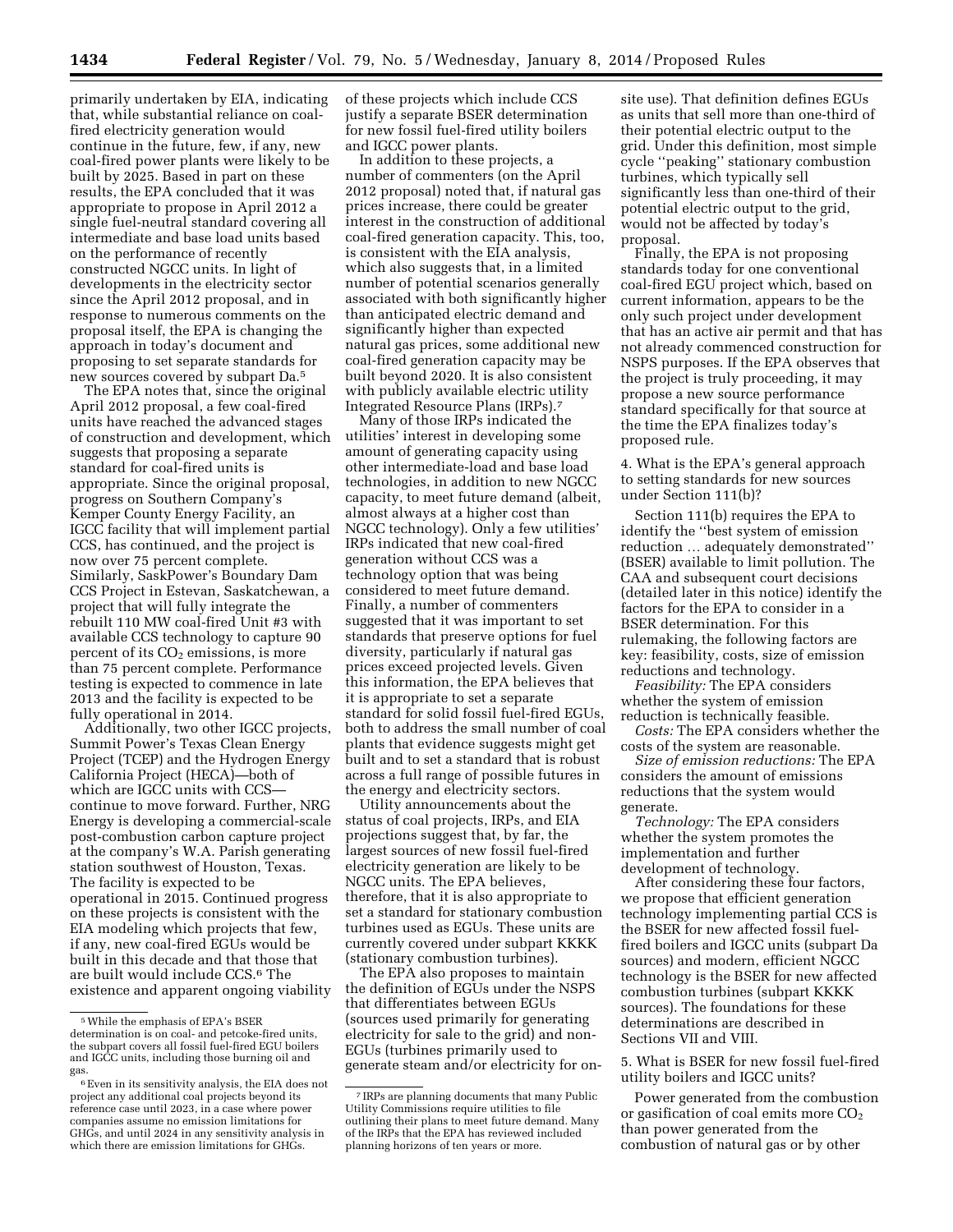primarily undertaken by EIA, indicating that, while substantial reliance on coal-fired electricity generation would continue in the future, few, if any, new coal-fired power plants were likely to be built by 2025. Based in part on these results, the EPA concluded that it was appropriate to propose in April 2012 a single fuel-neutral standard covering all intermediate and base load units based on the performance of recently constructed NGCC units. In light of developments in the electricity sector since the April 2012 proposal, and in response to numerous comments on the proposal itself, the EPA is changing the approach in today's document and proposing to set separate standards for new sources covered by subpart Da.[5]

The EPA notes that, since the original April 2012 proposal, a few coal-fired units have reached the advanced stages of construction and development, which suggests that proposing a separate standard for coal-fired units is appropriate. Since the original proposal, progress on Southern Company's Kemper County Energy Facility, an IGCC facility that will implement partial CCS, has continued, and the project is now over 75 percent complete. Similarly, SaskPower's Boundary Dam CCS Project in Estevan, Saskatchewan, a project that will fully integrate the rebuilt 110 MW coal-fired Unit #3 with available CCS technology to capture 90 percent of its $CO_2$ emissions, is more than 75 percent complete. Performance testing is expected to commence in late 2013 and the facility is expected to be fully operational in 2014.

Additionally, two other IGCC projects, Summit Power's Texas Clean Energy Project (TCEP) and the Hydrogen Energy California Project (HECA)—both of which are IGCC units with CCS—continue to move forward. Further, NRG Energy is developing a commercial-scale post-combustion carbon capture project at the company's W.A. Parish generating station southwest of Houston, Texas. The facility is expected to be operational in 2015. Continued progress on these projects is consistent with the EIA modeling which projects that few, if any, new coal-fired EGUs would be built in this decade and that those that are built would include CCS.[6] The existence and apparent ongoing viability of these projects which include CCS justify a separate BSER determination for new fossil fuel-fired utility boilers and IGCC power plants.

In addition to these projects, a number of commenters (on the April 2012 proposal) noted that, if natural gas prices increase, there could be greater interest in the construction of additional coal-fired generation capacity. This, too, is consistent with the EIA analysis, which also suggests that, in a limited number of potential scenarios generally associated with both significantly higher than anticipated electric demand and significantly higher than expected natural gas prices, some additional new coal-fired generation capacity may be built beyond 2020. It is also consistent with publicly available electric utility Integrated Resource Plans (IRPs).[7]

Many of those IRPs indicated the utilities' interest in developing some amount of generating capacity using other intermediate-load and base load technologies, in addition to new NGCC capacity, to meet future demand (albeit, almost always at a higher cost than NGCC technology). Only a few utilities' IRPs indicated that new coal-fired generation without CCS was a technology option that was being considered to meet future demand. Finally, a number of commenters suggested that it was important to set standards that preserve options for fuel diversity, particularly if natural gas prices exceed projected levels. Given this information, the EPA believes that it is appropriate to set a separate standard for solid fossil fuel-fired EGUs, both to address the small number of coal plants that evidence suggests might get built and to set a standard that is robust across a full range of possible futures in the energy and electricity sectors.

Utility announcements about the status of coal projects, IRPs, and EIA projections suggest that, by far, the largest sources of new fossil fuel-fired electricity generation are likely to be NGCC units. The EPA believes, therefore, that it is also appropriate to set a standard for stationary combustion turbines used as EGUs. These units are currently covered under subpart KKKK (stationary combustion turbines).

The EPA also proposes to maintain the definition of EGUs under the NSPS that differentiates between EGUs (sources used primarily for generating electricity for sale to the grid) and non-EGUs (turbines primarily used to generate steam and/or electricity for on-site use). That definition defines EGUs as units that sell more than one-third of their potential electric output to the grid. Under this definition, most simple cycle "peaking" stationary combustion turbines, which typically sell significantly less than one-third of their potential electric output to the grid, would not be affected by today's proposal.

Finally, the EPA is not proposing standards today for one conventional coal-fired EGU project which, based on current information, appears to be the only such project under development that has an active air permit and that has not already commenced construction for NSPS purposes. If the EPA observes that the project is truly proceeding, it may propose a new source performance standard specifically for that source at the time the EPA finalizes today's proposed rule.

4. What is the EPA's general approach to setting standards for new sources under Section 111(b)?

Section 111(b) requires the EPA to identify the "best system of emission reduction … adequately demonstrated" (BSER) available to limit pollution. The CAA and subsequent court decisions (detailed later in this notice) identify the factors for the EPA to consider in a BSER determination. For this rulemaking, the following factors are key: feasibility, costs, size of emission reductions and technology.

*Feasibility:* The EPA considers whether the system of emission reduction is technically feasible.

*Costs:* The EPA considers whether the costs of the system are reasonable.

*Size of emission reductions:* The EPA considers the amount of emissions reductions that the system would generate.

*Technology:* The EPA considers whether the system promotes the implementation and further development of technology.

After considering these four factors, we propose that efficient generation technology implementing partial CCS is the BSER for new affected fossil fuel-fired boilers and IGCC units (subpart Da sources) and modern, efficient NGCC technology is the BSER for new affected combustion turbines (subpart KKKK sources). The foundations for these determinations are described in Sections VII and VIII.

5. What is BSER for new fossil fuel-fired utility boilers and IGCC units?

Power generated from the combustion or gasification of coal emits more $CO_2$ than power generated from the combustion of natural gas or by other

[5] While the emphasis of EPA's BSER determination is on coal- and petcoke-fired units, the subpart covers all fossil fuel-fired EGU boilers and IGCC units, including those burning oil and gas.

[6] Even in its sensitivity analysis, the EIA does not project any additional coal projects beyond its reference case until 2023, in a case where power companies assume no emission limitations for GHGs, and until 2024 in any sensitivity analysis in which there are emission limitations for GHGs.

[7] IRPs are planning documents that many Public Utility Commissions require utilities to file outlining their plans to meet future demand. Many of the IRPs that the EPA has reviewed included planning horizons of ten years or more.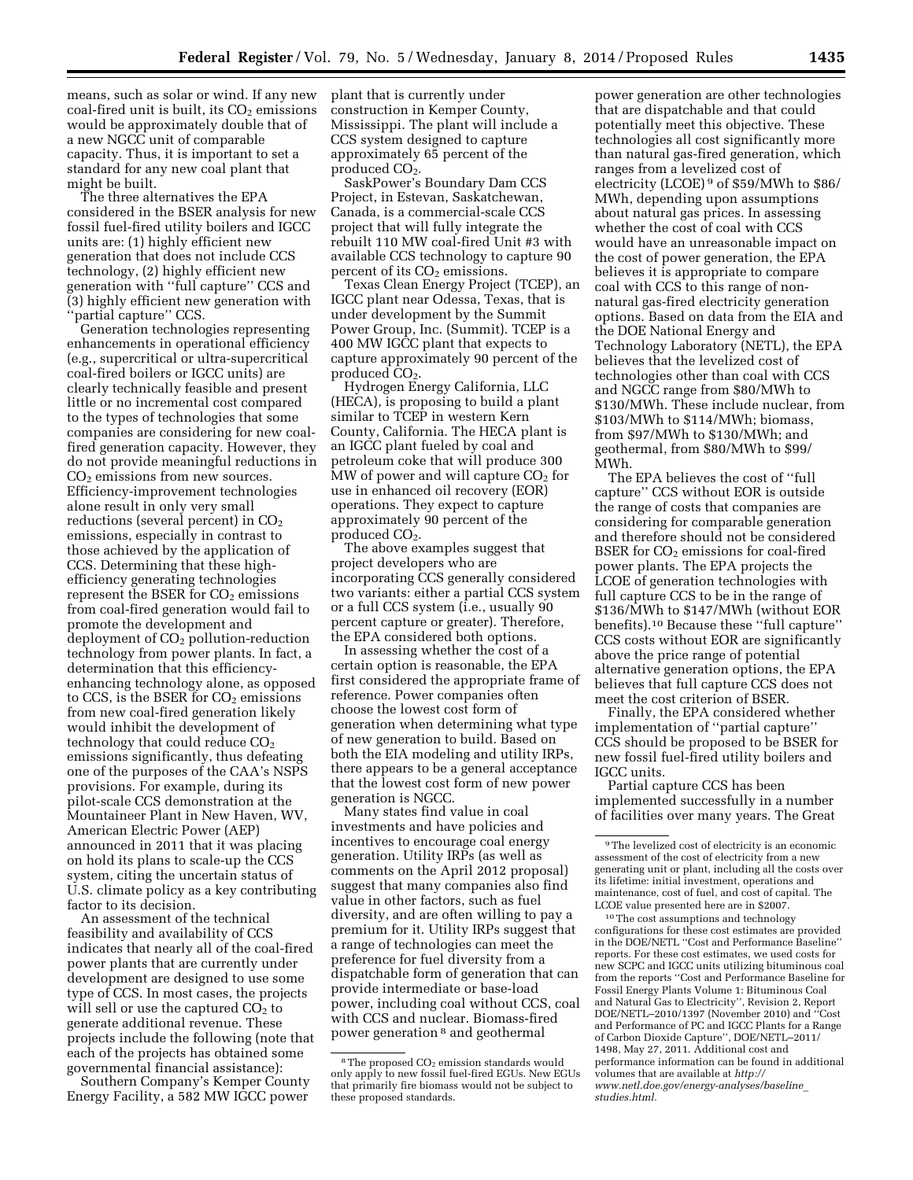means, such as solar or wind. If any new coal-fired unit is built, its $CO_2$ emissions would be approximately double that of a new NGCC unit of comparable capacity. Thus, it is important to set a standard for any new coal plant that might be built.

The three alternatives the EPA considered in the BSER analysis for new fossil fuel-fired utility boilers and IGCC units are: (1) highly efficient new generation that does not include CCS technology, (2) highly efficient new generation with ''full capture'' CCS and (3) highly efficient new generation with ''partial capture'' CCS.

Generation technologies representing enhancements in operational efficiency (e.g., supercritical or ultra-supercritical coal-fired boilers or IGCC units) are clearly technically feasible and present little or no incremental cost compared to the types of technologies that some companies are considering for new coal-fired generation capacity. However, they do not provide meaningful reductions in $CO_2$ emissions from new sources. Efficiency-improvement technologies alone result in only very small reductions (several percent) in $CO_2$ emissions, especially in contrast to those achieved by the application of CCS. Determining that these high-efficiency generating technologies represent the BSER for $CO_2$ emissions from coal-fired generation would fail to promote the development and deployment of $CO_2$ pollution-reduction technology from power plants. In fact, a determination that this efficiency-enhancing technology alone, as opposed to CCS, is the BSER for $CO_2$ emissions from new coal-fired generation likely would inhibit the development of technology that could reduce $CO_2$ emissions significantly, thus defeating one of the purposes of the CAA's NSPS provisions. For example, during its pilot-scale CCS demonstration at the Mountaineer Plant in New Haven, WV, American Electric Power (AEP) announced in 2011 that it was placing on hold its plans to scale-up the CCS system, citing the uncertain status of U.S. climate policy as a key contributing factor to its decision.

An assessment of the technical feasibility and availability of CCS indicates that nearly all of the coal-fired power plants that are currently under development are designed to use some type of CCS. In most cases, the projects will sell or use the captured $CO_2$ to generate additional revenue. These projects include the following (note that each of the projects has obtained some governmental financial assistance):

Southern Company's Kemper County Energy Facility, a 582 MW IGCC power plant that is currently under construction in Kemper County, Mississippi. The plant will include a CCS system designed to capture approximately 65 percent of the produced $CO_2$.

SaskPower's Boundary Dam CCS Project, in Estevan, Saskatchewan, Canada, is a commercial-scale CCS project that will fully integrate the rebuilt 110 MW coal-fired Unit #3 with available CCS technology to capture 90 percent of its $CO_2$ emissions.

Texas Clean Energy Project (TCEP), an IGCC plant near Odessa, Texas, that is under development by the Summit Power Group, Inc. (Summit). TCEP is a 400 MW IGCC plant that expects to capture approximately 90 percent of the produced $CO_2$.

Hydrogen Energy California, LLC (HECA), is proposing to build a plant similar to TCEP in western Kern County, California. The HECA plant is an IGCC plant fueled by coal and petroleum coke that will produce 300 MW of power and will capture $CO_2$ for use in enhanced oil recovery (EOR) operations. They expect to capture approximately 90 percent of the produced $CO_2$.

The above examples suggest that project developers who are incorporating CCS generally considered two variants: either a partial CCS system or a full CCS system (i.e., usually 90 percent capture or greater). Therefore, the EPA considered both options.

In assessing whether the cost of a certain option is reasonable, the EPA first considered the appropriate frame of reference. Power companies often choose the lowest cost form of generation when determining what type of new generation to build. Based on both the EIA modeling and utility IRPs, there appears to be a general acceptance that the lowest cost form of new power generation is NGCC.

Many states find value in coal investments and have policies and incentives to encourage coal energy generation. Utility IRPs (as well as comments on the April 2012 proposal) suggest that many companies also find value in other factors, such as fuel diversity, and are often willing to pay a premium for it. Utility IRPs suggest that a range of technologies can meet the preference for fuel diversity from a dispatchable form of generation that can provide intermediate or base-load power, including coal without CCS, coal with CCS and nuclear. Biomass-fired power generation [8] and geothermal power generation are other technologies that are dispatchable and that could potentially meet this objective. These technologies all cost significantly more than natural gas-fired generation, which ranges from a levelized cost of electricity (LCOE) [9] of \$59/MWh to \$86/MWh, depending upon assumptions about natural gas prices. In assessing whether the cost of coal with CCS would have an unreasonable impact on the cost of power generation, the EPA believes it is appropriate to compare coal with CCS to this range of non-natural gas-fired electricity generation options. Based on data from the EIA and the DOE National Energy and Technology Laboratory (NETL), the EPA believes that the levelized cost of technologies other than coal with CCS and NGCC range from \$80/MWh to \$130/MWh. These include nuclear, from \$103/MWh to \$114/MWh; biomass, from \$97/MWh to \$130/MWh; and geothermal, from \$80/MWh to \$99/MWh.

The EPA believes the cost of ''full capture'' CCS without EOR is outside the range of costs that companies are considering for comparable generation and therefore should not be considered BSER for $CO_2$ emissions for coal-fired power plants. The EPA projects the LCOE of generation technologies with full capture CCS to be in the range of \$136/MWh to \$147/MWh (without EOR benefits).[10] Because these ''full capture'' CCS costs without EOR are significantly above the price range of potential alternative generation options, the EPA believes that full capture CCS does not meet the cost criterion of BSER.

Finally, the EPA considered whether implementation of ''partial capture'' CCS should be proposed to be BSER for new fossil fuel-fired utility boilers and IGCC units.

Partial capture CCS has been implemented successfully in a number of facilities over many years. The Great

---

[8] The proposed $CO_2$ emission standards would only apply to new fossil fuel-fired EGUs. New EGUs that primarily fire biomass would not be subject to these proposed standards.

[9] The levelized cost of electricity is an economic assessment of the cost of electricity from a new generating unit or plant, including all the costs over its lifetime: initial investment, operations and maintenance, cost of fuel, and cost of capital. The LCOE value presented here are in \$2007.

[10] The cost assumptions and technology configurations for these cost estimates are provided in the DOE/NETL ''Cost and Performance Baseline'' reports. For these cost estimates, we used costs for new SCPC and IGCC units utilizing bituminous coal from the reports ''Cost and Performance Baseline for Fossil Energy Plants Volume 1: Bituminous Coal and Natural Gas to Electricity'', Revision 2, Report DOE/NETL–2010/1397 (November 2010) and ''Cost and Performance of PC and IGCC Plants for a Range of Carbon Dioxide Capture'', DOE/NETL–2011/1498, May 27, 2011. Additional cost and performance information can be found in additional volumes that are available at *http://www.netl.doe.gov/energy-analyses/baseline_studies.html*.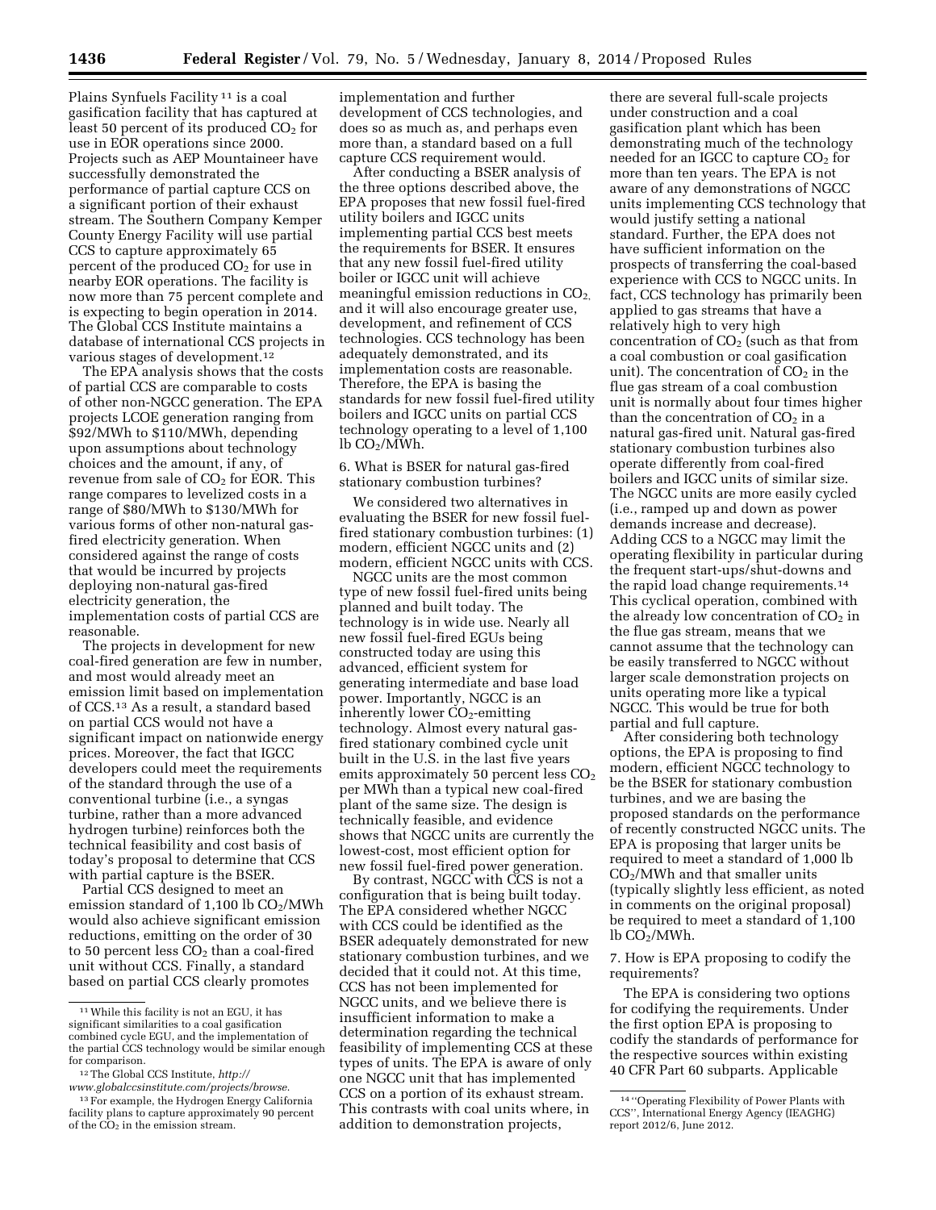Plains Synfuels Facility [11] is a coal gasification facility that has captured at least 50 percent of its produced $CO_2$ for use in EOR operations since 2000. Projects such as AEP Mountaineer have successfully demonstrated the performance of partial capture CCS on a significant portion of their exhaust stream. The Southern Company Kemper County Energy Facility will use partial CCS to capture approximately 65 percent of the produced $CO_2$ for use in nearby EOR operations. The facility is now more than 75 percent complete and is expecting to begin operation in 2014. The Global CCS Institute maintains a database of international CCS projects in various stages of development.[12]

The EPA analysis shows that the costs of partial CCS are comparable to costs of other non-NGCC generation. The EPA projects LCOE generation ranging from $92/MWh to $110/MWh, depending upon assumptions about technology choices and the amount, if any, of revenue from sale of $CO_2$ for EOR. This range compares to levelized costs in a range of $80/MWh to $130/MWh for various forms of other non-natural gas-fired electricity generation. When considered against the range of costs that would be incurred by projects deploying non-natural gas-fired electricity generation, the implementation costs of partial CCS are reasonable.

The projects in development for new coal-fired generation are few in number, and most would already meet an emission limit based on implementation of CCS.[13] As a result, a standard based on partial CCS would not have a significant impact on nationwide energy prices. Moreover, the fact that IGCC developers could meet the requirements of the standard through the use of a conventional turbine (i.e., a syngas turbine, rather than a more advanced hydrogen turbine) reinforces both the technical feasibility and cost basis of today's proposal to determine that CCS with partial capture is the BSER.

Partial CCS designed to meet an emission standard of 1,100 lb $CO_2$/MWh would also achieve significant emission reductions, emitting on the order of 30 to 50 percent less $CO_2$ than a coal-fired unit without CCS. Finally, a standard based on partial CCS clearly promotes implementation and further development of CCS technologies, and does so as much as, and perhaps even more than, a standard based on a full capture CCS requirement would.

After conducting a BSER analysis of the three options described above, the EPA proposes that new fossil fuel-fired utility boilers and IGCC units implementing partial CCS best meets the requirements for BSER. It ensures that any new fossil fuel-fired utility boiler or IGCC unit will achieve meaningful emission reductions in $CO_2$, and it will also encourage greater use, development, and refinement of CCS technologies. CCS technology has been adequately demonstrated, and its implementation costs are reasonable. Therefore, the EPA is basing the standards for new fossil fuel-fired utility boilers and IGCC units on partial CCS technology operating to a level of 1,100 lb $CO_2$/MWh.

### 6. What is BSER for natural gas-fired stationary combustion turbines?

We considered two alternatives in evaluating the BSER for new fossil fuel-fired stationary combustion turbines: (1) modern, efficient NGCC units and (2) modern, efficient NGCC units with CCS.

NGCC units are the most common type of new fossil fuel-fired units being planned and built today. The technology is in wide use. Nearly all new fossil fuel-fired EGUs being constructed today are using this advanced, efficient system for generating intermediate and base load power. Importantly, NGCC is an inherently lower $CO_2$-emitting technology. Almost every natural gas-fired stationary combined cycle unit built in the U.S. in the last five years emits approximately 50 percent less $CO_2$ per MWh than a typical new coal-fired plant of the same size. The design is technically feasible, and evidence shows that NGCC units are currently the lowest-cost, most efficient option for new fossil fuel-fired power generation.

By contrast, NGCC with CCS is not a configuration that is being built today. The EPA considered whether NGCC with CCS could be identified as the BSER adequately demonstrated for new stationary combustion turbines, and we decided that it could not. At this time, CCS has not been implemented for NGCC units, and we believe there is insufficient information to make a determination regarding the technical feasibility of implementing CCS at these types of units. The EPA is aware of only one NGCC unit that has implemented CCS on a portion of its exhaust stream. This contrasts with coal units where, in addition to demonstration projects, there are several full-scale projects under construction and a coal gasification plant which has been demonstrating much of the technology needed for an IGCC to capture $CO_2$ for more than ten years. The EPA is not aware of any demonstrations of NGCC units implementing CCS technology that would justify setting a national standard. Further, the EPA does not have sufficient information on the prospects of transferring the coal-based experience with CCS to NGCC units. In fact, CCS technology has primarily been applied to gas streams that have a relatively high to very high concentration of $CO_2$ (such as that from a coal combustion or coal gasification unit). The concentration of $CO_2$ in the flue gas stream of a coal combustion unit is normally about four times higher than the concentration of $CO_2$ in a natural gas-fired unit. Natural gas-fired stationary combustion turbines also operate differently from coal-fired boilers and IGCC units of similar size. The NGCC units are more easily cycled (i.e., ramped up and down as power demands increase and decrease). Adding CCS to a NGCC may limit the operating flexibility in particular during the frequent start-ups/shut-downs and the rapid load change requirements.[14] This cyclical operation, combined with the already low concentration of $CO_2$ in the flue gas stream, means that we cannot assume that the technology can be easily transferred to NGCC without larger scale demonstration projects on units operating more like a typical NGCC. This would be true for both partial and full capture.

After considering both technology options, the EPA is proposing to find modern, efficient NGCC technology to be the BSER for stationary combustion turbines, and we are basing the proposed standards on the performance of recently constructed NGCC units. The EPA is proposing that larger units be required to meet a standard of 1,000 lb $CO_2$/MWh and that smaller units (typically slightly less efficient, as noted in comments on the original proposal) be required to meet a standard of 1,100 lb $CO_2$/MWh.

### 7. How is EPA proposing to codify the requirements?

The EPA is considering two options for codifying the requirements. Under the first option EPA is proposing to codify the standards of performance for the respective sources within existing 40 CFR Part 60 subparts. Applicable

---

[11] While this facility is not an EGU, it has significant similarities to a coal gasification combined cycle EGU, and the implementation of the partial CCS technology would be similar enough for comparison.

[12] The Global CCS Institute, *http://www.globalccsinstitute.com/projects/browse*.

[13] For example, the Hydrogen Energy California facility plans to capture approximately 90 percent of the $CO_2$ in the emission stream.

[14] "Operating Flexibility of Power Plants with CCS", International Energy Agency (IEAGHG) report 2012/6, June 2012.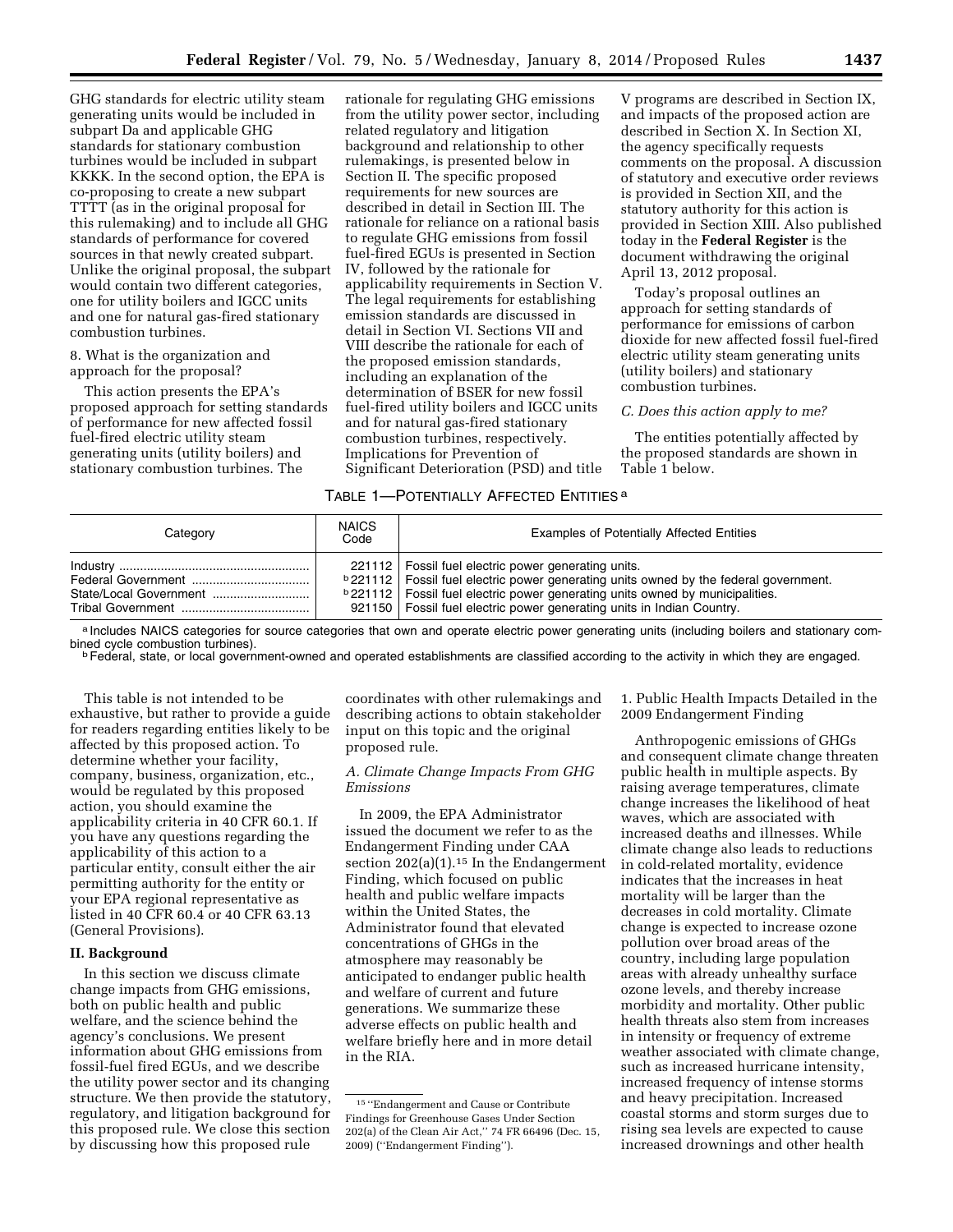GHG standards for electric utility steam generating units would be included in subpart Da and applicable GHG standards for stationary combustion turbines would be included in subpart KKKK. In the second option, the EPA is co-proposing to create a new subpart TTTT (as in the original proposal for this rulemaking) and to include all GHG standards of performance for covered sources in that newly created subpart. Unlike the original proposal, the subpart would contain two different categories, one for utility boilers and IGCC units and one for natural gas-fired stationary combustion turbines.

8. What is the organization and approach for the proposal?

This action presents the EPA's proposed approach for setting standards of performance for new affected fossil fuel-fired electric utility steam generating units (utility boilers) and stationary combustion turbines. The rationale for regulating GHG emissions from the utility power sector, including related regulatory and litigation background and relationship to other rulemakings, is presented below in Section II. The specific proposed requirements for new sources are described in detail in Section III. The rationale for reliance on a rational basis to regulate GHG emissions from fossil fuel-fired EGUs is presented in Section IV, followed by the rationale for applicability requirements in Section V. The legal requirements for establishing emission standards are discussed in detail in Section VI. Sections VII and VIII describe the rationale for each of the proposed emission standards, including an explanation of the determination of BSER for new fossil fuel-fired utility boilers and IGCC units and for natural gas-fired stationary combustion turbines, respectively. Implications for Prevention of Significant Deterioration (PSD) and title V programs are described in Section IX, and impacts of the proposed action are described in Section X. In Section XI, the agency specifically requests comments on the proposal. A discussion of statutory and executive order reviews is provided in Section XII, and the statutory authority for this action is provided in Section XIII. Also published today in the **Federal Register** is the document withdrawing the original April 13, 2012 proposal.

Today's proposal outlines an approach for setting standards of performance for emissions of carbon dioxide for new affected fossil fuel-fired electric utility steam generating units (utility boilers) and stationary combustion turbines.

### *C. Does this action apply to me?*

The entities potentially affected by the proposed standards are shown in Table 1 below.

TABLE 1—POTENTIALLY AFFECTED ENTITIES [a]

| Category | NAICS Code | Examples of Potentially Affected Entities |
|---|---|---|
| Industry | 221112 | Fossil fuel electric power generating units. |
| Federal Government | [b] 221112 | Fossil fuel electric power generating units owned by the federal government. |
| State/Local Government | [b] 221112 | Fossil fuel electric power generating units owned by municipalities. |
| Tribal Government | 921150 | Fossil fuel electric power generating units in Indian Country. |

[a] Includes NAICS categories for source categories that own and operate electric power generating units (including boilers and stationary combined cycle combustion turbines).

[b] Federal, state, or local government-owned and operated establishments are classified according to the activity in which they are engaged.

This table is not intended to be exhaustive, but rather to provide a guide for readers regarding entities likely to be affected by this proposed action. To determine whether your facility, company, business, organization, etc., would be regulated by this proposed action, you should examine the applicability criteria in 40 CFR 60.1. If you have any questions regarding the applicability of this action to a particular entity, consult either the air permitting authority for the entity or your EPA regional representative as listed in 40 CFR 60.4 or 40 CFR 63.13 (General Provisions).

## II. Background

In this section we discuss climate change impacts from GHG emissions, both on public health and public welfare, and the science behind the agency's conclusions. We present information about GHG emissions from fossil-fuel fired EGUs, and we describe the utility power sector and its changing structure. We then provide the statutory, regulatory, and litigation background for this proposed rule. We close this section by discussing how this proposed rule coordinates with other rulemakings and describing actions to obtain stakeholder input on this topic and the original proposed rule.

### *A. Climate Change Impacts From GHG Emissions*

In 2009, the EPA Administrator issued the document we refer to as the Endangerment Finding under CAA section 202(a)(1).[15] In the Endangerment Finding, which focused on public health and public welfare impacts within the United States, the Administrator found that elevated concentrations of GHGs in the atmosphere may reasonably be anticipated to endanger public health and welfare of current and future generations. We summarize these adverse effects on public health and welfare briefly here and in more detail in the RIA.

[15] "Endangerment and Cause or Contribute Findings for Greenhouse Gases Under Section 202(a) of the Clean Air Act," 74 FR 66496 (Dec. 15, 2009) ("Endangerment Finding").

1. Public Health Impacts Detailed in the 2009 Endangerment Finding

Anthropogenic emissions of GHGs and consequent climate change threaten public health in multiple aspects. By raising average temperatures, climate change increases the likelihood of heat waves, which are associated with increased deaths and illnesses. While climate change also leads to reductions in cold-related mortality, evidence indicates that the increases in heat mortality will be larger than the decreases in cold mortality. Climate change is expected to increase ozone pollution over broad areas of the country, including large population areas with already unhealthy surface ozone levels, and thereby increase morbidity and mortality. Other public health threats also stem from increases in intensity or frequency of extreme weather associated with climate change, such as increased hurricane intensity, increased frequency of intense storms and heavy precipitation. Increased coastal storms and storm surges due to rising sea levels are expected to cause increased drownings and other health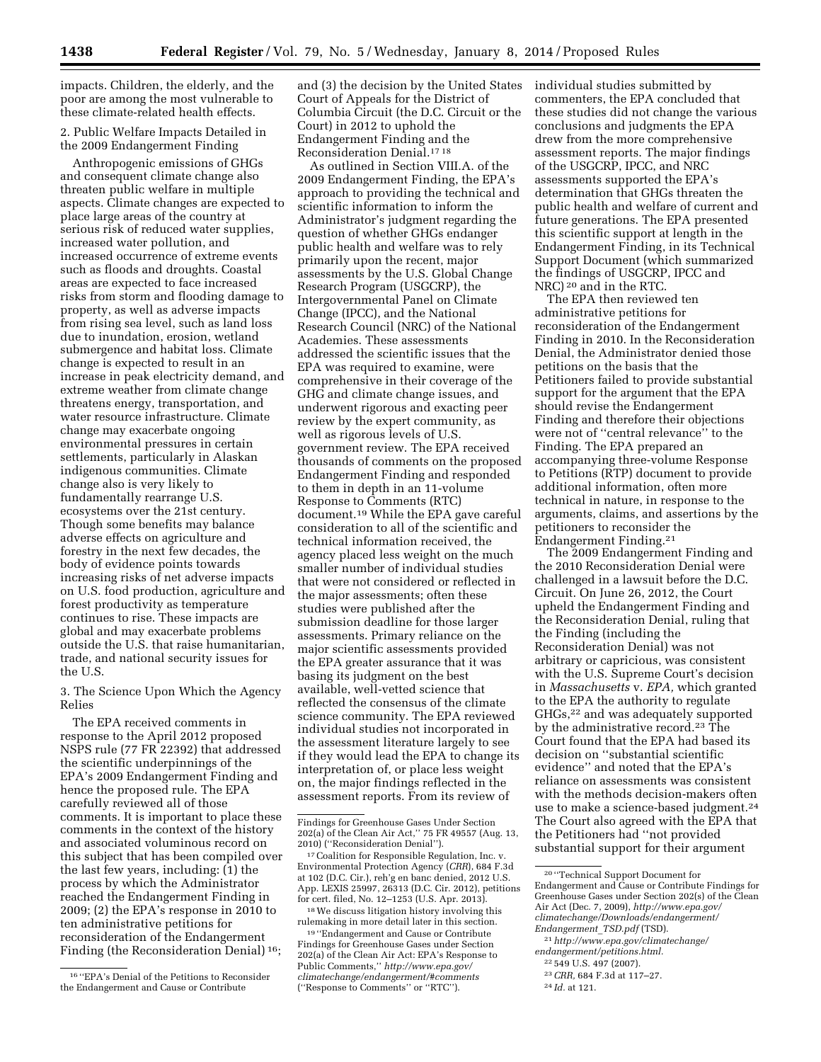impacts. Children, the elderly, and the poor are among the most vulnerable to these climate-related health effects.

2. Public Welfare Impacts Detailed in the 2009 Endangerment Finding

Anthropogenic emissions of GHGs and consequent climate change also threaten public welfare in multiple aspects. Climate changes are expected to place large areas of the country at serious risk of reduced water supplies, increased water pollution, and increased occurrence of extreme events such as floods and droughts. Coastal areas are expected to face increased risks from storm and flooding damage to property, as well as adverse impacts from rising sea level, such as land loss due to inundation, erosion, wetland submergence and habitat loss. Climate change is expected to result in an increase in peak electricity demand, and extreme weather from climate change threatens energy, transportation, and water resource infrastructure. Climate change may exacerbate ongoing environmental pressures in certain settlements, particularly in Alaskan indigenous communities. Climate change also is very likely to fundamentally rearrange U.S. ecosystems over the 21st century. Though some benefits may balance adverse effects on agriculture and forestry in the next few decades, the body of evidence points towards increasing risks of net adverse impacts on U.S. food production, agriculture and forest productivity as temperature continues to rise. These impacts are global and may exacerbate problems outside the U.S. that raise humanitarian, trade, and national security issues for the U.S.

3. The Science Upon Which the Agency Relies

The EPA received comments in response to the April 2012 proposed NSPS rule (77 FR 22392) that addressed the scientific underpinnings of the EPA's 2009 Endangerment Finding and hence the proposed rule. The EPA carefully reviewed all of those comments. It is important to place these comments in the context of the history and associated voluminous record on this subject that has been compiled over the last few years, including: (1) the process by which the Administrator reached the Endangerment Finding in 2009; (2) the EPA's response in 2010 to ten administrative petitions for reconsideration of the Endangerment Finding (the Reconsideration Denial) [16]; and (3) the decision by the United States Court of Appeals for the District of Columbia Circuit (the D.C. Circuit or the Court) in 2012 to uphold the Endangerment Finding and the Reconsideration Denial.[17] [18]

As outlined in Section VIII.A. of the 2009 Endangerment Finding, the EPA's approach to providing the technical and scientific information to inform the Administrator's judgment regarding the question of whether GHGs endanger public health and welfare was to rely primarily upon the recent, major assessments by the U.S. Global Change Research Program (USGCRP), the Intergovernmental Panel on Climate Change (IPCC), and the National Research Council (NRC) of the National Academies. These assessments addressed the scientific issues that the EPA was required to examine, were comprehensive in their coverage of the GHG and climate change issues, and underwent rigorous and exacting peer review by the expert community, as well as rigorous levels of U.S. government review. The EPA received thousands of comments on the proposed Endangerment Finding and responded to them in depth in an 11-volume Response to Comments (RTC) document.[19] While the EPA gave careful consideration to all of the scientific and technical information received, the agency placed less weight on the much smaller number of individual studies that were not considered or reflected in the major assessments; often these studies were published after the submission deadline for those larger assessments. Primary reliance on the major scientific assessments provided the EPA greater assurance that it was basing its judgment on the best available, well-vetted science that reflected the consensus of the climate science community. The EPA reviewed individual studies not incorporated in the assessment literature largely to see if they would lead the EPA to change its interpretation of, or place less weight on, the major findings reflected in the assessment reports. From its review of individual studies submitted by commenters, the EPA concluded that these studies did not change the various conclusions and judgments the EPA drew from the more comprehensive assessment reports. The major findings of the USGCRP, IPCC, and NRC assessments supported the EPA's determination that GHGs threaten the public health and welfare of current and future generations. The EPA presented this scientific support at length in the Endangerment Finding, in its Technical Support Document (which summarized the findings of USGCRP, IPCC and NRC) [20] and in the RTC.

The EPA then reviewed ten administrative petitions for reconsideration of the Endangerment Finding in 2010. In the Reconsideration Denial, the Administrator denied those petitions on the basis that the Petitioners failed to provide substantial support for the argument that the EPA should revise the Endangerment Finding and therefore their objections were not of "central relevance" to the Finding. The EPA prepared an accompanying three-volume Response to Petitions (RTP) document to provide additional information, often more technical in nature, in response to the arguments, claims, and assertions by the petitioners to reconsider the Endangerment Finding.[21]

The 2009 Endangerment Finding and the 2010 Reconsideration Denial were challenged in a lawsuit before the D.C. Circuit. On June 26, 2012, the Court upheld the Endangerment Finding and the Reconsideration Denial, ruling that the Finding (including the Reconsideration Denial) was not arbitrary or capricious, was consistent with the U.S. Supreme Court's decision in *Massachusetts* v. *EPA,* which granted to the EPA the authority to regulate GHGs,[22] and was adequately supported by the administrative record.[23] The Court found that the EPA had based its decision on "substantial scientific evidence" and noted that the EPA's reliance on assessments was consistent with the methods decision-makers often use to make a science-based judgment.[24] The Court also agreed with the EPA that the Petitioners had "not provided substantial support for their argument

---

[16] "EPA's Denial of the Petitions to Reconsider the Endangerment and Cause or Contribute Findings for Greenhouse Gases Under Section 202(a) of the Clean Air Act," 75 FR 49557 (Aug. 13, 2010) ("Reconsideration Denial").

[17] Coalition for Responsible Regulation, Inc. v. Environmental Protection Agency (*CRR*), 684 F.3d at 102 (D.C. Cir.), reh'g en banc denied, 2012 U.S. App. LEXIS 25997, 26313 (D.C. Cir. 2012), petitions for cert. filed, No. 12–1253 (U.S. Apr. 2013).

[18] We discuss litigation history involving this rulemaking in more detail later in this section.

[19] "Endangerment and Cause or Contribute Findings for Greenhouse Gases under Section 202(a) of the Clean Air Act: EPA's Response to Public Comments," *http://www.epa.gov/climatechange/endangerment/#comments* ("Response to Comments" or "RTC").

[20] "Technical Support Document for Endangerment and Cause or Contribute Findings for Greenhouse Gases under Section 202(s) of the Clean Air Act (Dec. 7, 2009), *http://www.epa.gov/climatechange/Downloads/endangerment/Endangerment_TSD.pdf* (TSD).

[21] *http://www.epa.gov/climatechange/endangerment/petitions.html.*

[22] 549 U.S. 497 (2007).

[23] *CRR,* 684 F.3d at 117–27.

[24] *Id.* at 121.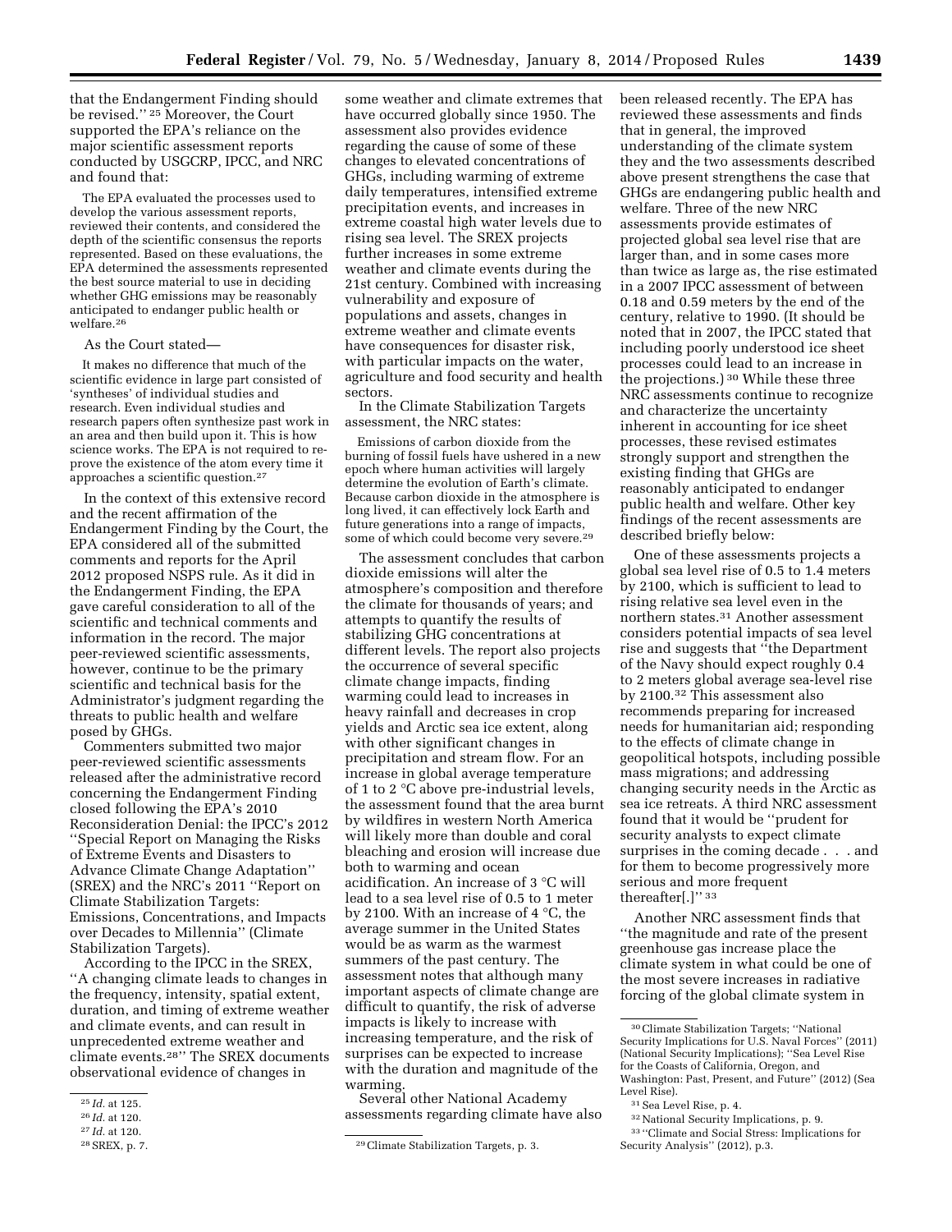that the Endangerment Finding should be revised.'' [25] Moreover, the Court supported the EPA's reliance on the major scientific assessment reports conducted by USGCRP, IPCC, and NRC and found that:

> The EPA evaluated the processes used to develop the various assessment reports, reviewed their contents, and considered the depth of the scientific consensus the reports represented. Based on these evaluations, the EPA determined the assessments represented the best source material to use in deciding whether GHG emissions may be reasonably anticipated to endanger public health or welfare.[26]

As the Court stated—

> It makes no difference that much of the scientific evidence in large part consisted of 'syntheses' of individual studies and research. Even individual studies and research papers often synthesize past work in an area and then build upon it. This is how science works. The EPA is not required to re-prove the existence of the atom every time it approaches a scientific question.[27]

In the context of this extensive record and the recent affirmation of the Endangerment Finding by the Court, the EPA considered all of the submitted comments and reports for the April 2012 proposed NSPS rule. As it did in the Endangerment Finding, the EPA gave careful consideration to all of the scientific and technical comments and information in the record. The major peer-reviewed scientific assessments, however, continue to be the primary scientific and technical basis for the Administrator's judgment regarding the threats to public health and welfare posed by GHGs.

Commenters submitted two major peer-reviewed scientific assessments released after the administrative record concerning the Endangerment Finding closed following the EPA's 2010 Reconsideration Denial: the IPCC's 2012 ''Special Report on Managing the Risks of Extreme Events and Disasters to Advance Climate Change Adaptation'' (SREX) and the NRC's 2011 ''Report on Climate Stabilization Targets: Emissions, Concentrations, and Impacts over Decades to Millennia'' (Climate Stabilization Targets).

According to the IPCC in the SREX, ''A changing climate leads to changes in the frequency, intensity, spatial extent, duration, and timing of extreme weather and climate events, and can result in unprecedented extreme weather and climate events.[28]'' The SREX documents observational evidence of changes in some weather and climate extremes that have occurred globally since 1950. The assessment also provides evidence regarding the cause of some of these changes to elevated concentrations of GHGs, including warming of extreme daily temperatures, intensified extreme precipitation events, and increases in extreme coastal high water levels due to rising sea level. The SREX projects further increases in some extreme weather and climate events during the 21st century. Combined with increasing vulnerability and exposure of populations and assets, changes in extreme weather and climate events have consequences for disaster risk, with particular impacts on the water, agriculture and food security and health sectors.

In the Climate Stabilization Targets assessment, the NRC states:

> Emissions of carbon dioxide from the burning of fossil fuels have ushered in a new epoch where human activities will largely determine the evolution of Earth's climate. Because carbon dioxide in the atmosphere is long lived, it can effectively lock Earth and future generations into a range of impacts, some of which could become very severe.[29]

The assessment concludes that carbon dioxide emissions will alter the atmosphere's composition and therefore the climate for thousands of years; and attempts to quantify the results of stabilizing GHG concentrations at different levels. The report also projects the occurrence of several specific climate change impacts, finding warming could lead to increases in heavy rainfall and decreases in crop yields and Arctic sea ice extent, along with other significant changes in precipitation and stream flow. For an increase in global average temperature of 1 to 2 °C above pre-industrial levels, the assessment found that the area burnt by wildfires in western North America will likely more than double and coral bleaching and erosion will increase due both to warming and ocean acidification. An increase of 3 °C will lead to a sea level rise of 0.5 to 1 meter by 2100. With an increase of 4 °C, the average summer in the United States would be as warm as the warmest summers of the past century. The assessment notes that although many important aspects of climate change are difficult to quantify, the risk of adverse impacts is likely to increase with increasing temperature, and the risk of surprises can be expected to increase with the duration and magnitude of the warming.

Several other National Academy assessments regarding climate have also been released recently. The EPA has reviewed these assessments and finds that in general, the improved understanding of the climate system they and the two assessments described above present strengthens the case that GHGs are endangering public health and welfare. Three of the new NRC assessments provide estimates of projected global sea level rise that are larger than, and in some cases more than twice as large as, the rise estimated in a 2007 IPCC assessment of between 0.18 and 0.59 meters by the end of the century, relative to 1990. (It should be noted that in 2007, the IPCC stated that including poorly understood ice sheet processes could lead to an increase in the projections.) [30] While these three NRC assessments continue to recognize and characterize the uncertainty inherent in accounting for ice sheet processes, these revised estimates strongly support and strengthen the existing finding that GHGs are reasonably anticipated to endanger public health and welfare. Other key findings of the recent assessments are described briefly below:

One of these assessments projects a global sea level rise of 0.5 to 1.4 meters by 2100, which is sufficient to lead to rising relative sea level even in the northern states.[31] Another assessment considers potential impacts of sea level rise and suggests that ''the Department of the Navy should expect roughly 0.4 to 2 meters global average sea-level rise by 2100.[32] This assessment also recommends preparing for increased needs for humanitarian aid; responding to the effects of climate change in geopolitical hotspots, including possible mass migrations; and addressing changing security needs in the Arctic as sea ice retreats. A third NRC assessment found that it would be ''prudent for security analysts to expect climate surprises in the coming decade . . . and for them to become progressively more serious and more frequent thereafter[.]'' [33]

Another NRC assessment finds that ''the magnitude and rate of the present greenhouse gas increase place the climate system in what could be one of the most severe increases in radiative forcing of the global climate system in

---

[25] *Id.* at 125.

[26] *Id.* at 120.

[27] *Id.* at 120.

[28] SREX, p. 7.

[29] Climate Stabilization Targets, p. 3.

[30] Climate Stabilization Targets; ''National Security Implications for U.S. Naval Forces'' (2011) (National Security Implications); ''Sea Level Rise for the Coasts of California, Oregon, and Washington: Past, Present, and Future'' (2012) (Sea Level Rise).

[31] Sea Level Rise, p. 4.

[32] National Security Implications, p. 9.

[33] ''Climate and Social Stress: Implications for Security Analysis'' (2012), p.3.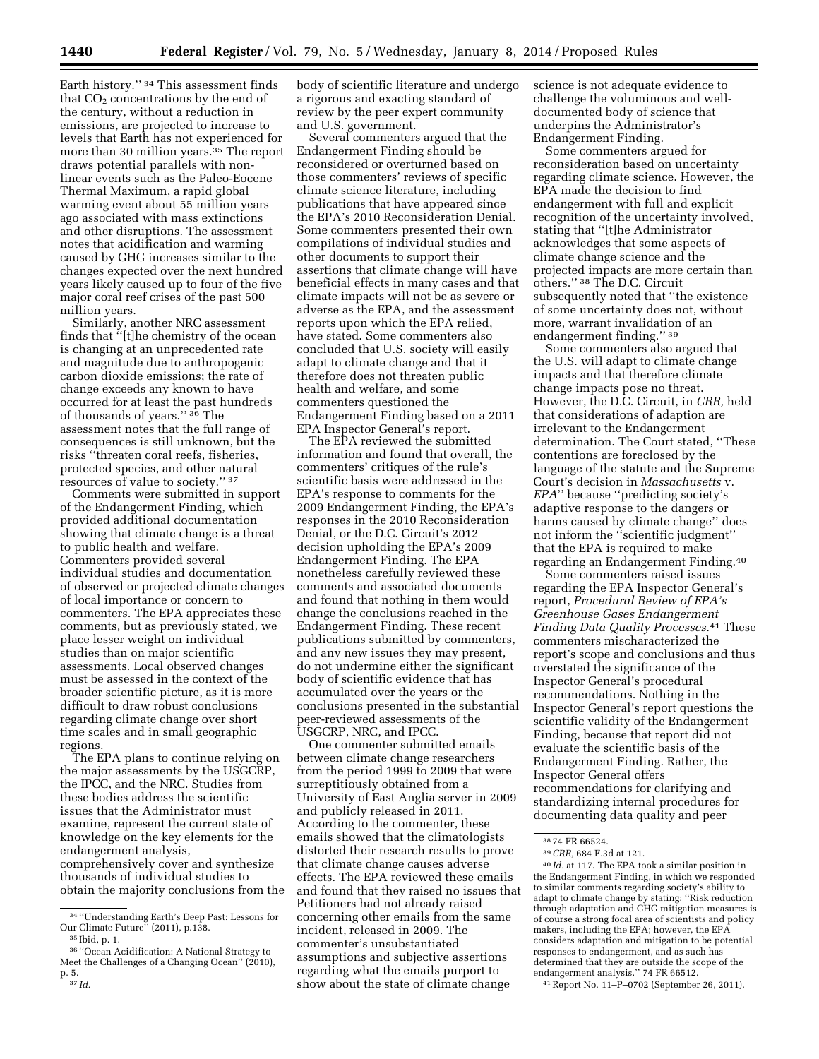Earth history.''[34] This assessment finds that $CO_2$ concentrations by the end of the century, without a reduction in emissions, are projected to increase to levels that Earth has not experienced for more than 30 million years.[35] The report draws potential parallels with non-linear events such as the Paleo-Eocene Thermal Maximum, a rapid global warming event about 55 million years ago associated with mass extinctions and other disruptions. The assessment notes that acidification and warming caused by GHG increases similar to the changes expected over the next hundred years likely caused up to four of the five major coral reef crises of the past 500 million years.

Similarly, another NRC assessment finds that ''[t]he chemistry of the ocean is changing at an unprecedented rate and magnitude due to anthropogenic carbon dioxide emissions; the rate of change exceeds any known to have occurred for at least the past hundreds of thousands of years.''[36] The assessment notes that the full range of consequences is still unknown, but the risks ''threaten coral reefs, fisheries, protected species, and other natural resources of value to society.''[37]

Comments were submitted in support of the Endangerment Finding, which provided additional documentation showing that climate change is a threat to public health and welfare. Commenters provided several individual studies and documentation of observed or projected climate changes of local importance or concern to commenters. The EPA appreciates these comments, but as previously stated, we place lesser weight on individual studies than on major scientific assessments. Local observed changes must be assessed in the context of the broader scientific picture, as it is more difficult to draw robust conclusions regarding climate change over short time scales and in small geographic regions.

The EPA plans to continue relying on the major assessments by the USGCRP, the IPCC, and the NRC. Studies from these bodies address the scientific issues that the Administrator must examine, represent the current state of knowledge on the key elements for the endangerment analysis, comprehensively cover and synthesize thousands of individual studies to obtain the majority conclusions from the body of scientific literature and undergo a rigorous and exacting standard of review by the peer expert community and U.S. government.

Several commenters argued that the Endangerment Finding should be reconsidered or overturned based on those commenters' reviews of specific climate science literature, including publications that have appeared since the EPA's 2010 Reconsideration Denial. Some commenters presented their own compilations of individual studies and other documents to support their assertions that climate change will have beneficial effects in many cases and that climate impacts will not be as severe or adverse as the EPA, and the assessment reports upon which the EPA relied, have stated. Some commenters also concluded that U.S. society will easily adapt to climate change and that it therefore does not threaten public health and welfare, and some commenters questioned the Endangerment Finding based on a 2011 EPA Inspector General's report.

The EPA reviewed the submitted information and found that overall, the commenters' critiques of the rule's scientific basis were addressed in the EPA's response to comments for the 2009 Endangerment Finding, the EPA's responses in the 2010 Reconsideration Denial, or the D.C. Circuit's 2012 decision upholding the EPA's 2009 Endangerment Finding. The EPA nonetheless carefully reviewed these comments and associated documents and found that nothing in them would change the conclusions reached in the Endangerment Finding. These recent publications submitted by commenters, and any new issues they may present, do not undermine either the significant body of scientific evidence that has accumulated over the years or the conclusions presented in the substantial peer-reviewed assessments of the USGCRP, NRC, and IPCC.

One commenter submitted emails between climate change researchers from the period 1999 to 2009 that were surreptitiously obtained from a University of East Anglia server in 2009 and publicly released in 2011. According to the commenter, these emails showed that the climatologists distorted their research results to prove that climate change causes adverse effects. The EPA reviewed these emails and found that they raised no issues that Petitioners had not already raised concerning other emails from the same incident, released in 2009. The commenter's unsubstantiated assumptions and subjective assertions regarding what the emails purport to show about the state of climate change science is not adequate evidence to challenge the voluminous and well-documented body of science that underpins the Administrator's Endangerment Finding.

Some commenters argued for reconsideration based on uncertainty regarding climate science. However, the EPA made the decision to find endangerment with full and explicit recognition of the uncertainty involved, stating that ''[t]he Administrator acknowledges that some aspects of climate change science and the projected impacts are more certain than others.''[38] The D.C. Circuit subsequently noted that ''the existence of some uncertainty does not, without more, warrant invalidation of an endangerment finding.''[39]

Some commenters also argued that the U.S. will adapt to climate change impacts and that therefore climate change impacts pose no threat. However, the D.C. Circuit, in *CRR,* held that considerations of adaption are irrelevant to the Endangerment determination. The Court stated, ''These contentions are foreclosed by the language of the statute and the Supreme Court's decision in *Massachusetts* v. *EPA*'' because ''predicting society's adaptive response to the dangers or harms caused by climate change'' does not inform the ''scientific judgment'' that the EPA is required to make regarding an Endangerment Finding.[40]

Some commenters raised issues regarding the EPA Inspector General's report, *Procedural Review of EPA's Greenhouse Gases Endangerment Finding Data Quality Processes*.[41] These commenters mischaracterized the report's scope and conclusions and thus overstated the significance of the Inspector General's procedural recommendations. Nothing in the Inspector General's report questions the scientific validity of the Endangerment Finding, because that report did not evaluate the scientific basis of the Endangerment Finding. Rather, the Inspector General offers recommendations for clarifying and standardizing internal procedures for documenting data quality and peer

---

[34] ''Understanding Earth's Deep Past: Lessons for Our Climate Future'' (2011), p.138.

[35] Ibid, p. 1.

[36] ''Ocean Acidification: A National Strategy to Meet the Challenges of a Changing Ocean'' (2010), p. 5.

[37] *Id.*

[38] 74 FR 66524.

[39] *CRR,* 684 F.3d at 121.

[40] *Id.* at 117. The EPA took a similar position in the Endangerment Finding, in which we responded to similar comments regarding society's ability to adapt to climate change by stating: ''Risk reduction through adaptation and GHG mitigation measures is of course a strong focal area of scientists and policy makers, including the EPA; however, the EPA considers adaptation and mitigation to be potential responses to endangerment, and as such has determined that they are outside the scope of the endangerment analysis.'' 74 FR 66512.

[41] Report No. 11–P–0702 (September 26, 2011).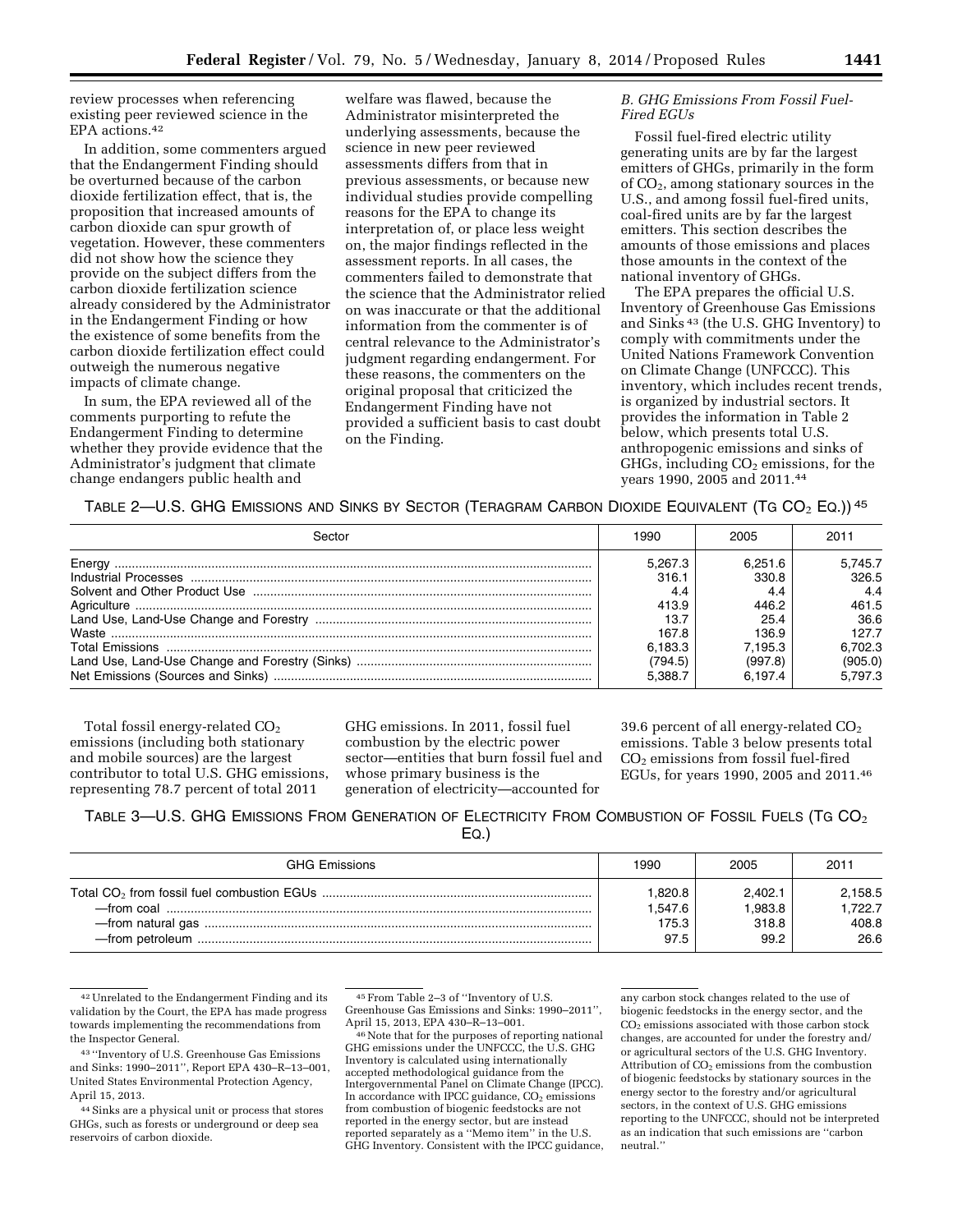review processes when referencing existing peer reviewed science in the EPA actions.[42]

In addition, some commenters argued that the Endangerment Finding should be overturned because of the carbon dioxide fertilization effect, that is, the proposition that increased amounts of carbon dioxide can spur growth of vegetation. However, these commenters did not show how the science they provide on the subject differs from the carbon dioxide fertilization science already considered by the Administrator in the Endangerment Finding or how the existence of some benefits from the carbon dioxide fertilization effect could outweigh the numerous negative impacts of climate change.

In sum, the EPA reviewed all of the comments purporting to refute the Endangerment Finding to determine whether they provide evidence that the Administrator's judgment that climate change endangers public health and welfare was flawed, because the Administrator misinterpreted the underlying assessments, because the science in new peer reviewed assessments differs from that in previous assessments, or because new individual studies provide compelling reasons for the EPA to change its interpretation of, or place less weight on, the major findings reflected in the assessment reports. In all cases, the commenters failed to demonstrate that the science that the Administrator relied on was inaccurate or that the additional information from the commenter is of central relevance to the Administrator's judgment regarding endangerment. For these reasons, the commenters on the original proposal that criticized the Endangerment Finding have not provided a sufficient basis to cast doubt on the Finding.

### *B. GHG Emissions From Fossil Fuel-Fired EGUs*

Fossil fuel-fired electric utility generating units are by far the largest emitters of GHGs, primarily in the form of $CO_2$, among stationary sources in the U.S., and among fossil fuel-fired units, coal-fired units are by far the largest emitters. This section describes the amounts of those emissions and places those amounts in the context of the national inventory of GHGs.

The EPA prepares the official U.S. Inventory of Greenhouse Gas Emissions and Sinks [43] (the U.S. GHG Inventory) to comply with commitments under the United Nations Framework Convention on Climate Change (UNFCCC). This inventory, which includes recent trends, is organized by industrial sectors. It provides the information in Table 2 below, which presents total U.S. anthropogenic emissions and sinks of GHGs, including $CO_2$ emissions, for the years 1990, 2005 and 2011.[44]

TABLE 2—U.S. GHG EMISSIONS AND SINKS BY SECTOR (TERAGRAM CARBON DIOXIDE EQUIVALENT (TG $CO_2$ EQ.)) [45]

| Sector | 1990 | 2005 | 2011 |
|---|---|---|---|
| Energy | 5,267.3 | 6,251.6 | 5,745.7 |
| Industrial Processes | 316.1 | 330.8 | 326.5 |
| Solvent and Other Product Use | 4.4 | 4.4 | 4.4 |
| Agriculture | 413.9 | 446.2 | 461.5 |
| Land Use, Land-Use Change and Forestry | 13.7 | 25.4 | 36.6 |
| Waste | 167.8 | 136.9 | 127.7 |
| Total Emissions | 6,183.3 | 7,195.3 | 6,702.3 |
| Land Use, Land-Use Change and Forestry (Sinks) | (794.5) | (997.8) | (905.0) |
| Net Emissions (Sources and Sinks) | 5,388.7 | 6,197.4 | 5,797.3 |

Total fossil energy-related $CO_2$ emissions (including both stationary and mobile sources) are the largest contributor to total U.S. GHG emissions, representing 78.7 percent of total 2011 GHG emissions. In 2011, fossil fuel combustion by the electric power sector—entities that burn fossil fuel and whose primary business is the generation of electricity—accounted for 39.6 percent of all energy-related $CO_2$ emissions. Table 3 below presents total $CO_2$ emissions from fossil fuel-fired EGUs, for years 1990, 2005 and 2011.[46]

TABLE 3—U.S. GHG EMISSIONS FROM GENERATION OF ELECTRICITY FROM COMBUSTION OF FOSSIL FUELS (TG $CO_2$ EQ.)

| GHG Emissions | 1990 | 2005 | 2011 |
|---|---|---|---|
| Total $CO_2$ from fossil fuel combustion EGUs | 1,820.8 | 2,402.1 | 2,158.5 |
| —from coal | 1,547.6 | 1,983.8 | 1,722.7 |
| —from natural gas | 175.3 | 318.8 | 408.8 |
| —from petroleum | 97.5 | 99.2 | 26.6 |

[42] Unrelated to the Endangerment Finding and its validation by the Court, the EPA has made progress towards implementing the recommendations from the Inspector General.

[43] "Inventory of U.S. Greenhouse Gas Emissions and Sinks: 1990–2011", Report EPA 430–R–13–001, United States Environmental Protection Agency, April 15, 2013.

[44] Sinks are a physical unit or process that stores GHGs, such as forests or underground or deep sea reservoirs of carbon dioxide.

[45] From Table 2–3 of "Inventory of U.S. Greenhouse Gas Emissions and Sinks: 1990–2011", April 15, 2013, EPA 430–R–13–001.

[46] Note that for the purposes of reporting national GHG emissions under the UNFCCC, the U.S. GHG Inventory is calculated using internationally accepted methodological guidance from the Intergovernmental Panel on Climate Change (IPCC). In accordance with IPCC guidance, $CO_2$ emissions from combustion of biogenic feedstocks are not reported in the energy sector, but are instead reported separately as a "Memo item" in the U.S. GHG Inventory. Consistent with the IPCC guidance, any carbon stock changes related to the use of biogenic feedstocks in the energy sector, and the $CO_2$ emissions associated with those carbon stock changes, are accounted for under the forestry and/or agricultural sectors of the U.S. GHG Inventory. Attribution of $CO_2$ emissions from the combustion of biogenic feedstocks by stationary sources in the energy sector to the forestry and/or agricultural sectors, in the context of U.S. GHG emissions reporting to the UNFCCC, should not be interpreted as an indication that such emissions are "carbon neutral."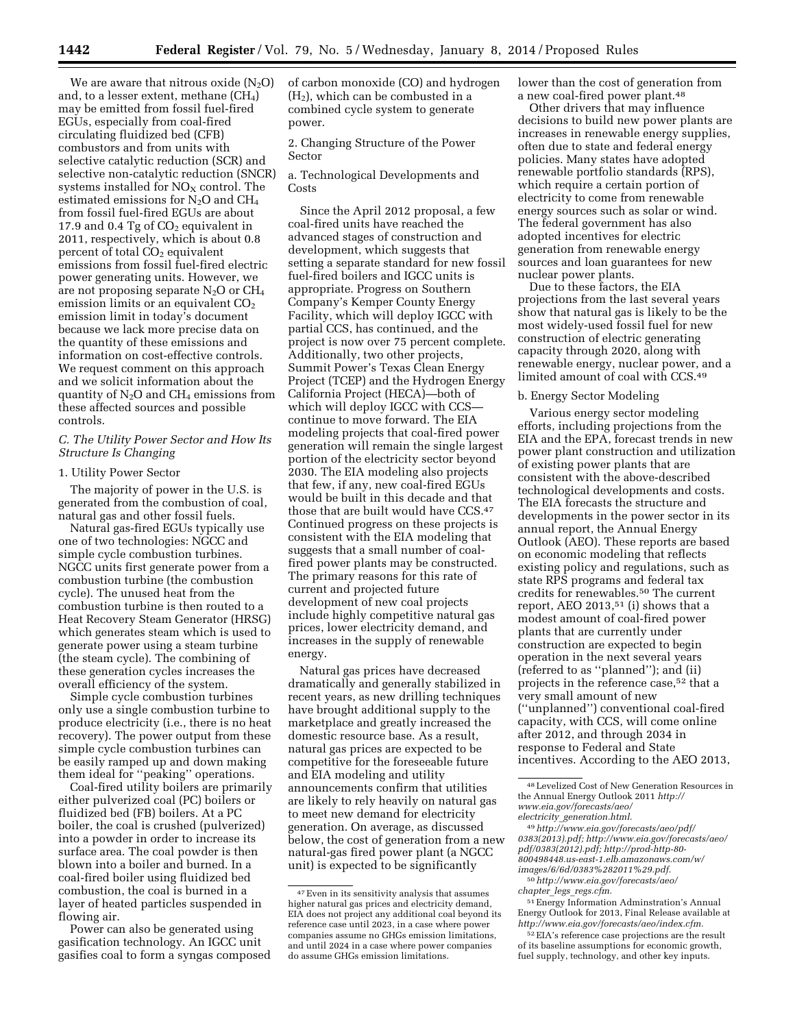We are aware that nitrous oxide ($N_2O$) and, to a lesser extent, methane ($CH_4$) may be emitted from fossil fuel-fired EGUs, especially from coal-fired circulating fluidized bed (CFB) combustors and from units with selective catalytic reduction (SCR) and selective non-catalytic reduction (SNCR) systems installed for $NO_X$ control. The estimated emissions for $N_2O$ and $CH_4$ from fossil fuel-fired EGUs are about 17.9 and 0.4 Tg of $CO_2$ equivalent in 2011, respectively, which is about 0.8 percent of total $CO_2$ equivalent emissions from fossil fuel-fired electric power generating units. However, we are not proposing separate $N_2O$ or $CH_4$ emission limits or an equivalent $CO_2$ emission limit in today's document because we lack more precise data on the quantity of these emissions and information on cost-effective controls. We request comment on this approach and we solicit information about the quantity of $N_2O$ and $CH_4$ emissions from these affected sources and possible controls.

### C. The Utility Power Sector and How Its Structure Is Changing

#### 1. Utility Power Sector

The majority of power in the U.S. is generated from the combustion of coal, natural gas and other fossil fuels.

Natural gas-fired EGUs typically use one of two technologies: NGCC and simple cycle combustion turbines. NGCC units first generate power from a combustion turbine (the combustion cycle). The unused heat from the combustion turbine is then routed to a Heat Recovery Steam Generator (HRSG) which generates steam which is used to generate power using a steam turbine (the steam cycle). The combining of these generation cycles increases the overall efficiency of the system.

Simple cycle combustion turbines only use a single combustion turbine to produce electricity (i.e., there is no heat recovery). The power output from these simple cycle combustion turbines can be easily ramped up and down making them ideal for "peaking" operations.

Coal-fired utility boilers are primarily either pulverized coal (PC) boilers or fluidized bed (FB) boilers. At a PC boiler, the coal is crushed (pulverized) into a powder in order to increase its surface area. The coal powder is then blown into a boiler and burned. In a coal-fired boiler using fluidized bed combustion, the coal is burned in a layer of heated particles suspended in flowing air.

Power can also be generated using gasification technology. An IGCC unit gasifies coal to form a syngas composed of carbon monoxide (CO) and hydrogen ($H_2$), which can be combusted in a combined cycle system to generate power.

#### 2. Changing Structure of the Power Sector

##### a. Technological Developments and Costs

Since the April 2012 proposal, a few coal-fired units have reached the advanced stages of construction and development, which suggests that setting a separate standard for new fossil fuel-fired boilers and IGCC units is appropriate. Progress on Southern Company's Kemper County Energy Facility, which will deploy IGCC with partial CCS, has continued, and the project is now over 75 percent complete. Additionally, two other projects, Summit Power's Texas Clean Energy Project (TCEP) and the Hydrogen Energy California Project (HECA)—both of which will deploy IGCC with CCS—continue to move forward. The EIA modeling projects that coal-fired power generation will remain the single largest portion of the electricity sector beyond 2030. The EIA modeling also projects that few, if any, new coal-fired EGUs would be built in this decade and that those that are built would have CCS.[47] Continued progress on these projects is consistent with the EIA modeling that suggests that a small number of coal-fired power plants may be constructed. The primary reasons for this rate of current and projected future development of new coal projects include highly competitive natural gas prices, lower electricity demand, and increases in the supply of renewable energy.

Natural gas prices have decreased dramatically and generally stabilized in recent years, as new drilling techniques have brought additional supply to the marketplace and greatly increased the domestic resource base. As a result, natural gas prices are expected to be competitive for the foreseeable future and EIA modeling and utility announcements confirm that utilities are likely to rely heavily on natural gas to meet new demand for electricity generation. On average, as discussed below, the cost of generation from a new natural-gas fired power plant (a NGCC unit) is expected to be significantly lower than the cost of generation from a new coal-fired power plant.[48]

Other drivers that may influence decisions to build new power plants are increases in renewable energy supplies, often due to state and federal energy policies. Many states have adopted renewable portfolio standards (RPS), which require a certain portion of electricity to come from renewable energy sources such as solar or wind. The federal government has also adopted incentives for electric generation from renewable energy sources and loan guarantees for new nuclear power plants.

Due to these factors, the EIA projections from the last several years show that natural gas is likely to be the most widely-used fossil fuel for new construction of electric generating capacity through 2020, along with renewable energy, nuclear power, and a limited amount of coal with CCS.[49]

##### b. Energy Sector Modeling

Various energy sector modeling efforts, including projections from the EIA and the EPA, forecast trends in new power plant construction and utilization of existing power plants that are consistent with the above-described technological developments and costs. The EIA forecasts the structure and developments in the power sector in its annual report, the Annual Energy Outlook (AEO). These reports are based on economic modeling that reflects existing policy and regulations, such as state RPS programs and federal tax credits for renewables.[50] The current report, AEO 2013,[51] (i) shows that a modest amount of coal-fired power plants that are currently under construction are expected to begin operation in the next several years (referred to as "planned"); and (ii) projects in the reference case,[52] that a very small amount of new ("unplanned") conventional coal-fired capacity, with CCS, will come online after 2012, and through 2034 in response to Federal and State incentives. According to the AEO 2013,

---

[47] Even in its sensitivity analysis that assumes higher natural gas prices and electricity demand, EIA does not project any additional coal beyond its reference case until 2023, in a case where power companies assume no GHGs emission limitations, and until 2024 in a case where power companies do assume GHGs emission limitations.

[48] Levelized Cost of New Generation Resources in the Annual Energy Outlook 2011 *http://www.eia.gov/forecasts/aeo/electricity_generation.html.*

[49] *http://www.eia.gov/forecasts/aeo/pdf/0383(2013).pdf; http://www.eia.gov/forecasts/aeo/pdf/0383(2012).pdf; http://prod-http-80-800498448.us-east-1.elb.amazonaws.com/w/images/6/6d/0383%282011%29.pdf.*

[50] *http://www.eia.gov/forecasts/aeo/chapter_legs_regs.cfm.*

[51] Energy Information Adminstration's Annual Energy Outlook for 2013, Final Release available at *http://www.eia.gov/forecasts/aeo/index.cfm.*

[52] EIA's reference case projections are the result of its baseline assumptions for economic growth, fuel supply, technology, and other key inputs.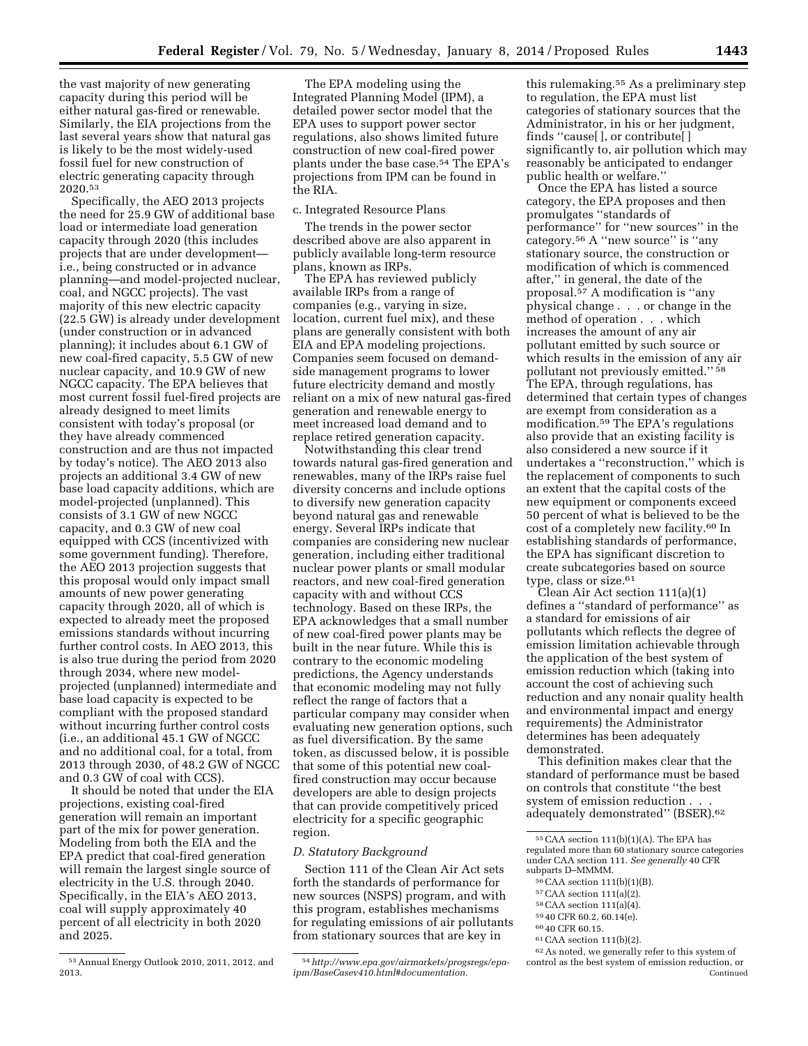the vast majority of new generating capacity during this period will be either natural gas-fired or renewable. Similarly, the EIA projections from the last several years show that natural gas is likely to be the most widely-used fossil fuel for new construction of electric generating capacity through 2020.[53]

Specifically, the AEO 2013 projects the need for 25.9 GW of additional base load or intermediate load generation capacity through 2020 (this includes projects that are under development—i.e., being constructed or in advance planning—and model-projected nuclear, coal, and NGCC projects). The vast majority of this new electric capacity (22.5 GW) is already under development (under construction or in advanced planning); it includes about 6.1 GW of new coal-fired capacity, 5.5 GW of new nuclear capacity, and 10.9 GW of new NGCC capacity. The EPA believes that most current fossil fuel-fired projects are already designed to meet limits consistent with today's proposal (or they have already commenced construction and are thus not impacted by today's notice). The AEO 2013 also projects an additional 3.4 GW of new base load capacity additions, which are model-projected (unplanned). This consists of 3.1 GW of new NGCC capacity, and 0.3 GW of new coal equipped with CCS (incentivized with some government funding). Therefore, the AEO 2013 projection suggests that this proposal would only impact small amounts of new power generating capacity through 2020, all of which is expected to already meet the proposed emissions standards without incurring further control costs. In AEO 2013, this is also true during the period from 2020 through 2034, where new model-projected (unplanned) intermediate and base load capacity is expected to be compliant with the proposed standard without incurring further control costs (i.e., an additional 45.1 GW of NGCC and no additional coal, for a total, from 2013 through 2030, of 48.2 GW of NGCC and 0.3 GW of coal with CCS).

It should be noted that under the EIA projections, existing coal-fired generation will remain an important part of the mix for power generation. Modeling from both the EIA and the EPA predict that coal-fired generation will remain the largest single source of electricity in the U.S. through 2040. Specifically, in the EIA's AEO 2013, coal will supply approximately 40 percent of all electricity in both 2020 and 2025.

The EPA modeling using the Integrated Planning Model (IPM), a detailed power sector model that the EPA uses to support power sector regulations, also shows limited future construction of new coal-fired power plants under the base case.[54] The EPA's projections from IPM can be found in the RIA.

c. Integrated Resource Plans

The trends in the power sector described above are also apparent in publicly available long-term resource plans, known as IRPs.

The EPA has reviewed publicly available IRPs from a range of companies (e.g., varying in size, location, current fuel mix), and these plans are generally consistent with both EIA and EPA modeling projections. Companies seem focused on demand-side management programs to lower future electricity demand and mostly reliant on a mix of new natural gas-fired generation and renewable energy to meet increased load demand and to replace retired generation capacity.

Notwithstanding this clear trend towards natural gas-fired generation and renewables, many of the IRPs raise fuel diversity concerns and include options to diversify new generation capacity beyond natural gas and renewable energy. Several IRPs indicate that companies are considering new nuclear generation, including either traditional nuclear power plants or small modular reactors, and new coal-fired generation capacity with and without CCS technology. Based on these IRPs, the EPA acknowledges that a small number of new coal-fired power plants may be built in the near future. While this is contrary to the economic modeling predictions, the Agency understands that economic modeling may not fully reflect the range of factors that a particular company may consider when evaluating new generation options, such as fuel diversification. By the same token, as discussed below, it is possible that some of this potential new coal-fired construction may occur because developers are able to design projects that can provide competitively priced electricity for a specific geographic region.

*D. Statutory Background*

Section 111 of the Clean Air Act sets forth the standards of performance for new sources (NSPS) program, and with this program, establishes mechanisms for regulating emissions of air pollutants from stationary sources that are key in this rulemaking.[55] As a preliminary step to regulation, the EPA must list categories of stationary sources that the Administrator, in his or her judgment, finds ''cause[ ], or contribute[ ] significantly to, air pollution which may reasonably be anticipated to endanger public health or welfare.''

Once the EPA has listed a source category, the EPA proposes and then promulgates ''standards of performance'' for ''new sources'' in the category.[56] A ''new source'' is ''any stationary source, the construction or modification of which is commenced after,'' in general, the date of the proposal.[57] A modification is ''any physical change . . . or change in the method of operation . . . which increases the amount of any air pollutant emitted by such source or which results in the emission of any air pollutant not previously emitted.''[58] The EPA, through regulations, has determined that certain types of changes are exempt from consideration as a modification.[59] The EPA's regulations also provide that an existing facility is also considered a new source if it undertakes a ''reconstruction,'' which is the replacement of components to such an extent that the capital costs of the new equipment or components exceed 50 percent of what is believed to be the cost of a completely new facility.[60] In establishing standards of performance, the EPA has significant discretion to create subcategories based on source type, class or size.[61]

Clean Air Act section 111(a)(1) defines a ''standard of performance'' as a standard for emissions of air pollutants which reflects the degree of emission limitation achievable through the application of the best system of emission reduction which (taking into account the cost of achieving such reduction and any nonair quality health and environmental impact and energy requirements) the Administrator determines has been adequately demonstrated.

This definition makes clear that the standard of performance must be based on controls that constitute ''the best system of emission reduction . . . adequately demonstrated'' (BSER).[62]

---

[53] Annual Energy Outlook 2010, 2011, 2012, and 2013.

[54] *http://www.epa.gov/airmarkets/progsregs/epa-ipm/BaseCasev410.html#documentation.*

[55] CAA section 111(b)(1)(A). The EPA has regulated more than 60 stationary source categories under CAA section 111. *See generally* 40 CFR subparts D–MMMM.

[56] CAA section 111(b)(1)(B).

[57] CAA section 111(a)(2).

[58] CAA section 111(a)(4).

[59] 40 CFR 60.2, 60.14(e).

[60] 40 CFR 60.15.

[61] CAA section 111(b)(2).

[62] As noted, we generally refer to this system of control as the best system of emission reduction, or Continued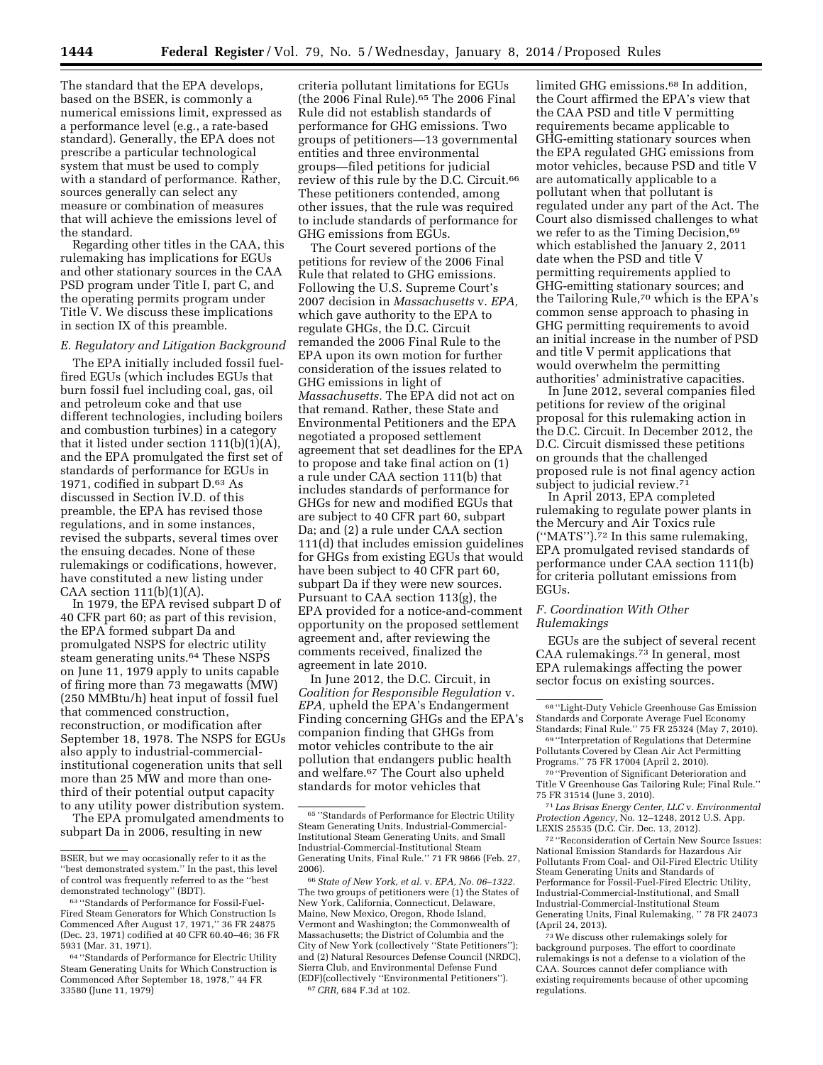The standard that the EPA develops, based on the BSER, is commonly a numerical emissions limit, expressed as a performance level (e.g., a rate-based standard). Generally, the EPA does not prescribe a particular technological system that must be used to comply with a standard of performance. Rather, sources generally can select any measure or combination of measures that will achieve the emissions level of the standard.

Regarding other titles in the CAA, this rulemaking has implications for EGUs and other stationary sources in the CAA PSD program under Title I, part C, and the operating permits program under Title V. We discuss these implications in section IX of this preamble.

### *E. Regulatory and Litigation Background*

The EPA initially included fossil fuel-fired EGUs (which includes EGUs that burn fossil fuel including coal, gas, oil and petroleum coke and that use different technologies, including boilers and combustion turbines) in a category that it listed under section 111(b)(1)(A), and the EPA promulgated the first set of standards of performance for EGUs in 1971, codified in subpart D.[63] As discussed in Section IV.D. of this preamble, the EPA has revised those regulations, and in some instances, revised the subparts, several times over the ensuing decades. None of these rulemakings or codifications, however, have constituted a new listing under CAA section 111(b)(1)(A).

In 1979, the EPA revised subpart D of 40 CFR part 60; as part of this revision, the EPA formed subpart Da and promulgated NSPS for electric utility steam generating units.[64] These NSPS on June 11, 1979 apply to units capable of firing more than 73 megawatts (MW) (250 MMBtu/h) heat input of fossil fuel that commenced construction, reconstruction, or modification after September 18, 1978. The NSPS for EGUs also apply to industrial-commercial-institutional cogeneration units that sell more than 25 MW and more than one-third of their potential output capacity to any utility power distribution system.

The EPA promulgated amendments to subpart Da in 2006, resulting in new criteria pollutant limitations for EGUs (the 2006 Final Rule).[65] The 2006 Final Rule did not establish standards of performance for GHG emissions. Two groups of petitioners—13 governmental entities and three environmental groups—filed petitions for judicial review of this rule by the D.C. Circuit.[66] These petitioners contended, among other issues, that the rule was required to include standards of performance for GHG emissions from EGUs.

The Court severed portions of the petitions for review of the 2006 Final Rule that related to GHG emissions. Following the U.S. Supreme Court's 2007 decision in *Massachusetts* v. *EPA,* which gave authority to the EPA to regulate GHGs, the D.C. Circuit remanded the 2006 Final Rule to the EPA upon its own motion for further consideration of the issues related to GHG emissions in light of *Massachusetts.* The EPA did not act on that remand. Rather, these State and Environmental Petitioners and the EPA negotiated a proposed settlement agreement that set deadlines for the EPA to propose and take final action on (1) a rule under CAA section 111(b) that includes standards of performance for GHGs for new and modified EGUs that are subject to 40 CFR part 60, subpart Da; and (2) a rule under CAA section 111(d) that includes emission guidelines for GHGs from existing EGUs that would have been subject to 40 CFR part 60, subpart Da if they were new sources. Pursuant to CAA section 113(g), the EPA provided for a notice-and-comment opportunity on the proposed settlement agreement and, after reviewing the comments received, finalized the agreement in late 2010.

In June 2012, the D.C. Circuit, in *Coalition for Responsible Regulation* v. *EPA,* upheld the EPA's Endangerment Finding concerning GHGs and the EPA's companion finding that GHGs from motor vehicles contribute to the air pollution that endangers public health and welfare.[67] The Court also upheld standards for motor vehicles that limited GHG emissions.[68] In addition, the Court affirmed the EPA's view that the CAA PSD and title V permitting requirements became applicable to GHG-emitting stationary sources when the EPA regulated GHG emissions from motor vehicles, because PSD and title V are automatically applicable to a pollutant when that pollutant is regulated under any part of the Act. The Court also dismissed challenges to what we refer to as the Timing Decision,[69] which established the January 2, 2011 date when the PSD and title V permitting requirements applied to GHG-emitting stationary sources; and the Tailoring Rule,[70] which is the EPA's common sense approach to phasing in GHG permitting requirements to avoid an initial increase in the number of PSD and title V permit applications that would overwhelm the permitting authorities' administrative capacities.

In June 2012, several companies filed petitions for review of the original proposal for this rulemaking action in the D.C. Circuit. In December 2012, the D.C. Circuit dismissed these petitions on grounds that the challenged proposed rule is not final agency action subject to judicial review.[71]

In April 2013, EPA completed rulemaking to regulate power plants in the Mercury and Air Toxics rule ("MATS").[72] In this same rulemaking, EPA promulgated revised standards of performance under CAA section 111(b) for criteria pollutant emissions from EGUs.

### *F. Coordination With Other Rulemakings*

EGUs are the subject of several recent CAA rulemakings.[73] In general, most EPA rulemakings affecting the power sector focus on existing sources.

---

BSER, but we may occasionally refer to it as the "best demonstrated system." In the past, this level of control was frequently referred to as the "best demonstrated technology" (BDT).

[63] "Standards of Performance for Fossil-Fuel-Fired Steam Generators for Which Construction Is Commenced After August 17, 1971," 36 FR 24875 (Dec. 23, 1971) codified at 40 CFR 60.40–46; 36 FR 5931 (Mar. 31, 1971).

[64] "Standards of Performance for Electric Utility Steam Generating Units for Which Construction is Commenced After September 18, 1978," 44 FR 33580 (June 11, 1979)

[65] "Standards of Performance for Electric Utility Steam Generating Units, Industrial-Commercial-Institutional Steam Generating Units, and Small Industrial-Commercial-Institutional Steam Generating Units, Final Rule." 71 FR 9866 (Feb. 27, 2006).

[66] *State of New York, et al.* v. *EPA, No. 06–1322.* The two groups of petitioners were (1) the States of New York, California, Connecticut, Delaware, Maine, New Mexico, Oregon, Rhode Island, Vermont and Washington; the Commonwealth of Massachusetts; the District of Columbia and the City of New York (collectively "State Petitioners"); and (2) Natural Resources Defense Council (NRDC), Sierra Club, and Environmental Defense Fund (EDF)(collectively "Environmental Petitioners").

[67] *CRR,* 684 F.3d at 102.

[68] "Light-Duty Vehicle Greenhouse Gas Emission Standards and Corporate Average Fuel Economy Standards; Final Rule." 75 FR 25324 (May 7, 2010).

[69] "Interpretation of Regulations that Determine Pollutants Covered by Clean Air Act Permitting Programs." 75 FR 17004 (April 2, 2010).

[70] "Prevention of Significant Deterioration and Title V Greenhouse Gas Tailoring Rule; Final Rule." 75 FR 31514 (June 3, 2010).

[71] *Las Brisas Energy Center, LLC* v. *Environmental Protection Agency,* No. 12–1248, 2012 U.S. App. LEXIS 25535 (D.C. Cir. Dec. 13, 2012).

[72] "Reconsideration of Certain New Source Issues: National Emission Standards for Hazardous Air Pollutants From Coal- and Oil-Fired Electric Utility Steam Generating Units and Standards of Performance for Fossil-Fuel-Fired Electric Utility, Industrial-Commercial-Institutional, and Small Industrial-Commercial-Institutional Steam Generating Units, Final Rulemaking, " 78 FR 24073 (April 24, 2013).

[73] We discuss other rulemakings solely for background purposes. The effort to coordinate rulemakings is not a defense to a violation of the CAA. Sources cannot defer compliance with existing requirements because of other upcoming regulations.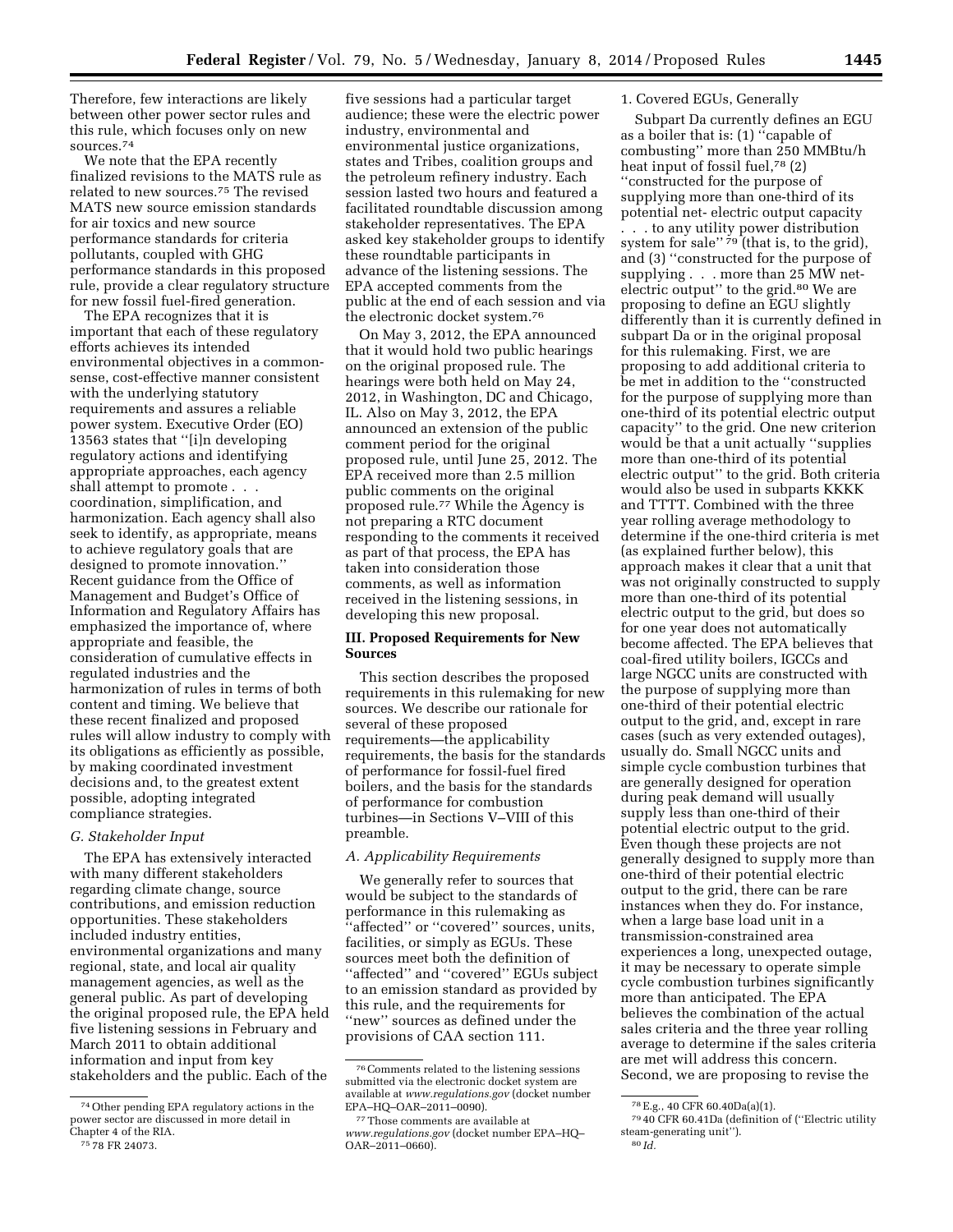Therefore, few interactions are likely between other power sector rules and this rule, which focuses only on new sources.[74]

We note that the EPA recently finalized revisions to the MATS rule as related to new sources.[75] The revised MATS new source emission standards for air toxics and new source performance standards for criteria pollutants, coupled with GHG performance standards in this proposed rule, provide a clear regulatory structure for new fossil fuel-fired generation.

The EPA recognizes that it is important that each of these regulatory efforts achieves its intended environmental objectives in a commonsense, cost-effective manner consistent with the underlying statutory requirements and assures a reliable power system. Executive Order (EO) 13563 states that ''[i]n developing regulatory actions and identifying appropriate approaches, each agency shall attempt to promote . . . coordination, simplification, and harmonization. Each agency shall also seek to identify, as appropriate, means to achieve regulatory goals that are designed to promote innovation.'' Recent guidance from the Office of Management and Budget's Office of Information and Regulatory Affairs has emphasized the importance of, where appropriate and feasible, the consideration of cumulative effects in regulated industries and the harmonization of rules in terms of both content and timing. We believe that these recent finalized and proposed rules will allow industry to comply with its obligations as efficiently as possible, by making coordinated investment decisions and, to the greatest extent possible, adopting integrated compliance strategies.

### *G. Stakeholder Input*

The EPA has extensively interacted with many different stakeholders regarding climate change, source contributions, and emission reduction opportunities. These stakeholders included industry entities, environmental organizations and many regional, state, and local air quality management agencies, as well as the general public. As part of developing the original proposed rule, the EPA held five listening sessions in February and March 2011 to obtain additional information and input from key stakeholders and the public. Each of the five sessions had a particular target audience; these were the electric power industry, environmental and environmental justice organizations, states and Tribes, coalition groups and the petroleum refinery industry. Each session lasted two hours and featured a facilitated roundtable discussion among stakeholder representatives. The EPA asked key stakeholder groups to identify these roundtable participants in advance of the listening sessions. The EPA accepted comments from the public at the end of each session and via the electronic docket system.[76]

On May 3, 2012, the EPA announced that it would hold two public hearings on the original proposed rule. The hearings were both held on May 24, 2012, in Washington, DC and Chicago, IL. Also on May 3, 2012, the EPA announced an extension of the public comment period for the original proposed rule, until June 25, 2012. The EPA received more than 2.5 million public comments on the original proposed rule.[77] While the Agency is not preparing a RTC document responding to the comments it received as part of that process, the EPA has taken into consideration those comments, as well as information received in the listening sessions, in developing this new proposal.

## III. Proposed Requirements for New Sources

This section describes the proposed requirements in this rulemaking for new sources. We describe our rationale for several of these proposed requirements—the applicability requirements, the basis for the standards of performance for fossil-fuel fired boilers, and the basis for the standards of performance for combustion turbines—in Sections V–VIII of this preamble.

### *A. Applicability Requirements*

We generally refer to sources that would be subject to the standards of performance in this rulemaking as ''affected'' or ''covered'' sources, units, facilities, or simply as EGUs. These sources meet both the definition of ''affected'' and ''covered'' EGUs subject to an emission standard as provided by this rule, and the requirements for ''new'' sources as defined under the provisions of CAA section 111.

#### 1. Covered EGUs, Generally

Subpart Da currently defines an EGU as a boiler that is: (1) ''capable of combusting'' more than 250 MMBtu/h heat input of fossil fuel,[78] (2) ''constructed for the purpose of supplying more than one-third of its potential net- electric output capacity . . . to any utility power distribution system for sale''[79] (that is, to the grid), and (3) ''constructed for the purpose of supplying . . . more than 25 MW net-electric output'' to the grid.[80] We are proposing to define an EGU slightly differently than it is currently defined in subpart Da or in the original proposal for this rulemaking. First, we are proposing to add additional criteria to be met in addition to the ''constructed for the purpose of supplying more than one-third of its potential electric output capacity'' to the grid. One new criterion would be that a unit actually ''supplies more than one-third of its potential electric output'' to the grid. Both criteria would also be used in subparts KKKK and TTTT. Combined with the three year rolling average methodology to determine if the one-third criteria is met (as explained further below), this approach makes it clear that a unit that was not originally constructed to supply more than one-third of its potential electric output to the grid, but does so for one year does not automatically become affected. The EPA believes that coal-fired utility boilers, IGCCs and large NGCC units are constructed with the purpose of supplying more than one-third of their potential electric output to the grid, and, except in rare cases (such as very extended outages), usually do. Small NGCC units and simple cycle combustion turbines that are generally designed for operation during peak demand will usually supply less than one-third of their potential electric output to the grid. Even though these projects are not generally designed to supply more than one-third of their potential electric output to the grid, there can be rare instances when they do. For instance, when a large base load unit in a transmission-constrained area experiences a long, unexpected outage, it may be necessary to operate simple cycle combustion turbines significantly more than anticipated. The EPA believes the combination of the actual sales criteria and the three year rolling average to determine if the sales criteria are met will address this concern. Second, we are proposing to revise the

---

[74] Other pending EPA regulatory actions in the power sector are discussed in more detail in Chapter 4 of the RIA.

[75] 78 FR 24073.

[76] Comments related to the listening sessions submitted via the electronic docket system are available at *www.regulations.gov* (docket number EPA–HQ–OAR–2011–0090).

[77] Those comments are available at *www.regulations.gov* (docket number EPA–HQ–OAR–2011–0660).

[78] E.g., 40 CFR 60.40Da(a)(1).

[79] 40 CFR 60.41Da (definition of (''Electric utility steam-generating unit'').

[80] *Id.*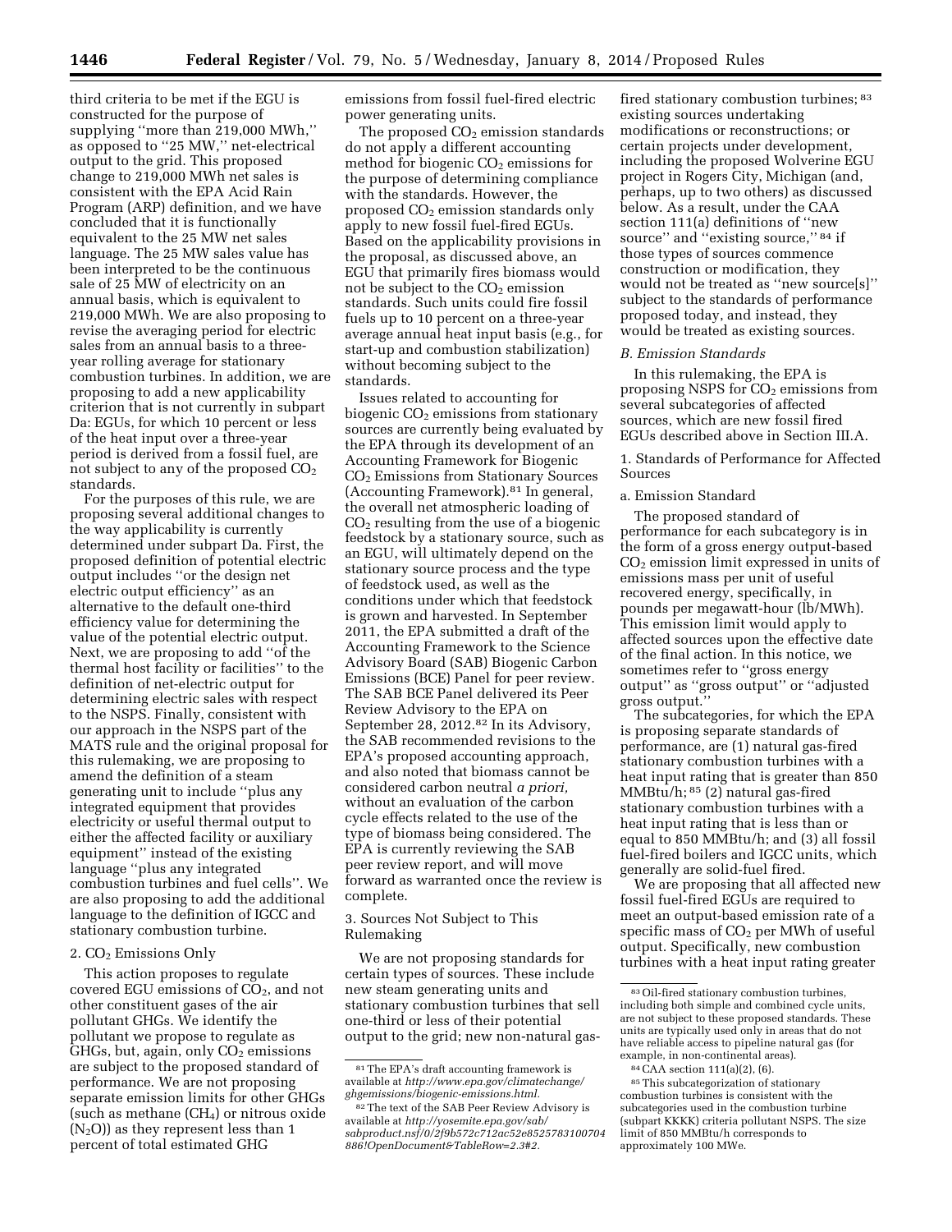third criteria to be met if the EGU is constructed for the purpose of supplying ''more than 219,000 MWh,'' as opposed to ''25 MW,'' net-electrical output to the grid. This proposed change to 219,000 MWh net sales is consistent with the EPA Acid Rain Program (ARP) definition, and we have concluded that it is functionally equivalent to the 25 MW net sales language. The 25 MW sales value has been interpreted to be the continuous sale of 25 MW of electricity on an annual basis, which is equivalent to 219,000 MWh. We are also proposing to revise the averaging period for electric sales from an annual basis to a three-year rolling average for stationary combustion turbines. In addition, we are proposing to add a new applicability criterion that is not currently in subpart Da: EGUs, for which 10 percent or less of the heat input over a three-year period is derived from a fossil fuel, are not subject to any of the proposed $CO_2$ standards.

For the purposes of this rule, we are proposing several additional changes to the way applicability is currently determined under subpart Da. First, the proposed definition of potential electric output includes ''or the design net electric output efficiency'' as an alternative to the default one-third efficiency value for determining the value of the potential electric output. Next, we are proposing to add ''of the thermal host facility or facilities'' to the definition of net-electric output for determining electric sales with respect to the NSPS. Finally, consistent with our approach in the NSPS part of the MATS rule and the original proposal for this rulemaking, we are proposing to amend the definition of a steam generating unit to include ''plus any integrated equipment that provides electricity or useful thermal output to either the affected facility or auxiliary equipment'' instead of the existing language ''plus any integrated combustion turbines and fuel cells''. We are also proposing to add the additional language to the definition of IGCC and stationary combustion turbine.

2. $CO_2$ Emissions Only

This action proposes to regulate covered EGU emissions of $CO_2$, and not other constituent gases of the air pollutant GHGs. We identify the pollutant we propose to regulate as GHGs, but, again, only $CO_2$ emissions are subject to the proposed standard of performance. We are not proposing separate emission limits for other GHGs (such as methane ($CH_4$) or nitrous oxide ($N_2O$)) as they represent less than 1 percent of total estimated GHG emissions from fossil fuel-fired electric power generating units.

The proposed $CO_2$ emission standards do not apply a different accounting method for biogenic $CO_2$ emissions for the purpose of determining compliance with the standards. However, the proposed $CO_2$ emission standards only apply to new fossil fuel-fired EGUs. Based on the applicability provisions in the proposal, as discussed above, an EGU that primarily fires biomass would not be subject to the $CO_2$ emission standards. Such units could fire fossil fuels up to 10 percent on a three-year average annual heat input basis (e.g., for start-up and combustion stabilization) without becoming subject to the standards.

Issues related to accounting for biogenic $CO_2$ emissions from stationary sources are currently being evaluated by the EPA through its development of an Accounting Framework for Biogenic $CO_2$ Emissions from Stationary Sources (Accounting Framework).[81] In general, the overall net atmospheric loading of $CO_2$ resulting from the use of a biogenic feedstock by a stationary source, such as an EGU, will ultimately depend on the stationary source process and the type of feedstock used, as well as the conditions under which that feedstock is grown and harvested. In September 2011, the EPA submitted a draft of the Accounting Framework to the Science Advisory Board (SAB) Biogenic Carbon Emissions (BCE) Panel for peer review. The SAB BCE Panel delivered its Peer Review Advisory to the EPA on September 28, 2012.[82] In its Advisory, the SAB recommended revisions to the EPA's proposed accounting approach, and also noted that biomass cannot be considered carbon neutral *a priori,* without an evaluation of the carbon cycle effects related to the use of the type of biomass being considered. The EPA is currently reviewing the SAB peer review report, and will move forward as warranted once the review is complete.

3. Sources Not Subject to This Rulemaking

We are not proposing standards for certain types of sources. These include new steam generating units and stationary combustion turbines that sell one-third or less of their potential output to the grid; new non-natural gas-fired stationary combustion turbines;[83] existing sources undertaking modifications or reconstructions; or certain projects under development, including the proposed Wolverine EGU project in Rogers City, Michigan (and, perhaps, up to two others) as discussed below. As a result, under the CAA section 111(a) definitions of ''new source'' and ''existing source,''[84] if those types of sources commence construction or modification, they would not be treated as ''new source[s]'' subject to the standards of performance proposed today, and instead, they would be treated as existing sources.

*B. Emission Standards*

In this rulemaking, the EPA is proposing NSPS for $CO_2$ emissions from several subcategories of affected sources, which are new fossil fired EGUs described above in Section III.A.

1. Standards of Performance for Affected Sources

a. Emission Standard

The proposed standard of performance for each subcategory is in the form of a gross energy output-based $CO_2$ emission limit expressed in units of emissions mass per unit of useful recovered energy, specifically, in pounds per megawatt-hour (lb/MWh). This emission limit would apply to affected sources upon the effective date of the final action. In this notice, we sometimes refer to ''gross energy output'' as ''gross output'' or ''adjusted gross output.''

The subcategories, for which the EPA is proposing separate standards of performance, are (1) natural gas-fired stationary combustion turbines with a heat input rating that is greater than 850 MMBtu/h;[85] (2) natural gas-fired stationary combustion turbines with a heat input rating that is less than or equal to 850 MMBtu/h; and (3) all fossil fuel-fired boilers and IGCC units, which generally are solid-fuel fired.

We are proposing that all affected new fossil fuel-fired EGUs are required to meet an output-based emission rate of a specific mass of $CO_2$ per MWh of useful output. Specifically, new combustion turbines with a heat input rating greater

---

[81] The EPA's draft accounting framework is available at *http://www.epa.gov/climatechange/ghgemissions/biogenic-emissions.html.*

[82] The text of the SAB Peer Review Advisory is available at *http://yosemite.epa.gov/sab/sabproduct.nsf/0/2f9b572c712ac52e8525783100704886!OpenDocument&TableRow=2.3#2.*

[83] Oil-fired stationary combustion turbines, including both simple and combined cycle units, are not subject to these proposed standards. These units are typically used only in areas that do not have reliable access to pipeline natural gas (for example, in non-continental areas).

[84] CAA section 111(a)(2), (6).

[85] This subcategorization of stationary combustion turbines is consistent with the subcategories used in the combustion turbine (subpart KKKK) criteria pollutant NSPS. The size limit of 850 MMBtu/h corresponds to approximately 100 MWe.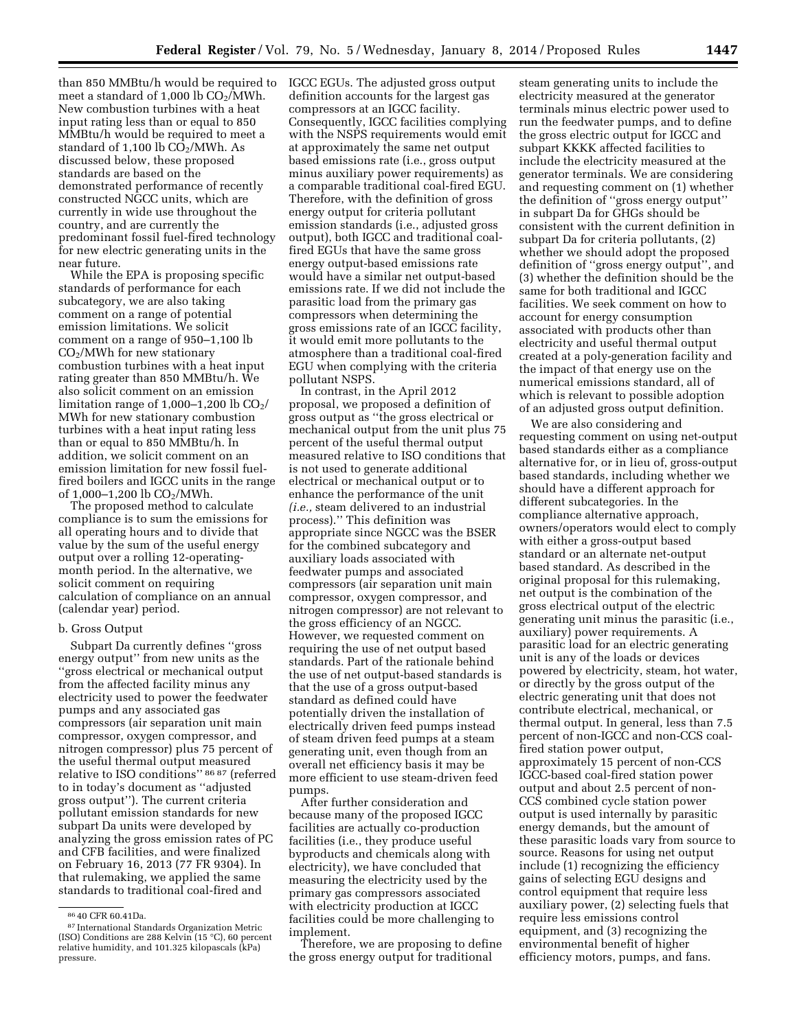than 850 MMBtu/h would be required to meet a standard of 1,000 lb $CO_2$/MWh. New combustion turbines with a heat input rating less than or equal to 850 MMBtu/h would be required to meet a standard of 1,100 lb $CO_2$/MWh. As discussed below, these proposed standards are based on the demonstrated performance of recently constructed NGCC units, which are currently in wide use throughout the country, and are currently the predominant fossil fuel-fired technology for new electric generating units in the near future.

While the EPA is proposing specific standards of performance for each subcategory, we are also taking comment on a range of potential emission limitations. We solicit comment on a range of 950–1,100 lb $CO_2$/MWh for new stationary combustion turbines with a heat input rating greater than 850 MMBtu/h. We also solicit comment on an emission limitation range of 1,000–1,200 lb $CO_2$/MWh for new stationary combustion turbines with a heat input rating less than or equal to 850 MMBtu/h. In addition, we solicit comment on an emission limitation for new fossil fuel-fired boilers and IGCC units in the range of 1,000–1,200 lb $CO_2$/MWh.

The proposed method to calculate compliance is to sum the emissions for all operating hours and to divide that value by the sum of the useful energy output over a rolling 12-operating-month period. In the alternative, we solicit comment on requiring calculation of compliance on an annual (calendar year) period.

b. Gross Output

Subpart Da currently defines ''gross energy output'' from new units as the ''gross electrical or mechanical output from the affected facility minus any electricity used to power the feedwater pumps and any associated gas compressors (air separation unit main compressor, oxygen compressor, and nitrogen compressor) plus 75 percent of the useful thermal output measured relative to ISO conditions'' [86] [87] (referred to in today's document as ''adjusted gross output''). The current criteria pollutant emission standards for new subpart Da units were developed by analyzing the gross emission rates of PC and CFB facilities, and were finalized on February 16, 2013 (77 FR 9304). In that rulemaking, we applied the same standards to traditional coal-fired and IGCC EGUs. The adjusted gross output definition accounts for the largest gas compressors at an IGCC facility. Consequently, IGCC facilities complying with the NSPS requirements would emit at approximately the same net output based emissions rate (i.e., gross output minus auxiliary power requirements) as a comparable traditional coal-fired EGU. Therefore, with the definition of gross energy output for criteria pollutant emission standards (i.e., adjusted gross output), both IGCC and traditional coal-fired EGUs that have the same gross energy output-based emissions rate would have a similar net output-based emissions rate. If we did not include the parasitic load from the primary gas compressors when determining the gross emissions rate of an IGCC facility, it would emit more pollutants to the atmosphere than a traditional coal-fired EGU when complying with the criteria pollutant NSPS.

In contrast, in the April 2012 proposal, we proposed a definition of gross output as ''the gross electrical or mechanical output from the unit plus 75 percent of the useful thermal output measured relative to ISO conditions that is not used to generate additional electrical or mechanical output or to enhance the performance of the unit (*i.e.,* steam delivered to an industrial process).'' This definition was appropriate since NGCC was the BSER for the combined subcategory and auxiliary loads associated with feedwater pumps and associated compressors (air separation unit main compressor, oxygen compressor, and nitrogen compressor) are not relevant to the gross efficiency of an NGCC. However, we requested comment on requiring the use of net output based standards. Part of the rationale behind the use of net output-based standards is that the use of a gross output-based standard as defined could have potentially driven the installation of electrically driven feed pumps instead of steam driven feed pumps at a steam generating unit, even though from an overall net efficiency basis it may be more efficient to use steam-driven feed pumps.

After further consideration and because many of the proposed IGCC facilities are actually co-production facilities (i.e., they produce useful byproducts and chemicals along with electricity), we have concluded that measuring the electricity used by the primary gas compressors associated with electricity production at IGCC facilities could be more challenging to implement.

Therefore, we are proposing to define the gross energy output for traditional steam generating units to include the electricity measured at the generator terminals minus electric power used to run the feedwater pumps, and to define the gross electric output for IGCC and subpart KKKK affected facilities to include the electricity measured at the generator terminals. We are considering and requesting comment on (1) whether the definition of ''gross energy output'' in subpart Da for GHGs should be consistent with the current definition in subpart Da for criteria pollutants, (2) whether we should adopt the proposed definition of ''gross energy output'', and (3) whether the definition should be the same for both traditional and IGCC facilities. We seek comment on how to account for energy consumption associated with products other than electricity and useful thermal output created at a poly-generation facility and the impact of that energy use on the numerical emissions standard, all of which is relevant to possible adoption of an adjusted gross output definition.

We are also considering and requesting comment on using net-output based standards either as a compliance alternative for, or in lieu of, gross-output based standards, including whether we should have a different approach for different subcategories. In the compliance alternative approach, owners/operators would elect to comply with either a gross-output based standard or an alternate net-output based standard. As described in the original proposal for this rulemaking, net output is the combination of the gross electrical output of the electric generating unit minus the parasitic (i.e., auxiliary) power requirements. A parasitic load for an electric generating unit is any of the loads or devices powered by electricity, steam, hot water, or directly by the gross output of the electric generating unit that does not contribute electrical, mechanical, or thermal output. In general, less than 7.5 percent of non-IGCC and non-CCS coal-fired station power output, approximately 15 percent of non-CCS IGCC-based coal-fired station power output and about 2.5 percent of non-CCS combined cycle station power output is used internally by parasitic energy demands, but the amount of these parasitic loads vary from source to source. Reasons for using net output include (1) recognizing the efficiency gains of selecting EGU designs and control equipment that require less auxiliary power, (2) selecting fuels that require less emissions control equipment, and (3) recognizing the environmental benefit of higher efficiency motors, pumps, and fans.

---

[86] 40 CFR 60.41Da.

[87] International Standards Organization Metric (ISO) Conditions are 288 Kelvin (15 °C), 60 percent relative humidity, and 101.325 kilopascals (kPa) pressure.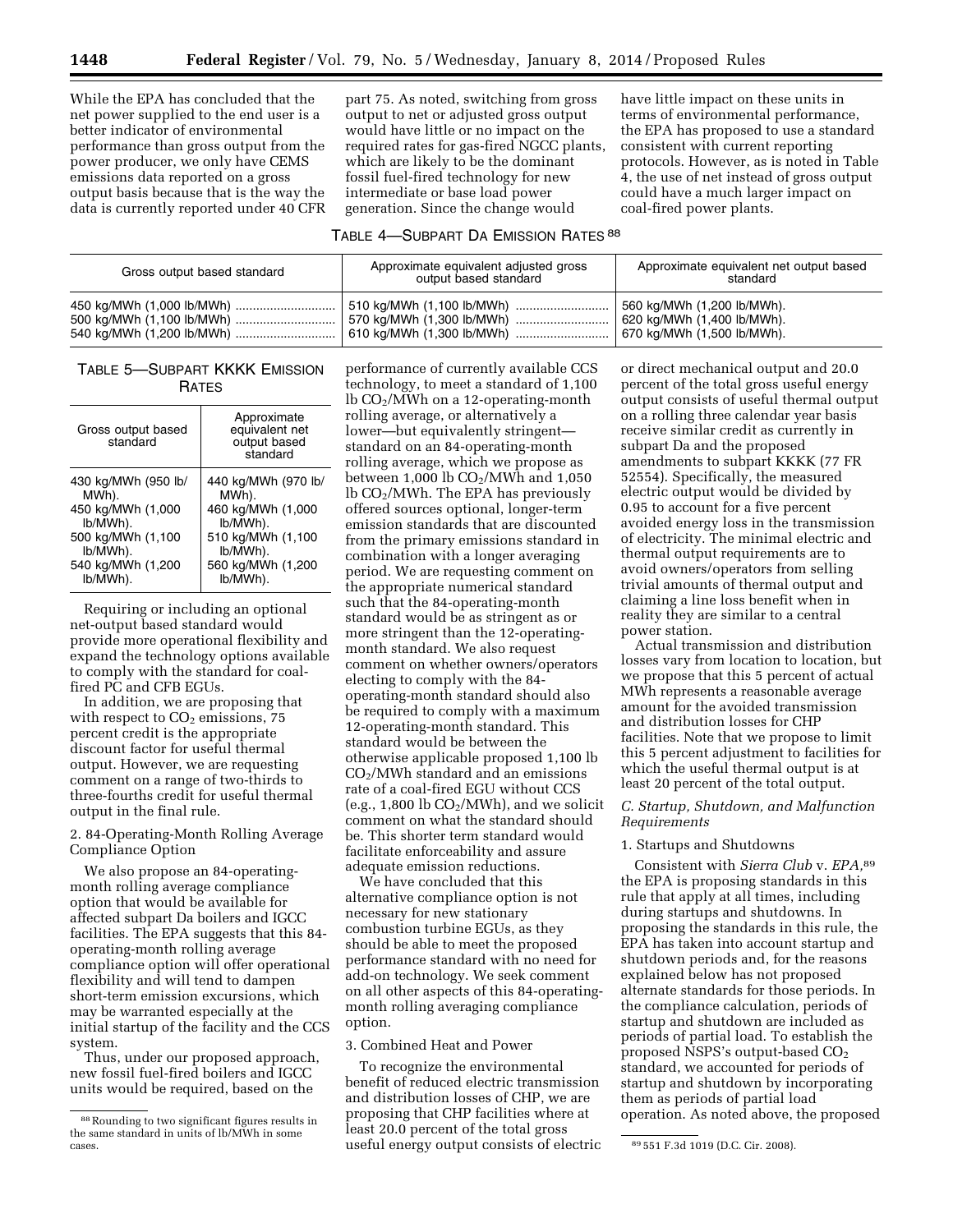While the EPA has concluded that the net power supplied to the end user is a better indicator of environmental performance than gross output from the power producer, we only have CEMS emissions data reported on a gross output basis because that is the way the data is currently reported under 40 CFR part 75. As noted, switching from gross output to net or adjusted gross output would have little or no impact on the required rates for gas-fired NGCC plants, which are likely to be the dominant fossil fuel-fired technology for new intermediate or base load power generation. Since the change would have little impact on these units in terms of environmental performance, the EPA has proposed to use a standard consistent with current reporting protocols. However, as is noted in Table 4, the use of net instead of gross output could have a much larger impact on coal-fired power plants.

TABLE 4—SUBPART Da EMISSION RATES [88]

| Gross output based standard | Approximate equivalent adjusted gross output based standard | Approximate equivalent net output based standard |
|---|---|---|
| 450 kg/MWh (1,000 lb/MWh) | 510 kg/MWh (1,100 lb/MWh) | 560 kg/MWh (1,200 lb/MWh). |
| 500 kg/MWh (1,100 lb/MWh) | 570 kg/MWh (1,300 lb/MWh) | 620 kg/MWh (1,400 lb/MWh). |
| 540 kg/MWh (1,200 lb/MWh) | 610 kg/MWh (1,300 lb/MWh) | 670 kg/MWh (1,500 lb/MWh). |

TABLE 5—SUBPART KKKK EMISSION RATES

| Gross output based standard | Approximate equivalent net output based standard |
|---|---|
| 430 kg/MWh (950 lb/MWh). | 440 kg/MWh (970 lb/MWh). |
| 450 kg/MWh (1,000 lb/MWh). | 460 kg/MWh (1,000 lb/MWh). |
| 500 kg/MWh (1,100 lb/MWh). | 510 kg/MWh (1,100 lb/MWh). |
| 540 kg/MWh (1,200 lb/MWh). | 560 kg/MWh (1,200 lb/MWh). |

Requiring or including an optional net-output based standard would provide more operational flexibility and expand the technology options available to comply with the standard for coal-fired PC and CFB EGUs.

In addition, we are proposing that with respect to $CO_2$ emissions, 75 percent credit is the appropriate discount factor for useful thermal output. However, we are requesting comment on a range of two-thirds to three-fourths credit for useful thermal output in the final rule.

2. 84-Operating-Month Rolling Average Compliance Option

We also propose an 84-operating-month rolling average compliance option that would be available for affected subpart Da boilers and IGCC facilities. The EPA suggests that this 84-operating-month rolling average compliance option will offer operational flexibility and will tend to dampen short-term emission excursions, which may be warranted especially at the initial startup of the facility and the CCS system.

Thus, under our proposed approach, new fossil fuel-fired boilers and IGCC units would be required, based on the performance of currently available CCS technology, to meet a standard of 1,100 lb $CO_2$/MWh on a 12-operating-month rolling average, or alternatively a lower—but equivalently stringent—standard on an 84-operating-month rolling average, which we propose as between 1,000 lb $CO_2$/MWh and 1,050 lb $CO_2$/MWh. The EPA has previously offered sources optional, longer-term emission standards that are discounted from the primary emissions standard in combination with a longer averaging period. We are requesting comment on the appropriate numerical standard such that the 84-operating-month standard would be as stringent as or more stringent than the 12-operating-month standard. We also request comment on whether owners/operators electing to comply with the 84-operating-month standard should also be required to comply with a maximum 12-operating-month standard. This standard would be between the otherwise applicable proposed 1,100 lb $CO_2$/MWh standard and an emissions rate of a coal-fired EGU without CCS (e.g., 1,800 lb $CO_2$/MWh), and we solicit comment on what the standard should be. This shorter term standard would facilitate enforceability and assure adequate emission reductions.

We have concluded that this alternative compliance option is not necessary for new stationary combustion turbine EGUs, as they should be able to meet the proposed performance standard with no need for add-on technology. We seek comment on all other aspects of this 84-operating-month rolling averaging compliance option.

3. Combined Heat and Power

To recognize the environmental benefit of reduced electric transmission and distribution losses of CHP, we are proposing that CHP facilities where at least 20.0 percent of the total gross useful energy output consists of electric or direct mechanical output and 20.0 percent of the total gross useful energy output consists of useful thermal output on a rolling three calendar year basis receive similar credit as currently in subpart Da and the proposed amendments to subpart KKKK (77 FR 52554). Specifically, the measured electric output would be divided by 0.95 to account for a five percent avoided energy loss in the transmission of electricity. The minimal electric and thermal output requirements are to avoid owners/operators from selling trivial amounts of thermal output and claiming a line loss benefit when in reality they are similar to a central power station.

Actual transmission and distribution losses vary from location to location, but we propose that this 5 percent of actual MWh represents a reasonable average amount for the avoided transmission and distribution losses for CHP facilities. Note that we propose to limit this 5 percent adjustment to facilities for which the useful thermal output is at least 20 percent of the total output.

### C. Startup, Shutdown, and Malfunction Requirements

1. Startups and Shutdowns

Consistent with *Sierra Club* v. *EPA*,[89] the EPA is proposing standards in this rule that apply at all times, including during startups and shutdowns. In proposing the standards in this rule, the EPA has taken into account startup and shutdown periods and, for the reasons explained below has not proposed alternate standards for those periods. In the compliance calculation, periods of startup and shutdown are included as periods of partial load. To establish the proposed NSPS's output-based $CO_2$ standard, we accounted for periods of startup and shutdown by incorporating them as periods of partial load operation. As noted above, the proposed

[88] Rounding to two significant figures results in the same standard in units of lb/MWh in some cases.

[89] 551 F.3d 1019 (D.C. Cir. 2008).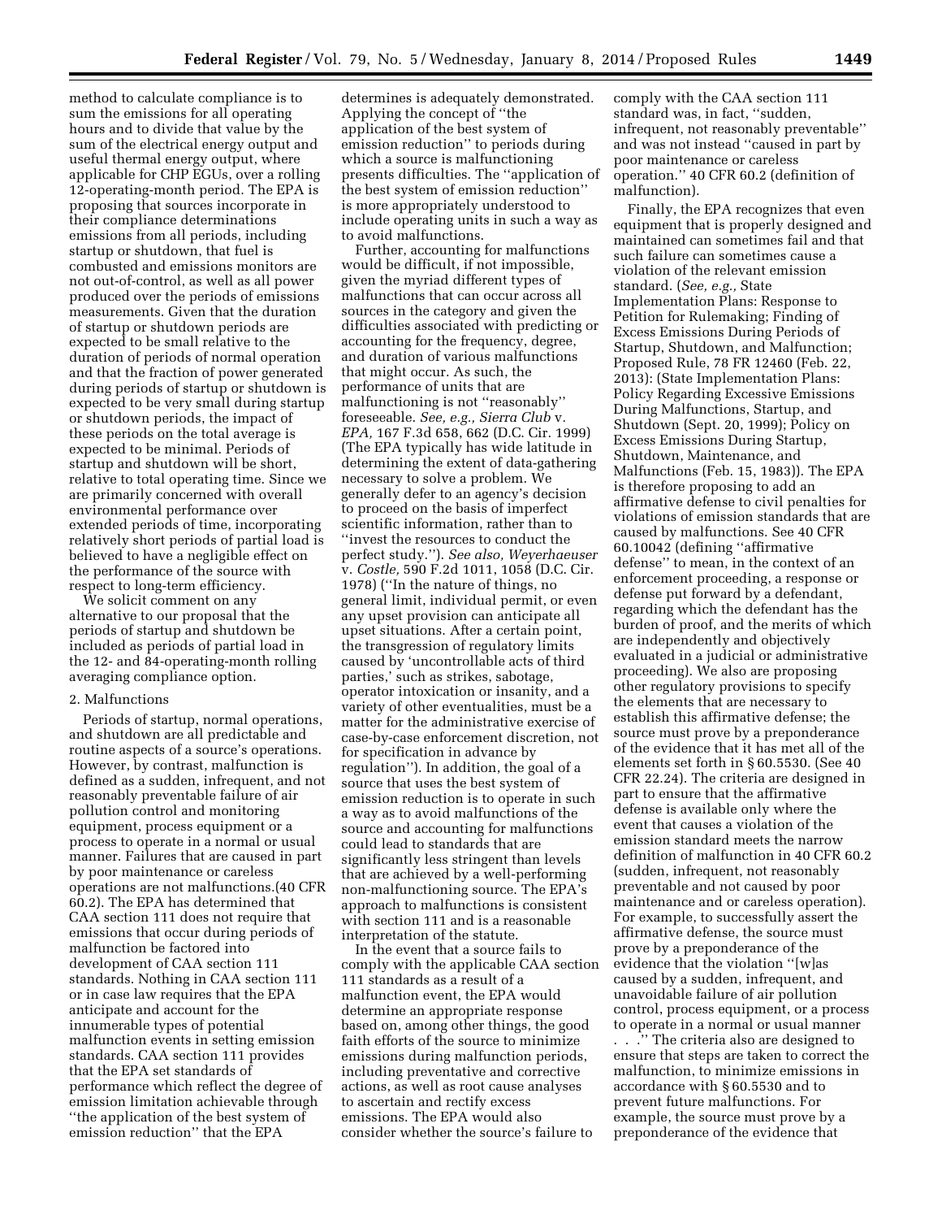method to calculate compliance is to sum the emissions for all operating hours and to divide that value by the sum of the electrical energy output and useful thermal energy output, where applicable for CHP EGUs, over a rolling 12-operating-month period. The EPA is proposing that sources incorporate in their compliance determinations emissions from all periods, including startup or shutdown, that fuel is combusted and emissions monitors are not out-of-control, as well as all power produced over the periods of emissions measurements. Given that the duration of startup or shutdown periods are expected to be small relative to the duration of periods of normal operation and that the fraction of power generated during periods of startup or shutdown is expected to be very small during startup or shutdown periods, the impact of these periods on the total average is expected to be minimal. Periods of startup and shutdown will be short, relative to total operating time. Since we are primarily concerned with overall environmental performance over extended periods of time, incorporating relatively short periods of partial load is believed to have a negligible effect on the performance of the source with respect to long-term efficiency.

We solicit comment on any alternative to our proposal that the periods of startup and shutdown be included as periods of partial load in the 12- and 84-operating-month rolling averaging compliance option.

2. Malfunctions

Periods of startup, normal operations, and shutdown are all predictable and routine aspects of a source's operations. However, by contrast, malfunction is defined as a sudden, infrequent, and not reasonably preventable failure of air pollution control and monitoring equipment, process equipment or a process to operate in a normal or usual manner. Failures that are caused in part by poor maintenance or careless operations are not malfunctions.(40 CFR 60.2). The EPA has determined that CAA section 111 does not require that emissions that occur during periods of malfunction be factored into development of CAA section 111 standards. Nothing in CAA section 111 or in case law requires that the EPA anticipate and account for the innumerable types of potential malfunction events in setting emission standards. CAA section 111 provides that the EPA set standards of performance which reflect the degree of emission limitation achievable through "the application of the best system of emission reduction" that the EPA determines is adequately demonstrated. Applying the concept of "the application of the best system of emission reduction" to periods during which a source is malfunctioning presents difficulties. The "application of the best system of emission reduction" is more appropriately understood to include operating units in such a way as to avoid malfunctions.

Further, accounting for malfunctions would be difficult, if not impossible, given the myriad different types of malfunctions that can occur across all sources in the category and given the difficulties associated with predicting or accounting for the frequency, degree, and duration of various malfunctions that might occur. As such, the performance of units that are malfunctioning is not "reasonably" foreseeable. *See, e.g., Sierra Club* v. *EPA,* 167 F.3d 658, 662 (D.C. Cir. 1999) (The EPA typically has wide latitude in determining the extent of data-gathering necessary to solve a problem. We generally defer to an agency's decision to proceed on the basis of imperfect scientific information, rather than to "invest the resources to conduct the perfect study."). *See also, Weyerhaeuser* v. *Costle,* 590 F.2d 1011, 1058 (D.C. Cir. 1978) ("In the nature of things, no general limit, individual permit, or even any upset provision can anticipate all upset situations. After a certain point, the transgression of regulatory limits caused by 'uncontrollable acts of third parties,' such as strikes, sabotage, operator intoxication or insanity, and a variety of other eventualities, must be a matter for the administrative exercise of case-by-case enforcement discretion, not for specification in advance by regulation"). In addition, the goal of a source that uses the best system of emission reduction is to operate in such a way as to avoid malfunctions of the source and accounting for malfunctions could lead to standards that are significantly less stringent than levels that are achieved by a well-performing non-malfunctioning source. The EPA's approach to malfunctions is consistent with section 111 and is a reasonable interpretation of the statute.

In the event that a source fails to comply with the applicable CAA section 111 standards as a result of a malfunction event, the EPA would determine an appropriate response based on, among other things, the good faith efforts of the source to minimize emissions during malfunction periods, including preventative and corrective actions, as well as root cause analyses to ascertain and rectify excess emissions. The EPA would also consider whether the source's failure to comply with the CAA section 111 standard was, in fact, "sudden, infrequent, not reasonably preventable" and was not instead "caused in part by poor maintenance or careless operation." 40 CFR 60.2 (definition of malfunction).

Finally, the EPA recognizes that even equipment that is properly designed and maintained can sometimes fail and that such failure can sometimes cause a violation of the relevant emission standard. (*See, e.g.,* State Implementation Plans: Response to Petition for Rulemaking; Finding of Excess Emissions During Periods of Startup, Shutdown, and Malfunction; Proposed Rule, 78 FR 12460 (Feb. 22, 2013): (State Implementation Plans: Policy Regarding Excessive Emissions During Malfunctions, Startup, and Shutdown (Sept. 20, 1999); Policy on Excess Emissions During Startup, Shutdown, Maintenance, and Malfunctions (Feb. 15, 1983)). The EPA is therefore proposing to add an affirmative defense to civil penalties for violations of emission standards that are caused by malfunctions. See 40 CFR 60.10042 (defining "affirmative defense" to mean, in the context of an enforcement proceeding, a response or defense put forward by a defendant, regarding which the defendant has the burden of proof, and the merits of which are independently and objectively evaluated in a judicial or administrative proceeding). We also are proposing other regulatory provisions to specify the elements that are necessary to establish this affirmative defense; the source must prove by a preponderance of the evidence that it has met all of the elements set forth in § 60.5530. (See 40 CFR 22.24). The criteria are designed in part to ensure that the affirmative defense is available only where the event that causes a violation of the emission standard meets the narrow definition of malfunction in 40 CFR 60.2 (sudden, infrequent, not reasonably preventable and not caused by poor maintenance and or careless operation). For example, to successfully assert the affirmative defense, the source must prove by a preponderance of the evidence that the violation "[w]as caused by a sudden, infrequent, and unavoidable failure of air pollution control, process equipment, or a process to operate in a normal or usual manner . . ." The criteria also are designed to ensure that steps are taken to correct the malfunction, to minimize emissions in accordance with § 60.5530 and to prevent future malfunctions. For example, the source must prove by a preponderance of the evidence that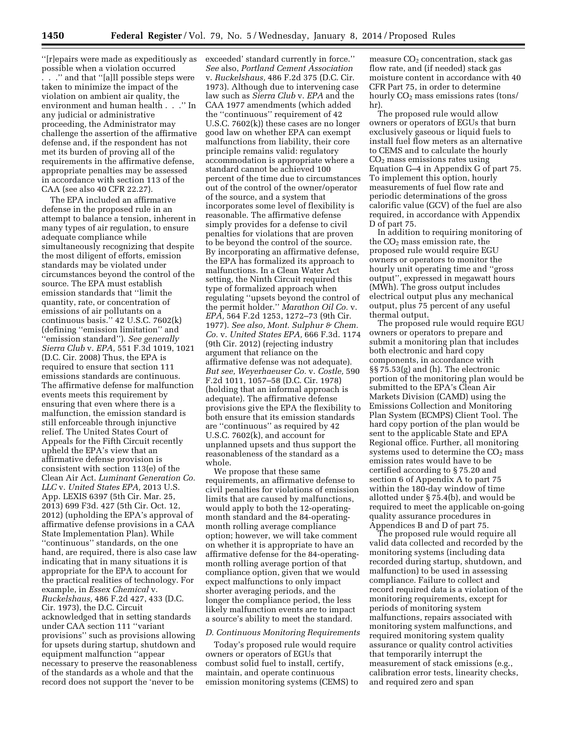''[r]epairs were made as expeditiously as possible when a violation occurred . . .'' and that ''[a]ll possible steps were taken to minimize the impact of the violation on ambient air quality, the environment and human health . . .'' In any judicial or administrative proceeding, the Administrator may challenge the assertion of the affirmative defense and, if the respondent has not met its burden of proving all of the requirements in the affirmative defense, appropriate penalties may be assessed in accordance with section 113 of the CAA (see also 40 CFR 22.27).

The EPA included an affirmative defense in the proposed rule in an attempt to balance a tension, inherent in many types of air regulation, to ensure adequate compliance while simultaneously recognizing that despite the most diligent of efforts, emission standards may be violated under circumstances beyond the control of the source. The EPA must establish emission standards that ''limit the quantity, rate, or concentration of emissions of air pollutants on a continuous basis.'' 42 U.S.C. 7602(k) (defining ''emission limitation'' and ''emission standard''). *See generally Sierra Club* v. *EPA,* 551 F.3d 1019, 1021 (D.C. Cir. 2008) Thus, the EPA is required to ensure that section 111 emissions standards are continuous. The affirmative defense for malfunction events meets this requirement by ensuring that even where there is a malfunction, the emission standard is still enforceable through injunctive relief. The United States Court of Appeals for the Fifth Circuit recently upheld the EPA's view that an affirmative defense provision is consistent with section 113(e) of the Clean Air Act. *Luminant Generation Co. LLC* v. *United States EPA,* 2013 U.S. App. LEXIS 6397 (5th Cir. Mar. 25, 2013) 699 F3d. 427 (5th Cir. Oct. 12, 2012) (upholding the EPA's approval of affirmative defense provisions in a CAA State Implementation Plan). While ''continuous'' standards, on the one hand, are required, there is also case law indicating that in many situations it is appropriate for the EPA to account for the practical realities of technology. For example, in *Essex Chemical* v. *Ruckelshaus,* 486 F.2d 427, 433 (D.C. Cir. 1973), the D.C. Circuit acknowledged that in setting standards under CAA section 111 ''variant provisions'' such as provisions allowing for upsets during startup, shutdown and equipment malfunction ''appear necessary to preserve the reasonableness of the standards as a whole and that the record does not support the 'never to be exceeded' standard currently in force.'' *See* also, *Portland Cement Association* v. *Ruckelshaus,* 486 F.2d 375 (D.C. Cir. 1973). Although due to intervening case law such as *Sierra Club* v. *EPA* and the CAA 1977 amendments (which added the ''continuous'' requirement of 42 U.S.C. 7602(k)) these cases are no longer good law on whether EPA can exempt malfunctions from liability, their core principle remains valid: regulatory accommodation is appropriate where a standard cannot be achieved 100 percent of the time due to circumstances out of the control of the owner/operator of the source, and a system that incorporates some level of flexibility is reasonable. The affirmative defense simply provides for a defense to civil penalties for violations that are proven to be beyond the control of the source. By incorporating an affirmative defense, the EPA has formalized its approach to malfunctions. In a Clean Water Act setting, the Ninth Circuit required this type of formalized approach when regulating ''upsets beyond the control of the permit holder.'' *Marathon Oil Co.* v. *EPA,* 564 F.2d 1253, 1272–73 (9th Cir. 1977). *See also, Mont. Sulphur & Chem. Co.* v. *United States EPA,* 666 F.3d. 1174 (9th Cir. 2012) (rejecting industry argument that reliance on the affirmative defense was not adequate). *But see, Weyerhaeuser Co.* v. *Costle,* 590 F.2d 1011, 1057–58 (D.C. Cir. 1978) (holding that an informal approach is adequate). The affirmative defense provisions give the EPA the flexibility to both ensure that its emission standards are ''continuous'' as required by 42 U.S.C. 7602(k), and account for unplanned upsets and thus support the reasonableness of the standard as a whole.

We propose that these same requirements, an affirmative defense to civil penalties for violations of emission limits that are caused by malfunctions, would apply to both the 12-operating-month standard and the 84-operating-month rolling average compliance option; however, we will take comment on whether it is appropriate to have an affirmative defense for the 84-operating-month rolling average portion of that compliance option, given that we would expect malfunctions to only impact shorter averaging periods, and the longer the compliance period, the less likely malfunction events are to impact a source's ability to meet the standard.

### *D. Continuous Monitoring Requirements*

Today's proposed rule would require owners or operators of EGUs that combust solid fuel to install, certify, maintain, and operate continuous emission monitoring systems (CEMS) to measure $CO_2$ concentration, stack gas flow rate, and (if needed) stack gas moisture content in accordance with 40 CFR Part 75, in order to determine hourly $CO_2$ mass emissions rates (tons/hr).

The proposed rule would allow owners or operators of EGUs that burn exclusively gaseous or liquid fuels to install fuel flow meters as an alternative to CEMS and to calculate the hourly $CO_2$ mass emissions rates using Equation G–4 in Appendix G of part 75. To implement this option, hourly measurements of fuel flow rate and periodic determinations of the gross calorific value (GCV) of the fuel are also required, in accordance with Appendix D of part 75.

In addition to requiring monitoring of the $CO_2$ mass emission rate, the proposed rule would require EGU owners or operators to monitor the hourly unit operating time and ''gross output'', expressed in megawatt hours (MWh). The gross output includes electrical output plus any mechanical output, plus 75 percent of any useful thermal output.

The proposed rule would require EGU owners or operators to prepare and submit a monitoring plan that includes both electronic and hard copy components, in accordance with §§ 75.53(g) and (h). The electronic portion of the monitoring plan would be submitted to the EPA's Clean Air Markets Division (CAMD) using the Emissions Collection and Monitoring Plan System (ECMPS) Client Tool. The hard copy portion of the plan would be sent to the applicable State and EPA Regional office. Further, all monitoring systems used to determine the $CO_2$ mass emission rates would have to be certified according to § 75.20 and section 6 of Appendix A to part 75 within the 180-day window of time allotted under § 75.4(b), and would be required to meet the applicable on-going quality assurance procedures in Appendices B and D of part 75.

The proposed rule would require all valid data collected and recorded by the monitoring systems (including data recorded during startup, shutdown, and malfunction) to be used in assessing compliance. Failure to collect and record required data is a violation of the monitoring requirements, except for periods of monitoring system malfunctions, repairs associated with monitoring system malfunctions, and required monitoring system quality assurance or quality control activities that temporarily interrupt the measurement of stack emissions (e.g., calibration error tests, linearity checks, and required zero and span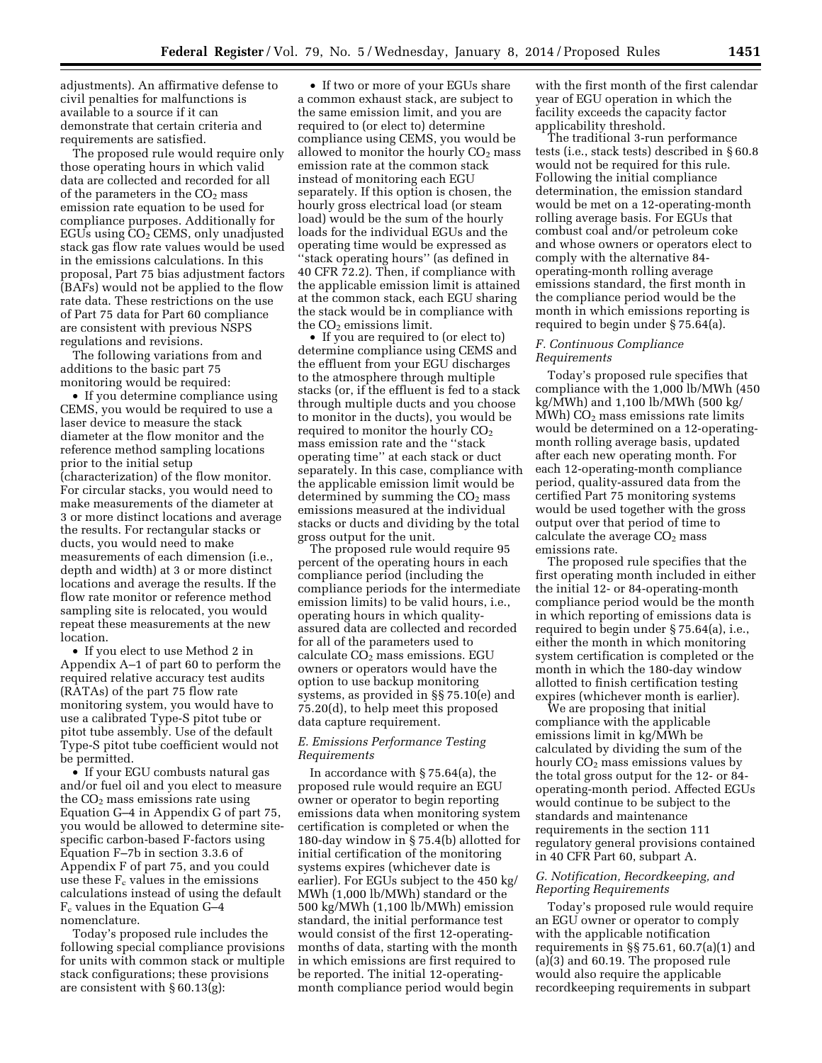adjustments). An affirmative defense to civil penalties for malfunctions is available to a source if it can demonstrate that certain criteria and requirements are satisfied.

The proposed rule would require only those operating hours in which valid data are collected and recorded for all of the parameters in the $CO_2$ mass emission rate equation to be used for compliance purposes. Additionally for EGUs using $CO_2$ CEMS, only unadjusted stack gas flow rate values would be used in the emissions calculations. In this proposal, Part 75 bias adjustment factors (BAFs) would not be applied to the flow rate data. These restrictions on the use of Part 75 data for Part 60 compliance are consistent with previous NSPS regulations and revisions.

The following variations from and additions to the basic part 75 monitoring would be required:

- If you determine compliance using CEMS, you would be required to use a laser device to measure the stack diameter at the flow monitor and the reference method sampling locations prior to the initial setup (characterization) of the flow monitor. For circular stacks, you would need to make measurements of the diameter at 3 or more distinct locations and average the results. For rectangular stacks or ducts, you would need to make measurements of each dimension (i.e., depth and width) at 3 or more distinct locations and average the results. If the flow rate monitor or reference method sampling site is relocated, you would repeat these measurements at the new location.
- If you elect to use Method 2 in Appendix A–1 of part 60 to perform the required relative accuracy test audits (RATAs) of the part 75 flow rate monitoring system, you would have to use a calibrated Type-S pitot tube or pitot tube assembly. Use of the default Type-S pitot tube coefficient would not be permitted.
- If your EGU combusts natural gas and/or fuel oil and you elect to measure the $CO_2$ mass emissions rate using Equation G–4 in Appendix G of part 75, you would be allowed to determine site-specific carbon-based F-factors using Equation F–7b in section 3.3.6 of Appendix F of part 75, and you could use these $F_c$ values in the emissions calculations instead of using the default $F_c$ values in the Equation G–4 nomenclature.

Today's proposed rule includes the following special compliance provisions for units with common stack or multiple stack configurations; these provisions are consistent with § 60.13(g):

- If two or more of your EGUs share a common exhaust stack, are subject to the same emission limit, and you are required to (or elect to) determine compliance using CEMS, you would be allowed to monitor the hourly $CO_2$ mass emission rate at the common stack instead of monitoring each EGU separately. If this option is chosen, the hourly gross electrical load (or steam load) would be the sum of the hourly loads for the individual EGUs and the operating time would be expressed as "stack operating hours" (as defined in 40 CFR 72.2). Then, if compliance with the applicable emission limit is attained at the common stack, each EGU sharing the stack would be in compliance with the $CO_2$ emissions limit.
- If you are required to (or elect to) determine compliance using CEMS and the effluent from your EGU discharges to the atmosphere through multiple stacks (or, if the effluent is fed to a stack through multiple ducts and you choose to monitor in the ducts), you would be required to monitor the hourly $CO_2$ mass emission rate and the "stack operating time" at each stack or duct separately. In this case, compliance with the applicable emission limit would be determined by summing the $CO_2$ mass emissions measured at the individual stacks or ducts and dividing by the total gross output for the unit.

The proposed rule would require 95 percent of the operating hours in each compliance period (including the compliance periods for the intermediate emission limits) to be valid hours, i.e., operating hours in which quality-assured data are collected and recorded for all of the parameters used to calculate $CO_2$ mass emissions. EGU owners or operators would have the option to use backup monitoring systems, as provided in §§ 75.10(e) and 75.20(d), to help meet this proposed data capture requirement.

### E. Emissions Performance Testing Requirements

In accordance with § 75.64(a), the proposed rule would require an EGU owner or operator to begin reporting emissions data when monitoring system certification is completed or when the 180-day window in § 75.4(b) allotted for initial certification of the monitoring systems expires (whichever date is earlier). For EGUs subject to the 450 kg/MWh (1,000 lb/MWh) standard or the 500 kg/MWh (1,100 lb/MWh) emission standard, the initial performance test would consist of the first 12-operating-months of data, starting with the month in which emissions are first required to be reported. The initial 12-operating-month compliance period would begin with the first month of the first calendar year of EGU operation in which the facility exceeds the capacity factor applicability threshold.

The traditional 3-run performance tests (i.e., stack tests) described in § 60.8 would not be required for this rule. Following the initial compliance determination, the emission standard would be met on a 12-operating-month rolling average basis. For EGUs that combust coal and/or petroleum coke and whose owners or operators elect to comply with the alternative 84-operating-month rolling average emissions standard, the first month in the compliance period would be the month in which emissions reporting is required to begin under § 75.64(a).

### F. Continuous Compliance Requirements

Today's proposed rule specifies that compliance with the 1,000 lb/MWh (450 kg/MWh) and 1,100 lb/MWh (500 kg/MWh) $CO_2$ mass emissions rate limits would be determined on a 12-operating-month rolling average basis, updated after each new operating month. For each 12-operating-month compliance period, quality-assured data from the certified Part 75 monitoring systems would be used together with the gross output over that period of time to calculate the average $CO_2$ mass emissions rate.

The proposed rule specifies that the first operating month included in either the initial 12- or 84-operating-month compliance period would be the month in which reporting of emissions data is required to begin under § 75.64(a), i.e., either the month in which monitoring system certification is completed or the month in which the 180-day window allotted to finish certification testing expires (whichever month is earlier).

We are proposing that initial compliance with the applicable emissions limit in kg/MWh be calculated by dividing the sum of the hourly $CO_2$ mass emissions values by the total gross output for the 12- or 84-operating-month period. Affected EGUs would continue to be subject to the standards and maintenance requirements in the section 111 regulatory general provisions contained in 40 CFR Part 60, subpart A.

### G. Notification, Recordkeeping, and Reporting Requirements

Today's proposed rule would require an EGU owner or operator to comply with the applicable notification requirements in §§ 75.61, 60.7(a)(1) and (a)(3) and 60.19. The proposed rule would also require the applicable recordkeeping requirements in subpart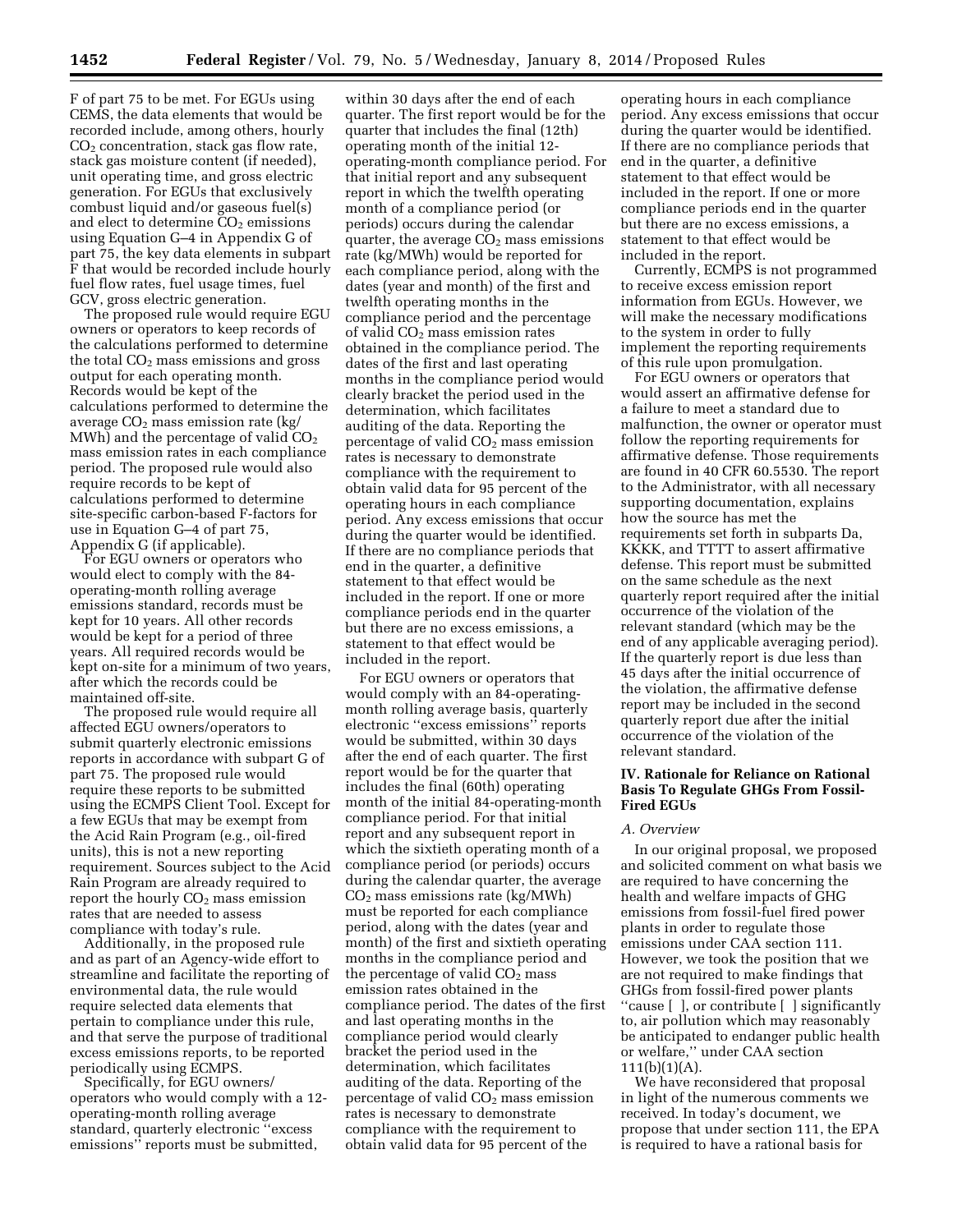F of part 75 to be met. For EGUs using CEMS, the data elements that would be recorded include, among others, hourly $CO_2$ concentration, stack gas flow rate, stack gas moisture content (if needed), unit operating time, and gross electric generation. For EGUs that exclusively combust liquid and/or gaseous fuel(s) and elect to determine $CO_2$ emissions using Equation G–4 in Appendix G of part 75, the key data elements in subpart F that would be recorded include hourly fuel flow rates, fuel usage times, fuel GCV, gross electric generation.

The proposed rule would require EGU owners or operators to keep records of the calculations performed to determine the total $CO_2$ mass emissions and gross output for each operating month. Records would be kept of the calculations performed to determine the average $CO_2$ mass emission rate (kg/MWh) and the percentage of valid $CO_2$ mass emission rates in each compliance period. The proposed rule would also require records to be kept of calculations performed to determine site-specific carbon-based F-factors for use in Equation G–4 of part 75, Appendix G (if applicable).

For EGU owners or operators who would elect to comply with the 84-operating-month rolling average emissions standard, records must be kept for 10 years. All other records would be kept for a period of three years. All required records would be kept on-site for a minimum of two years, after which the records could be maintained off-site.

The proposed rule would require all affected EGU owners/operators to submit quarterly electronic emissions reports in accordance with subpart G of part 75. The proposed rule would require these reports to be submitted using the ECMPS Client Tool. Except for a few EGUs that may be exempt from the Acid Rain Program (e.g., oil-fired units), this is not a new reporting requirement. Sources subject to the Acid Rain Program are already required to report the hourly $CO_2$ mass emission rates that are needed to assess compliance with today's rule.

Additionally, in the proposed rule and as part of an Agency-wide effort to streamline and facilitate the reporting of environmental data, the rule would require selected data elements that pertain to compliance under this rule, and that serve the purpose of traditional excess emissions reports, to be reported periodically using ECMPS.

Specifically, for EGU owners/operators who would comply with a 12-operating-month rolling average standard, quarterly electronic "excess emissions" reports must be submitted, within 30 days after the end of each quarter. The first report would be for the quarter that includes the final (12th) operating month of the initial 12-operating-month compliance period. For that initial report and any subsequent report in which the twelfth operating month of a compliance period (or periods) occurs during the calendar quarter, the average $CO_2$ mass emissions rate (kg/MWh) would be reported for each compliance period, along with the dates (year and month) of the first and twelfth operating months in the compliance period and the percentage of valid $CO_2$ mass emission rates obtained in the compliance period. The dates of the first and last operating months in the compliance period would clearly bracket the period used in the determination, which facilitates auditing of the data. Reporting the percentage of valid $CO_2$ mass emission rates is necessary to demonstrate compliance with the requirement to obtain valid data for 95 percent of the operating hours in each compliance period. Any excess emissions that occur during the quarter would be identified. If there are no compliance periods that end in the quarter, a definitive statement to that effect would be included in the report. If one or more compliance periods end in the quarter but there are no excess emissions, a statement to that effect would be included in the report.

For EGU owners or operators that would comply with an 84-operating-month rolling average basis, quarterly electronic "excess emissions" reports would be submitted, within 30 days after the end of each quarter. The first report would be for the quarter that includes the final (60th) operating month of the initial 84-operating-month compliance period. For that initial report and any subsequent report in which the sixtieth operating month of a compliance period (or periods) occurs during the calendar quarter, the average $CO_2$ mass emissions rate (kg/MWh) must be reported for each compliance period, along with the dates (year and month) of the first and sixtieth operating months in the compliance period and the percentage of valid $CO_2$ mass emission rates obtained in the compliance period. The dates of the first and last operating months in the compliance period would clearly bracket the period used in the determination, which facilitates auditing of the data. Reporting of the percentage of valid $CO_2$ mass emission rates is necessary to demonstrate compliance with the requirement to obtain valid data for 95 percent of the operating hours in each compliance period. Any excess emissions that occur during the quarter would be identified. If there are no compliance periods that end in the quarter, a definitive statement to that effect would be included in the report. If one or more compliance periods end in the quarter but there are no excess emissions, a statement to that effect would be included in the report.

Currently, ECMPS is not programmed to receive excess emission report information from EGUs. However, we will make the necessary modifications to the system in order to fully implement the reporting requirements of this rule upon promulgation.

For EGU owners or operators that would assert an affirmative defense for a failure to meet a standard due to malfunction, the owner or operator must follow the reporting requirements for affirmative defense. Those requirements are found in 40 CFR 60.5530. The report to the Administrator, with all necessary supporting documentation, explains how the source has met the requirements set forth in subparts Da, KKKK, and TTTT to assert affirmative defense. This report must be submitted on the same schedule as the next quarterly report required after the initial occurrence of the violation of the relevant standard (which may be the end of any applicable averaging period). If the quarterly report is due less than 45 days after the initial occurrence of the violation, the affirmative defense report may be included in the second quarterly report due after the initial occurrence of the violation of the relevant standard.

## IV. Rationale for Reliance on Rational Basis To Regulate GHGs From Fossil-Fired EGUs

### A. Overview

In our original proposal, we proposed and solicited comment on what basis we are required to have concerning the health and welfare impacts of GHG emissions from fossil-fuel fired power plants in order to regulate those emissions under CAA section 111. However, we took the position that we are not required to make findings that GHGs from fossil-fired power plants "cause [ ], or contribute [ ] significantly to, air pollution which may reasonably be anticipated to endanger public health or welfare," under CAA section 111(b)(1)(A).

We have reconsidered that proposal in light of the numerous comments we received. In today's document, we propose that under section 111, the EPA is required to have a rational basis for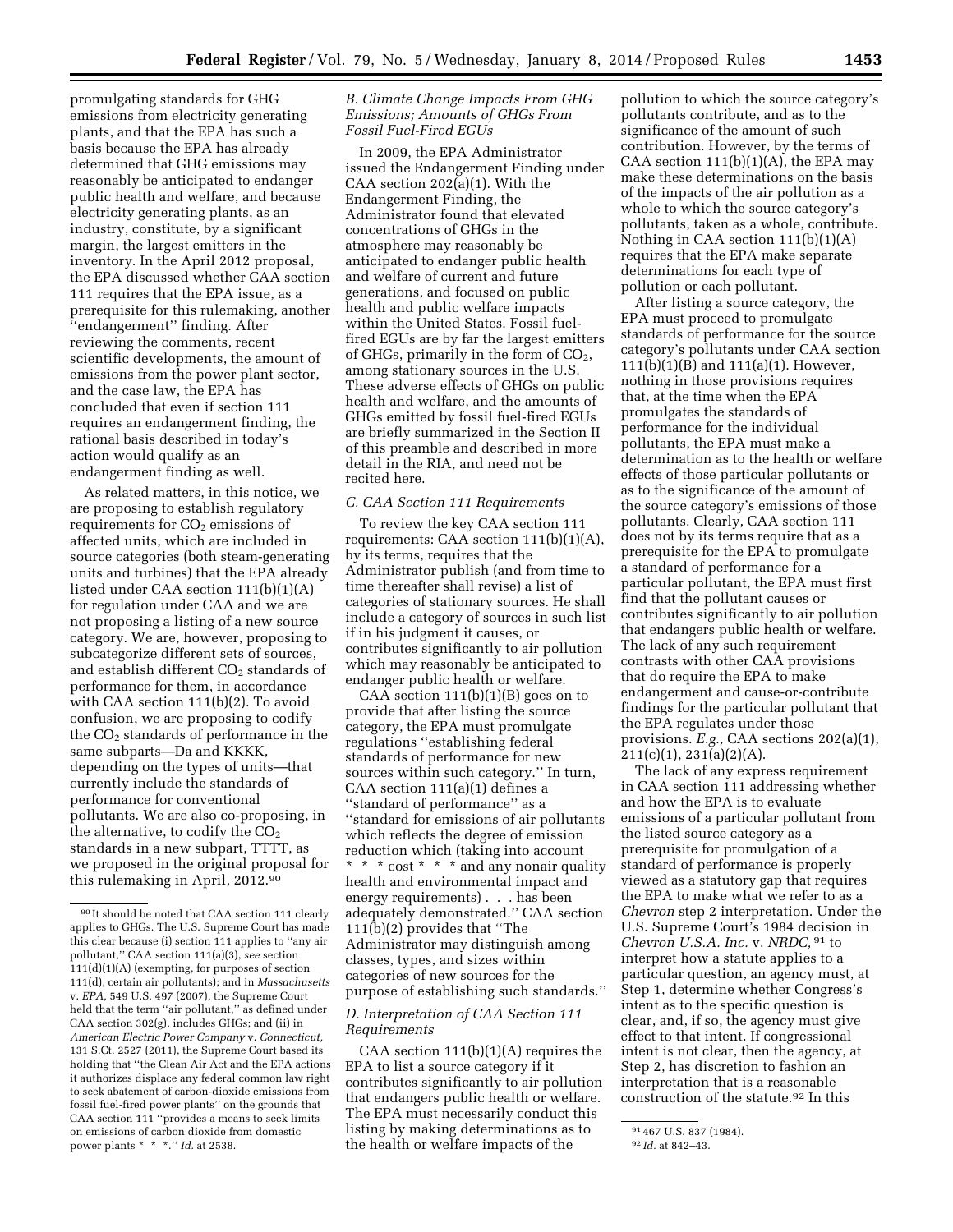promulgating standards for GHG emissions from electricity generating plants, and that the EPA has such a basis because the EPA has already determined that GHG emissions may reasonably be anticipated to endanger public health and welfare, and because electricity generating plants, as an industry, constitute, by a significant margin, the largest emitters in the inventory. In the April 2012 proposal, the EPA discussed whether CAA section 111 requires that the EPA issue, as a prerequisite for this rulemaking, another ''endangerment'' finding. After reviewing the comments, recent scientific developments, the amount of emissions from the power plant sector, and the case law, the EPA has concluded that even if section 111 requires an endangerment finding, the rational basis described in today's action would qualify as an endangerment finding as well.

As related matters, in this notice, we are proposing to establish regulatory requirements for $CO_2$ emissions of affected units, which are included in source categories (both steam-generating units and turbines) that the EPA already listed under CAA section 111(b)(1)(A) for regulation under CAA and we are not proposing a listing of a new source category. We are, however, proposing to subcategorize different sets of sources, and establish different $CO_2$ standards of performance for them, in accordance with CAA section 111(b)(2). To avoid confusion, we are proposing to codify the $CO_2$ standards of performance in the same subparts—Da and KKKK, depending on the types of units—that currently include the standards of performance for conventional pollutants. We are also co-proposing, in the alternative, to codify the $CO_2$ standards in a new subpart, TTTT, as we proposed in the original proposal for this rulemaking in April, 2012.[90]

### B. Climate Change Impacts From GHG Emissions; Amounts of GHGs From Fossil Fuel-Fired EGUs

In 2009, the EPA Administrator issued the Endangerment Finding under CAA section 202(a)(1). With the Endangerment Finding, the Administrator found that elevated concentrations of GHGs in the atmosphere may reasonably be anticipated to endanger public health and welfare of current and future generations, and focused on public health and public welfare impacts within the United States. Fossil fuel-fired EGUs are by far the largest emitters of GHGs, primarily in the form of $CO_2$, among stationary sources in the U.S. These adverse effects of GHGs on public health and welfare, and the amounts of GHGs emitted by fossil fuel-fired EGUs are briefly summarized in the Section II of this preamble and described in more detail in the RIA, and need not be recited here.

### C. CAA Section 111 Requirements

To review the key CAA section 111 requirements: CAA section 111(b)(1)(A), by its terms, requires that the Administrator publish (and from time to time thereafter shall revise) a list of categories of stationary sources. He shall include a category of sources in such list if in his judgment it causes, or contributes significantly to air pollution which may reasonably be anticipated to endanger public health or welfare.

CAA section 111(b)(1)(B) goes on to provide that after listing the source category, the EPA must promulgate regulations ''establishing federal standards of performance for new sources within such category.'' In turn, CAA section 111(a)(1) defines a ''standard of performance'' as a ''standard for emissions of air pollutants which reflects the degree of emission reduction which (taking into account * * * cost * * * and any nonair quality health and environmental impact and energy requirements) . . . has been adequately demonstrated.'' CAA section 111(b)(2) provides that ''The Administrator may distinguish among classes, types, and sizes within categories of new sources for the purpose of establishing such standards.''

### D. Interpretation of CAA Section 111 Requirements

CAA section 111(b)(1)(A) requires the EPA to list a source category if it contributes significantly to air pollution that endangers public health or welfare. The EPA must necessarily conduct this listing by making determinations as to the health or welfare impacts of the pollution to which the source category's pollutants contribute, and as to the significance of the amount of such contribution. However, by the terms of CAA section 111(b)(1)(A), the EPA may make these determinations on the basis of the impacts of the air pollution as a whole to which the source category's pollutants, taken as a whole, contribute. Nothing in CAA section 111(b)(1)(A) requires that the EPA make separate determinations for each type of pollution or each pollutant.

After listing a source category, the EPA must proceed to promulgate standards of performance for the source category's pollutants under CAA section 111(b)(1)(B) and 111(a)(1). However, nothing in those provisions requires that, at the time when the EPA promulgates the standards of performance for the individual pollutants, the EPA must make a determination as to the health or welfare effects of those particular pollutants or as to the significance of the amount of the source category's emissions of those pollutants. Clearly, CAA section 111 does not by its terms require that as a prerequisite for the EPA to promulgate a standard of performance for a particular pollutant, the EPA must first find that the pollutant causes or contributes significantly to air pollution that endangers public health or welfare. The lack of any such requirement contrasts with other CAA provisions that do require the EPA to make endangerment and cause-or-contribute findings for the particular pollutant that the EPA regulates under those provisions. *E.g.,* CAA sections 202(a)(1), 211(c)(1), 231(a)(2)(A).

The lack of any express requirement in CAA section 111 addressing whether and how the EPA is to evaluate emissions of a particular pollutant from the listed source category as a prerequisite for promulgation of a standard of performance is properly viewed as a statutory gap that requires the EPA to make what we refer to as a *Chevron* step 2 interpretation. Under the U.S. Supreme Court's 1984 decision in *Chevron U.S.A. Inc.* v. *NRDC,*[91] to interpret how a statute applies to a particular question, an agency must, at Step 1, determine whether Congress's intent as to the specific question is clear, and, if so, the agency must give effect to that intent. If congressional intent is not clear, then the agency, at Step 2, has discretion to fashion an interpretation that is a reasonable construction of the statute.[92] In this

---

[90] It should be noted that CAA section 111 clearly applies to GHGs. The U.S. Supreme Court has made this clear because (i) section 111 applies to ''any air pollutant,'' CAA section 111(a)(3), *see* section 111(d)(1)(A) (exempting, for purposes of section 111(d), certain air pollutants); and in *Massachusetts* v. *EPA,* 549 U.S. 497 (2007), the Supreme Court held that the term ''air pollutant,'' as defined under CAA section 302(g), includes GHGs; and (ii) in *American Electric Power Company* v. *Connecticut,* 131 S.Ct. 2527 (2011), the Supreme Court based its holding that ''the Clean Air Act and the EPA actions it authorizes displace any federal common law right to seek abatement of carbon-dioxide emissions from fossil fuel-fired power plants'' on the grounds that CAA section 111 ''provides a means to seek limits on emissions of carbon dioxide from domestic power plants * * *.'' *Id.* at 2538.

[91] 467 U.S. 837 (1984).

[92] *Id.* at 842–43.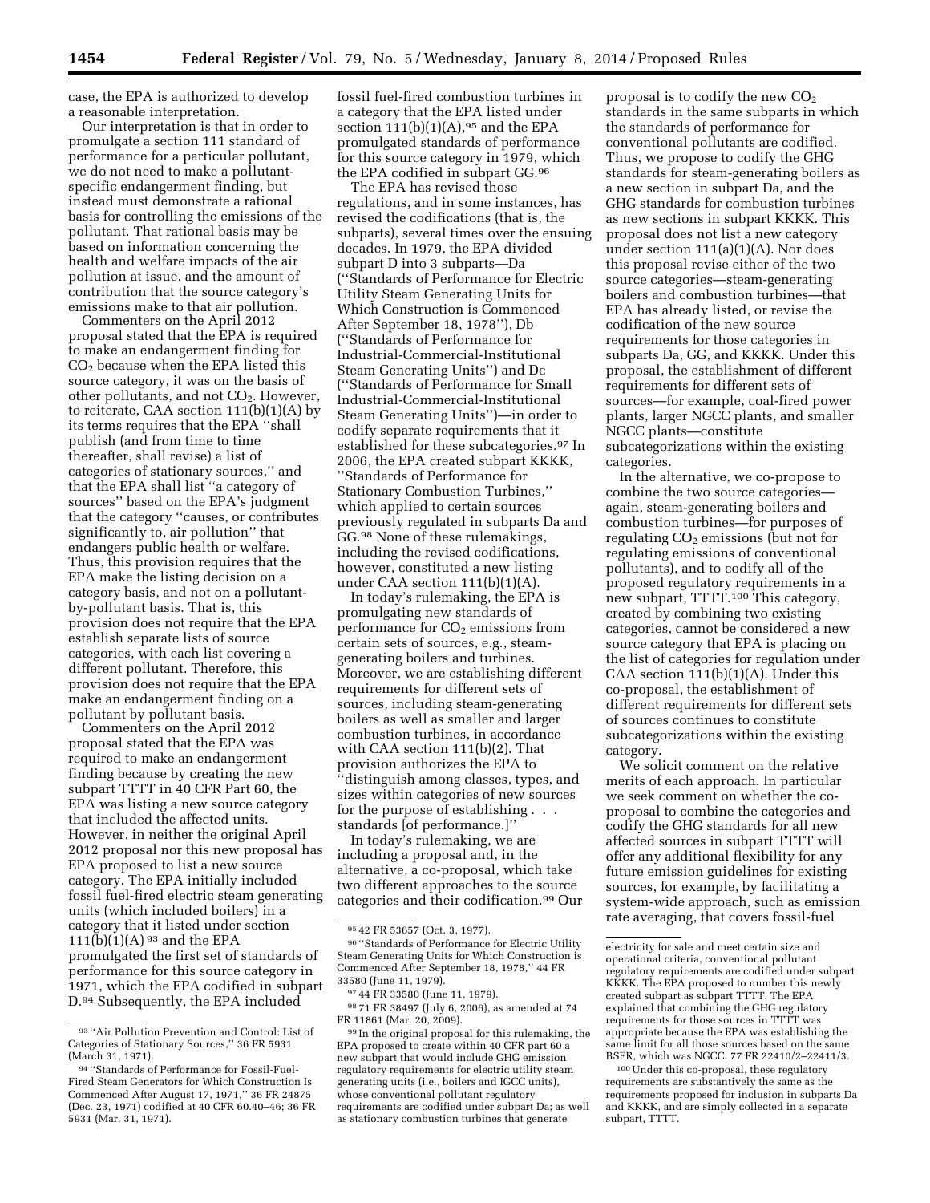case, the EPA is authorized to develop a reasonable interpretation.

Our interpretation is that in order to promulgate a section 111 standard of performance for a particular pollutant, we do not need to make a pollutant-specific endangerment finding, but instead must demonstrate a rational basis for controlling the emissions of the pollutant. That rational basis may be based on information concerning the health and welfare impacts of the air pollution at issue, and the amount of contribution that the source category's emissions make to that air pollution.

Commenters on the April 2012 proposal stated that the EPA is required to make an endangerment finding for $CO_2$ because when the EPA listed this source category, it was on the basis of other pollutants, and not $CO_2$. However, to reiterate, CAA section 111(b)(1)(A) by its terms requires that the EPA ''shall publish (and from time to time thereafter, shall revise) a list of categories of stationary sources,'' and that the EPA shall list ''a category of sources'' based on the EPA's judgment that the category ''causes, or contributes significantly to, air pollution'' that endangers public health or welfare. Thus, this provision requires that the EPA make the listing decision on a category basis, and not on a pollutant-by-pollutant basis. That is, this provision does not require that the EPA establish separate lists of source categories, with each list covering a different pollutant. Therefore, this provision does not require that the EPA make an endangerment finding on a pollutant by pollutant basis.

Commenters on the April 2012 proposal stated that the EPA was required to make an endangerment finding because by creating the new subpart TTTT in 40 CFR Part 60, the EPA was listing a new source category that included the affected units. However, in neither the original April 2012 proposal nor this new proposal has EPA proposed to list a new source category. The EPA initially included fossil fuel-fired electric steam generating units (which included boilers) in a category that it listed under section 111(b)(1)(A) [93] and the EPA promulgated the first set of standards of performance for this source category in 1971, which the EPA codified in subpart D.[94] Subsequently, the EPA included fossil fuel-fired combustion turbines in a category that the EPA listed under section 111(b)(1)(A),[95] and the EPA promulgated standards of performance for this source category in 1979, which the EPA codified in subpart GG.[96]

The EPA has revised those regulations, and in some instances, has revised the codifications (that is, the subparts), several times over the ensuing decades. In 1979, the EPA divided subpart D into 3 subparts—Da (''Standards of Performance for Electric Utility Steam Generating Units for Which Construction is Commenced After September 18, 1978''), Db (''Standards of Performance for Industrial-Commercial-Institutional Steam Generating Units'') and Dc (''Standards of Performance for Small Industrial-Commercial-Institutional Steam Generating Units'')—in order to codify separate requirements that it established for these subcategories.[97] In 2006, the EPA created subpart KKKK, ''Standards of Performance for Stationary Combustion Turbines,'' which applied to certain sources previously regulated in subparts Da and GG.[98] None of these rulemakings, including the revised codifications, however, constituted a new listing under CAA section 111(b)(1)(A).

In today's rulemaking, the EPA is promulgating new standards of performance for $CO_2$ emissions from certain sets of sources, e.g., steam-generating boilers and turbines. Moreover, we are establishing different requirements for different sets of sources, including steam-generating boilers as well as smaller and larger combustion turbines, in accordance with CAA section 111(b)(2). That provision authorizes the EPA to ''distinguish among classes, types, and sizes within categories of new sources for the purpose of establishing . . . standards [of performance.]''

In today's rulemaking, we are including a proposal and, in the alternative, a co-proposal, which take two different approaches to the source categories and their codification.[99] Our proposal is to codify the new $CO_2$ standards in the same subparts in which the standards of performance for conventional pollutants are codified. Thus, we propose to codify the GHG standards for steam-generating boilers as a new section in subpart Da, and the GHG standards for combustion turbines as new sections in subpart KKKK. This proposal does not list a new category under section 111(a)(1)(A). Nor does this proposal revise either of the two source categories—steam-generating boilers and combustion turbines—that EPA has already listed, or revise the codification of the new source requirements for those categories in subparts Da, GG, and KKKK. Under this proposal, the establishment of different requirements for different sets of sources—for example, coal-fired power plants, larger NGCC plants, and smaller NGCC plants—constitute subcategorizations within the existing categories.

In the alternative, we co-propose to combine the two source categories—again, steam-generating boilers and combustion turbines—for purposes of regulating $CO_2$ emissions (but not for regulating emissions of conventional pollutants), and to codify all of the proposed regulatory requirements in a new subpart, TTTT.[100] This category, created by combining two existing categories, cannot be considered a new source category that EPA is placing on the list of categories for regulation under CAA section 111(b)(1)(A). Under this co-proposal, the establishment of different requirements for different sets of sources continues to constitute subcategorizations within the existing category.

We solicit comment on the relative merits of each approach. In particular we seek comment on whether the co-proposal to combine the categories and codify the GHG standards for all new affected sources in subpart TTTT will offer any additional flexibility for any future emission guidelines for existing sources, for example, by facilitating a system-wide approach, such as emission rate averaging, that covers fossil-fuel

---

[93] ''Air Pollution Prevention and Control: List of Categories of Stationary Sources,'' 36 FR 5931 (March 31, 1971).

[94] ''Standards of Performance for Fossil-Fuel-Fired Steam Generators for Which Construction Is Commenced After August 17, 1971,'' 36 FR 24875 (Dec. 23, 1971) codified at 40 CFR 60.40–46; 36 FR 5931 (Mar. 31, 1971).

[95] 42 FR 53657 (Oct. 3, 1977).

[96] ''Standards of Performance for Electric Utility Steam Generating Units for Which Construction is Commenced After September 18, 1978,'' 44 FR 33580 (June 11, 1979).

[97] 44 FR 33580 (June 11, 1979).

[98] 71 FR 38497 (July 6, 2006), as amended at 74 FR 11861 (Mar. 20, 2009).

[99] In the original proposal for this rulemaking, the EPA proposed to create within 40 CFR part 60 a new subpart that would include GHG emission regulatory requirements for electric utility steam generating units (i.e., boilers and IGCC units), whose conventional pollutant regulatory requirements are codified under subpart Da; as well as stationary combustion turbines that generate electricity for sale and meet certain size and operational criteria, conventional pollutant regulatory requirements are codified under subpart KKKK. The EPA proposed to number this newly created subpart as subpart TTTT. The EPA explained that combining the GHG regulatory requirements for those sources in TTTT was appropriate because the EPA was establishing the same limit for all those sources based on the same BSER, which was NGCC. 77 FR 22410/2–22411/3.

[100] Under this co-proposal, these regulatory requirements are substantively the same as the requirements proposed for inclusion in subparts Da and KKKK, and are simply collected in a separate subpart, TTTT.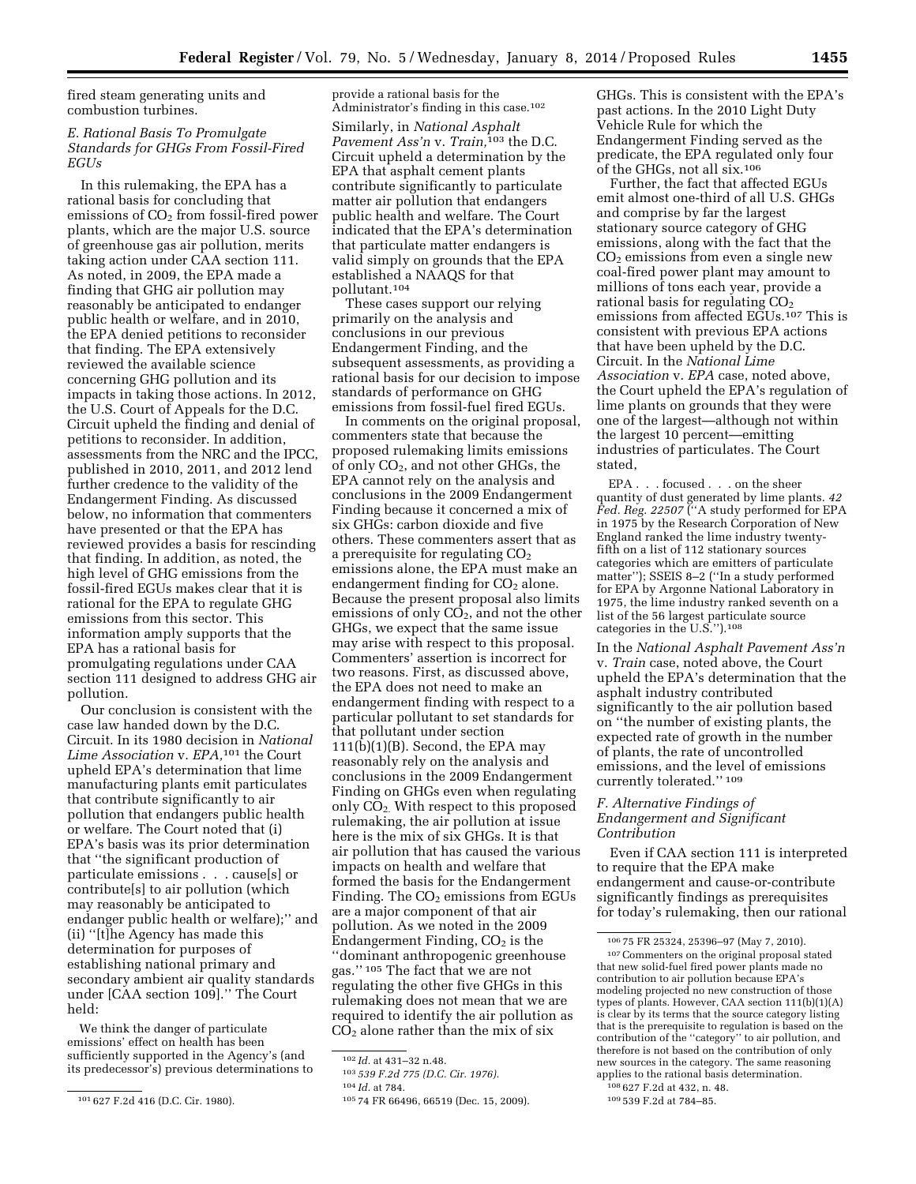fired steam generating units and combustion turbines.

### E. Rational Basis To Promulgate Standards for GHGs From Fossil-Fired EGUs

In this rulemaking, the EPA has a rational basis for concluding that emissions of $CO_2$ from fossil-fired power plants, which are the major U.S. source of greenhouse gas air pollution, merits taking action under CAA section 111. As noted, in 2009, the EPA made a finding that GHG air pollution may reasonably be anticipated to endanger public health or welfare, and in 2010, the EPA denied petitions to reconsider that finding. The EPA extensively reviewed the available science concerning GHG pollution and its impacts in taking those actions. In 2012, the U.S. Court of Appeals for the D.C. Circuit upheld the finding and denial of petitions to reconsider. In addition, assessments from the NRC and the IPCC, published in 2010, 2011, and 2012 lend further credence to the validity of the Endangerment Finding. As discussed below, no information that commenters have presented or that the EPA has reviewed provides a basis for rescinding that finding. In addition, as noted, the high level of GHG emissions from the fossil-fired EGUs makes clear that it is rational for the EPA to regulate GHG emissions from this sector. This information amply supports that the EPA has a rational basis for promulgating regulations under CAA section 111 designed to address GHG air pollution.

Our conclusion is consistent with the case law handed down by the D.C. Circuit. In its 1980 decision in *National Lime Association* v. *EPA*,[101] the Court upheld EPA's determination that lime manufacturing plants emit particulates that contribute significantly to air pollution that endangers public health or welfare. The Court noted that (i) EPA's basis was its prior determination that ''the significant production of particulate emissions . . . cause[s] or contribute[s] to air pollution (which may reasonably be anticipated to endanger public health or welfare);'' and (ii) ''[t]he Agency has made this determination for purposes of establishing national primary and secondary ambient air quality standards under [CAA section 109].'' The Court held:

> We think the danger of particulate emissions' effect on health has been sufficiently supported in the Agency's (and its predecessor's) previous determinations to provide a rational basis for the Administrator's finding in this case.[102]

Similarly, in *National Asphalt Pavement Ass'n* v. *Train*,[103] the D.C. Circuit upheld a determination by the EPA that asphalt cement plants contribute significantly to particulate matter air pollution that endangers public health and welfare. The Court indicated that the EPA's determination that particulate matter endangers is valid simply on grounds that the EPA established a NAAQS for that pollutant.[104]

These cases support our relying primarily on the analysis and conclusions in our previous Endangerment Finding, and the subsequent assessments, as providing a rational basis for our decision to impose standards of performance on GHG emissions from fossil-fuel fired EGUs.

In comments on the original proposal, commenters state that because the proposed rulemaking limits emissions of only $CO_2$, and not other GHGs, the EPA cannot rely on the analysis and conclusions in the 2009 Endangerment Finding because it concerned a mix of six GHGs: carbon dioxide and five others. These commenters assert that as a prerequisite for regulating $CO_2$ emissions alone, the EPA must make an endangerment finding for $CO_2$ alone. Because the present proposal also limits emissions of only $CO_2$, and not the other GHGs, we expect that the same issue may arise with respect to this proposal. Commenters' assertion is incorrect for two reasons. First, as discussed above, the EPA does not need to make an endangerment finding with respect to a particular pollutant to set standards for that pollutant under section 111(b)(1)(B). Second, the EPA may reasonably rely on the analysis and conclusions in the 2009 Endangerment Finding on GHGs even when regulating only $CO_2$. With respect to this proposed rulemaking, the air pollution at issue here is the mix of six GHGs. It is that air pollution that has caused the various impacts on health and welfare that formed the basis for the Endangerment Finding. The $CO_2$ emissions from EGUs are a major component of that air pollution. As we noted in the 2009 Endangerment Finding, $CO_2$ is the ''dominant anthropogenic greenhouse gas.''[105] The fact that we are not regulating the other five GHGs in this rulemaking does not mean that we are required to identify the air pollution as $CO_2$ alone rather than the mix of six GHGs. This is consistent with the EPA's past actions. In the 2010 Light Duty Vehicle Rule for which the Endangerment Finding served as the predicate, the EPA regulated only four of the GHGs, not all six.[106]

Further, the fact that affected EGUs emit almost one-third of all U.S. GHGs and comprise by far the largest stationary source category of GHG emissions, along with the fact that the $CO_2$ emissions from even a single new coal-fired power plant may amount to millions of tons each year, provide a rational basis for regulating $CO_2$ emissions from affected EGUs.[107] This is consistent with previous EPA actions that have been upheld by the D.C. Circuit. In the *National Lime Association* v. *EPA* case, noted above, the Court upheld the EPA's regulation of lime plants on grounds that they were one of the largest—although not within the largest 10 percent—emitting industries of particulates. The Court stated,

> EPA . . . focused . . . on the sheer quantity of dust generated by lime plants. *42 Fed. Reg. 22507* (''A study performed for EPA in 1975 by the Research Corporation of New England ranked the lime industry twenty-fifth on a list of 112 stationary sources categories which are emitters of particulate matter''); SSEIS 8–2 (''In a study performed for EPA by Argonne National Laboratory in 1975, the lime industry ranked seventh on a list of the 56 largest particulate source categories in the U.S.'').[108]

In the *National Asphalt Pavement Ass'n* v. *Train* case, noted above, the Court upheld the EPA's determination that the asphalt industry contributed significantly to the air pollution based on ''the number of existing plants, the expected rate of growth in the number of plants, the rate of uncontrolled emissions, and the level of emissions currently tolerated.''[109]

### F. Alternative Findings of Endangerment and Significant Contribution

Even if CAA section 111 is interpreted to require that the EPA make endangerment and cause-or-contribute significantly findings as prerequisites for today's rulemaking, then our rational

---

[101] 627 F.2d 416 (D.C. Cir. 1980).

[102] *Id.* at 431–32 n.48.

[103] *539 F.2d 775 (D.C. Cir. 1976).*

[104] *Id.* at 784.

[105] 74 FR 66496, 66519 (Dec. 15, 2009).

[106] 75 FR 25324, 25396–97 (May 7, 2010).

[107] Commenters on the original proposal stated that new solid-fuel fired power plants made no contribution to air pollution because EPA's modeling projected no new construction of those types of plants. However, CAA section 111(b)(1)(A) is clear by its terms that the source category listing that is the prerequisite to regulation is based on the contribution of the ''category'' to air pollution, and therefore is not based on the contribution of only new sources in the category. The same reasoning applies to the rational basis determination.

[108] 627 F.2d at 432, n. 48.

[109] 539 F.2d at 784–85.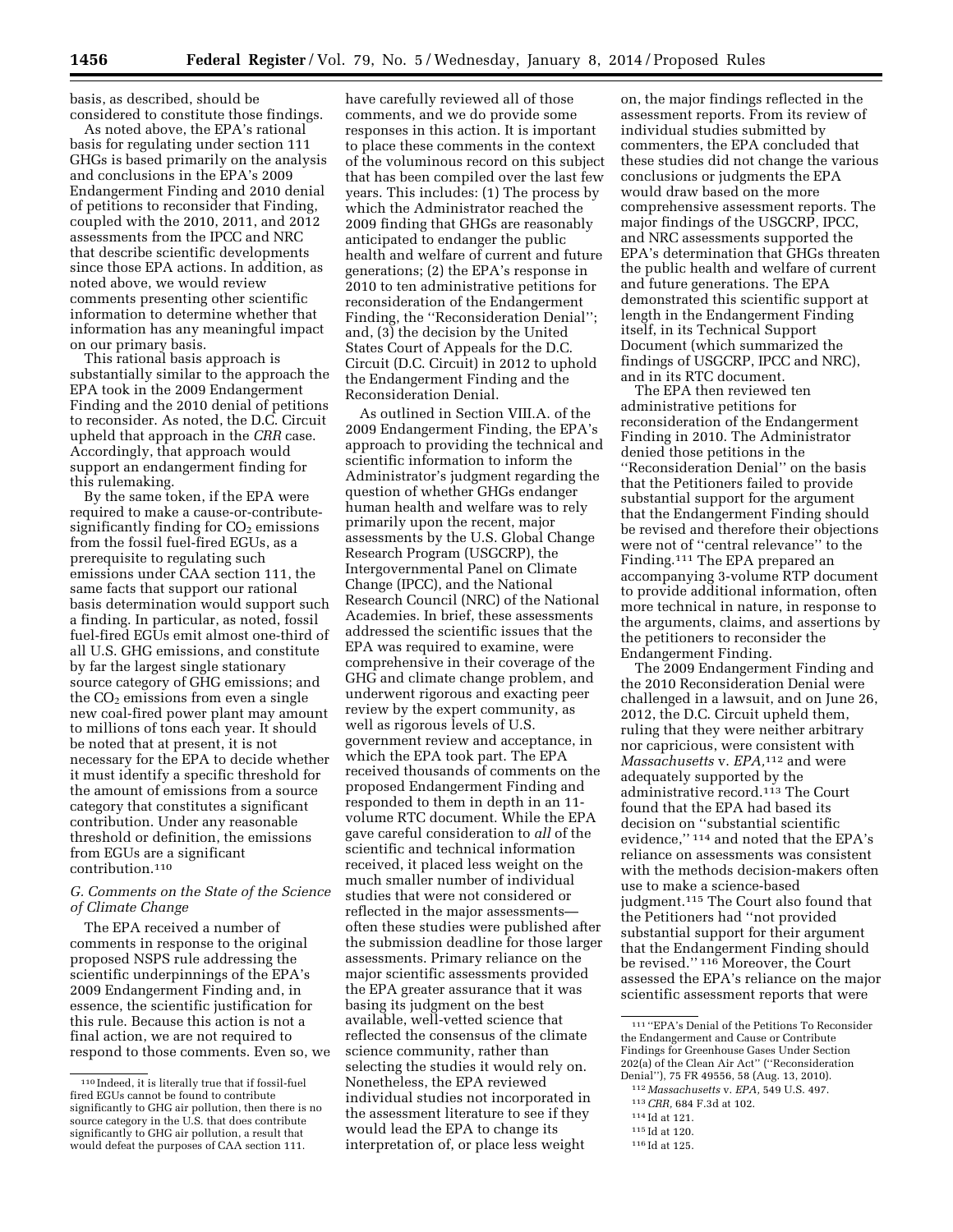basis, as described, should be considered to constitute those findings.

As noted above, the EPA's rational basis for regulating under section 111 GHGs is based primarily on the analysis and conclusions in the EPA's 2009 Endangerment Finding and 2010 denial of petitions to reconsider that Finding, coupled with the 2010, 2011, and 2012 assessments from the IPCC and NRC that describe scientific developments since those EPA actions. In addition, as noted above, we would review comments presenting other scientific information to determine whether that information has any meaningful impact on our primary basis.

This rational basis approach is substantially similar to the approach the EPA took in the 2009 Endangerment Finding and the 2010 denial of petitions to reconsider. As noted, the D.C. Circuit upheld that approach in the *CRR* case. Accordingly, that approach would support an endangerment finding for this rulemaking.

By the same token, if the EPA were required to make a cause-or-contribute-significantly finding for $CO_2$ emissions from the fossil fuel-fired EGUs, as a prerequisite to regulating such emissions under CAA section 111, the same facts that support our rational basis determination would support such a finding. In particular, as noted, fossil fuel-fired EGUs emit almost one-third of all U.S. GHG emissions, and constitute by far the largest single stationary source category of GHG emissions; and the $CO_2$ emissions from even a single new coal-fired power plant may amount to millions of tons each year. It should be noted that at present, it is not necessary for the EPA to decide whether it must identify a specific threshold for the amount of emissions from a source category that constitutes a significant contribution. Under any reasonable threshold or definition, the emissions from EGUs are a significant contribution.[110]

### G. Comments on the State of the Science of Climate Change

The EPA received a number of comments in response to the original proposed NSPS rule addressing the scientific underpinnings of the EPA's 2009 Endangerment Finding and, in essence, the scientific justification for this rule. Because this action is not a final action, we are not required to respond to those comments. Even so, we have carefully reviewed all of those comments, and we do provide some responses in this action. It is important to place these comments in the context of the voluminous record on this subject that has been compiled over the last few years. This includes: (1) The process by which the Administrator reached the 2009 finding that GHGs are reasonably anticipated to endanger the public health and welfare of current and future generations; (2) the EPA's response in 2010 to ten administrative petitions for reconsideration of the Endangerment Finding, the ''Reconsideration Denial''; and, (3) the decision by the United States Court of Appeals for the D.C. Circuit (D.C. Circuit) in 2012 to uphold the Endangerment Finding and the Reconsideration Denial.

As outlined in Section VIII.A. of the 2009 Endangerment Finding, the EPA's approach to providing the technical and scientific information to inform the Administrator's judgment regarding the question of whether GHGs endanger human health and welfare was to rely primarily upon the recent, major assessments by the U.S. Global Change Research Program (USGCRP), the Intergovernmental Panel on Climate Change (IPCC), and the National Research Council (NRC) of the National Academies. In brief, these assessments addressed the scientific issues that the EPA was required to examine, were comprehensive in their coverage of the GHG and climate change problem, and underwent rigorous and exacting peer review by the expert community, as well as rigorous levels of U.S. government review and acceptance, in which the EPA took part. The EPA received thousands of comments on the proposed Endangerment Finding and responded to them in depth in an 11-volume RTC document. While the EPA gave careful consideration to *all* of the scientific and technical information received, it placed less weight on the much smaller number of individual studies that were not considered or reflected in the major assessments—often these studies were published after the submission deadline for those larger assessments. Primary reliance on the major scientific assessments provided the EPA greater assurance that it was basing its judgment on the best available, well-vetted science that reflected the consensus of the climate science community, rather than selecting the studies it would rely on. Nonetheless, the EPA reviewed individual studies not incorporated in the assessment literature to see if they would lead the EPA to change its interpretation of, or place less weight on, the major findings reflected in the assessment reports. From its review of individual studies submitted by commenters, the EPA concluded that these studies did not change the various conclusions or judgments the EPA would draw based on the more comprehensive assessment reports. The major findings of the USGCRP, IPCC, and NRC assessments supported the EPA's determination that GHGs threaten the public health and welfare of current and future generations. The EPA demonstrated this scientific support at length in the Endangerment Finding itself, in its Technical Support Document (which summarized the findings of USGCRP, IPCC and NRC), and in its RTC document.

The EPA then reviewed ten administrative petitions for reconsideration of the Endangerment Finding in 2010. The Administrator denied those petitions in the ''Reconsideration Denial'' on the basis that the Petitioners failed to provide substantial support for the argument that the Endangerment Finding should be revised and therefore their objections were not of ''central relevance'' to the Finding.[111] The EPA prepared an accompanying 3-volume RTP document to provide additional information, often more technical in nature, in response to the arguments, claims, and assertions by the petitioners to reconsider the Endangerment Finding.

The 2009 Endangerment Finding and the 2010 Reconsideration Denial were challenged in a lawsuit, and on June 26, 2012, the D.C. Circuit upheld them, ruling that they were neither arbitrary nor capricious, were consistent with *Massachusetts* v. *EPA*,[112] and were adequately supported by the administrative record.[113] The Court found that the EPA had based its decision on ''substantial scientific evidence,'' [114] and noted that the EPA's reliance on assessments was consistent with the methods decision-makers often use to make a science-based judgment.[115] The Court also found that the Petitioners had ''not provided substantial support for their argument that the Endangerment Finding should be revised.'' [116] Moreover, the Court assessed the EPA's reliance on the major scientific assessment reports that were

---

[110] Indeed, it is literally true that if fossil-fuel fired EGUs cannot be found to contribute significantly to GHG air pollution, then there is no source category in the U.S. that does contribute significantly to GHG air pollution, a result that would defeat the purposes of CAA section 111.

[111] ''EPA's Denial of the Petitions To Reconsider the Endangerment and Cause or Contribute Findings for Greenhouse Gases Under Section 202(a) of the Clean Air Act'' (''Reconsideration Denial''), 75 FR 49556, 58 (Aug. 13, 2010).

[112] *Massachusetts* v. *EPA*, 549 U.S. 497.

[113] *CRR,* 684 F.3d at 102.

[114] Id at 121.

[115] Id at 120.

[116] Id at 125.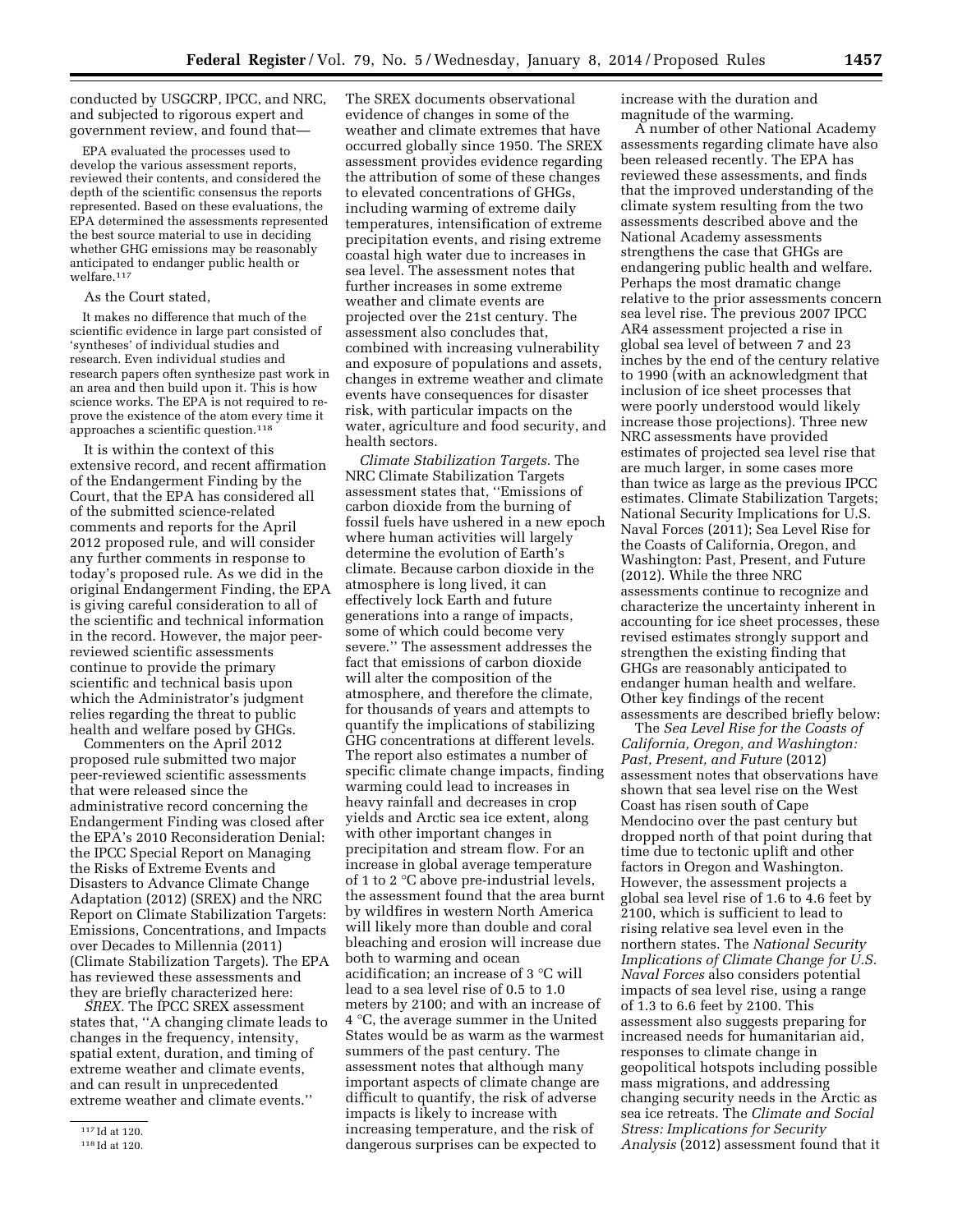conducted by USGCRP, IPCC, and NRC, and subjected to rigorous expert and government review, and found that—

> EPA evaluated the processes used to develop the various assessment reports, reviewed their contents, and considered the depth of the scientific consensus the reports represented. Based on these evaluations, the EPA determined the assessments represented the best source material to use in deciding whether GHG emissions may be reasonably anticipated to endanger public health or welfare.[117]

As the Court stated,

> It makes no difference that much of the scientific evidence in large part consisted of 'syntheses' of individual studies and research. Even individual studies and research papers often synthesize past work in an area and then build upon it. This is how science works. The EPA is not required to re-prove the existence of the atom every time it approaches a scientific question.[118]

It is within the context of this extensive record, and recent affirmation of the Endangerment Finding by the Court, that the EPA has considered all of the submitted science-related comments and reports for the April 2012 proposed rule, and will consider any further comments in response to today's proposed rule. As we did in the original Endangerment Finding, the EPA is giving careful consideration to all of the scientific and technical information in the record. However, the major peer-reviewed scientific assessments continue to provide the primary scientific and technical basis upon which the Administrator's judgment relies regarding the threat to public health and welfare posed by GHGs.

Commenters on the April 2012 proposed rule submitted two major peer-reviewed scientific assessments that were released since the administrative record concerning the Endangerment Finding was closed after the EPA's 2010 Reconsideration Denial: the IPCC Special Report on Managing the Risks of Extreme Events and Disasters to Advance Climate Change Adaptation (2012) (SREX) and the NRC Report on Climate Stabilization Targets: Emissions, Concentrations, and Impacts over Decades to Millennia (2011) (Climate Stabilization Targets). The EPA has reviewed these assessments and they are briefly characterized here:

*SREX.* The IPCC SREX assessment states that, ''A changing climate leads to changes in the frequency, intensity, spatial extent, duration, and timing of extreme weather and climate events, and can result in unprecedented extreme weather and climate events.'' The SREX documents observational evidence of changes in some of the weather and climate extremes that have occurred globally since 1950. The SREX assessment provides evidence regarding the attribution of some of these changes to elevated concentrations of GHGs, including warming of extreme daily temperatures, intensification of extreme precipitation events, and rising extreme coastal high water due to increases in sea level. The assessment notes that further increases in some extreme weather and climate events are projected over the 21st century. The assessment also concludes that, combined with increasing vulnerability and exposure of populations and assets, changes in extreme weather and climate events have consequences for disaster risk, with particular impacts on the water, agriculture and food security, and health sectors.

*Climate Stabilization Targets.* The NRC Climate Stabilization Targets assessment states that, ''Emissions of carbon dioxide from the burning of fossil fuels have ushered in a new epoch where human activities will largely determine the evolution of Earth's climate. Because carbon dioxide in the atmosphere is long lived, it can effectively lock Earth and future generations into a range of impacts, some of which could become very severe.'' The assessment addresses the fact that emissions of carbon dioxide will alter the composition of the atmosphere, and therefore the climate, for thousands of years and attempts to quantify the implications of stabilizing GHG concentrations at different levels. The report also estimates a number of specific climate change impacts, finding warming could lead to increases in heavy rainfall and decreases in crop yields and Arctic sea ice extent, along with other important changes in precipitation and stream flow. For an increase in global average temperature of 1 to 2 °C above pre-industrial levels, the assessment found that the area burnt by wildfires in western North America will likely more than double and coral bleaching and erosion will increase due both to warming and ocean acidification; an increase of 3 °C will lead to a sea level rise of 0.5 to 1.0 meters by 2100; and with an increase of 4 °C, the average summer in the United States would be as warm as the warmest summers of the past century. The assessment notes that although many important aspects of climate change are difficult to quantify, the risk of adverse impacts is likely to increase with increasing temperature, and the risk of dangerous surprises can be expected to increase with the duration and magnitude of the warming.

A number of other National Academy assessments regarding climate have also been released recently. The EPA has reviewed these assessments, and finds that the improved understanding of the climate system resulting from the two assessments described above and the National Academy assessments strengthens the case that GHGs are endangering public health and welfare. Perhaps the most dramatic change relative to the prior assessments concern sea level rise. The previous 2007 IPCC AR4 assessment projected a rise in global sea level of between 7 and 23 inches by the end of the century relative to 1990 (with an acknowledgment that inclusion of ice sheet processes that were poorly understood would likely increase those projections). Three new NRC assessments have provided estimates of projected sea level rise that are much larger, in some cases more than twice as large as the previous IPCC estimates. Climate Stabilization Targets; National Security Implications for U.S. Naval Forces (2011); Sea Level Rise for the Coasts of California, Oregon, and Washington: Past, Present, and Future (2012). While the three NRC assessments continue to recognize and characterize the uncertainty inherent in accounting for ice sheet processes, these revised estimates strongly support and strengthen the existing finding that GHGs are reasonably anticipated to endanger human health and welfare. Other key findings of the recent assessments are described briefly below:

The *Sea Level Rise for the Coasts of California, Oregon, and Washington: Past, Present, and Future* (2012) assessment notes that observations have shown that sea level rise on the West Coast has risen south of Cape Mendocino over the past century but dropped north of that point during that time due to tectonic uplift and other factors in Oregon and Washington. However, the assessment projects a global sea level rise of 1.6 to 4.6 feet by 2100, which is sufficient to lead to rising relative sea level even in the northern states. The *National Security Implications of Climate Change for U.S. Naval Forces* also considers potential impacts of sea level rise, using a range of 1.3 to 6.6 feet by 2100. This assessment also suggests preparing for increased needs for humanitarian aid, responses to climate change in geopolitical hotspots including possible mass migrations, and addressing changing security needs in the Arctic as sea ice retreats. The *Climate and Social Stress: Implications for Security Analysis* (2012) assessment found that it

---

[117] Id at 120.

[118] Id at 120.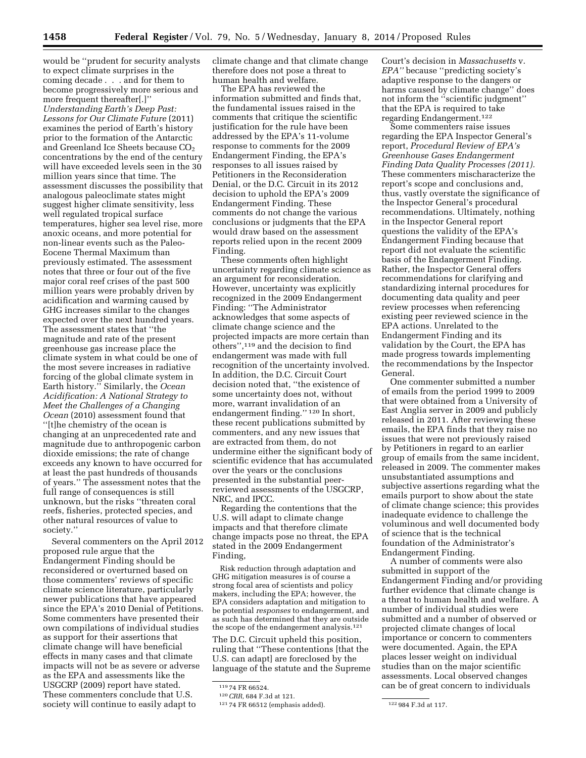would be ''prudent for security analysts to expect climate surprises in the coming decade . . . and for them to become progressively more serious and more frequent thereafter[.]'' *Understanding Earth's Deep Past: Lessons for Our Climate Future* (2011) examines the period of Earth's history prior to the formation of the Antarctic and Greenland Ice Sheets because $CO_2$ concentrations by the end of the century will have exceeded levels seen in the 30 million years since that time. The assessment discusses the possibility that analogous paleoclimate states might suggest higher climate sensitivity, less well regulated tropical surface temperatures, higher sea level rise, more anoxic oceans, and more potential for non-linear events such as the Paleo-Eocene Thermal Maximum than previously estimated. The assessment notes that three or four out of the five major coral reef crises of the past 500 million years were probably driven by acidification and warming caused by GHG increases similar to the changes expected over the next hundred years. The assessment states that ''the magnitude and rate of the present greenhouse gas increase place the climate system in what could be one of the most severe increases in radiative forcing of the global climate system in Earth history.'' Similarly, the *Ocean Acidification: A National Strategy to Meet the Challenges of a Changing Ocean* (2010) assessment found that ''[t]he chemistry of the ocean is changing at an unprecedented rate and magnitude due to anthropogenic carbon dioxide emissions; the rate of change exceeds any known to have occurred for at least the past hundreds of thousands of years.'' The assessment notes that the full range of consequences is still unknown, but the risks ''threaten coral reefs, fisheries, protected species, and other natural resources of value to society.''

Several commenters on the April 2012 proposed rule argue that the Endangerment Finding should be reconsidered or overturned based on those commenters' reviews of specific climate science literature, particularly newer publications that have appeared since the EPA's 2010 Denial of Petitions. Some commenters have presented their own compilations of individual studies as support for their assertions that climate change will have beneficial effects in many cases and that climate impacts will not be as severe or adverse as the EPA and assessments like the USGCRP (2009) report have stated. These commenters conclude that U.S. society will continue to easily adapt to climate change and that climate change therefore does not pose a threat to human health and welfare.

The EPA has reviewed the information submitted and finds that, the fundamental issues raised in the comments that critique the scientific justification for the rule have been addressed by the EPA's 11-volume response to comments for the 2009 Endangerment Finding, the EPA's responses to all issues raised by Petitioners in the Reconsideration Denial, or the D.C. Circuit in its 2012 decision to uphold the EPA's 2009 Endangerment Finding. These comments do not change the various conclusions or judgments that the EPA would draw based on the assessment reports relied upon in the recent 2009 Finding.

These comments often highlight uncertainty regarding climate science as an argument for reconsideration. However, uncertainty was explicitly recognized in the 2009 Endangerment Finding: ''The Administrator acknowledges that some aspects of climate change science and the projected impacts are more certain than others'',[119] and the decision to find endangerment was made with full recognition of the uncertainty involved. In addition, the D.C. Circuit Court decision noted that, ''the existence of some uncertainty does not, without more, warrant invalidation of an endangerment finding.'' [120] In short, these recent publications submitted by commenters, and any new issues that are extracted from them, do not undermine either the significant body of scientific evidence that has accumulated over the years or the conclusions presented in the substantial peer-reviewed assessments of the USGCRP, NRC, and IPCC.

Regarding the contentions that the U.S. will adapt to climate change impacts and that therefore climate change impacts pose no threat, the EPA stated in the 2009 Endangerment Finding,

> Risk reduction through adaptation and GHG mitigation measures is of course a strong focal area of scientists and policy makers, including the EPA; however, the EPA considers adaptation and mitigation to be potential *responses* to endangerment, and as such has determined that they are outside the scope of the endangerment analysis.[121]

The D.C. Circuit upheld this position, ruling that ''These contentions [that the U.S. can adapt] are foreclosed by the language of the statute and the Supreme Court's decision in *Massachusetts* v. *EPA''* because ''predicting society's adaptive response to the dangers or harms caused by climate change'' does not inform the ''scientific judgment'' that the EPA is required to take regarding Endangerment.[122]

Some commenters raise issues regarding the EPA Inspector General's report, *Procedural Review of EPA's Greenhouse Gases Endangerment Finding Data Quality Processes (2011).* These commenters mischaracterize the report's scope and conclusions and, thus, vastly overstate the significance of the Inspector General's procedural recommendations. Ultimately, nothing in the Inspector General report questions the validity of the EPA's Endangerment Finding because that report did not evaluate the scientific basis of the Endangerment Finding. Rather, the Inspector General offers recommendations for clarifying and standardizing internal procedures for documenting data quality and peer review processes when referencing existing peer reviewed science in the EPA actions. Unrelated to the Endangerment Finding and its validation by the Court, the EPA has made progress towards implementing the recommendations by the Inspector General.

One commenter submitted a number of emails from the period 1999 to 2009 that were obtained from a University of East Anglia server in 2009 and publicly released in 2011. After reviewing these emails, the EPA finds that they raise no issues that were not previously raised by Petitioners in regard to an earlier group of emails from the same incident, released in 2009. The commenter makes unsubstantiated assumptions and subjective assertions regarding what the emails purport to show about the state of climate change science; this provides inadequate evidence to challenge the voluminous and well documented body of science that is the technical foundation of the Administrator's Endangerment Finding.

A number of comments were also submitted in support of the Endangerment Finding and/or providing further evidence that climate change is a threat to human health and welfare. A number of individual studies were submitted and a number of observed or projected climate changes of local importance or concern to commenters were documented. Again, the EPA places lesser weight on individual studies than on the major scientific assessments. Local observed changes can be of great concern to individuals

[119] 74 FR 66524.

[120] *CRR,* 684 F.3d at 121.

[121] 74 FR 66512 (emphasis added).

[122] 984 F.3d at 117.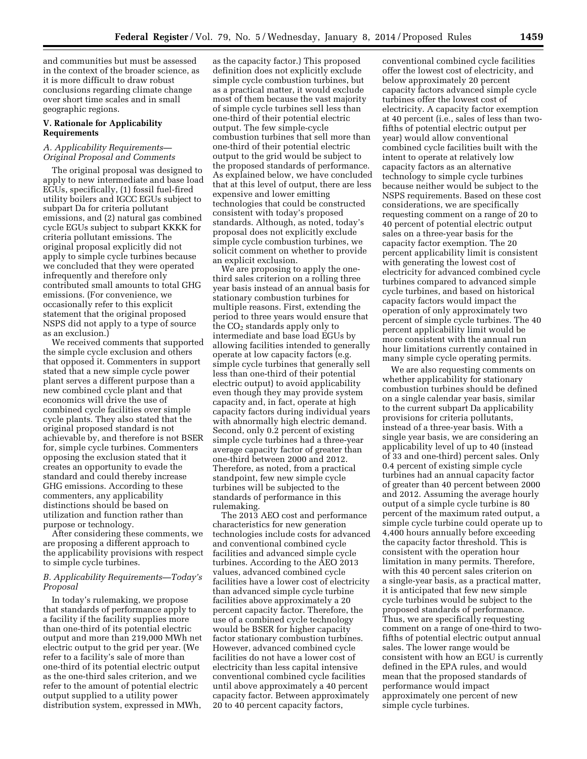and communities but must be assessed in the context of the broader science, as it is more difficult to draw robust conclusions regarding climate change over short time scales and in small geographic regions.

## V. Rationale for Applicability Requirements

### *A. Applicability Requirements—Original Proposal and Comments*

The original proposal was designed to apply to new intermediate and base load EGUs, specifically, (1) fossil fuel-fired utility boilers and IGCC EGUs subject to subpart Da for criteria pollutant emissions, and (2) natural gas combined cycle EGUs subject to subpart KKKK for criteria pollutant emissions. The original proposal explicitly did not apply to simple cycle turbines because we concluded that they were operated infrequently and therefore only contributed small amounts to total GHG emissions. (For convenience, we occasionally refer to this explicit statement that the original proposed NSPS did not apply to a type of source as an exclusion.)

We received comments that supported the simple cycle exclusion and others that opposed it. Commenters in support stated that a new simple cycle power plant serves a different purpose than a new combined cycle plant and that economics will drive the use of combined cycle facilities over simple cycle plants. They also stated that the original proposed standard is not achievable by, and therefore is not BSER for, simple cycle turbines. Commenters opposing the exclusion stated that it creates an opportunity to evade the standard and could thereby increase GHG emissions. According to these commenters, any applicability distinctions should be based on utilization and function rather than purpose or technology.

After considering these comments, we are proposing a different approach to the applicability provisions with respect to simple cycle turbines.

### *B. Applicability Requirements—Today's Proposal*

In today's rulemaking, we propose that standards of performance apply to a facility if the facility supplies more than one-third of its potential electric output and more than 219,000 MWh net electric output to the grid per year. (We refer to a facility's sale of more than one-third of its potential electric output as the one-third sales criterion, and we refer to the amount of potential electric output supplied to a utility power distribution system, expressed in MWh, as the capacity factor.) This proposed definition does not explicitly exclude simple cycle combustion turbines, but as a practical matter, it would exclude most of them because the vast majority of simple cycle turbines sell less than one-third of their potential electric output. The few simple-cycle combustion turbines that sell more than one-third of their potential electric output to the grid would be subject to the proposed standards of performance. As explained below, we have concluded that at this level of output, there are less expensive and lower emitting technologies that could be constructed consistent with today's proposed standards. Although, as noted, today's proposal does not explicitly exclude simple cycle combustion turbines, we solicit comment on whether to provide an explicit exclusion.

We are proposing to apply the one-third sales criterion on a rolling three year basis instead of an annual basis for stationary combustion turbines for multiple reasons. First, extending the period to three years would ensure that the $CO_2$ standards apply only to intermediate and base load EGUs by allowing facilities intended to generally operate at low capacity factors (e.g. simple cycle turbines that generally sell less than one-third of their potential electric output) to avoid applicability even though they may provide system capacity and, in fact, operate at high capacity factors during individual years with abnormally high electric demand. Second, only 0.2 percent of existing simple cycle turbines had a three-year average capacity factor of greater than one-third between 2000 and 2012. Therefore, as noted, from a practical standpoint, few new simple cycle turbines will be subjected to the standards of performance in this rulemaking.

The 2013 AEO cost and performance characteristics for new generation technologies include costs for advanced and conventional combined cycle facilities and advanced simple cycle turbines. According to the AEO 2013 values, advanced combined cycle facilities have a lower cost of electricity than advanced simple cycle turbine facilities above approximately a 20 percent capacity factor. Therefore, the use of a combined cycle technology would be BSER for higher capacity factor stationary combustion turbines. However, advanced combined cycle facilities do not have a lower cost of electricity than less capital intensive conventional combined cycle facilities until above approximately a 40 percent capacity factor. Between approximately 20 to 40 percent capacity factors, conventional combined cycle facilities offer the lowest cost of electricity, and below approximately 20 percent capacity factors advanced simple cycle turbines offer the lowest cost of electricity. A capacity factor exemption at 40 percent (i.e., sales of less than two-fifths of potential electric output per year) would allow conventional combined cycle facilities built with the intent to operate at relatively low capacity factors as an alternative technology to simple cycle turbines because neither would be subject to the NSPS requirements. Based on these cost considerations, we are specifically requesting comment on a range of 20 to 40 percent of potential electric output sales on a three-year basis for the capacity factor exemption. The 20 percent applicability limit is consistent with generating the lowest cost of electricity for advanced combined cycle turbines compared to advanced simple cycle turbines, and based on historical capacity factors would impact the operation of only approximately two percent of simple cycle turbines. The 40 percent applicability limit would be more consistent with the annual run hour limitations currently contained in many simple cycle operating permits.

We are also requesting comments on whether applicability for stationary combustion turbines should be defined on a single calendar year basis, similar to the current subpart Da applicability provisions for criteria pollutants, instead of a three-year basis. With a single year basis, we are considering an applicability level of up to 40 (instead of 33 and one-third) percent sales. Only 0.4 percent of existing simple cycle turbines had an annual capacity factor of greater than 40 percent between 2000 and 2012. Assuming the average hourly output of a simple cycle turbine is 80 percent of the maximum rated output, a simple cycle turbine could operate up to 4,400 hours annually before exceeding the capacity factor threshold. This is consistent with the operation hour limitation in many permits. Therefore, with this 40 percent sales criterion on a single-year basis, as a practical matter, it is anticipated that few new simple cycle turbines would be subject to the proposed standards of performance. Thus, we are specifically requesting comment on a range of one-third to two-fifths of potential electric output annual sales. The lower range would be consistent with how an EGU is currently defined in the EPA rules, and would mean that the proposed standards of performance would impact approximately one percent of new simple cycle turbines.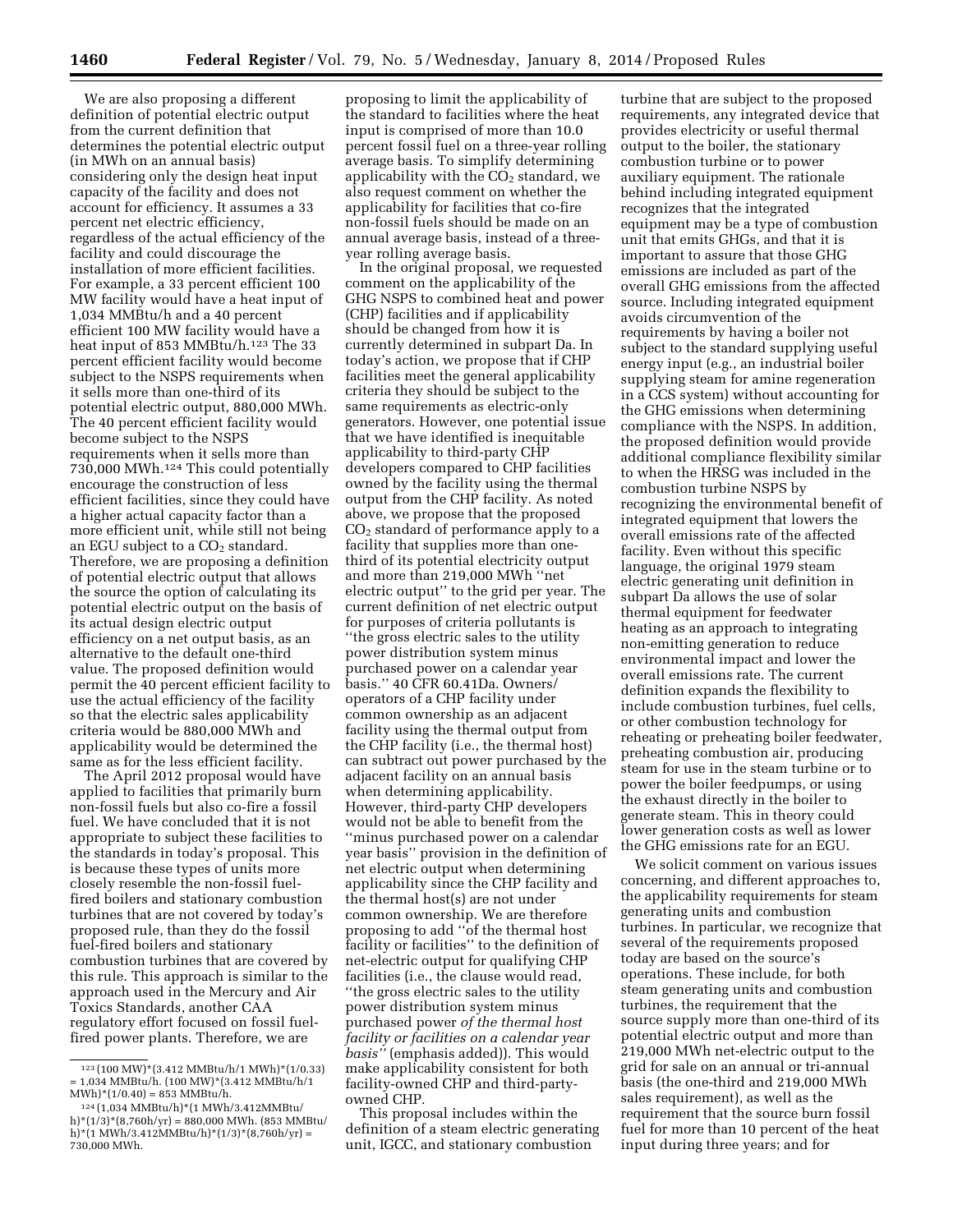We are also proposing a different definition of potential electric output from the current definition that determines the potential electric output (in MWh on an annual basis) considering only the design heat input capacity of the facility and does not account for efficiency. It assumes a 33 percent net electric efficiency, regardless of the actual efficiency of the facility and could discourage the installation of more efficient facilities. For example, a 33 percent efficient 100 MW facility would have a heat input of 1,034 MMBtu/h and a 40 percent efficient 100 MW facility would have a heat input of 853 MMBtu/h.[123] The 33 percent efficient facility would become subject to the NSPS requirements when it sells more than one-third of its potential electric output, 880,000 MWh. The 40 percent efficient facility would become subject to the NSPS requirements when it sells more than 730,000 MWh.[124] This could potentially encourage the construction of less efficient facilities, since they could have a higher actual capacity factor than a more efficient unit, while still not being an EGU subject to a $CO_2$ standard. Therefore, we are proposing a definition of potential electric output that allows the source the option of calculating its potential electric output on the basis of its actual design electric output efficiency on a net output basis, as an alternative to the default one-third value. The proposed definition would permit the 40 percent efficient facility to use the actual efficiency of the facility so that the electric sales applicability criteria would be 880,000 MWh and applicability would be determined the same as for the less efficient facility.

The April 2012 proposal would have applied to facilities that primarily burn non-fossil fuels but also co-fire a fossil fuel. We have concluded that it is not appropriate to subject these facilities to the standards in today's proposal. This is because these types of units more closely resemble the non-fossil fuel-fired boilers and stationary combustion turbines that are not covered by today's proposed rule, than they do the fossil fuel-fired boilers and stationary combustion turbines that are covered by this rule. This approach is similar to the approach used in the Mercury and Air Toxics Standards, another CAA regulatory effort focused on fossil fuel-fired power plants. Therefore, we are proposing to limit the applicability of the standard to facilities where the heat input is comprised of more than 10.0 percent fossil fuel on a three-year rolling average basis. To simplify determining applicability with the $CO_2$ standard, we also request comment on whether the applicability for facilities that co-fire non-fossil fuels should be made on an annual average basis, instead of a three-year rolling average basis.

In the original proposal, we requested comment on the applicability of the GHG NSPS to combined heat and power (CHP) facilities and if applicability should be changed from how it is currently determined in subpart Da. In today's action, we propose that if CHP facilities meet the general applicability criteria they should be subject to the same requirements as electric-only generators. However, one potential issue that we have identified is inequitable applicability to third-party CHP developers compared to CHP facilities owned by the facility using the thermal output from the CHP facility. As noted above, we propose that the proposed $CO_2$ standard of performance apply to a facility that supplies more than one-third of its potential electricity output and more than 219,000 MWh ''net electric output'' to the grid per year. The current definition of net electric output for purposes of criteria pollutants is ''the gross electric sales to the utility power distribution system minus purchased power on a calendar year basis.'' 40 CFR 60.41Da. Owners/operators of a CHP facility under common ownership as an adjacent facility using the thermal output from the CHP facility (i.e., the thermal host) can subtract out power purchased by the adjacent facility on an annual basis when determining applicability. However, third-party CHP developers would not be able to benefit from the ''minus purchased power on a calendar year basis'' provision in the definition of net electric output when determining applicability since the CHP facility and the thermal host(s) are not under common ownership. We are therefore proposing to add ''of the thermal host facility or facilities'' to the definition of net-electric output for qualifying CHP facilities (i.e., the clause would read, ''the gross electric sales to the utility power distribution system minus purchased power *of the thermal host facility or facilities on a calendar year basis''* (emphasis added)). This would make applicability consistent for both facility-owned CHP and third-party-owned CHP.

This proposal includes within the definition of a steam electric generating unit, IGCC, and stationary combustion turbine that are subject to the proposed requirements, any integrated device that provides electricity or useful thermal output to the boiler, the stationary combustion turbine or to power auxiliary equipment. The rationale behind including integrated equipment recognizes that the integrated equipment may be a type of combustion unit that emits GHGs, and that it is important to assure that those GHG emissions are included as part of the overall GHG emissions from the affected source. Including integrated equipment avoids circumvention of the requirements by having a boiler not subject to the standard supplying useful energy input (e.g., an industrial boiler supplying steam for amine regeneration in a CCS system) without accounting for the GHG emissions when determining compliance with the NSPS. In addition, the proposed definition would provide additional compliance flexibility similar to when the HRSG was included in the combustion turbine NSPS by recognizing the environmental benefit of integrated equipment that lowers the overall emissions rate of the affected facility. Even without this specific language, the original 1979 steam electric generating unit definition in subpart Da allows the use of solar thermal equipment for feedwater heating as an approach to integrating non-emitting generation to reduce environmental impact and lower the overall emissions rate. The current definition expands the flexibility to include combustion turbines, fuel cells, or other combustion technology for reheating or preheating boiler feedwater, preheating combustion air, producing steam for use in the steam turbine or to power the boiler feedpumps, or using the exhaust directly in the boiler to generate steam. This in theory could lower generation costs as well as lower the GHG emissions rate for an EGU.

We solicit comment on various issues concerning, and different approaches to, the applicability requirements for steam generating units and combustion turbines. In particular, we recognize that several of the requirements proposed today are based on the source's operations. These include, for both steam generating units and combustion turbines, the requirement that the source supply more than one-third of its potential electric output and more than 219,000 MWh net-electric output to the grid for sale on an annual or tri-annual basis (the one-third and 219,000 MWh sales requirement), as well as the requirement that the source burn fossil fuel for more than 10 percent of the heat input during three years; and for

---

[123] (100 MW)*(3.412 MMBtu/h/1 MWh)*(1/0.33) = 1,034 MMBtu/h. (100 MW)*(3.412 MMBtu/h/1 MWh)*(1/0.40) = 853 MMBtu/h.

[124] (1,034 MMBtu/h)*(1 MWh/3.412MMBtu/h)*(1/3)*(8,760h/yr) = 880,000 MWh. (853 MMBtu/h)*(1 MWh/3.412MMBtu/h)*(1/3)*(8,760h/yr) = 730,000 MWh.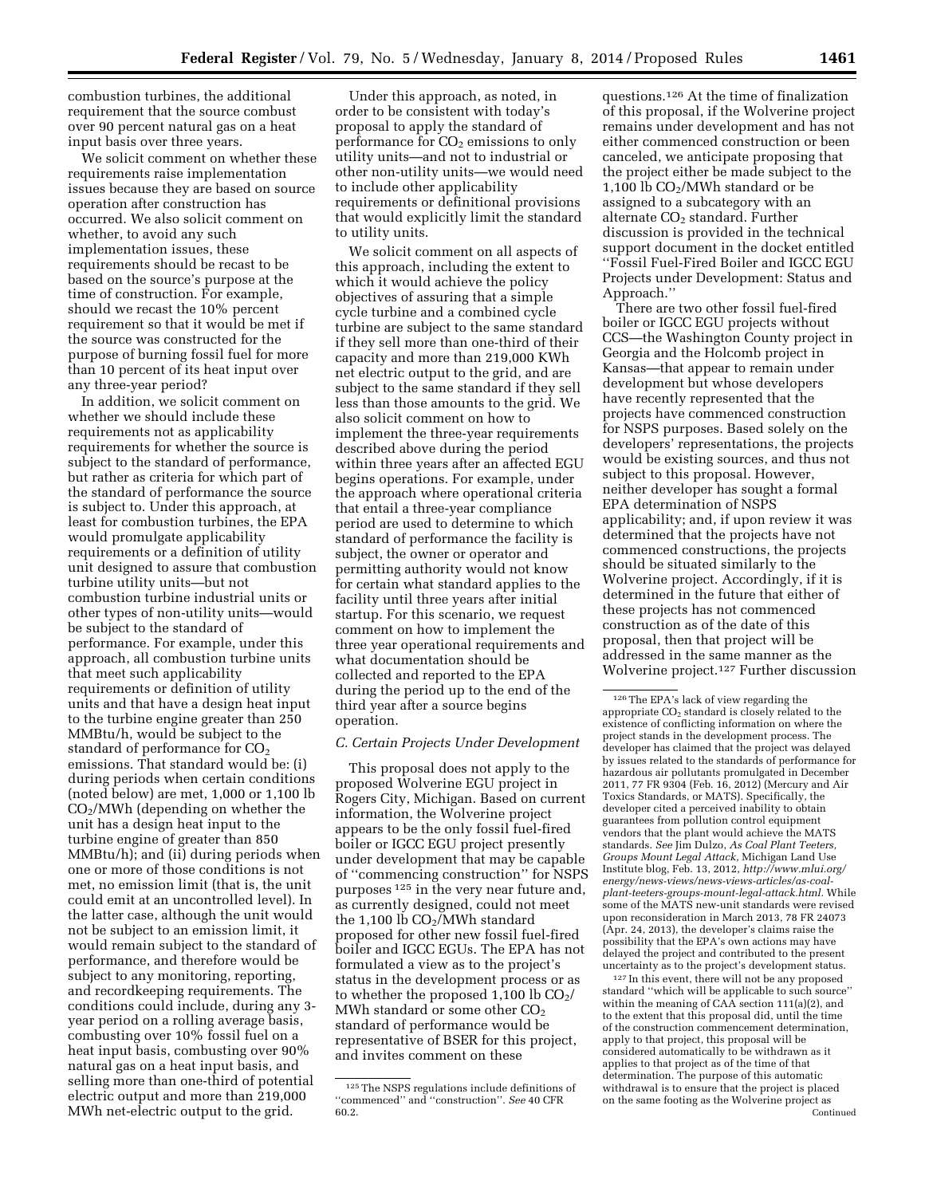combustion turbines, the additional requirement that the source combust over 90 percent natural gas on a heat input basis over three years.

We solicit comment on whether these requirements raise implementation issues because they are based on source operation after construction has occurred. We also solicit comment on whether, to avoid any such implementation issues, these requirements should be recast to be based on the source's purpose at the time of construction. For example, should we recast the 10% percent requirement so that it would be met if the source was constructed for the purpose of burning fossil fuel for more than 10 percent of its heat input over any three-year period?

In addition, we solicit comment on whether we should include these requirements not as applicability requirements for whether the source is subject to the standard of performance, but rather as criteria for which part of the standard of performance the source is subject to. Under this approach, at least for combustion turbines, the EPA would promulgate applicability requirements or a definition of utility unit designed to assure that combustion turbine utility units—but not combustion turbine industrial units or other types of non-utility units—would be subject to the standard of performance. For example, under this approach, all combustion turbine units that meet such applicability requirements or definition of utility units and that have a design heat input to the turbine engine greater than 250 MMBtu/h, would be subject to the standard of performance for $CO_2$ emissions. That standard would be: (i) during periods when certain conditions (noted below) are met, 1,000 or 1,100 lb $CO_2$/MWh (depending on whether the unit has a design heat input to the turbine engine of greater than 850 MMBtu/h); and (ii) during periods when one or more of those conditions is not met, no emission limit (that is, the unit could emit at an uncontrolled level). In the latter case, although the unit would not be subject to an emission limit, it would remain subject to the standard of performance, and therefore would be subject to any monitoring, reporting, and recordkeeping requirements. The conditions could include, during any 3-year period on a rolling average basis, combusting over 10% fossil fuel on a heat input basis, combusting over 90% natural gas on a heat input basis, and selling more than one-third of potential electric output and more than 219,000 MWh net-electric output to the grid.

Under this approach, as noted, in order to be consistent with today's proposal to apply the standard of performance for $CO_2$ emissions to only utility units—and not to industrial or other non-utility units—we would need to include other applicability requirements or definitional provisions that would explicitly limit the standard to utility units.

We solicit comment on all aspects of this approach, including the extent to which it would achieve the policy objectives of assuring that a simple cycle turbine and a combined cycle turbine are subject to the same standard if they sell more than one-third of their capacity and more than 219,000 KWh net electric output to the grid, and are subject to the same standard if they sell less than those amounts to the grid. We also solicit comment on how to implement the three-year requirements described above during the period within three years after an affected EGU begins operations. For example, under the approach where operational criteria that entail a three-year compliance period are used to determine to which standard of performance the facility is subject, the owner or operator and permitting authority would not know for certain what standard applies to the facility until three years after initial startup. For this scenario, we request comment on how to implement the three year operational requirements and what documentation should be collected and reported to the EPA during the period up to the end of the third year after a source begins operation.

### C. Certain Projects Under Development

This proposal does not apply to the proposed Wolverine EGU project in Rogers City, Michigan. Based on current information, the Wolverine project appears to be the only fossil fuel-fired boiler or IGCC EGU project presently under development that may be capable of ''commencing construction'' for NSPS purposes [125] in the very near future and, as currently designed, could not meet the 1,100 lb $CO_2$/MWh standard proposed for other new fossil fuel-fired boiler and IGCC EGUs. The EPA has not formulated a view as to the project's status in the development process or as to whether the proposed 1,100 lb $CO_2$/MWh standard or some other $CO_2$ standard of performance would be representative of BSER for this project, and invites comment on these questions.[126] At the time of finalization of this proposal, if the Wolverine project remains under development and has not either commenced construction or been canceled, we anticipate proposing that the project either be made subject to the 1,100 lb $CO_2$/MWh standard or be assigned to a subcategory with an alternate $CO_2$ standard. Further discussion is provided in the technical support document in the docket entitled ''Fossil Fuel-Fired Boiler and IGCC EGU Projects under Development: Status and Approach.''

There are two other fossil fuel-fired boiler or IGCC EGU projects without CCS—the Washington County project in Georgia and the Holcomb project in Kansas—that appear to remain under development but whose developers have recently represented that the projects have commenced construction for NSPS purposes. Based solely on the developers' representations, the projects would be existing sources, and thus not subject to this proposal. However, neither developer has sought a formal EPA determination of NSPS applicability; and, if upon review it was determined that the projects have not commenced constructions, the projects should be situated similarly to the Wolverine project. Accordingly, if it is determined in the future that either of these projects has not commenced construction as of the date of this proposal, then that project will be addressed in the same manner as the Wolverine project.[127] Further discussion

---

[125] The NSPS regulations include definitions of ''commenced'' and ''construction''. *See* 40 CFR 60.2.

[126] The EPA's lack of view regarding the appropriate $CO_2$ standard is closely related to the existence of conflicting information on where the project stands in the development process. The developer has claimed that the project was delayed by issues related to the standards of performance for hazardous air pollutants promulgated in December 2011, 77 FR 9304 (Feb. 16, 2012) (Mercury and Air Toxics Standards, or MATS). Specifically, the developer cited a perceived inability to obtain guarantees from pollution control equipment vendors that the plant would achieve the MATS standards. *See* Jim Dulzo, *As Coal Plant Teeters, Groups Mount Legal Attack,* Michigan Land Use Institute blog, Feb. 13, 2012, *http://www.mlui.org/energy/news-views/news-views-articles/as-coal-plant-teeters-groups-mount-legal-attack.html.* While some of the MATS new-unit standards were revised upon reconsideration in March 2013, 78 FR 24073 (Apr. 24, 2013), the developer's claims raise the possibility that the EPA's own actions may have delayed the project and contributed to the present uncertainty as to the project's development status.

[127] In this event, there will not be any proposed standard ''which will be applicable to such source'' within the meaning of CAA section 111(a)(2), and to the extent that this proposal did, until the time of the construction commencement determination, apply to that project, this proposal will be considered automatically to be withdrawn as it applies to that project as of the time of that determination. The purpose of this automatic withdrawal is to ensure that the project is placed on the same footing as the Wolverine project as

Continued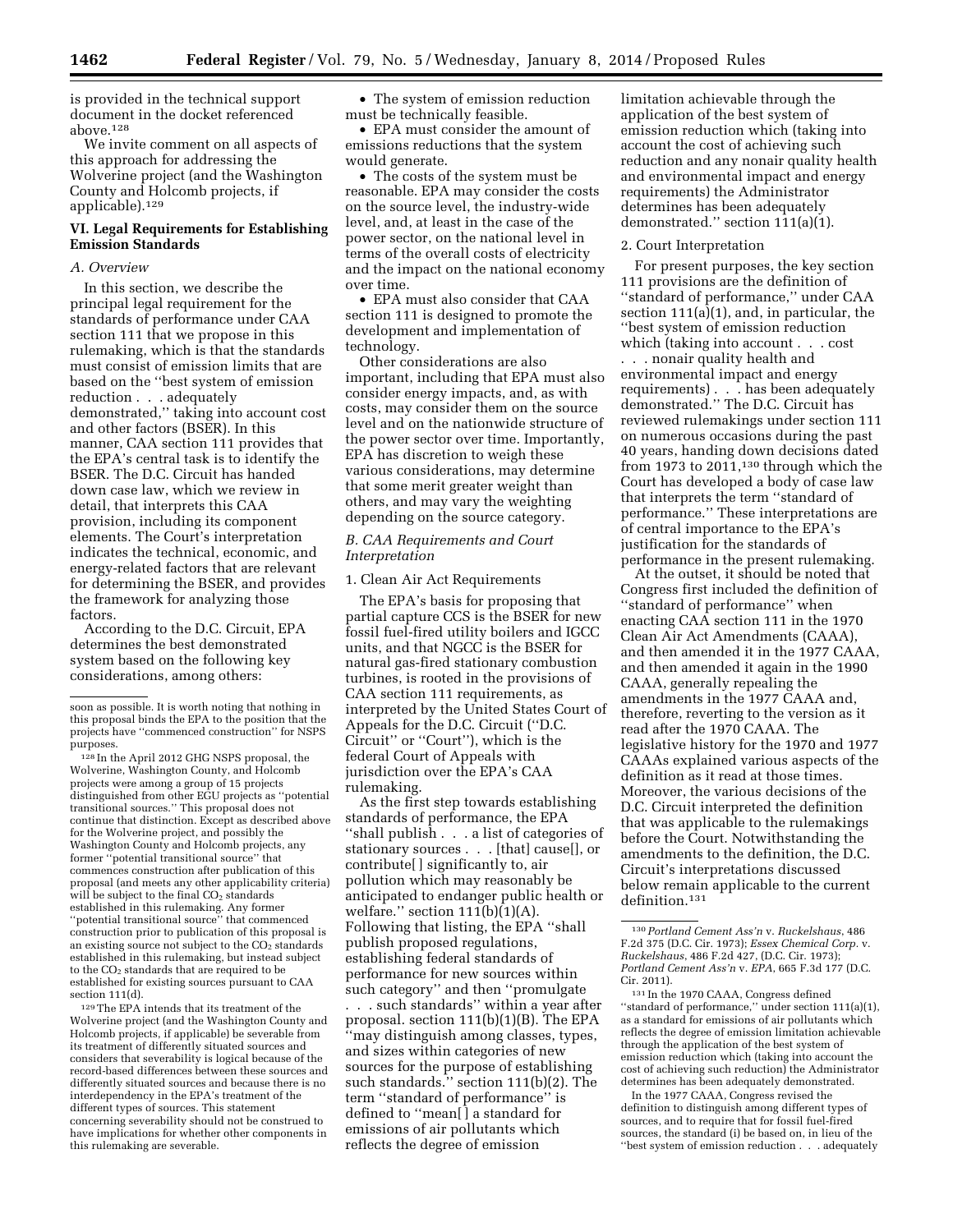is provided in the technical support document in the docket referenced above.[128]

We invite comment on all aspects of this approach for addressing the Wolverine project (and the Washington County and Holcomb projects, if applicable).[129]

## VI. Legal Requirements for Establishing Emission Standards

### A. Overview

In this section, we describe the principal legal requirement for the standards of performance under CAA section 111 that we propose in this rulemaking, which is that the standards must consist of emission limits that are based on the ''best system of emission reduction . . . adequately demonstrated,'' taking into account cost and other factors (BSER). In this manner, CAA section 111 provides that the EPA's central task is to identify the BSER. The D.C. Circuit has handed down case law, which we review in detail, that interprets this CAA provision, including its component elements. The Court's interpretation indicates the technical, economic, and energy-related factors that are relevant for determining the BSER, and provides the framework for analyzing those factors.

According to the D.C. Circuit, EPA determines the best demonstrated system based on the following key considerations, among others:

- The system of emission reduction must be technically feasible.
- EPA must consider the amount of emissions reductions that the system would generate.
- The costs of the system must be reasonable. EPA may consider the costs on the source level, the industry-wide level, and, at least in the case of the power sector, on the national level in terms of the overall costs of electricity and the impact on the national economy over time.
- EPA must also consider that CAA section 111 is designed to promote the development and implementation of technology.

Other considerations are also important, including that EPA must also consider energy impacts, and, as with costs, may consider them on the source level and on the nationwide structure of the power sector over time. Importantly, EPA has discretion to weigh these various considerations, may determine that some merit greater weight than others, and may vary the weighting depending on the source category.

### B. CAA Requirements and Court Interpretation

#### 1. Clean Air Act Requirements

The EPA's basis for proposing that partial capture CCS is the BSER for new fossil fuel-fired utility boilers and IGCC units, and that NGCC is the BSER for natural gas-fired stationary combustion turbines, is rooted in the provisions of CAA section 111 requirements, as interpreted by the United States Court of Appeals for the D.C. Circuit (''D.C. Circuit'' or ''Court''), which is the federal Court of Appeals with jurisdiction over the EPA's CAA rulemaking.

As the first step towards establishing standards of performance, the EPA ''shall publish . . . a list of categories of stationary sources . . . [that] cause[], or contribute[ ] significantly to, air pollution which may reasonably be anticipated to endanger public health or welfare.'' section 111(b)(1)(A). Following that listing, the EPA ''shall publish proposed regulations, establishing federal standards of performance for new sources within such category'' and then ''promulgate . . . such standards'' within a year after proposal. section 111(b)(1)(B). The EPA ''may distinguish among classes, types, and sizes within categories of new sources for the purpose of establishing such standards.'' section 111(b)(2). The term ''standard of performance'' is defined to ''mean[ ] a standard for emissions of air pollutants which reflects the degree of emission limitation achievable through the application of the best system of emission reduction which (taking into account the cost of achieving such reduction and any nonair quality health and environmental impact and energy requirements) the Administrator determines has been adequately demonstrated.'' section 111(a)(1).

#### 2. Court Interpretation

For present purposes, the key section 111 provisions are the definition of ''standard of performance,'' under CAA section 111(a)(1), and, in particular, the ''best system of emission reduction which (taking into account . . . cost . . . nonair quality health and environmental impact and energy requirements) . . . has been adequately demonstrated.'' The D.C. Circuit has reviewed rulemakings under section 111 on numerous occasions during the past 40 years, handing down decisions dated from 1973 to 2011,[130] through which the Court has developed a body of case law that interprets the term ''standard of performance.'' These interpretations are of central importance to the EPA's justification for the standards of performance in the present rulemaking.

At the outset, it should be noted that Congress first included the definition of ''standard of performance'' when enacting CAA section 111 in the 1970 Clean Air Act Amendments (CAAA), and then amended it in the 1977 CAAA, and then amended it again in the 1990 CAAA, generally repealing the amendments in the 1977 CAAA and, therefore, reverting to the version as it read after the 1970 CAAA. The legislative history for the 1970 and 1977 CAAAs explained various aspects of the definition as it read at those times. Moreover, the various decisions of the D.C. Circuit interpreted the definition that was applicable to the rulemakings before the Court. Notwithstanding the amendments to the definition, the D.C. Circuit's interpretations discussed below remain applicable to the current definition.[131]

---

soon as possible. It is worth noting that nothing in this proposal binds the EPA to the position that the projects have ''commenced construction'' for NSPS purposes.

[128] In the April 2012 GHG NSPS proposal, the Wolverine, Washington County, and Holcomb projects were among a group of 15 projects distinguished from other EGU projects as ''potential transitional sources.'' This proposal does not continue that distinction. Except as described above for the Wolverine project, and possibly the Washington County and Holcomb projects, any former ''potential transitional source'' that commences construction after publication of this proposal (and meets any other applicability criteria) will be subject to the final $CO_2$ standards established in this rulemaking. Any former ''potential transitional source'' that commenced construction prior to publication of this proposal is an existing source not subject to the $CO_2$ standards established in this rulemaking, but instead subject to the $CO_2$ standards that are required to be established for existing sources pursuant to CAA section 111(d).

[129] The EPA intends that its treatment of the Wolverine project (and the Washington County and Holcomb projects, if applicable) be severable from its treatment of differently situated sources and considers that severability is logical because of the record-based differences between these sources and differently situated sources and because there is no interdependency in the EPA's treatment of the different types of sources. This statement concerning severability should not be construed to have implications for whether other components in this rulemaking are severable.

[130] *Portland Cement Ass'n* v. *Ruckelshaus*, 486 F.2d 375 (D.C. Cir. 1973); *Essex Chemical Corp.* v. *Ruckelshaus*, 486 F.2d 427, (D.C. Cir. 1973); *Portland Cement Ass'n* v. *EPA*, 665 F.3d 177 (D.C. Cir. 2011).

[131] In the 1970 CAAA, Congress defined ''standard of performance,'' under section 111(a)(1), as a standard for emissions of air pollutants which reflects the degree of emission limitation achievable through the application of the best system of emission reduction which (taking into account the cost of achieving such reduction) the Administrator determines has been adequately demonstrated.

In the 1977 CAAA, Congress revised the definition to distinguish among different types of sources, and to require that for fossil fuel-fired sources, the standard (i) be based on, in lieu of the ''best system of emission reduction . . . adequately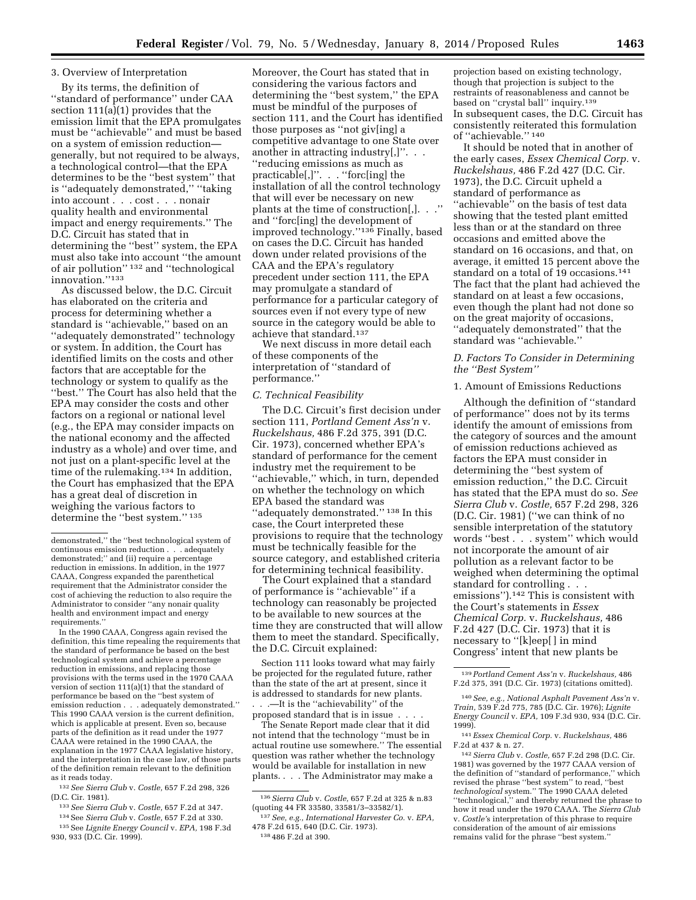3. Overview of Interpretation

By its terms, the definition of ''standard of performance'' under CAA section 111(a)(1) provides that the emission limit that the EPA promulgates must be ''achievable'' and must be based on a system of emission reduction—generally, but not required to be always, a technological control—that the EPA determines to be the ''best system'' that is ''adequately demonstrated,'' ''taking into account . . . cost . . . nonair quality health and environmental impact and energy requirements.'' The D.C. Circuit has stated that in determining the ''best'' system, the EPA must also take into account ''the amount of air pollution'' [132] and ''technological innovation.''[133]

As discussed below, the D.C. Circuit has elaborated on the criteria and process for determining whether a standard is ''achievable,'' based on an ''adequately demonstrated'' technology or system. In addition, the Court has identified limits on the costs and other factors that are acceptable for the technology or system to qualify as the ''best.'' The Court has also held that the EPA may consider the costs and other factors on a regional or national level (e.g., the EPA may consider impacts on the national economy and the affected industry as a whole) and over time, and not just on a plant-specific level at the time of the rulemaking.[134] In addition, the Court has emphasized that the EPA has a great deal of discretion in weighing the various factors to determine the ''best system.'' [135]

Moreover, the Court has stated that in considering the various factors and determining the ''best system,'' the EPA must be mindful of the purposes of section 111, and the Court has identified those purposes as ''not giv[ing] a competitive advantage to one State over another in attracting industry[,]''. . . ''reducing emissions as much as practicable[,]''. . . ''forc[ing] the installation of all the control technology that will ever be necessary on new plants at the time of construction[,]. . .'' and ''forc[ing] the development of improved technology.''[136] Finally, based on cases the D.C. Circuit has handed down under related provisions of the CAA and the EPA's regulatory precedent under section 111, the EPA may promulgate a standard of performance for a particular category of sources even if not every type of new source in the category would be able to achieve that standard.[137]

We next discuss in more detail each of these components of the interpretation of ''standard of performance.''

### C. Technical Feasibility

The D.C. Circuit's first decision under section 111, *Portland Cement Ass'n* v. *Ruckelshaus,* 486 F.2d 375, 391 (D.C. Cir. 1973), concerned whether EPA's standard of performance for the cement industry met the requirement to be ''achievable,'' which, in turn, depended on whether the technology on which EPA based the standard was ''adequately demonstrated.'' [138] In this case, the Court interpreted these provisions to require that the technology must be technically feasible for the source category, and established criteria for determining technical feasibility.

The Court explained that a standard of performance is ''achievable'' if a technology can reasonably be projected to be available to new sources at the time they are constructed that will allow them to meet the standard. Specifically, the D.C. Circuit explained:

> Section 111 looks toward what may fairly be projected for the regulated future, rather than the state of the art at present, since it is addressed to standards for new plants. . . .—It is the ''achievability'' of the proposed standard that is in issue . . . .
>
> The Senate Report made clear that it did not intend that the technology ''must be in actual routine use somewhere.'' The essential question was rather whether the technology would be available for installation in new plants. . . . The Administrator may make a projection based on existing technology, though that projection is subject to the restraints of reasonableness and cannot be based on ''crystal ball'' inquiry.[139]

In subsequent cases, the D.C. Circuit has consistently reiterated this formulation of ''achievable.'' [140]

It should be noted that in another of the early cases, *Essex Chemical Corp.* v. *Ruckelshaus,* 486 F.2d 427 (D.C. Cir. 1973), the D.C. Circuit upheld a standard of performance as ''achievable'' on the basis of test data showing that the tested plant emitted less than or at the standard on three occasions and emitted above the standard on 16 occasions, and that, on average, it emitted 15 percent above the standard on a total of 19 occasions.[141] The fact that the plant had achieved the standard on at least a few occasions, even though the plant had not done so on the great majority of occasions, ''adequately demonstrated'' that the standard was ''achievable.''

### D. Factors To Consider in Determining the ''Best System''

1. Amount of Emissions Reductions

Although the definition of ''standard of performance'' does not by its terms identify the amount of emissions from the category of sources and the amount of emission reductions achieved as factors the EPA must consider in determining the ''best system of emission reduction,'' the D.C. Circuit has stated that the EPA must do so. *See Sierra Club* v. *Costle,* 657 F.2d 298, 326 (D.C. Cir. 1981) (''we can think of no sensible interpretation of the statutory words ''best . . . system'' which would not incorporate the amount of air pollution as a relevant factor to be weighed when determining the optimal standard for controlling . . . emissions'').[142] This is consistent with the Court's statements in *Essex Chemical Corp.* v. *Ruckelshaus,* 486 F.2d 427 (D.C. Cir. 1973) that it is necessary to ''[k]eep[ ] in mind Congress' intent that new plants be

---

demonstrated,'' the ''best technological system of continuous emission reduction . . . adequately demonstrated;'' and (ii) require a percentage reduction in emissions. In addition, in the 1977 CAAA, Congress expanded the parenthetical requirement that the Administrator consider the cost of achieving the reduction to also require the Administrator to consider ''any nonair quality health and environment impact and energy requirements.''

In the 1990 CAAA, Congress again revised the definition, this time repealing the requirements that the standard of performance be based on the best technological system and achieve a percentage reduction in emissions, and replacing those provisions with the terms used in the 1970 CAAA version of section 111(a)(1) that the standard of performance be based on the ''best system of emission reduction . . . adequately demonstrated.'' This 1990 CAAA version is the current definition, which is applicable at present. Even so, because parts of the definition as it read under the 1977 CAAA were retained in the 1990 CAAA, the explanation in the 1977 CAAA legislative history, and the interpretation in the case law, of those parts of the definition remain relevant to the definition as it reads today.

[132] *See Sierra Club* v. *Costle,* 657 F.2d 298, 326 (D.C. Cir. 1981).

[133] *See Sierra Club* v. *Costle,* 657 F.2d at 347.

[134] See *Sierra Club* v. *Costle,* 657 F.2d at 330.

[135] See *Lignite Energy Council* v. *EPA,* 198 F.3d 930, 933 (D.C. Cir. 1999).

[136] *Sierra Club* v. *Costle,* 657 F.2d at 325 & n.83 (quoting 44 FR 33580, 33581/3–33582/1).

[137] *See, e.g., International Harvester Co.* v. *EPA,* 478 F.2d 615, 640 (D.C. Cir. 1973).

[138] 486 F.2d at 390.

[139] *Portland Cement Ass'n* v. *Ruckelshaus,* 486 F.2d 375, 391 (D.C. Cir. 1973) (citations omitted).

[140] *See, e.g., National Asphalt Pavement Ass'n* v. *Train,* 539 F.2d 775, 785 (D.C. Cir. 1976); *Lignite Energy Council* v. *EPA,* 109 F.3d 930, 934 (D.C. Cir. 1999).

[141] *Essex Chemical Corp.* v. *Ruckelshaus,* 486 F.2d at 437 & n. 27.

[142] *Sierra Club* v. *Costle,* 657 F.2d 298 (D.C. Cir. 1981) was governed by the 1977 CAAA version of the definition of ''standard of performance,'' which revised the phrase ''best system'' to read, ''best *technological* system.'' The 1990 CAAA deleted ''technological,'' and thereby returned the phrase to how it read under the 1970 CAAA. The *Sierra Club* v. *Costle*'s interpretation of this phrase to require consideration of the amount of air emissions remains valid for the phrase ''best system.''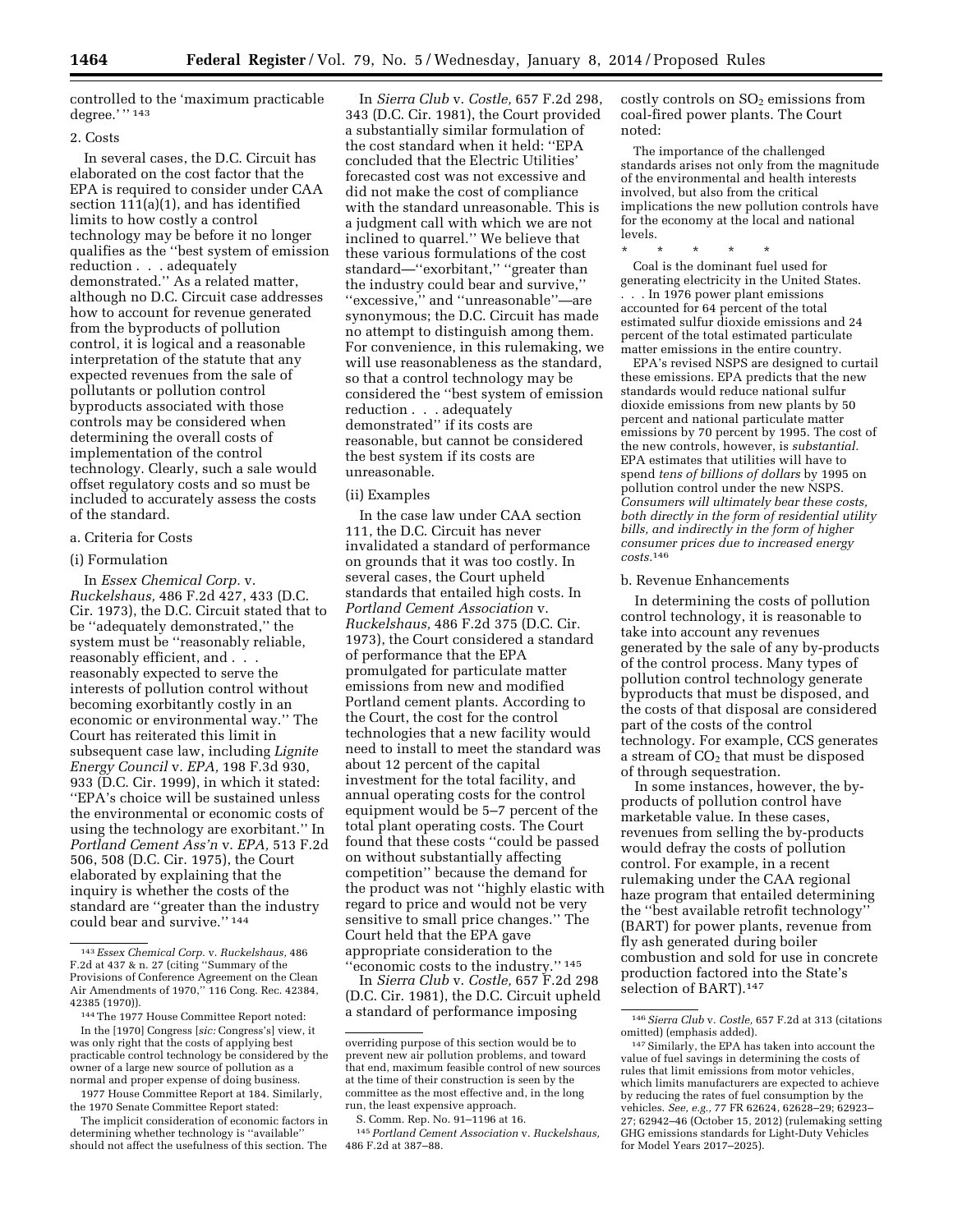controlled to the 'maximum practicable degree.' "[143]

2. Costs

In several cases, the D.C. Circuit has elaborated on the cost factor that the EPA is required to consider under CAA section 111(a)(1), and has identified limits to how costly a control technology may be before it no longer qualifies as the "best system of emission reduction . . . adequately demonstrated." As a related matter, although no D.C. Circuit case addresses how to account for revenue generated from the byproducts of pollution control, it is logical and a reasonable interpretation of the statute that any expected revenues from the sale of pollutants or pollution control byproducts associated with those controls may be considered when determining the overall costs of implementation of the control technology. Clearly, such a sale would offset regulatory costs and so must be included to accurately assess the costs of the standard.

a. Criteria for Costs

(i) Formulation

In *Essex Chemical Corp.* v. *Ruckelshaus,* 486 F.2d 427, 433 (D.C. Cir. 1973), the D.C. Circuit stated that to be "adequately demonstrated," the system must be "reasonably reliable, reasonably efficient, and . . . reasonably expected to serve the interests of pollution control without becoming exorbitantly costly in an economic or environmental way." The Court has reiterated this limit in subsequent case law, including *Lignite Energy Council* v. *EPA,* 198 F.3d 930, 933 (D.C. Cir. 1999), in which it stated: "EPA's choice will be sustained unless the environmental or economic costs of using the technology are exorbitant." In *Portland Cement Ass'n* v. *EPA,* 513 F.2d 506, 508 (D.C. Cir. 1975), the Court elaborated by explaining that the inquiry is whether the costs of the standard are "greater than the industry could bear and survive."[144]

In *Sierra Club* v. *Costle,* 657 F.2d 298, 343 (D.C. Cir. 1981), the Court provided a substantially similar formulation of the cost standard when it held: "EPA concluded that the Electric Utilities' forecasted cost was not excessive and did not make the cost of compliance with the standard unreasonable. This is a judgment call with which we are not inclined to quarrel." We believe that these various formulations of the cost standard—"exorbitant," "greater than the industry could bear and survive," "excessive," and "unreasonable"—are synonymous; the D.C. Circuit has made no attempt to distinguish among them. For convenience, in this rulemaking, we will use reasonableness as the standard, so that a control technology may be considered the "best system of emission reduction . . . adequately demonstrated" if its costs are reasonable, but cannot be considered the best system if its costs are unreasonable.

(ii) Examples

In the case law under CAA section 111, the D.C. Circuit has never invalidated a standard of performance on grounds that it was too costly. In several cases, the Court upheld standards that entailed high costs. In *Portland Cement Association* v. *Ruckelshaus,* 486 F.2d 375 (D.C. Cir. 1973), the Court considered a standard of performance that the EPA promulgated for particulate matter emissions from new and modified Portland cement plants. According to the Court, the cost for the control technologies that a new facility would need to install to meet the standard was about 12 percent of the capital investment for the total facility, and annual operating costs for the control equipment would be 5–7 percent of the total plant operating costs. The Court found that these costs "could be passed on without substantially affecting competition" because the demand for the product was not "highly elastic with regard to price and would not be very sensitive to small price changes." The Court held that the EPA gave appropriate consideration to the "economic costs to the industry."[145]

In *Sierra Club* v. *Costle,* 657 F.2d 298 (D.C. Cir. 1981), the D.C. Circuit upheld a standard of performance imposing costly controls on $SO_2$ emissions from coal-fired power plants. The Court noted:

> The importance of the challenged standards arises not only from the magnitude of the environmental and health interests involved, but also from the critical implications the new pollution controls have for the economy at the local and national levels.
>
> \* \* \* \* \*
>
> Coal is the dominant fuel used for generating electricity in the United States. . . . In 1976 power plant emissions accounted for 64 percent of the total estimated sulfur dioxide emissions and 24 percent of the total estimated particulate matter emissions in the entire country.
>
> EPA's revised NSPS are designed to curtail these emissions. EPA predicts that the new standards would reduce national sulfur dioxide emissions from new plants by 50 percent and national particulate matter emissions by 70 percent by 1995. The cost of the new controls, however, is *substantial.* EPA estimates that utilities will have to spend *tens of billions of dollars* by 1995 on pollution control under the new NSPS. *Consumers will ultimately bear these costs, both directly in the form of residential utility bills, and indirectly in the form of higher consumer prices due to increased energy costs.*[146]

b. Revenue Enhancements

In determining the costs of pollution control technology, it is reasonable to take into account any revenues generated by the sale of any by-products of the control process. Many types of pollution control technology generate byproducts that must be disposed, and the costs of that disposal are considered part of the costs of the control technology. For example, CCS generates a stream of $CO_2$ that must be disposed of through sequestration.

In some instances, however, the by-products of pollution control have marketable value. In these cases, revenues from selling the by-products would defray the costs of pollution control. For example, in a recent rulemaking under the CAA regional haze program that entailed determining the "best available retrofit technology" (BART) for power plants, revenue from fly ash generated during boiler combustion and sold for use in concrete production factored into the State's selection of BART).[147]

---

[143] *Essex Chemical Corp.* v. *Ruckelshaus,* 486 F.2d at 437 & n. 27 (citing "Summary of the Provisions of Conference Agreement on the Clean Air Amendments of 1970," 116 Cong. Rec. 42384, 42385 (1970)).

[144] The 1977 House Committee Report noted:

> In the [1970] Congress [*sic:* Congress's] view, it was only right that the costs of applying best practicable control technology be considered by the owner of a large new source of pollution as a normal and proper expense of doing business.

1977 House Committee Report at 184. Similarly, the 1970 Senate Committee Report stated:

> The implicit consideration of economic factors in determining whether technology is "available" should not affect the usefulness of this section. The overriding purpose of this section would be to prevent new air pollution problems, and toward that end, maximum feasible control of new sources at the time of their construction is seen by the committee as the most effective and, in the long run, the least expensive approach.

S. Comm. Rep. No. 91–1196 at 16.

[145] *Portland Cement Association* v. *Ruckelshaus,* 486 F.2d at 387–88.

[146] *Sierra Club* v. *Costle,* 657 F.2d at 313 (citations omitted) (emphasis added).

[147] Similarly, the EPA has taken into account the value of fuel savings in determining the costs of rules that limit emissions from motor vehicles, which limits manufacturers are expected to achieve by reducing the rates of fuel consumption by the vehicles. *See, e.g.,* 77 FR 62624, 62628–29; 62923–27; 62942–46 (October 15, 2012) (rulemaking setting GHG emissions standards for Light-Duty Vehicles for Model Years 2017–2025).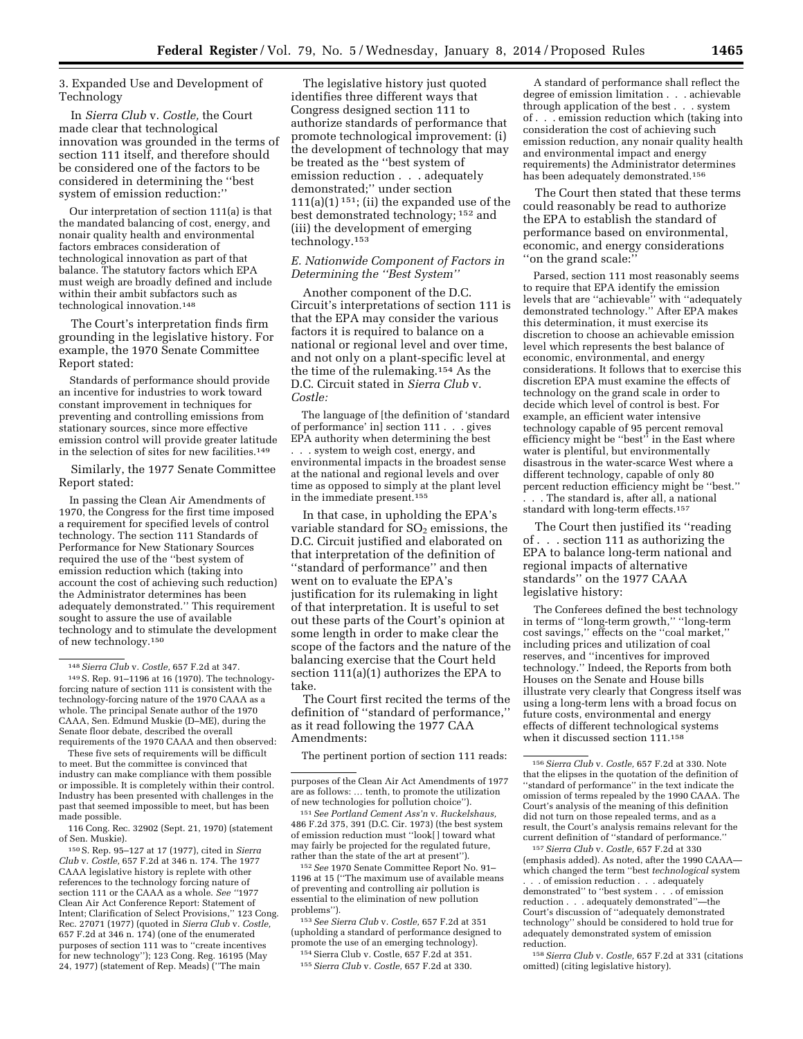3. Expanded Use and Development of Technology

In *Sierra Club* v. *Costle,* the Court made clear that technological innovation was grounded in the terms of section 111 itself, and therefore should be considered one of the factors to be considered in determining the ''best system of emission reduction:''

> Our interpretation of section 111(a) is that the mandated balancing of cost, energy, and nonair quality health and environmental factors embraces consideration of technological innovation as part of that balance. The statutory factors which EPA must weigh are broadly defined and include within their ambit subfactors such as technological innovation.[148]

The Court's interpretation finds firm grounding in the legislative history. For example, the 1970 Senate Committee Report stated:

> Standards of performance should provide an incentive for industries to work toward constant improvement in techniques for preventing and controlling emissions from stationary sources, since more effective emission control will provide greater latitude in the selection of sites for new facilities.[149]

Similarly, the 1977 Senate Committee Report stated:

> In passing the Clean Air Amendments of 1970, the Congress for the first time imposed a requirement for specified levels of control technology. The section 111 Standards of Performance for New Stationary Sources required the use of the ''best system of emission reduction which (taking into account the cost of achieving such reduction) the Administrator determines has been adequately demonstrated.'' This requirement sought to assure the use of available technology and to stimulate the development of new technology.[150]

The legislative history just quoted identifies three different ways that Congress designed section 111 to authorize standards of performance that promote technological improvement: (i) the development of technology that may be treated as the ''best system of emission reduction . . . adequately demonstrated;'' under section 111(a)(1)[151]; (ii) the expanded use of the best demonstrated technology;[152] and (iii) the development of emerging technology.[153]

### *E. Nationwide Component of Factors in Determining the ''Best System''*

Another component of the D.C. Circuit's interpretations of section 111 is that the EPA may consider the various factors it is required to balance on a national or regional level and over time, and not only on a plant-specific level at the time of the rulemaking.[154] As the D.C. Circuit stated in *Sierra Club* v. *Costle:*

> The language of [the definition of 'standard of performance' in] section 111 . . . gives EPA authority when determining the best . . . system to weigh cost, energy, and environmental impacts in the broadest sense at the national and regional levels and over time as opposed to simply at the plant level in the immediate present.[155]

In that case, in upholding the EPA's variable standard for $SO_2$ emissions, the D.C. Circuit justified and elaborated on that interpretation of the definition of ''standard of performance'' and then went on to evaluate the EPA's justification for its rulemaking in light of that interpretation. It is useful to set out these parts of the Court's opinion at some length in order to make clear the scope of the factors and the nature of the balancing exercise that the Court held section 111(a)(1) authorizes the EPA to take.

The Court first recited the terms of the definition of ''standard of performance,'' as it read following the 1977 CAA Amendments:

The pertinent portion of section 111 reads:

> A standard of performance shall reflect the degree of emission limitation . . . achievable through application of the best . . . system of . . . emission reduction which (taking into consideration the cost of achieving such emission reduction, any nonair quality health and environmental impact and energy requirements) the Administrator determines has been adequately demonstrated.[156]

The Court then stated that these terms could reasonably be read to authorize the EPA to establish the standard of performance based on environmental, economic, and energy considerations ''on the grand scale:''

> Parsed, section 111 most reasonably seems to require that EPA identify the emission levels that are ''achievable'' with ''adequately demonstrated technology.'' After EPA makes this determination, it must exercise its discretion to choose an achievable emission level which represents the best balance of economic, environmental, and energy considerations. It follows that to exercise this discretion EPA must examine the effects of technology on the grand scale in order to decide which level of control is best. For example, an efficient water intensive technology capable of 95 percent removal efficiency might be ''best'' in the East where water is plentiful, but environmentally disastrous in the water-scarce West where a different technology, capable of only 80 percent reduction efficiency might be ''best.'' . . . The standard is, after all, a national standard with long-term effects.[157]

The Court then justified its ''reading of . . . section 111 as authorizing the EPA to balance long-term national and regional impacts of alternative standards'' on the 1977 CAAA legislative history:

> The Conferees defined the best technology in terms of ''long-term growth,'' ''long-term cost savings,'' effects on the ''coal market,'' including prices and utilization of coal reserves, and ''incentives for improved technology.'' Indeed, the Reports from both Houses on the Senate and House bills illustrate very clearly that Congress itself was using a long-term lens with a broad focus on future costs, environmental and energy effects of different technological systems when it discussed section 111.[158]

---

[148] *Sierra Club* v. *Costle,* 657 F.2d at 347.

[149] S. Rep. 91–1196 at 16 (1970). The technology-forcing nature of section 111 is consistent with the technology-forcing nature of the 1970 CAAA as a whole. The principal Senate author of the 1970 CAAA, Sen. Edmund Muskie (D–ME), during the Senate floor debate, described the overall requirements of the 1970 CAAA and then observed:

> These five sets of requirements will be difficult to meet. But the committee is convinced that industry can make compliance with them possible or impossible. It is completely within their control. Industry has been presented with challenges in the past that seemed impossible to meet, but has been made possible.

116 Cong. Rec. 32902 (Sept. 21, 1970) (statement of Sen. Muskie).

[150] S. Rep. 95–127 at 17 (1977), cited in *Sierra Club* v. *Costle,* 657 F.2d at 346 n. 174. The 1977 CAAA legislative history is replete with other references to the technology forcing nature of section 111 or the CAAA as a whole. *See* ''1977 Clean Air Act Conference Report: Statement of Intent; Clarification of Select Provisions,'' 123 Cong. Rec. 27071 (1977) (quoted in *Sierra Club* v. *Costle,* 657 F.2d at 346 n. 174) (one of the enumerated purposes of section 111 was to ''create incentives for new technology''); 123 Cong. Reg. 16195 (May 24, 1977) (statement of Rep. Meads) (''The main purposes of the Clean Air Act Amendments of 1977 are as follows: ... tenth, to promote the utilization of new technologies for pollution choice'').

[151] *See Portland Cement Ass'n* v. *Ruckelshaus,* 486 F.2d 375, 391 (D.C. Cir. 1973) (the best system of emission reduction must ''look[ ] toward what may fairly be projected for the regulated future, rather than the state of the art at present'').

[152] *See* 1970 Senate Committee Report No. 91–1196 at 15 (''The maximum use of available means of preventing and controlling air pollution is essential to the elimination of new pollution problems'').

[153] *See Sierra Club* v. *Costle,* 657 F.2d at 351 (upholding a standard of performance designed to promote the use of an emerging technology).

[154] Sierra Club v. Costle, 657 F.2d at 351.

[155] *Sierra Club* v. *Costle,* 657 F.2d at 330.

[156] *Sierra Club* v. *Costle,* 657 F.2d at 330. Note that the elipses in the quotation of the definition of ''standard of performance'' in the text indicate the omission of terms repealed by the 1990 CAAA. The Court's analysis of the meaning of this definition did not turn on those repealed terms, and as a result, the Court's analysis remains relevant for the current definition of ''standard of performance.''

[157] *Sierra Club* v. *Costle,* 657 F.2d at 330 (emphasis added). As noted, after the 1990 CAAA—which changed the term ''best *technological* system . . . of emission reduction . . . adequately demonstrated'' to ''best system . . . of emission reduction . . . adequately demonstrated''—the Court's discussion of ''adequately demonstrated technology'' should be considered to hold true for adequately demonstrated system of emission reduction.

[158] *Sierra Club* v. *Costle,* 657 F.2d at 331 (citations omitted) (citing legislative history).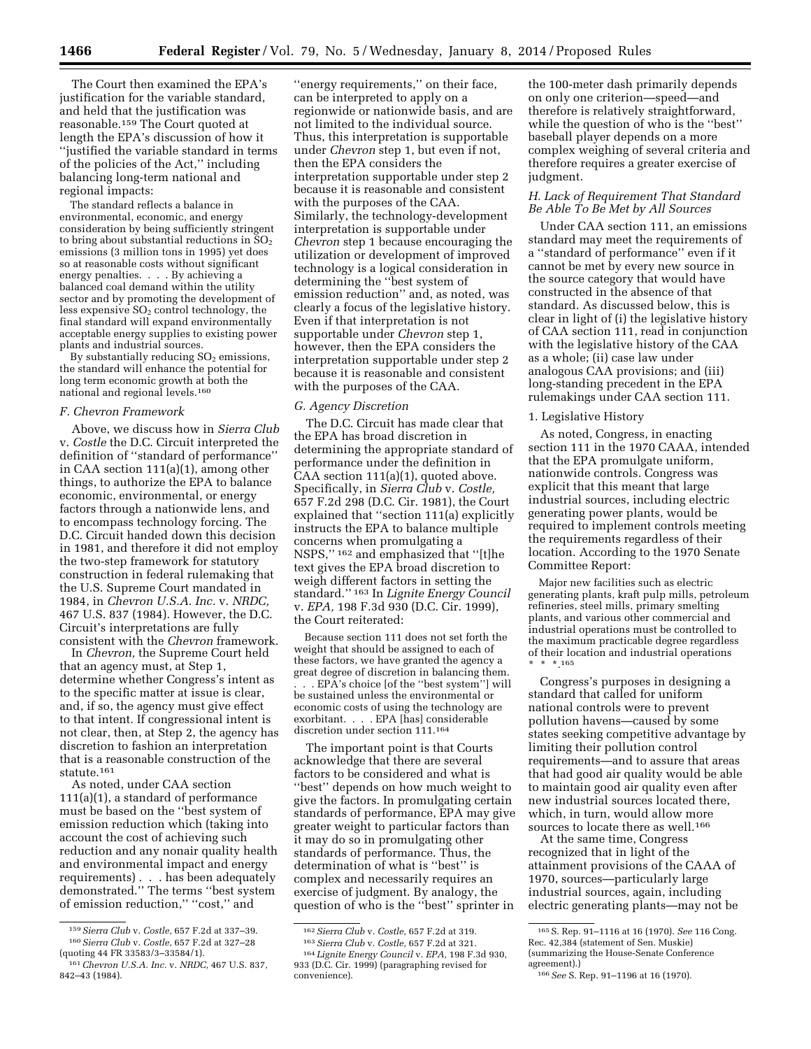The Court then examined the EPA's justification for the variable standard, and held that the justification was reasonable.[159] The Court quoted at length the EPA's discussion of how it ''justified the variable standard in terms of the policies of the Act,'' including balancing long-term national and regional impacts:

> The standard reflects a balance in environmental, economic, and energy consideration by being sufficiently stringent to bring about substantial reductions in $SO_2$ emissions (3 million tons in 1995) yet does so at reasonable costs without significant energy penalties. . . . By achieving a balanced coal demand within the utility sector and by promoting the development of less expensive $SO_2$ control technology, the final standard will expand environmentally acceptable energy supplies to existing power plants and industrial sources.
>
> By substantially reducing $SO_2$ emissions, the standard will enhance the potential for long term economic growth at both the national and regional levels.[160]

### F. Chevron Framework

Above, we discuss how in *Sierra Club* v. *Costle* the D.C. Circuit interpreted the definition of ''standard of performance'' in CAA section 111(a)(1), among other things, to authorize the EPA to balance economic, environmental, or energy factors through a nationwide lens, and to encompass technology forcing. The D.C. Circuit handed down this decision in 1981, and therefore it did not employ the two-step framework for statutory construction in federal rulemaking that the U.S. Supreme Court mandated in 1984, in *Chevron U.S.A. Inc.* v. *NRDC,* 467 U.S. 837 (1984). However, the D.C. Circuit's interpretations are fully consistent with the *Chevron* framework.

In *Chevron,* the Supreme Court held that an agency must, at Step 1, determine whether Congress's intent as to the specific matter at issue is clear, and, if so, the agency must give effect to that intent. If congressional intent is not clear, then, at Step 2, the agency has discretion to fashion an interpretation that is a reasonable construction of the statute.[161]

As noted, under CAA section 111(a)(1), a standard of performance must be based on the ''best system of emission reduction which (taking into account the cost of achieving such reduction and any nonair quality health and environmental impact and energy requirements) . . . has been adequately demonstrated.'' The terms ''best system of emission reduction,'' ''cost,'' and ''energy requirements,'' on their face, can be interpreted to apply on a regionwide or nationwide basis, and are not limited to the individual source. Thus, this interpretation is supportable under *Chevron* step 1, but even if not, then the EPA considers the interpretation supportable under step 2 because it is reasonable and consistent with the purposes of the CAA. Similarly, the technology-development interpretation is supportable under *Chevron* step 1 because encouraging the utilization or development of improved technology is a logical consideration in determining the ''best system of emission reduction'' and, as noted, was clearly a focus of the legislative history. Even if that interpretation is not supportable under *Chevron* step 1, however, then the EPA considers the interpretation supportable under step 2 because it is reasonable and consistent with the purposes of the CAA.

### G. Agency Discretion

The D.C. Circuit has made clear that the EPA has broad discretion in determining the appropriate standard of performance under the definition in CAA section 111(a)(1), quoted above. Specifically, in *Sierra Club* v. *Costle,* 657 F.2d 298 (D.C. Cir. 1981), the Court explained that ''section 111(a) explicitly instructs the EPA to balance multiple concerns when promulgating a NSPS,'' [162] and emphasized that ''[t]he text gives the EPA broad discretion to weigh different factors in setting the standard.'' [163] In *Lignite Energy Council* v. *EPA,* 198 F.3d 930 (D.C. Cir. 1999), the Court reiterated:

> Because section 111 does not set forth the weight that should be assigned to each of these factors, we have granted the agency a great degree of discretion in balancing them. . . . EPA's choice [of the ''best system''] will be sustained unless the environmental or economic costs of using the technology are exorbitant. . . . EPA [has] considerable discretion under section 111.[164]

The important point is that Courts acknowledge that there are several factors to be considered and what is ''best'' depends on how much weight to give the factors. In promulgating certain standards of performance, EPA may give greater weight to particular factors than it may do so in promulgating other standards of performance. Thus, the determination of what is ''best'' is complex and necessarily requires an exercise of judgment. By analogy, the question of who is the ''best'' sprinter in the 100-meter dash primarily depends on only one criterion—speed—and therefore is relatively straightforward, while the question of who is the ''best'' baseball player depends on a more complex weighing of several criteria and therefore requires a greater exercise of judgment.

### H. Lack of Requirement That Standard Be Able To Be Met by All Sources

Under CAA section 111, an emissions standard may meet the requirements of a ''standard of performance'' even if it cannot be met by every new source in the source category that would have constructed in the absence of that standard. As discussed below, this is clear in light of (i) the legislative history of CAA section 111, read in conjunction with the legislative history of the CAA as a whole; (ii) case law under analogous CAA provisions; and (iii) long-standing precedent in the EPA rulemakings under CAA section 111.

#### 1. Legislative History

As noted, Congress, in enacting section 111 in the 1970 CAAA, intended that the EPA promulgate uniform, nationwide controls. Congress was explicit that this meant that large industrial sources, including electric generating power plants, would be required to implement controls meeting the requirements regardless of their location. According to the 1970 Senate Committee Report:

> Major new facilities such as electric generating plants, kraft pulp mills, petroleum refineries, steel mills, primary smelting plants, and various other commercial and industrial operations must be controlled to the maximum practicable degree regardless of their location and industrial operations * * *.[165]

Congress's purposes in designing a standard that called for uniform national controls were to prevent pollution havens—caused by some states seeking competitive advantage by limiting their pollution control requirements—and to assure that areas that had good air quality would be able to maintain good air quality even after new industrial sources located there, which, in turn, would allow more sources to locate there as well.[166]

At the same time, Congress recognized that in light of the attainment provisions of the CAAA of 1970, sources—particularly large industrial sources, again, including electric generating plants—may not be

---

[159] *Sierra Club* v. *Costle,* 657 F.2d at 337–39.

[160] *Sierra Club* v. *Costle,* 657 F.2d at 327–28 (quoting 44 FR 33583/3–33584/1).

[161] *Chevron U.S.A. Inc.* v. *NRDC,* 467 U.S. 837, 842–43 (1984).

[162] *Sierra Club* v. *Costle,* 657 F.2d at 319.

[163] *Sierra Club* v. *Costle,* 657 F.2d at 321.

[164] *Lignite Energy Council* v. *EPA,* 198 F.3d 930, 933 (D.C. Cir. 1999) (paragraphing revised for convenience).

[165] S. Rep. 91–1116 at 16 (1970). *See* 116 Cong. Rec. 42,384 (statement of Sen. Muskie) (summarizing the House-Senate Conference agreement).)

[166] *See* S. Rep. 91–1196 at 16 (1970).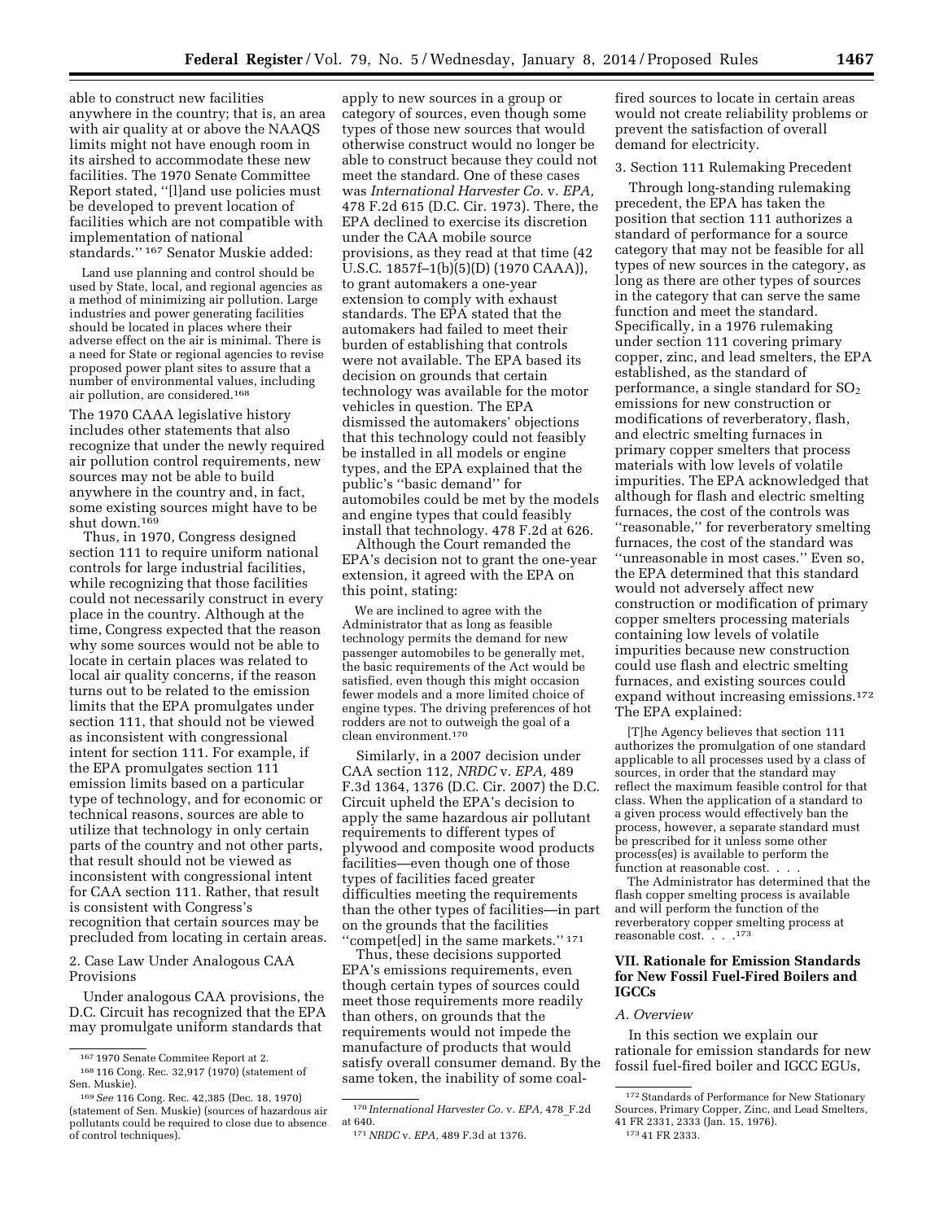able to construct new facilities anywhere in the country; that is, an area with air quality at or above the NAAQS limits might not have enough room in its airshed to accommodate these new facilities. The 1970 Senate Committee Report stated, ''[l]and use policies must be developed to prevent location of facilities which are not compatible with implementation of national standards.'' [167] Senator Muskie added:

> Land use planning and control should be used by State, local, and regional agencies as a method of minimizing air pollution. Large industries and power generating facilities should be located in places where their adverse effect on the air is minimal. There is a need for State or regional agencies to revise proposed power plant sites to assure that a number of environmental values, including air pollution, are considered.[168]

The 1970 CAAA legislative history includes other statements that also recognize that under the newly required air pollution control requirements, new sources may not be able to build anywhere in the country and, in fact, some existing sources might have to be shut down.[169]

Thus, in 1970, Congress designed section 111 to require uniform national controls for large industrial facilities, while recognizing that those facilities could not necessarily construct in every place in the country. Although at the time, Congress expected that the reason why some sources would not be able to locate in certain places was related to local air quality concerns, if the reason turns out to be related to the emission limits that the EPA promulgates under section 111, that should not be viewed as inconsistent with congressional intent for section 111. For example, if the EPA promulgates section 111 emission limits based on a particular type of technology, and for economic or technical reasons, sources are able to utilize that technology in only certain parts of the country and not other parts, that result should not be viewed as inconsistent with congressional intent for CAA section 111. Rather, that result is consistent with Congress's recognition that certain sources may be precluded from locating in certain areas.

2. Case Law Under Analogous CAA Provisions

Under analogous CAA provisions, the D.C. Circuit has recognized that the EPA may promulgate uniform standards that apply to new sources in a group or category of sources, even though some types of those new sources that would otherwise construct would no longer be able to construct because they could not meet the standard. One of these cases was *International Harvester Co.* v. *EPA,* 478 F.2d 615 (D.C. Cir. 1973). There, the EPA declined to exercise its discretion under the CAA mobile source provisions, as they read at that time (42 U.S.C. 1857f–1(b)(5)(D) (1970 CAAA)), to grant automakers a one-year extension to comply with exhaust standards. The EPA stated that the automakers had failed to meet their burden of establishing that controls were not available. The EPA based its decision on grounds that certain technology was available for the motor vehicles in question. The EPA dismissed the automakers' objections that this technology could not feasibly be installed in all models or engine types, and the EPA explained that the public's ''basic demand'' for automobiles could be met by the models and engine types that could feasibly install that technology. 478 F.2d at 626.

Although the Court remanded the EPA's decision not to grant the one-year extension, it agreed with the EPA on this point, stating:

> We are inclined to agree with the Administrator that as long as feasible technology permits the demand for new passenger automobiles to be generally met, the basic requirements of the Act would be satisfied, even though this might occasion fewer models and a more limited choice of engine types. The driving preferences of hot rodders are not to outweigh the goal of a clean environment.[170]

Similarly, in a 2007 decision under CAA section 112, *NRDC* v. *EPA,* 489 F.3d 1364, 1376 (D.C. Cir. 2007) the D.C. Circuit upheld the EPA's decision to apply the same hazardous air pollutant requirements to different types of plywood and composite wood products facilities—even though one of those types of facilities faced greater difficulties meeting the requirements than the other types of facilities—in part on the grounds that the facilities ''compet[ed] in the same markets.'' [171]

Thus, these decisions supported EPA's emissions requirements, even though certain types of sources could meet those requirements more readily than others, on grounds that the requirements would not impede the manufacture of products that would satisfy overall consumer demand. By the same token, the inability of some coal-fired sources to locate in certain areas would not create reliability problems or prevent the satisfaction of overall demand for electricity.

3. Section 111 Rulemaking Precedent

Through long-standing rulemaking precedent, the EPA has taken the position that section 111 authorizes a standard of performance for a source category that may not be feasible for all types of new sources in the category, as long as there are other types of sources in the category that can serve the same function and meet the standard. Specifically, in a 1976 rulemaking under section 111 covering primary copper, zinc, and lead smelters, the EPA established, as the standard of performance, a single standard for $SO_2$ emissions for new construction or modifications of reverberatory, flash, and electric smelting furnaces in primary copper smelters that process materials with low levels of volatile impurities. The EPA acknowledged that although for flash and electric smelting furnaces, the cost of the controls was ''reasonable,'' for reverberatory smelting furnaces, the cost of the standard was ''unreasonable in most cases.'' Even so, the EPA determined that this standard would not adversely affect new construction or modification of primary copper smelters processing materials containing low levels of volatile impurities because new construction could use flash and electric smelting furnaces, and existing sources could expand without increasing emissions.[172] The EPA explained:

> [T]he Agency believes that section 111 authorizes the promulgation of one standard applicable to all processes used by a class of sources, in order that the standard may reflect the maximum feasible control for that class. When the application of a standard to a given process would effectively ban the process, however, a separate standard must be prescribed for it unless some other process(es) is available to perform the function at reasonable cost. . . .
>
> The Administrator has determined that the flash copper smelting process is available and will perform the function of the reverberatory copper smelting process at reasonable cost. . . .[173]

### VII. Rationale for Emission Standards for New Fossil Fuel-Fired Boilers and IGCCs

*A. Overview*

In this section we explain our rationale for emission standards for new fossil fuel-fired boiler and IGCC EGUs,

---

[167] 1970 Senate Commitee Report at 2.

[168] 116 Cong. Rec. 32,917 (1970) (statement of Sen. Muskie).

[169] *See* 116 Cong. Rec. 42,385 (Dec. 18, 1970) (statement of Sen. Muskie) (sources of hazardous air pollutants could be required to close due to absence of control techniques).

[170] *International Harvester Co.* v. *EPA,* 478_F.2d at 640.

[171] *NRDC* v. *EPA,* 489 F.3d at 1376.

[172] Standards of Performance for New Stationary Sources, Primary Copper, Zinc, and Lead Smelters, 41 FR 2331, 2333 (Jan. 15, 1976).

[173] 41 FR 2333.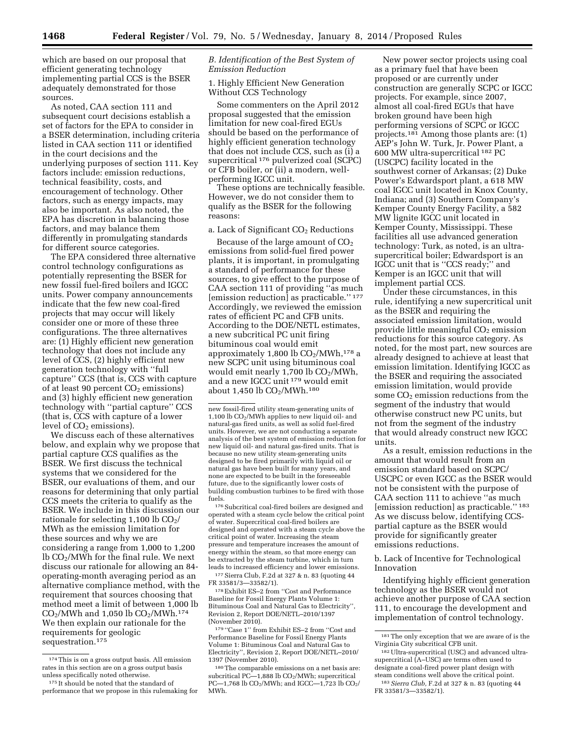which are based on our proposal that efficient generating technology implementing partial CCS is the BSER adequately demonstrated for those sources.

As noted, CAA section 111 and subsequent court decisions establish a set of factors for the EPA to consider in a BSER determination, including criteria listed in CAA section 111 or identified in the court decisions and the underlying purposes of section 111. Key factors include: emission reductions, technical feasibility, costs, and encouragement of technology. Other factors, such as energy impacts, may also be important. As also noted, the EPA has discretion in balancing those factors, and may balance them differently in promulgating standards for different source categories.

The EPA considered three alternative control technology configurations as potentially representing the BSER for new fossil fuel-fired boilers and IGCC units. Power company announcements indicate that the few new coal-fired projects that may occur will likely consider one or more of these three configurations. The three alternatives are: (1) Highly efficient new generation technology that does not include any level of CCS, (2) highly efficient new generation technology with ''full capture'' CCS (that is, CCS with capture of at least 90 percent $CO_2$ emissions) and (3) highly efficient new generation technology with ''partial capture'' CCS (that is, CCS with capture of a lower level of $CO_2$ emissions).

We discuss each of these alternatives below, and explain why we propose that partial capture CCS qualifies as the BSER. We first discuss the technical systems that we considered for the BSER, our evaluations of them, and our reasons for determining that only partial CCS meets the criteria to qualify as the BSER. We include in this discussion our rationale for selecting 1,100 lb $CO_2$/MWh as the emission limitation for these sources and why we are considering a range from 1,000 to 1,200 lb $CO_2$/MWh for the final rule. We next discuss our rationale for allowing an 84-operating-month averaging period as an alternative compliance method, with the requirement that sources choosing that method meet a limit of between 1,000 lb $CO_2$/MWh and 1,050 lb $CO_2$/MWh.[174] We then explain our rationale for the requirements for geologic sequestration.[175]

### B. Identification of the Best System of Emission Reduction

#### 1. Highly Efficient New Generation Without CCS Technology

Some commenters on the April 2012 proposal suggested that the emission limitation for new coal-fired EGUs should be based on the performance of highly efficient generation technology that does not include CCS, such as (i) a supercritical[176] pulverized coal (SCPC) or CFB boiler, or (ii) a modern, well-performing IGCC unit.

These options are technically feasible. However, we do not consider them to qualify as the BSER for the following reasons:

##### a. Lack of Significant $CO_2$ Reductions

Because of the large amount of $CO_2$ emissions from solid-fuel fired power plants, it is important, in promulgating a standard of performance for these sources, to give effect to the purpose of CAA section 111 of providing ''as much [emission reduction] as practicable.''[177] Accordingly, we reviewed the emission rates of efficient PC and CFB units. According to the DOE/NETL estimates, a new subcritical PC unit firing bituminous coal would emit approximately 1,800 lb $CO_2$/MWh,[178] a new SCPC unit using bituminous coal would emit nearly 1,700 lb $CO_2$/MWh, and a new IGCC unit[179] would emit about 1,450 lb $CO_2$/MWh.[180]

New power sector projects using coal as a primary fuel that have been proposed or are currently under construction are generally SCPC or IGCC projects. For example, since 2007, almost all coal-fired EGUs that have broken ground have been high performing versions of SCPC or IGCC projects.[181] Among those plants are: (1) AEP's John W. Turk, Jr. Power Plant, a 600 MW ultra-supercritical[182] PC (USCPC) facility located in the southwest corner of Arkansas; (2) Duke Power's Edwardsport plant, a 618 MW coal IGCC unit located in Knox County, Indiana; and (3) Southern Company's Kemper County Energy Facility, a 582 MW lignite IGCC unit located in Kemper County, Mississippi. These facilities all use advanced generation technology: Turk, as noted, is an ultra-supercritical boiler; Edwardsport is an IGCC unit that is ''CCS ready;'' and Kemper is an IGCC unit that will implement partial CCS.

Under these circumstances, in this rule, identifying a new supercritical unit as the BSER and requiring the associated emission limitation, would provide little meaningful $CO_2$ emission reductions for this source category. As noted, for the most part, new sources are already designed to achieve at least that emission limitation. Identifying IGCC as the BSER and requiring the associated emission limitation, would provide some $CO_2$ emission reductions from the segment of the industry that would otherwise construct new PC units, but not from the segment of the industry that would already construct new IGCC units.

As a result, emission reductions in the amount that would result from an emission standard based on SCPC/USCPC or even IGCC as the BSER would not be consistent with the purpose of CAA section 111 to achieve ''as much [emission reduction] as practicable.''[183] As we discuss below, identifying CCS-partial capture as the BSER would provide for significantly greater emissions reductions.

##### b. Lack of Incentive for Technological Innovation

Identifying highly efficient generation technology as the BSER would not achieve another purpose of CAA section 111, to encourage the development and implementation of control technology.

---

[174] This is on a gross output basis. All emission rates in this section are on a gross output basis unless specifically noted otherwise.

[175] It should be noted that the standard of performance that we propose in this rulemaking for new fossil-fired utility steam-generating units of 1,100 lb $CO_2$/MWh applies to new liquid oil- and natural-gas fired units, as well as solid fuel-fired units. However, we are not conducting a separate analysis of the best system of emission reduction for new liquid oil- and natural gas-fired units. That is because no new utility steam-generating units designed to be fired primarily with liquid oil or natural gas have been built for many years, and none are expected to be built in the foreseeable future, due to the significantly lower costs of building combustion turbines to be fired with those fuels.

[176] Subcritical coal-fired boilers are designed and operated with a steam cycle below the critical point of water. Supercritical coal-fired boilers are designed and operated with a steam cycle above the critical point of water. Increasing the steam pressure and temperature increases the amount of energy within the steam, so that more energy can be extracted by the steam turbine, which in turn leads to increased efficiency and lower emissions.

[177] Sierra Club, F.2d at 327 & n. 83 (quoting 44 FR 33581/3—33582/1).

[178] Exhibit ES–2 from ''Cost and Performance Baseline for Fossil Energy Plants Volume 1: Bituminous Coal and Natural Gas to Electricity'', Revision 2, Report DOE/NETL–2010/1397 (November 2010).

[179] ''Case 1'' from Exhibit ES–2 from ''Cost and Performance Baseline for Fossil Energy Plants Volume 1: Bituminous Coal and Natural Gas to Electricity'', Revision 2, Report DOE/NETL–2010/1397 (November 2010).

[180] The comparable emissions on a net basis are: subcritical PC—1,888 lb $CO_2$/MWh; supercritical PC—1,768 lb $CO_2$/MWh; and IGCC—1,723 lb $CO_2$/MWh.

[181] The only exception that we are aware of is the Virginia City subcritical CFB unit.

[182] Ultra-supercritical (USC) and advanced ultra-supercritical (A–USC) are terms often used to designate a coal-fired power plant design with steam conditions well above the critical point.

[183] *Sierra Club*, F.2d at 327 & n. 83 (quoting 44 FR 33581/3—33582/1).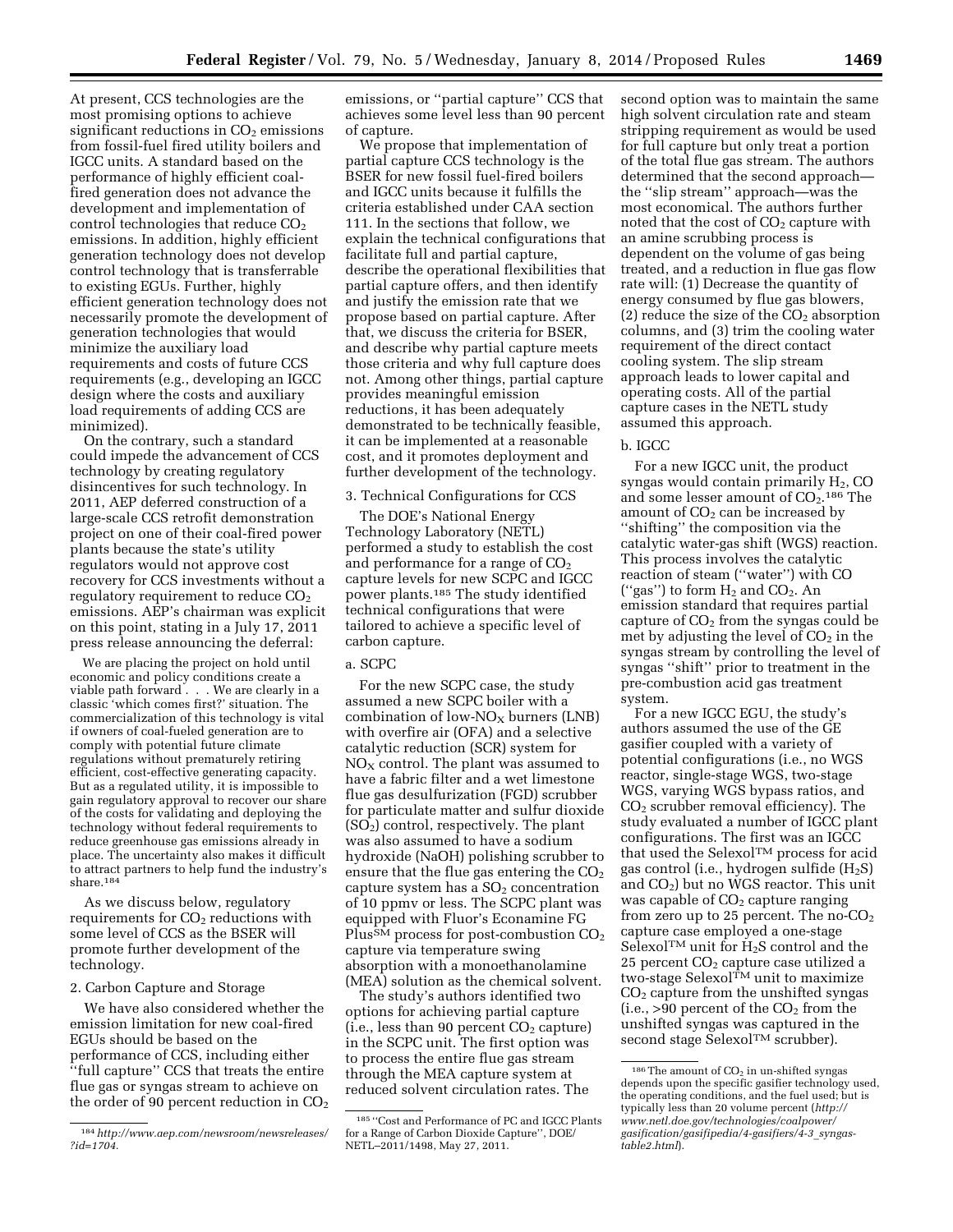At present, CCS technologies are the most promising options to achieve significant reductions in $CO_2$ emissions from fossil-fuel fired utility boilers and IGCC units. A standard based on the performance of highly efficient coal-fired generation does not advance the development and implementation of control technologies that reduce $CO_2$ emissions. In addition, highly efficient generation technology does not develop control technology that is transferrable to existing EGUs. Further, highly efficient generation technology does not necessarily promote the development of generation technologies that would minimize the auxiliary load requirements and costs of future CCS requirements (e.g., developing an IGCC design where the costs and auxiliary load requirements of adding CCS are minimized).

On the contrary, such a standard could impede the advancement of CCS technology by creating regulatory disincentives for such technology. In 2011, AEP deferred construction of a large-scale CCS retrofit demonstration project on one of their coal-fired power plants because the state's utility regulators would not approve cost recovery for CCS investments without a regulatory requirement to reduce $CO_2$ emissions. AEP's chairman was explicit on this point, stating in a July 17, 2011 press release announcing the deferral:

> We are placing the project on hold until economic and policy conditions create a viable path forward . . . We are clearly in a classic 'which comes first?' situation. The commercialization of this technology is vital if owners of coal-fueled generation are to comply with potential future climate regulations without prematurely retiring efficient, cost-effective generating capacity. But as a regulated utility, it is impossible to gain regulatory approval to recover our share of the costs for validating and deploying the technology without federal requirements to reduce greenhouse gas emissions already in place. The uncertainty also makes it difficult to attract partners to help fund the industry's share.[184]

As we discuss below, regulatory requirements for $CO_2$ reductions with some level of CCS as the BSER will promote further development of the technology.

2. Carbon Capture and Storage

We have also considered whether the emission limitation for new coal-fired EGUs should be based on the performance of CCS, including either ''full capture'' CCS that treats the entire flue gas or syngas stream to achieve on the order of 90 percent reduction in $CO_2$ emissions, or ''partial capture'' CCS that achieves some level less than 90 percent of capture.

We propose that implementation of partial capture CCS technology is the BSER for new fossil fuel-fired boilers and IGCC units because it fulfills the criteria established under CAA section 111. In the sections that follow, we explain the technical configurations that facilitate full and partial capture, describe the operational flexibilities that partial capture offers, and then identify and justify the emission rate that we propose based on partial capture. After that, we discuss the criteria for BSER, and describe why partial capture meets those criteria and why full capture does not. Among other things, partial capture provides meaningful emission reductions, it has been adequately demonstrated to be technically feasible, it can be implemented at a reasonable cost, and it promotes deployment and further development of the technology.

3. Technical Configurations for CCS

The DOE's National Energy Technology Laboratory (NETL) performed a study to establish the cost and performance for a range of $CO_2$ capture levels for new SCPC and IGCC power plants.[185] The study identified technical configurations that were tailored to achieve a specific level of carbon capture.

a. SCPC

For the new SCPC case, the study assumed a new SCPC boiler with a combination of low-$NO_X$ burners (LNB) with overfire air (OFA) and a selective catalytic reduction (SCR) system for $NO_X$ control. The plant was assumed to have a fabric filter and a wet limestone flue gas desulfurization (FGD) scrubber for particulate matter and sulfur dioxide ($SO_2$) control, respectively. The plant was also assumed to have a sodium hydroxide (NaOH) polishing scrubber to ensure that the flue gas entering the $CO_2$ capture system has a $SO_2$ concentration of 10 ppmv or less. The SCPC plant was equipped with Fluor's Econamine FG Plus℠ process for post-combustion $CO_2$ capture via temperature swing absorption with a monoethanolamine (MEA) solution as the chemical solvent.

The study's authors identified two options for achieving partial capture (i.e., less than 90 percent $CO_2$ capture) in the SCPC unit. The first option was to process the entire flue gas stream through the MEA capture system at reduced solvent circulation rates. The second option was to maintain the same high solvent circulation rate and steam stripping requirement as would be used for full capture but only treat a portion of the total flue gas stream. The authors determined that the second approach—the ''slip stream'' approach—was the most economical. The authors further noted that the cost of $CO_2$ capture with an amine scrubbing process is dependent on the volume of gas being treated, and a reduction in flue gas flow rate will: (1) Decrease the quantity of energy consumed by flue gas blowers, (2) reduce the size of the $CO_2$ absorption columns, and (3) trim the cooling water requirement of the direct contact cooling system. The slip stream approach leads to lower capital and operating costs. All of the partial capture cases in the NETL study assumed this approach.

b. IGCC

For a new IGCC unit, the product syngas would contain primarily $H_2$, CO and some lesser amount of $CO_2$.[186] The amount of $CO_2$ can be increased by ''shifting'' the composition via the catalytic water-gas shift (WGS) reaction. This process involves the catalytic reaction of steam (''water'') with CO (''gas'') to form $H_2$ and $CO_2$. An emission standard that requires partial capture of $CO_2$ from the syngas could be met by adjusting the level of $CO_2$ in the syngas stream by controlling the level of syngas ''shift'' prior to treatment in the pre-combustion acid gas treatment system.

For a new IGCC EGU, the study's authors assumed the use of the GE gasifier coupled with a variety of potential configurations (i.e., no WGS reactor, single-stage WGS, two-stage WGS, varying WGS bypass ratios, and $CO_2$ scrubber removal efficiency). The study evaluated a number of IGCC plant configurations. The first was an IGCC that used the Selexol™ process for acid gas control (i.e., hydrogen sulfide ($H_2S$) and $CO_2$) but no WGS reactor. This unit was capable of $CO_2$ capture ranging from zero up to 25 percent. The no-$CO_2$ capture case employed a one-stage Selexol™ unit for $H_2S$ control and the 25 percent $CO_2$ capture case utilized a two-stage Selexol™ unit to maximize $CO_2$ capture from the unshifted syngas (i.e., >90 percent of the $CO_2$ from the unshifted syngas was captured in the second stage Selexol™ scrubber).

---

[184] *http://www.aep.com/newsroom/newsreleases/?id=1704.*

[185] ''Cost and Performance of PC and IGCC Plants for a Range of Carbon Dioxide Capture'', DOE/NETL–2011/1498, May 27, 2011.

[186] The amount of $CO_2$ in un-shifted syngas depends upon the specific gasifier technology used, the operating conditions, and the fuel used; but is typically less than 20 volume percent (*http://www.netl.doe.gov/technologies/coalpower/gasification/gasifipedia/4-gasifiers/4-3_syngas-table2.html*).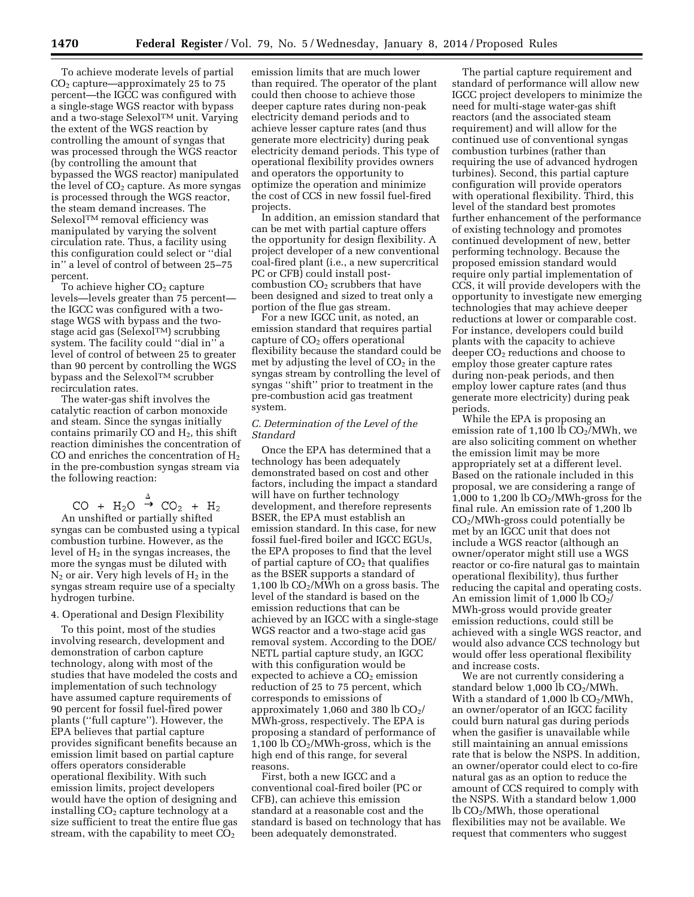To achieve moderate levels of partial $CO_2$ capture—approximately 25 to 75 percent—the IGCC was configured with a single-stage WGS reactor with bypass and a two-stage Selexol™ unit. Varying the extent of the WGS reaction by controlling the amount of syngas that was processed through the WGS reactor (by controlling the amount that bypassed the WGS reactor) manipulated the level of $CO_2$ capture. As more syngas is processed through the WGS reactor, the steam demand increases. The Selexol™ removal efficiency was manipulated by varying the solvent circulation rate. Thus, a facility using this configuration could select or ''dial in'' a level of control of between 25–75 percent.

To achieve higher $CO_2$ capture levels—levels greater than 75 percent—the IGCC was configured with a two-stage WGS with bypass and the two-stage acid gas (Selexol™) scrubbing system. The facility could ''dial in'' a level of control of between 25 to greater than 90 percent by controlling the WGS bypass and the Selexol™ scrubber recirculation rates.

The water-gas shift involves the catalytic reaction of carbon monoxide and steam. Since the syngas initially contains primarily CO and $H_2$, this shift reaction diminishes the concentration of CO and enriches the concentration of $H_2$ in the pre-combustion syngas stream via the following reaction:

$$CO + H_2O \xrightarrow{\Delta} CO_2 + H_2$$

An unshifted or partially shifted syngas can be combusted using a typical combustion turbine. However, as the level of $H_2$ in the syngas increases, the more the syngas must be diluted with $N_2$ or air. Very high levels of $H_2$ in the syngas stream require use of a specialty hydrogen turbine.

4. Operational and Design Flexibility

To this point, most of the studies involving research, development and demonstration of carbon capture technology, along with most of the studies that have modeled the costs and implementation of such technology have assumed capture requirements of 90 percent for fossil fuel-fired power plants (''full capture''). However, the EPA believes that partial capture provides significant benefits because an emission limit based on partial capture offers operators considerable operational flexibility. With such emission limits, project developers would have the option of designing and installing $CO_2$ capture technology at a size sufficient to treat the entire flue gas stream, with the capability to meet $CO_2$ emission limits that are much lower than required. The operator of the plant could then choose to achieve those deeper capture rates during non-peak electricity demand periods and to achieve lesser capture rates (and thus generate more electricity) during peak electricity demand periods. This type of operational flexibility provides owners and operators the opportunity to optimize the operation and minimize the cost of CCS in new fossil fuel-fired projects.

In addition, an emission standard that can be met with partial capture offers the opportunity for design flexibility. A project developer of a new conventional coal-fired plant (i.e., a new supercritical PC or CFB) could install post-combustion $CO_2$ scrubbers that have been designed and sized to treat only a portion of the flue gas stream.

For a new IGCC unit, as noted, an emission standard that requires partial capture of $CO_2$ offers operational flexibility because the standard could be met by adjusting the level of $CO_2$ in the syngas stream by controlling the level of syngas ''shift'' prior to treatment in the pre-combustion acid gas treatment system.

*C. Determination of the Level of the Standard*

Once the EPA has determined that a technology has been adequately demonstrated based on cost and other factors, including the impact a standard will have on further technology development, and therefore represents BSER, the EPA must establish an emission standard. In this case, for new fossil fuel-fired boiler and IGCC EGUs, the EPA proposes to find that the level of partial capture of $CO_2$ that qualifies as the BSER supports a standard of 1,100 lb $CO_2$/MWh on a gross basis. The level of the standard is based on the emission reductions that can be achieved by an IGCC with a single-stage WGS reactor and a two-stage acid gas removal system. According to the DOE/NETL partial capture study, an IGCC with this configuration would be expected to achieve a $CO_2$ emission reduction of 25 to 75 percent, which corresponds to emissions of approximately 1,060 and 380 lb $CO_2$/MWh-gross, respectively. The EPA is proposing a standard of performance of 1,100 lb $CO_2$/MWh-gross, which is the high end of this range, for several reasons.

First, both a new IGCC and a conventional coal-fired boiler (PC or CFB), can achieve this emission standard at a reasonable cost and the standard is based on technology that has been adequately demonstrated.

The partial capture requirement and standard of performance will allow new IGCC project developers to minimize the need for multi-stage water-gas shift reactors (and the associated steam requirement) and will allow for the continued use of conventional syngas combustion turbines (rather than requiring the use of advanced hydrogen turbines). Second, this partial capture configuration will provide operators with operational flexibility. Third, this level of the standard best promotes further enhancement of the performance of existing technology and promotes continued development of new, better performing technology. Because the proposed emission standard would require only partial implementation of CCS, it will provide developers with the opportunity to investigate new emerging technologies that may achieve deeper reductions at lower or comparable cost. For instance, developers could build plants with the capacity to achieve deeper $CO_2$ reductions and choose to employ those greater capture rates during non-peak periods, and then employ lower capture rates (and thus generate more electricity) during peak periods.

While the EPA is proposing an emission rate of 1,100 lb $CO_2$/MWh, we are also soliciting comment on whether the emission limit may be more appropriately set at a different level. Based on the rationale included in this proposal, we are considering a range of 1,000 to 1,200 lb $CO_2$/MWh-gross for the final rule. An emission rate of 1,200 lb $CO_2$/MWh-gross could potentially be met by an IGCC unit that does not include a WGS reactor (although an owner/operator might still use a WGS reactor or co-fire natural gas to maintain operational flexibility), thus further reducing the capital and operating costs. An emission limit of 1,000 lb $CO_2$/MWh-gross would provide greater emission reductions, could still be achieved with a single WGS reactor, and would also advance CCS technology but would offer less operational flexibility and increase costs.

We are not currently considering a standard below 1,000 lb $CO_2$/MWh. With a standard of 1,000 lb $CO_2$/MWh, an owner/operator of an IGCC facility could burn natural gas during periods when the gasifier is unavailable while still maintaining an annual emissions rate that is below the NSPS. In addition, an owner/operator could elect to co-fire natural gas as an option to reduce the amount of CCS required to comply with the NSPS. With a standard below 1,000 lb $CO_2$/MWh, those operational flexibilities may not be available. We request that commenters who suggest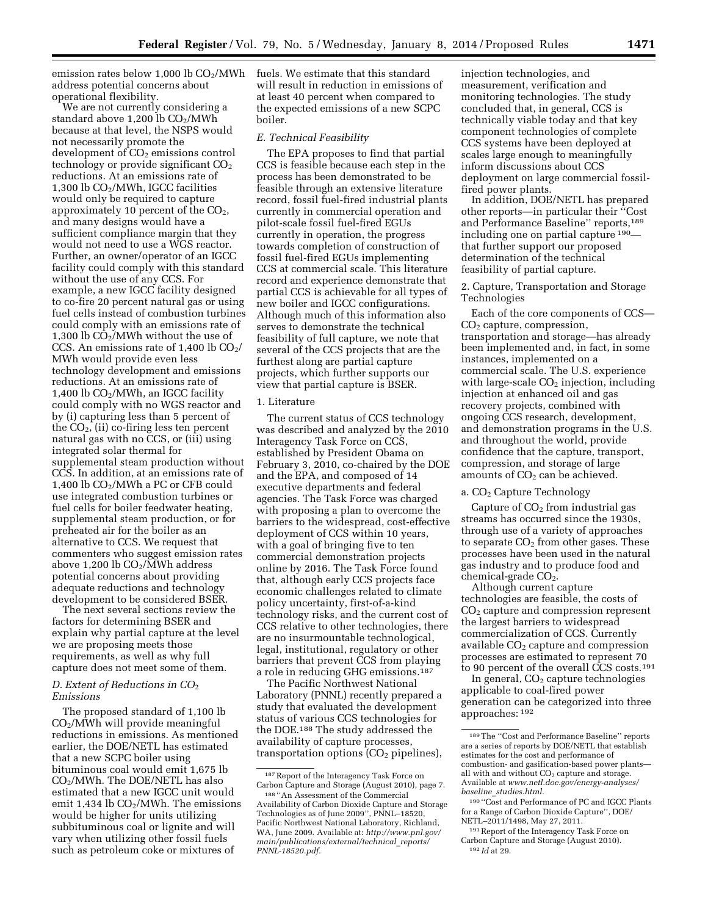emission rates below 1,000 lb $CO_2$/MWh address potential concerns about operational flexibility.

We are not currently considering a standard above 1,200 lb $CO_2$/MWh because at that level, the NSPS would not necessarily promote the development of $CO_2$ emissions control technology or provide significant $CO_2$ reductions. At an emissions rate of 1,300 lb $CO_2$/MWh, IGCC facilities would only be required to capture approximately 10 percent of the $CO_2$, and many designs would have a sufficient compliance margin that they would not need to use a WGS reactor. Further, an owner/operator of an IGCC facility could comply with this standard without the use of any CCS. For example, a new IGCC facility designed to co-fire 20 percent natural gas or using fuel cells instead of combustion turbines could comply with an emissions rate of 1,300 lb $CO_2$/MWh without the use of CCS. An emissions rate of 1,400 lb $CO_2$/MWh would provide even less technology development and emissions reductions. At an emissions rate of 1,400 lb $CO_2$/MWh, an IGCC facility could comply with no WGS reactor and by (i) capturing less than 5 percent of the $CO_2$, (ii) co-firing less ten percent natural gas with no CCS, or (iii) using integrated solar thermal for supplemental steam production without CCS. In addition, at an emissions rate of 1,400 lb $CO_2$/MWh a PC or CFB could use integrated combustion turbines or fuel cells for boiler feedwater heating, supplemental steam production, or for preheated air for the boiler as an alternative to CCS. We request that commenters who suggest emission rates above 1,200 lb $CO_2$/MWh address potential concerns about providing adequate reductions and technology development to be considered BSER.

The next several sections review the factors for determining BSER and explain why partial capture at the level we are proposing meets those requirements, as well as why full capture does not meet some of them.

### *D. Extent of Reductions in $CO_2$ Emissions*

The proposed standard of 1,100 lb $CO_2$/MWh will provide meaningful reductions in emissions. As mentioned earlier, the DOE/NETL has estimated that a new SCPC boiler using bituminous coal would emit 1,675 lb $CO_2$/MWh. The DOE/NETL has also estimated that a new IGCC unit would emit 1,434 lb $CO_2$/MWh. The emissions would be higher for units utilizing subbituminous coal or lignite and will vary when utilizing other fossil fuels such as petroleum coke or mixtures of fuels. We estimate that this standard will result in reduction in emissions of at least 40 percent when compared to the expected emissions of a new SCPC boiler.

### *E. Technical Feasibility*

The EPA proposes to find that partial CCS is feasible because each step in the process has been demonstrated to be feasible through an extensive literature record, fossil fuel-fired industrial plants currently in commercial operation and pilot-scale fossil fuel-fired EGUs currently in operation, the progress towards completion of construction of fossil fuel-fired EGUs implementing CCS at commercial scale. This literature record and experience demonstrate that partial CCS is achievable for all types of new boiler and IGCC configurations. Although much of this information also serves to demonstrate the technical feasibility of full capture, we note that several of the CCS projects that are the furthest along are partial capture projects, which further supports our view that partial capture is BSER.

#### 1. Literature

The current status of CCS technology was described and analyzed by the 2010 Interagency Task Force on CCS, established by President Obama on February 3, 2010, co-chaired by the DOE and the EPA, and composed of 14 executive departments and federal agencies. The Task Force was charged with proposing a plan to overcome the barriers to the widespread, cost-effective deployment of CCS within 10 years, with a goal of bringing five to ten commercial demonstration projects online by 2016. The Task Force found that, although early CCS projects face economic challenges related to climate policy uncertainty, first-of-a-kind technology risks, and the current cost of CCS relative to other technologies, there are no insurmountable technological, legal, institutional, regulatory or other barriers that prevent CCS from playing a role in reducing GHG emissions.[187]

The Pacific Northwest National Laboratory (PNNL) recently prepared a study that evaluated the development status of various CCS technologies for the DOE.[188] The study addressed the availability of capture processes, transportation options ($CO_2$ pipelines), injection technologies, and measurement, verification and monitoring technologies. The study concluded that, in general, CCS is technically viable today and that key component technologies of complete CCS systems have been deployed at scales large enough to meaningfully inform discussions about CCS deployment on large commercial fossil-fired power plants.

In addition, DOE/NETL has prepared other reports—in particular their ''Cost and Performance Baseline'' reports,[189] including one on partial capture[190]—that further support our proposed determination of the technical feasibility of partial capture.

#### 2. Capture, Transportation and Storage Technologies

Each of the core components of CCS—$CO_2$ capture, compression, transportation and storage—has already been implemented and, in fact, in some instances, implemented on a commercial scale. The U.S. experience with large-scale $CO_2$ injection, including injection at enhanced oil and gas recovery projects, combined with ongoing CCS research, development, and demonstration programs in the U.S. and throughout the world, provide confidence that the capture, transport, compression, and storage of large amounts of $CO_2$ can be achieved.

##### a. $CO_2$ Capture Technology

Capture of $CO_2$ from industrial gas streams has occurred since the 1930s, through use of a variety of approaches to separate $CO_2$ from other gases. These processes have been used in the natural gas industry and to produce food and chemical-grade $CO_2$.

Although current capture technologies are feasible, the costs of $CO_2$ capture and compression represent the largest barriers to widespread commercialization of CCS. Currently available $CO_2$ capture and compression processes are estimated to represent 70 to 90 percent of the overall CCS costs.[191]

In general, $CO_2$ capture technologies applicable to coal-fired power generation can be categorized into three approaches:[192]

---

[187] Report of the Interagency Task Force on Carbon Capture and Storage (August 2010), page 7.

[188] ''An Assessment of the Commercial Availability of Carbon Dioxide Capture and Storage Technologies as of June 2009'', PNNL–18520, Pacific Northwest National Laboratory, Richland, WA, June 2009. Available at: *http://www.pnl.gov/main/publications/external/technical_reports/PNNL-18520.pdf.*

[189] The ''Cost and Performance Baseline'' reports are a series of reports by DOE/NETL that establish estimates for the cost and performance of combustion- and gasification-based power plants—all with and without $CO_2$ capture and storage. Available at *www.netl.doe.gov/energy-analyses/baseline_studies.html.*

[190] ''Cost and Performance of PC and IGCC Plants for a Range of Carbon Dioxide Capture'', DOE/NETL–2011/1498, May 27, 2011.

[191] Report of the Interagency Task Force on Carbon Capture and Storage (August 2010).

[192] *Id* at 29.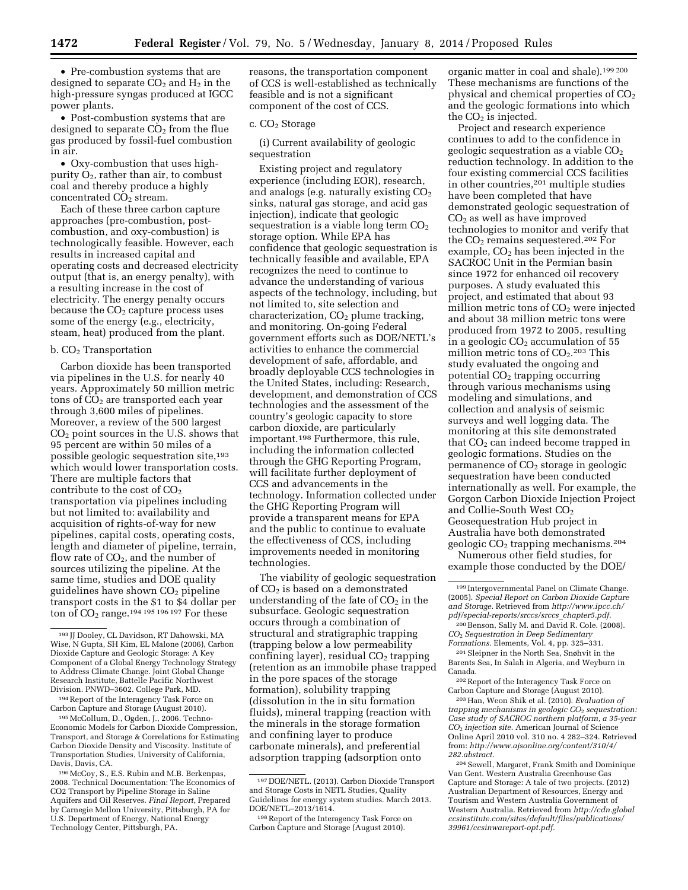• Pre-combustion systems that are designed to separate $CO_2$ and $H_2$ in the high-pressure syngas produced at IGCC power plants.

• Post-combustion systems that are designed to separate $CO_2$ from the flue gas produced by fossil-fuel combustion in air.

• Oxy-combustion that uses high-purity $O_2$, rather than air, to combust coal and thereby produce a highly concentrated $CO_2$ stream.

Each of these three carbon capture approaches (pre-combustion, post-combustion, and oxy-combustion) is technologically feasible. However, each results in increased capital and operating costs and decreased electricity output (that is, an energy penalty), with a resulting increase in the cost of electricity. The energy penalty occurs because the $CO_2$ capture process uses some of the energy (e.g., electricity, steam, heat) produced from the plant.

b. $CO_2$ Transportation

Carbon dioxide has been transported via pipelines in the U.S. for nearly 40 years. Approximately 50 million metric tons of $CO_2$ are transported each year through 3,600 miles of pipelines. Moreover, a review of the 500 largest $CO_2$ point sources in the U.S. shows that 95 percent are within 50 miles of a possible geologic sequestration site,[193] which would lower transportation costs. There are multiple factors that contribute to the cost of $CO_2$ transportation via pipelines including but not limited to: availability and acquisition of rights-of-way for new pipelines, capital costs, operating costs, length and diameter of pipeline, terrain, flow rate of $CO_2$, and the number of sources utilizing the pipeline. At the same time, studies and DOE quality guidelines have shown $CO_2$ pipeline transport costs in the $1 to $4 dollar per ton of $CO_2$ range.[194 195 196 197] For these reasons, the transportation component of CCS is well-established as technically feasible and is not a significant component of the cost of CCS.

c. $CO_2$ Storage

(i) Current availability of geologic sequestration

Existing project and regulatory experience (including EOR), research, and analogs (e.g. naturally existing $CO_2$ sinks, natural gas storage, and acid gas injection), indicate that geologic sequestration is a viable long term $CO_2$ storage option. While EPA has confidence that geologic sequestration is technically feasible and available, EPA recognizes the need to continue to advance the understanding of various aspects of the technology, including, but not limited to, site selection and characterization, $CO_2$ plume tracking, and monitoring. On-going Federal government efforts such as DOE/NETL's activities to enhance the commercial development of safe, affordable, and broadly deployable CCS technologies in the United States, including: Research, development, and demonstration of CCS technologies and the assessment of the country's geologic capacity to store carbon dioxide, are particularly important.[198] Furthermore, this rule, including the information collected through the GHG Reporting Program, will facilitate further deployment of CCS and advancements in the technology. Information collected under the GHG Reporting Program will provide a transparent means for EPA and the public to continue to evaluate the effectiveness of CCS, including improvements needed in monitoring technologies.

The viability of geologic sequestration of $CO_2$ is based on a demonstrated understanding of the fate of $CO_2$ in the subsurface. Geologic sequestration occurs through a combination of structural and stratigraphic trapping (trapping below a low permeability confining layer), residual $CO_2$ trapping (retention as an immobile phase trapped in the pore spaces of the storage formation), solubility trapping (dissolution in the in situ formation fluids), mineral trapping (reaction with the minerals in the storage formation and confining layer to produce carbonate minerals), and preferential adsorption trapping (adsorption onto organic matter in coal and shale).[199 200] These mechanisms are functions of the physical and chemical properties of $CO_2$ and the geologic formations into which the $CO_2$ is injected.

Project and research experience continues to add to the confidence in geologic sequestration as a viable $CO_2$ reduction technology. In addition to the four existing commercial CCS facilities in other countries,[201] multiple studies have been completed that have demonstrated geologic sequestration of $CO_2$ as well as have improved technologies to monitor and verify that the $CO_2$ remains sequestered.[202] For example, $CO_2$ has been injected in the SACROC Unit in the Permian basin since 1972 for enhanced oil recovery purposes. A study evaluated this project, and estimated that about 93 million metric tons of $CO_2$ were injected and about 38 million metric tons were produced from 1972 to 2005, resulting in a geologic $CO_2$ accumulation of 55 million metric tons of $CO_2$.[203] This study evaluated the ongoing and potential $CO_2$ trapping occurring through various mechanisms using modeling and simulations, and collection and analysis of seismic surveys and well logging data. The monitoring at this site demonstrated that $CO_2$ can indeed become trapped in geologic formations. Studies on the permanence of $CO_2$ storage in geologic sequestration have been conducted internationally as well. For example, the Gorgon Carbon Dioxide Injection Project and Collie-South West $CO_2$ Geosequestration Hub project in Australia have both demonstrated geologic $CO_2$ trapping mechanisms.[204]

Numerous other field studies, for example those conducted by the DOE/

---

[193] JJ Dooley, CL Davidson, RT Dahowski, MA Wise, N Gupta, SH Kim, EL Malone (2006), Carbon Dioxide Capture and Geologic Storage: A Key Component of a Global Energy Technology Strategy to Address Climate Change. Joint Global Change Research Institute, Battelle Pacific Northwest Division. PNWD–3602. College Park, MD.

[194] Report of the Interagency Task Force on Carbon Capture and Storage (August 2010).

[195] McCollum, D., Ogden, J., 2006. Techno-Economic Models for Carbon Dioxide Compression, Transport, and Storage & Correlations for Estimating Carbon Dioxide Density and Viscosity. Institute of Transportation Studies, University of California, Davis, Davis, CA.

[196] McCoy, S., E.S. Rubin and M.B. Berkenpas, 2008. Technical Documentation: The Economics of CO2 Transport by Pipeline Storage in Saline Aquifers and Oil Reserves. *Final Report*, Prepared by Carnegie Mellon University, Pittsburgh, PA for U.S. Department of Energy, National Energy Technology Center, Pittsburgh, PA.

[197] DOE/NETL. (2013). Carbon Dioxide Transport and Storage Costs in NETL Studies, Quality Guidelines for energy system studies. March 2013. DOE/NETL–2013/1614.

[198] Report of the Interagency Task Force on Carbon Capture and Storage (August 2010).

[199] Intergovernmental Panel on Climate Change. (2005). *Special Report on Carbon Dioxide Capture and Storage*. Retrieved from *http://www.ipcc.ch/pdf/special-reports/srccs/srccs_chapter5.pdf*.

[200] Benson, Sally M. and David R. Cole. (2008). *$CO_2$ Sequestration in Deep Sedimentary Formations*. Elements, Vol. 4, pp. 325–331.

[201] Sleipner in the North Sea, Snøhvit in the Barents Sea, In Salah in Algeria, and Weyburn in Canada.

[202] Report of the Interagency Task Force on Carbon Capture and Storage (August 2010).

[203] Han, Weon Shik et al. (2010). *Evaluation of trapping mechanisms in geologic $CO_2$ sequestration: Case study of SACROC northern platform, a 35-year $CO_2$ injection site.* American Journal of Science Online April 2010 vol. 310 no. 4 282–324. Retrieved from: *http://www.ajsonline.org/content/310/4/282.abstract*.

[204] Sewell, Margaret, Frank Smith and Dominique Van Gent. Western Australia Greenhouse Gas Capture and Storage: A tale of two projects. (2012) Australian Department of Resources, Energy and Tourism and Western Australia Government of Western Australia. Retrieved from *http://cdn.globalccsinstitute.com/sites/default/files/publications/39961/ccsinwareport-opt.pdf*.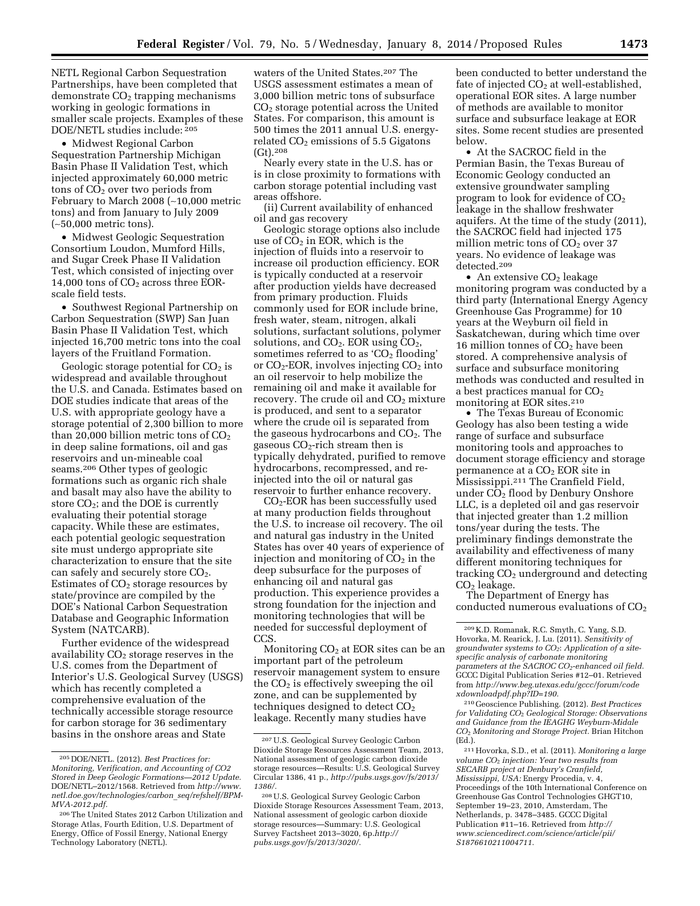NETL Regional Carbon Sequestration Partnerships, have been completed that demonstrate $CO_2$ trapping mechanisms working in geologic formations in smaller scale projects. Examples of these DOE/NETL studies include: [205]

- Midwest Regional Carbon Sequestration Partnership Michigan Basin Phase II Validation Test, which injected approximately 60,000 metric tons of $CO_2$ over two periods from February to March 2008 (~10,000 metric tons) and from January to July 2009 (~50,000 metric tons).
- Midwest Geologic Sequestration Consortium Loudon, Mumford Hills, and Sugar Creek Phase II Validation Test, which consisted of injecting over 14,000 tons of $CO_2$ across three EOR-scale field tests.
- Southwest Regional Partnership on Carbon Sequestration (SWP) San Juan Basin Phase II Validation Test, which injected 16,700 metric tons into the coal layers of the Fruitland Formation.

Geologic storage potential for $CO_2$ is widespread and available throughout the U.S. and Canada. Estimates based on DOE studies indicate that areas of the U.S. with appropriate geology have a storage potential of 2,300 billion to more than 20,000 billion metric tons of $CO_2$ in deep saline formations, oil and gas reservoirs and un-mineable coal seams.[206] Other types of geologic formations such as organic rich shale and basalt may also have the ability to store $CO_2$; and the DOE is currently evaluating their potential storage capacity. While these are estimates, each potential geologic sequestration site must undergo appropriate site characterization to ensure that the site can safely and securely store $CO_2$. Estimates of $CO_2$ storage resources by state/province are compiled by the DOE's National Carbon Sequestration Database and Geographic Information System (NATCARB).

Further evidence of the widespread availability $CO_2$ storage reserves in the U.S. comes from the Department of Interior's U.S. Geological Survey (USGS) which has recently completed a comprehensive evaluation of the technically accessible storage resource for carbon storage for 36 sedimentary basins in the onshore areas and State waters of the United States.[207] The USGS assessment estimates a mean of 3,000 billion metric tons of subsurface $CO_2$ storage potential across the United States. For comparison, this amount is 500 times the 2011 annual U.S. energy-related $CO_2$ emissions of 5.5 Gigatons (Gt).[208]

Nearly every state in the U.S. has or is in close proximity to formations with carbon storage potential including vast areas offshore.

(ii) Current availability of enhanced oil and gas recovery

Geologic storage options also include use of $CO_2$ in EOR, which is the injection of fluids into a reservoir to increase oil production efficiency. EOR is typically conducted at a reservoir after production yields have decreased from primary production. Fluids commonly used for EOR include brine, fresh water, steam, nitrogen, alkali solutions, surfactant solutions, polymer solutions, and $CO_2$. EOR using $CO_2$, sometimes referred to as '$CO_2$ flooding' or $CO_2$-EOR, involves injecting $CO_2$ into an oil reservoir to help mobilize the remaining oil and make it available for recovery. The crude oil and $CO_2$ mixture is produced, and sent to a separator where the crude oil is separated from the gaseous hydrocarbons and $CO_2$. The gaseous $CO_2$-rich stream then is typically dehydrated, purified to remove hydrocarbons, recompressed, and re-injected into the oil or natural gas reservoir to further enhance recovery.

$CO_2$-EOR has been successfully used at many production fields throughout the U.S. to increase oil recovery. The oil and natural gas industry in the United States has over 40 years of experience of injection and monitoring of $CO_2$ in the deep subsurface for the purposes of enhancing oil and natural gas production. This experience provides a strong foundation for the injection and monitoring technologies that will be needed for successful deployment of CCS.

Monitoring $CO_2$ at EOR sites can be an important part of the petroleum reservoir management system to ensure the $CO_2$ is effectively sweeping the oil zone, and can be supplemented by techniques designed to detect $CO_2$ leakage. Recently many studies have been conducted to better understand the fate of injected $CO_2$ at well-established, operational EOR sites. A large number of methods are available to monitor surface and subsurface leakage at EOR sites. Some recent studies are presented below.

- At the SACROC field in the Permian Basin, the Texas Bureau of Economic Geology conducted an extensive groundwater sampling program to look for evidence of $CO_2$ leakage in the shallow freshwater aquifers. At the time of the study (2011), the SACROC field had injected 175 million metric tons of $CO_2$ over 37 years. No evidence of leakage was detected.[209]
- An extensive $CO_2$ leakage monitoring program was conducted by a third party (International Energy Agency Greenhouse Gas Programme) for 10 years at the Weyburn oil field in Saskatchewan, during which time over 16 million tonnes of $CO_2$ have been stored. A comprehensive analysis of surface and subsurface monitoring methods was conducted and resulted in a best practices manual for $CO_2$ monitoring at EOR sites.[210]
- The Texas Bureau of Economic Geology has also been testing a wide range of surface and subsurface monitoring tools and approaches to document storage efficiency and storage permanence at a $CO_2$ EOR site in Mississippi.[211] The Cranfield Field, under $CO_2$ flood by Denbury Onshore LLC, is a depleted oil and gas reservoir that injected greater than 1.2 million tons/year during the tests. The preliminary findings demonstrate the availability and effectiveness of many different monitoring techniques for tracking $CO_2$ underground and detecting $CO_2$ leakage.

The Department of Energy has conducted numerous evaluations of $CO_2$

---

[205] DOE/NETL. (2012). *Best Practices for: Monitoring, Verification, and Accounting of CO2 Stored in Deep Geologic Formations—2012 Update.* DOE/NETL–2012/1568. Retrieved from *http://www.netl.doe.gov/technologies/carbon_seq/refshelf/BPM-MVA-2012.pdf.*

[206] The United States 2012 Carbon Utilization and Storage Atlas, Fourth Edition, U.S. Department of Energy, Office of Fossil Energy, National Energy Technology Laboratory (NETL).

[207] U.S. Geological Survey Geologic Carbon Dioxide Storage Resources Assessment Team, 2013, National assessment of geologic carbon dioxide storage resources—Results: U.S. Geological Survey Circular 1386, 41 p., *http://pubs.usgs.gov/fs/2013/1386/.*

[208] U.S. Geological Survey Geologic Carbon Dioxide Storage Resources Assessment Team, 2013, National assessment of geologic carbon dioxide storage resources—Summary: U.S. Geological Survey Factsheet 2013–3020, 6p.*http://pubs.usgs.gov/fs/2013/3020/.*

[209] K.D. Romanak, R.C. Smyth, C. Yang, S.D. Hovorka, M. Rearick, J. Lu. (2011). *Sensitivity of groundwater systems to $CO_2$: Application of a site-specific analysis of carbonate monitoring parameters at the SACROC $CO_2$-enhanced oil field.* GCCC Digital Publication Series #12–01. Retrieved from *http://www.beg.utexas.edu/gccc/forum/codexdownloadpdf.php?ID=190.*

[210] Geoscience Publishing. (2012). *Best Practices for Validating $CO_2$ Geological Storage: Observations and Guidance from the IEAGHG Weyburn-Midale $CO_2$ Monitoring and Storage Project.* Brian Hitchon (Ed.).

[211] Hovorka, S.D., et al. (2011). *Monitoring a large volume $CO_2$ injection: Year two results from SECARB project at Denbury's Cranfield, Mississippi, USA:* Energy Procedia, v. 4, Proceedings of the 10th International Conference on Greenhouse Gas Control Technologies GHGT10, September 19–23, 2010, Amsterdam, The Netherlands, p. 3478–3485. GCCC Digital Publication #11–16. Retrieved from *http://www.sciencedirect.com/science/article/pii/S1876610211004711.*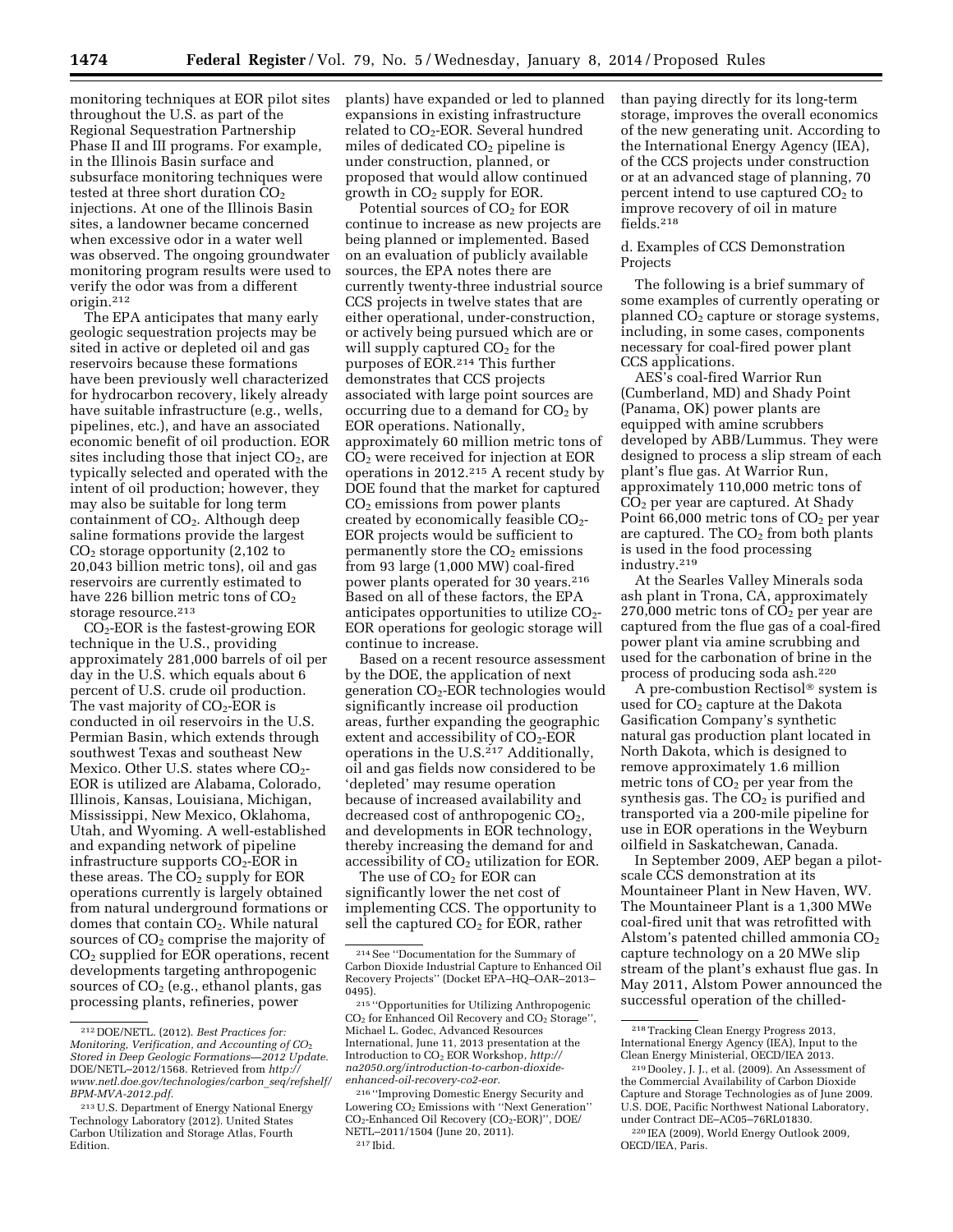monitoring techniques at EOR pilot sites throughout the U.S. as part of the Regional Sequestration Partnership Phase II and III programs. For example, in the Illinois Basin surface and subsurface monitoring techniques were tested at three short duration $CO_2$ injections. At one of the Illinois Basin sites, a landowner became concerned when excessive odor in a water well was observed. The ongoing groundwater monitoring program results were used to verify the odor was from a different origin.[212]

The EPA anticipates that many early geologic sequestration projects may be sited in active or depleted oil and gas reservoirs because these formations have been previously well characterized for hydrocarbon recovery, likely already have suitable infrastructure (e.g., wells, pipelines, etc.), and have an associated economic benefit of oil production. EOR sites including those that inject $CO_2$, are typically selected and operated with the intent of oil production; however, they may also be suitable for long term containment of $CO_2$. Although deep saline formations provide the largest $CO_2$ storage opportunity (2,102 to 20,043 billion metric tons), oil and gas reservoirs are currently estimated to have 226 billion metric tons of $CO_2$ storage resource.[213]

$CO_2$-EOR is the fastest-growing EOR technique in the U.S., providing approximately 281,000 barrels of oil per day in the U.S. which equals about 6 percent of U.S. crude oil production. The vast majority of $CO_2$-EOR is conducted in oil reservoirs in the U.S. Permian Basin, which extends through southwest Texas and southeast New Mexico. Other U.S. states where $CO_2$-EOR is utilized are Alabama, Colorado, Illinois, Kansas, Louisiana, Michigan, Mississippi, New Mexico, Oklahoma, Utah, and Wyoming. A well-established and expanding network of pipeline infrastructure supports $CO_2$-EOR in these areas. The $CO_2$ supply for EOR operations currently is largely obtained from natural underground formations or domes that contain $CO_2$. While natural sources of $CO_2$ comprise the majority of $CO_2$ supplied for EOR operations, recent developments targeting anthropogenic sources of $CO_2$ (e.g., ethanol plants, gas processing plants, refineries, power plants) have expanded or led to planned expansions in existing infrastructure related to $CO_2$-EOR. Several hundred miles of dedicated $CO_2$ pipeline is under construction, planned, or proposed that would allow continued growth in $CO_2$ supply for EOR.

Potential sources of $CO_2$ for EOR continue to increase as new projects are being planned or implemented. Based on an evaluation of publicly available sources, the EPA notes there are currently twenty-three industrial source CCS projects in twelve states that are either operational, under-construction, or actively being pursued which are or will supply captured $CO_2$ for the purposes of EOR.[214] This further demonstrates that CCS projects associated with large point sources are occurring due to a demand for $CO_2$ by EOR operations. Nationally, approximately 60 million metric tons of $CO_2$ were received for injection at EOR operations in 2012.[215] A recent study by DOE found that the market for captured $CO_2$ emissions from power plants created by economically feasible $CO_2$-EOR projects would be sufficient to permanently store the $CO_2$ emissions from 93 large (1,000 MW) coal-fired power plants operated for 30 years.[216] Based on all of these factors, the EPA anticipates opportunities to utilize $CO_2$-EOR operations for geologic storage will continue to increase.

Based on a recent resource assessment by the DOE, the application of next generation $CO_2$-EOR technologies would significantly increase oil production areas, further expanding the geographic extent and accessibility of $CO_2$-EOR operations in the U.S.[217] Additionally, oil and gas fields now considered to be 'depleted' may resume operation because of increased availability and decreased cost of anthropogenic $CO_2$, and developments in EOR technology, thereby increasing the demand for and accessibility of $CO_2$ utilization for EOR.

The use of $CO_2$ for EOR can significantly lower the net cost of implementing CCS. The opportunity to sell the captured $CO_2$ for EOR, rather than paying directly for its long-term storage, improves the overall economics of the new generating unit. According to the International Energy Agency (IEA), of the CCS projects under construction or at an advanced stage of planning, 70 percent intend to use captured $CO_2$ to improve recovery of oil in mature fields.[218]

d. Examples of CCS Demonstration Projects

The following is a brief summary of some examples of currently operating or planned $CO_2$ capture or storage systems, including, in some cases, components necessary for coal-fired power plant CCS applications.

AES's coal-fired Warrior Run (Cumberland, MD) and Shady Point (Panama, OK) power plants are equipped with amine scrubbers developed by ABB/Lummus. They were designed to process a slip stream of each plant's flue gas. At Warrior Run, approximately 110,000 metric tons of $CO_2$ per year are captured. At Shady Point 66,000 metric tons of $CO_2$ per year are captured. The $CO_2$ from both plants is used in the food processing industry.[219]

At the Searles Valley Minerals soda ash plant in Trona, CA, approximately 270,000 metric tons of $CO_2$ per year are captured from the flue gas of a coal-fired power plant via amine scrubbing and used for the carbonation of brine in the process of producing soda ash.[220]

A pre-combustion Rectisol® system is used for $CO_2$ capture at the Dakota Gasification Company's synthetic natural gas production plant located in North Dakota, which is designed to remove approximately 1.6 million metric tons of $CO_2$ per year from the synthesis gas. The $CO_2$ is purified and transported via a 200-mile pipeline for use in EOR operations in the Weyburn oilfield in Saskatchewan, Canada.

In September 2009, AEP began a pilot-scale CCS demonstration at its Mountaineer Plant in New Haven, WV. The Mountaineer Plant is a 1,300 MWe coal-fired unit that was retrofitted with Alstom's patented chilled ammonia $CO_2$ capture technology on a 20 MWe slip stream of the plant's exhaust flue gas. In May 2011, Alstom Power announced the successful operation of the chilled-

---

[212] DOE/NETL. (2012). *Best Practices for: Monitoring, Verification, and Accounting of $CO_2$ Stored in Deep Geologic Formations—2012 Update.* DOE/NETL–2012/1568. Retrieved from *http://www.netl.doe.gov/technologies/carbon_seq/refshelf/BPM-MVA-2012.pdf.*

[213] U.S. Department of Energy National Energy Technology Laboratory (2012). United States Carbon Utilization and Storage Atlas, Fourth Edition.

[214] See ''Documentation for the Summary of Carbon Dioxide Industrial Capture to Enhanced Oil Recovery Projects'' (Docket EPA–HQ–OAR–2013–0495).

[215] ''Opportunities for Utilizing Anthropogenic $CO_2$ for Enhanced Oil Recovery and $CO_2$ Storage'', Michael L. Godec, Advanced Resources International, June 11, 2013 presentation at the Introduction to $CO_2$ EOR Workshop, *http://na2050.org/introduction-to-carbon-dioxide-enhanced-oil-recovery-co2-eor.*

[216] ''Improving Domestic Energy Security and Lowering $CO_2$ Emissions with ''Next Generation'' $CO_2$-Enhanced Oil Recovery ($CO_2$-EOR)'', DOE/NETL–2011/1504 (June 20, 2011).

[217] Ibid.

[218] Tracking Clean Energy Progress 2013, International Energy Agency (IEA), Input to the Clean Energy Ministerial, OECD/IEA 2013.

[219] Dooley, J. J., et al. (2009). An Assessment of the Commercial Availability of Carbon Dioxide Capture and Storage Technologies as of June 2009. U.S. DOE, Pacific Northwest National Laboratory, under Contract DE–AC05–76RL01830.

[220] IEA (2009), World Energy Outlook 2009, OECD/IEA, Paris.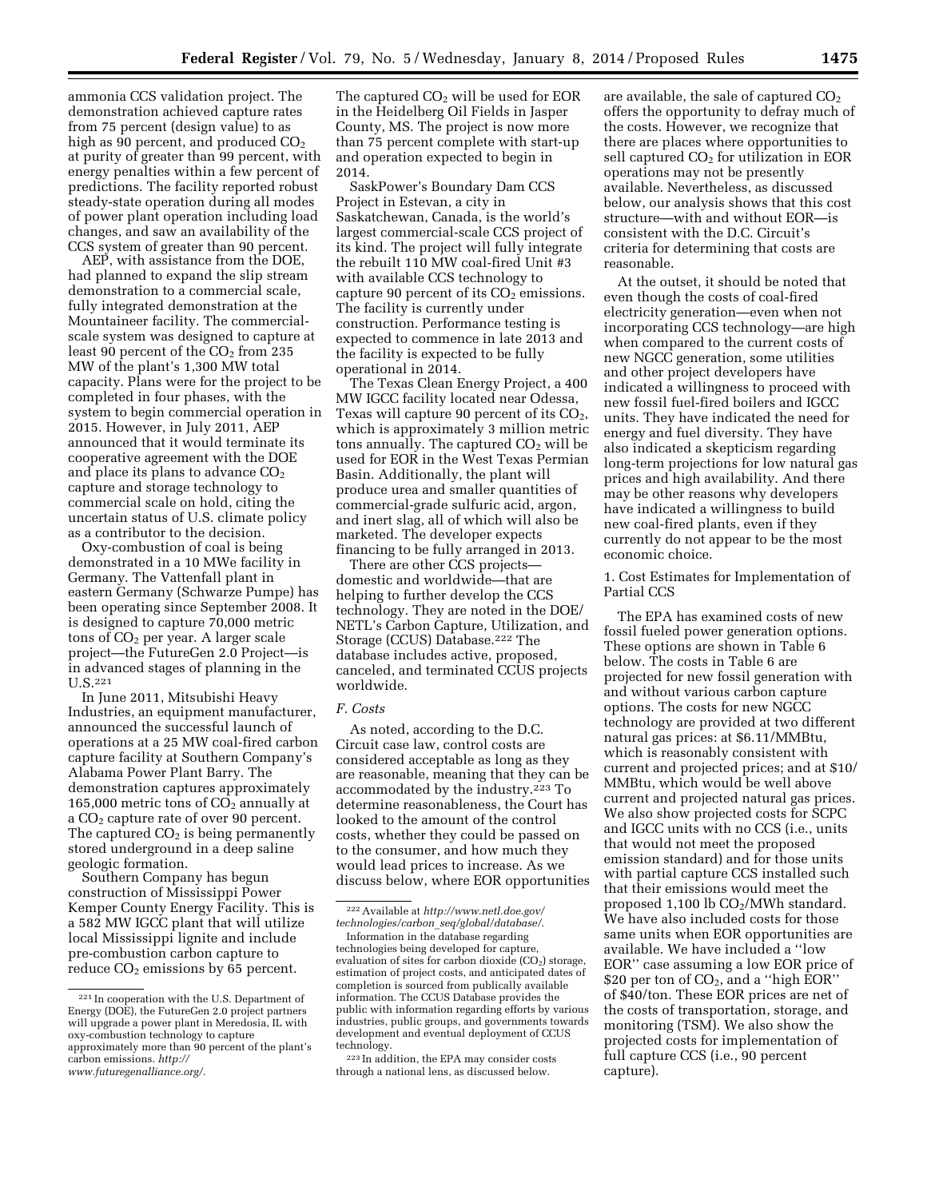ammonia CCS validation project. The demonstration achieved capture rates from 75 percent (design value) to as high as 90 percent, and produced $CO_2$ at purity of greater than 99 percent, with energy penalties within a few percent of predictions. The facility reported robust steady-state operation during all modes of power plant operation including load changes, and saw an availability of the CCS system of greater than 90 percent.

AEP, with assistance from the DOE, had planned to expand the slip stream demonstration to a commercial scale, fully integrated demonstration at the Mountaineer facility. The commercial-scale system was designed to capture at least 90 percent of the $CO_2$ from 235 MW of the plant's 1,300 MW total capacity. Plans were for the project to be completed in four phases, with the system to begin commercial operation in 2015. However, in July 2011, AEP announced that it would terminate its cooperative agreement with the DOE and place its plans to advance $CO_2$ capture and storage technology to commercial scale on hold, citing the uncertain status of U.S. climate policy as a contributor to the decision.

Oxy-combustion of coal is being demonstrated in a 10 MWe facility in Germany. The Vattenfall plant in eastern Germany (Schwarze Pumpe) has been operating since September 2008. It is designed to capture 70,000 metric tons of $CO_2$ per year. A larger scale project—the FutureGen 2.0 Project—is in advanced stages of planning in the U.S.[221]

In June 2011, Mitsubishi Heavy Industries, an equipment manufacturer, announced the successful launch of operations at a 25 MW coal-fired carbon capture facility at Southern Company's Alabama Power Plant Barry. The demonstration captures approximately 165,000 metric tons of $CO_2$ annually at a $CO_2$ capture rate of over 90 percent. The captured $CO_2$ is being permanently stored underground in a deep saline geologic formation.

Southern Company has begun construction of Mississippi Power Kemper County Energy Facility. This is a 582 MW IGCC plant that will utilize local Mississippi lignite and include pre-combustion carbon capture to reduce $CO_2$ emissions by 65 percent. The captured $CO_2$ will be used for EOR in the Heidelberg Oil Fields in Jasper County, MS. The project is now more than 75 percent complete with start-up and operation expected to begin in 2014.

SaskPower's Boundary Dam CCS Project in Estevan, a city in Saskatchewan, Canada, is the world's largest commercial-scale CCS project of its kind. The project will fully integrate the rebuilt 110 MW coal-fired Unit #3 with available CCS technology to capture 90 percent of its $CO_2$ emissions. The facility is currently under construction. Performance testing is expected to commence in late 2013 and the facility is expected to be fully operational in 2014.

The Texas Clean Energy Project, a 400 MW IGCC facility located near Odessa, Texas will capture 90 percent of its $CO_2$, which is approximately 3 million metric tons annually. The captured $CO_2$ will be used for EOR in the West Texas Permian Basin. Additionally, the plant will produce urea and smaller quantities of commercial-grade sulfuric acid, argon, and inert slag, all of which will also be marketed. The developer expects financing to be fully arranged in 2013.

There are other CCS projects—domestic and worldwide—that are helping to further develop the CCS technology. They are noted in the DOE/NETL's Carbon Capture, Utilization, and Storage (CCUS) Database.[222] The database includes active, proposed, canceled, and terminated CCUS projects worldwide.

### *F. Costs*

As noted, according to the D.C. Circuit case law, control costs are considered acceptable as long as they are reasonable, meaning that they can be accommodated by the industry.[223] To determine reasonableness, the Court has looked to the amount of the control costs, whether they could be passed on to the consumer, and how much they would lead prices to increase. As we discuss below, where EOR opportunities are available, the sale of captured $CO_2$ offers the opportunity to defray much of the costs. However, we recognize that there are places where opportunities to sell captured $CO_2$ for utilization in EOR operations may not be presently available. Nevertheless, as discussed below, our analysis shows that this cost structure—with and without EOR—is consistent with the D.C. Circuit's criteria for determining that costs are reasonable.

At the outset, it should be noted that even though the costs of coal-fired electricity generation—even when not incorporating CCS technology—are high when compared to the current costs of new NGCC generation, some utilities and other project developers have indicated a willingness to proceed with new fossil fuel-fired boilers and IGCC units. They have indicated the need for energy and fuel diversity. They have also indicated a skepticism regarding long-term projections for low natural gas prices and high availability. And there may be other reasons why developers have indicated a willingness to build new coal-fired plants, even if they currently do not appear to be the most economic choice.

#### 1. Cost Estimates for Implementation of Partial CCS

The EPA has examined costs of new fossil fueled power generation options. These options are shown in Table 6 below. The costs in Table 6 are projected for new fossil generation with and without various carbon capture options. The costs for new NGCC technology are provided at two different natural gas prices: at \$6.11/MMBtu, which is reasonably consistent with current and projected prices; and at \$10/MMBtu, which would be well above current and projected natural gas prices. We also show projected costs for SCPC and IGCC units with no CCS (i.e., units that would not meet the proposed emission standard) and for those units with partial capture CCS installed such that their emissions would meet the proposed 1,100 lb $CO_2$/MWh standard. We have also included costs for those same units when EOR opportunities are available. We have included a ''low EOR'' case assuming a low EOR price of \$20 per ton of $CO_2$, and a ''high EOR'' of \$40/ton. These EOR prices are net of the costs of transportation, storage, and monitoring (TSM). We also show the projected costs for implementation of full capture CCS (i.e., 90 percent capture).

---

[221] In cooperation with the U.S. Department of Energy (DOE), the FutureGen 2.0 project partners will upgrade a power plant in Meredosia, IL with oxy-combustion technology to capture approximately more than 90 percent of the plant's carbon emissions. *http://www.futuregenalliance.org/.*

[222] Available at *http://www.netl.doe.gov/technologies/carbon_seq/global/database/.*

Information in the database regarding technologies being developed for capture, evaluation of sites for carbon dioxide ($CO_2$) storage, estimation of project costs, and anticipated dates of completion is sourced from publically available information. The CCUS Database provides the public with information regarding efforts by various industries, public groups, and governments towards development and eventual deployment of CCUS technology.

[223] In addition, the EPA may consider costs through a national lens, as discussed below.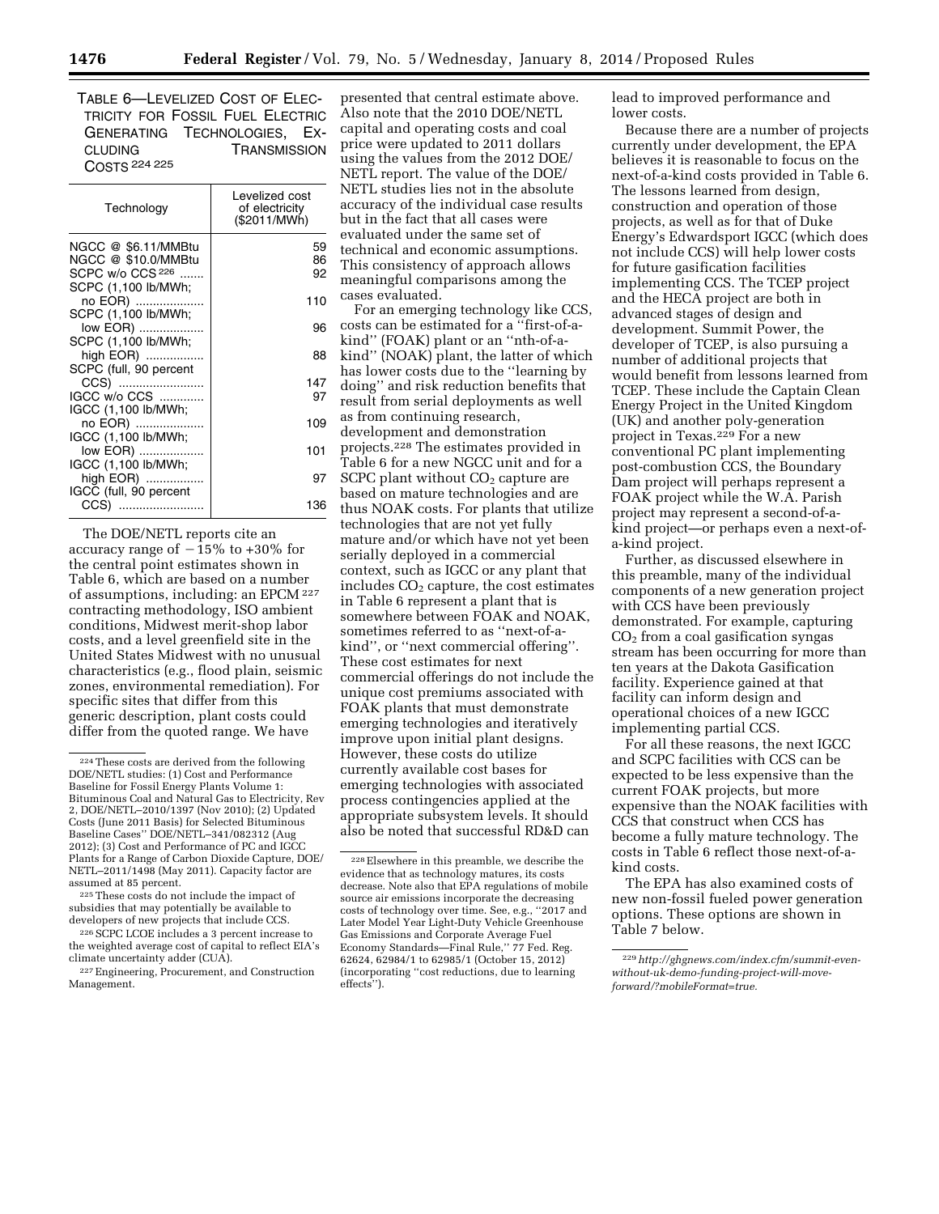TABLE 6—LEVELIZED COST OF ELECTRICITY FOR FOSSIL FUEL ELECTRIC GENERATING TECHNOLOGIES, EXCLUDING TRANSMISSION COSTS [224] [225]

| Technology | Levelized cost of electricity ($2011/MWh) |
| --- | --- |
| NGCC @ $6.11/MMBtu | 59 |
| NGCC @ $10.0/MMBtu | 86 |
| SCPC w/o CCS [226] | 92 |
| SCPC (1,100 lb/MWh; no EOR) | 110 |
| SCPC (1,100 lb/MWh; low EOR) | 96 |
| SCPC (1,100 lb/MWh; high EOR) | 88 |
| SCPC (full, 90 percent CCS) | 147 |
| IGCC w/o CCS | 97 |
| IGCC (1,100 lb/MWh; no EOR) | 109 |
| IGCC (1,100 lb/MWh; low EOR) | 101 |
| IGCC (1,100 lb/MWh; high EOR) | 97 |
| IGCC (full, 90 percent CCS) | 136 |

The DOE/NETL reports cite an accuracy range of −15% to +30% for the central point estimates shown in Table 6, which are based on a number of assumptions, including: an EPCM [227] contracting methodology, ISO ambient conditions, Midwest merit-shop labor costs, and a level greenfield site in the United States Midwest with no unusual characteristics (e.g., flood plain, seismic zones, environmental remediation). For specific sites that differ from this generic description, plant costs could differ from the quoted range. We have presented that central estimate above. Also note that the 2010 DOE/NETL capital and operating costs and coal price were updated to 2011 dollars using the values from the 2012 DOE/NETL report. The value of the DOE/NETL studies lies not in the absolute accuracy of the individual case results but in the fact that all cases were evaluated under the same set of technical and economic assumptions. This consistency of approach allows meaningful comparisons among the cases evaluated.

For an emerging technology like CCS, costs can be estimated for a ''first-of-a-kind'' (FOAK) plant or an ''nth-of-a-kind'' (NOAK) plant, the latter of which has lower costs due to the ''learning by doing'' and risk reduction benefits that result from serial deployments as well as from continuing research, development and demonstration projects.[228] The estimates provided in Table 6 for a new NGCC unit and for a SCPC plant without $CO_2$ capture are based on mature technologies and are thus NOAK costs. For plants that utilize technologies that are not yet fully mature and/or which have not yet been serially deployed in a commercial context, such as IGCC or any plant that includes $CO_2$ capture, the cost estimates in Table 6 represent a plant that is somewhere between FOAK and NOAK, sometimes referred to as ''next-of-a-kind'', or ''next commercial offering''. These cost estimates for next commercial offerings do not include the unique cost premiums associated with FOAK plants that must demonstrate emerging technologies and iteratively improve upon initial plant designs. However, these costs do utilize currently available cost bases for emerging technologies with associated process contingencies applied at the appropriate subsystem levels. It should also be noted that successful RD&D can lead to improved performance and lower costs.

Because there are a number of projects currently under development, the EPA believes it is reasonable to focus on the next-of-a-kind costs provided in Table 6. The lessons learned from design, construction and operation of those projects, as well as for that of Duke Energy's Edwardsport IGCC (which does not include CCS) will help lower costs for future gasification facilities implementing CCS. The TCEP project and the HECA project are both in advanced stages of design and development. Summit Power, the developer of TCEP, is also pursuing a number of additional projects that would benefit from lessons learned from TCEP. These include the Captain Clean Energy Project in the United Kingdom (UK) and another poly-generation project in Texas.[229] For a new conventional PC plant implementing post-combustion CCS, the Boundary Dam project will perhaps represent a FOAK project while the W.A. Parish project may represent a second-of-a-kind project—or perhaps even a next-of-a-kind project.

Further, as discussed elsewhere in this preamble, many of the individual components of a new generation project with CCS have been previously demonstrated. For example, capturing $CO_2$ from a coal gasification syngas stream has been occurring for more than ten years at the Dakota Gasification facility. Experience gained at that facility can inform design and operational choices of a new IGCC implementing partial CCS.

For all these reasons, the next IGCC and SCPC facilities with CCS can be expected to be less expensive than the current FOAK projects, but more expensive than the NOAK facilities with CCS that construct when CCS has become a fully mature technology. The costs in Table 6 reflect those next-of-a-kind costs.

The EPA has also examined costs of new non-fossil fueled power generation options. These options are shown in Table 7 below.

---

[224] These costs are derived from the following DOE/NETL studies: (1) Cost and Performance Baseline for Fossil Energy Plants Volume 1: Bituminous Coal and Natural Gas to Electricity, Rev 2, DOE/NETL–2010/1397 (Nov 2010); (2) Updated Costs (June 2011 Basis) for Selected Bituminous Baseline Cases'' DOE/NETL–341/082312 (Aug 2012); (3) Cost and Performance of PC and IGCC Plants for a Range of Carbon Dioxide Capture, DOE/NETL–2011/1498 (May 2011). Capacity factor are assumed at 85 percent.

[225] These costs do not include the impact of subsidies that may potentially be available to developers of new projects that include CCS.

[226] SCPC LCOE includes a 3 percent increase to the weighted average cost of capital to reflect EIA's climate uncertainty adder (CUA).

[227] Engineering, Procurement, and Construction Management.

[228] Elsewhere in this preamble, we describe the evidence that as technology matures, its costs decrease. Note also that EPA regulations of mobile source air emissions incorporate the decreasing costs of technology over time. See, e.g., ''2017 and Later Model Year Light-Duty Vehicle Greenhouse Gas Emissions and Corporate Average Fuel Economy Standards—Final Rule,'' 77 Fed. Reg. 62624, 62984/1 to 62985/1 (October 15, 2012) (incorporating ''cost reductions, due to learning effects'').

[229] *http://ghgnews.com/index.cfm/summit-even-without-uk-demo-funding-project-will-move-forward/?mobileFormat=true.*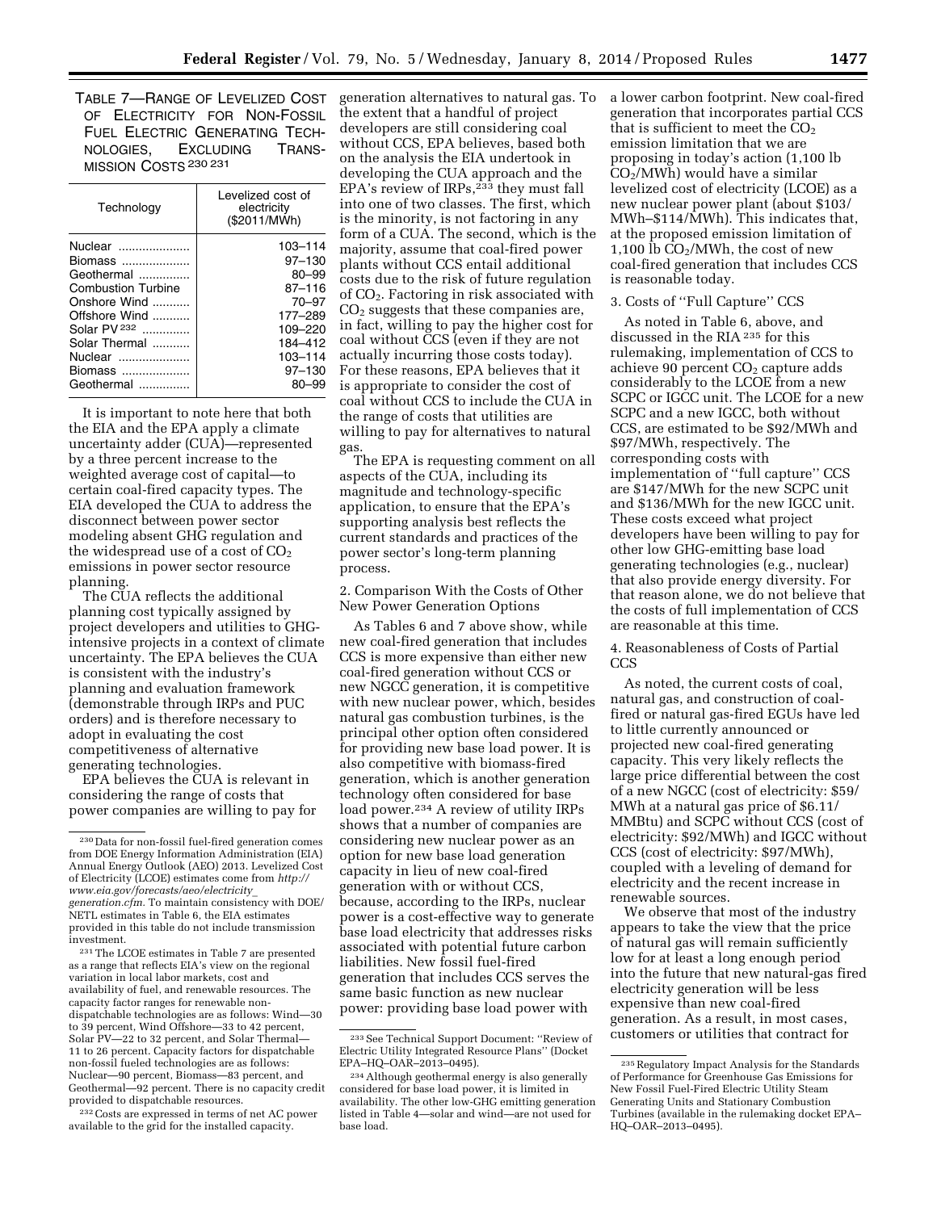TABLE 7—RANGE OF LEVELIZED COST OF ELECTRICITY FOR NON-FOSSIL FUEL ELECTRIC GENERATING TECHNOLOGIES, EXCLUDING TRANSMISSION COSTS [230] [231]

| Technology | Levelized cost of electricity ($2011/MWh) |
|---|---|
| Nuclear | 103–114 |
| Biomass | 97–130 |
| Geothermal | 80–99 |
| Combustion Turbine | 87–116 |
| Onshore Wind | 70–97 |
| Offshore Wind | 177–289 |
| Solar PV [232] | 109–220 |
| Solar Thermal | 184–412 |
| Nuclear | 103–114 |
| Biomass | 97–130 |
| Geothermal | 80–99 |

It is important to note here that both the EIA and the EPA apply a climate uncertainty adder (CUA)—represented by a three percent increase to the weighted average cost of capital—to certain coal-fired capacity types. The EIA developed the CUA to address the disconnect between power sector modeling absent GHG regulation and the widespread use of a cost of $CO_2$ emissions in power sector resource planning.

The CUA reflects the additional planning cost typically assigned by project developers and utilities to GHG-intensive projects in a context of climate uncertainty. The EPA believes the CUA is consistent with the industry's planning and evaluation framework (demonstrable through IRPs and PUC orders) and is therefore necessary to adopt in evaluating the cost competitiveness of alternative generating technologies.

EPA believes the CUA is relevant in considering the range of costs that power companies are willing to pay for generation alternatives to natural gas. To the extent that a handful of project developers are still considering coal without CCS, EPA believes, based both on the analysis the EIA undertook in developing the CUA approach and the EPA's review of IRPs,[233] they must fall into one of two classes. The first, which is the minority, is not factoring in any form of a CUA. The second, which is the majority, assume that coal-fired power plants without CCS entail additional costs due to the risk of future regulation of $CO_2$. Factoring in risk associated with $CO_2$ suggests that these companies are, in fact, willing to pay the higher cost for coal without CCS (even if they are not actually incurring those costs today). For these reasons, EPA believes that it is appropriate to consider the cost of coal without CCS to include the CUA in the range of costs that utilities are willing to pay for alternatives to natural gas.

The EPA is requesting comment on all aspects of the CUA, including its magnitude and technology-specific application, to ensure that the EPA's supporting analysis best reflects the current standards and practices of the power sector's long-term planning process.

2. Comparison With the Costs of Other New Power Generation Options

As Tables 6 and 7 above show, while new coal-fired generation that includes CCS is more expensive than either new coal-fired generation without CCS or new NGCC generation, it is competitive with new nuclear power, which, besides natural gas combustion turbines, is the principal other option often considered for providing new base load power. It is also competitive with biomass-fired generation, which is another generation technology often considered for base load power.[234] A review of utility IRPs shows that a number of companies are considering new nuclear power as an option for new base load generation capacity in lieu of new coal-fired generation with or without CCS, because, according to the IRPs, nuclear power is a cost-effective way to generate base load electricity that addresses risks associated with potential future carbon liabilities. New fossil fuel-fired generation that includes CCS serves the same basic function as new nuclear power: providing base load power with a lower carbon footprint. New coal-fired generation that incorporates partial CCS that is sufficient to meet the $CO_2$ emission limitation that we are proposing in today's action (1,100 lb $CO_2$/MWh) would have a similar levelized cost of electricity (LCOE) as a new nuclear power plant (about $103/MWh–$114/MWh). This indicates that, at the proposed emission limitation of 1,100 lb $CO_2$/MWh, the cost of new coal-fired generation that includes CCS is reasonable today.

3. Costs of "Full Capture" CCS

As noted in Table 6, above, and discussed in the RIA [235] for this rulemaking, implementation of CCS to achieve 90 percent $CO_2$ capture adds considerably to the LCOE from a new SCPC or IGCC unit. The LCOE for a new SCPC and a new IGCC, both without CCS, are estimated to be $92/MWh and $97/MWh, respectively. The corresponding costs with implementation of "full capture" CCS are $147/MWh for the new SCPC unit and $136/MWh for the new IGCC unit. These costs exceed what project developers have been willing to pay for other low GHG-emitting base load generating technologies (e.g., nuclear) that also provide energy diversity. For that reason alone, we do not believe that the costs of full implementation of CCS are reasonable at this time.

4. Reasonableness of Costs of Partial CCS

As noted, the current costs of coal, natural gas, and construction of coal-fired or natural gas-fired EGUs have led to little currently announced or projected new coal-fired generating capacity. This very likely reflects the large price differential between the cost of a new NGCC (cost of electricity: $59/MWh at a natural gas price of $6.11/MMBtu) and SCPC without CCS (cost of electricity: $92/MWh) and IGCC without CCS (cost of electricity: $97/MWh), coupled with a leveling of demand for electricity and the recent increase in renewable sources.

We observe that most of the industry appears to take the view that the price of natural gas will remain sufficiently low for at least a long enough period into the future that new natural-gas fired electricity generation will be less expensive than new coal-fired generation. As a result, in most cases, customers or utilities that contract for

---

[230] Data for non-fossil fuel-fired generation comes from DOE Energy Information Administration (EIA) Annual Energy Outlook (AEO) 2013. Levelized Cost of Electricity (LCOE) estimates come from http://www.eia.gov/forecasts/aeo/electricity_generation.cfm. To maintain consistency with DOE/NETL estimates in Table 6, the EIA estimates provided in this table do not include transmission investment.

[231] The LCOE estimates in Table 7 are presented as a range that reflects EIA's view on the regional variation in local labor markets, cost and availability of fuel, and renewable resources. The capacity factor ranges for renewable non-dispatchable technologies are as follows: Wind—30 to 39 percent, Wind Offshore—33 to 42 percent, Solar PV—22 to 32 percent, and Solar Thermal—11 to 26 percent. Capacity factors for dispatchable non-fossil fueled technologies are as follows: Nuclear—90 percent, Biomass—83 percent, and Geothermal—92 percent. There is no capacity credit provided to dispatchable resources.

[232] Costs are expressed in terms of net AC power available to the grid for the installed capacity.

[233] See Technical Support Document: "Review of Electric Utility Integrated Resource Plans" (Docket EPA–HQ–OAR–2013–0495).

[234] Although geothermal energy is also generally considered for base load power, it is limited in availability. The other low-GHG emitting generation listed in Table 4—solar and wind—are not used for base load.

[235] Regulatory Impact Analysis for the Standards of Performance for Greenhouse Gas Emissions for New Fossil Fuel-Fired Electric Utility Steam Generating Units and Stationary Combustion Turbines (available in the rulemaking docket EPA–HQ–OAR–2013–0495).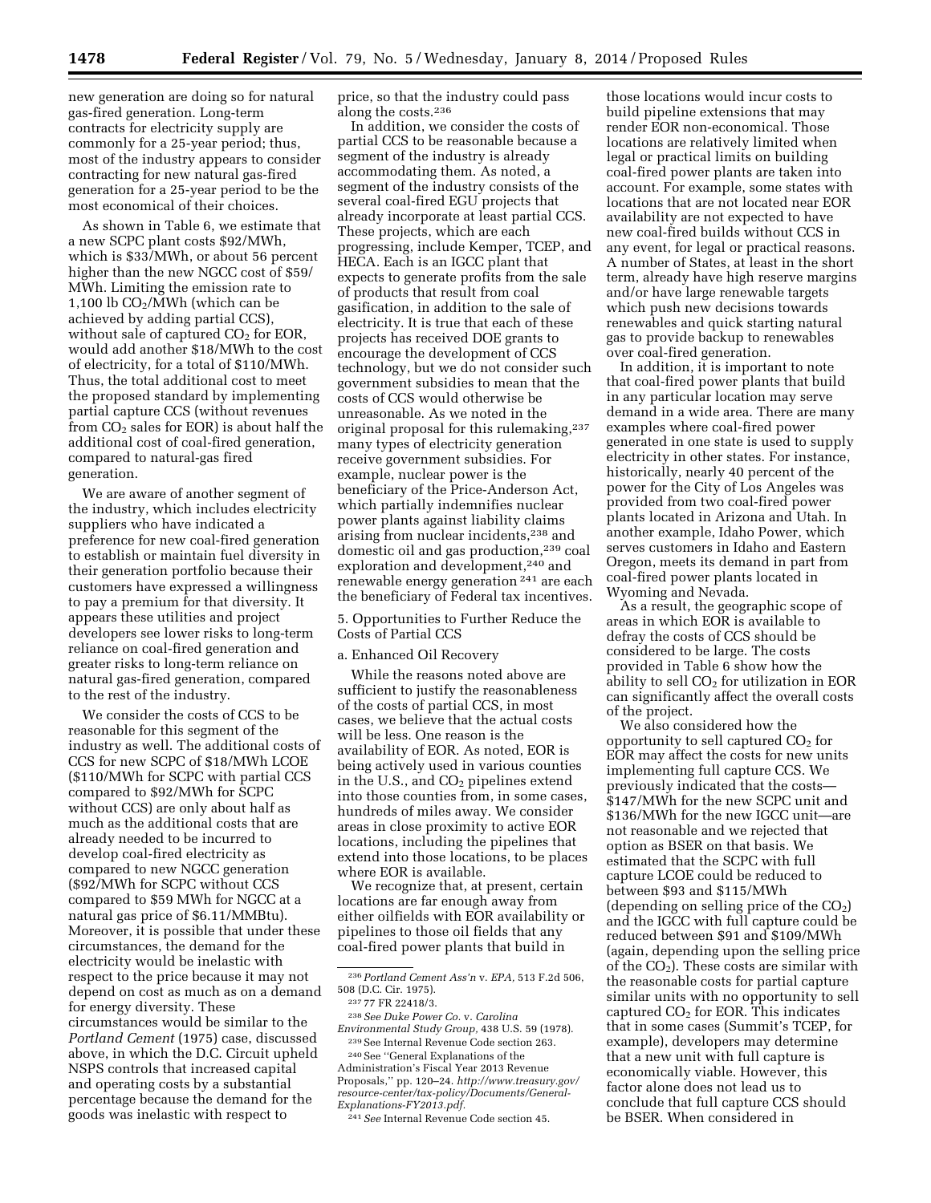new generation are doing so for natural gas-fired generation. Long-term contracts for electricity supply are commonly for a 25-year period; thus, most of the industry appears to consider contracting for new natural gas-fired generation for a 25-year period to be the most economical of their choices.

As shown in Table 6, we estimate that a new SCPC plant costs $92/MWh, which is $33/MWh, or about 56 percent higher than the new NGCC cost of $59/MWh. Limiting the emission rate to 1,100 lb $CO_2$/MWh (which can be achieved by adding partial CCS), without sale of captured $CO_2$ for EOR, would add another $18/MWh to the cost of electricity, for a total of $110/MWh. Thus, the total additional cost to meet the proposed standard by implementing partial capture CCS (without revenues from $CO_2$ sales for EOR) is about half the additional cost of coal-fired generation, compared to natural-gas fired generation.

We are aware of another segment of the industry, which includes electricity suppliers who have indicated a preference for new coal-fired generation to establish or maintain fuel diversity in their generation portfolio because their customers have expressed a willingness to pay a premium for that diversity. It appears these utilities and project developers see lower risks to long-term reliance on coal-fired generation and greater risks to long-term reliance on natural gas-fired generation, compared to the rest of the industry.

We consider the costs of CCS to be reasonable for this segment of the industry as well. The additional costs of CCS for new SCPC of $18/MWh LCOE ($110/MWh for SCPC with partial CCS compared to $92/MWh for SCPC without CCS) are only about half as much as the additional costs that are already needed to be incurred to develop coal-fired electricity as compared to new NGCC generation ($92/MWh for SCPC without CCS compared to $59 MWh for NGCC at a natural gas price of $6.11/MMBtu). Moreover, it is possible that under these circumstances, the demand for the electricity would be inelastic with respect to the price because it may not depend on cost as much as on a demand for energy diversity. These circumstances would be similar to the *Portland Cement* (1975) case, discussed above, in which the D.C. Circuit upheld NSPS controls that increased capital and operating costs by a substantial percentage because the demand for the goods was inelastic with respect to price, so that the industry could pass along the costs.[236]

In addition, we consider the costs of partial CCS to be reasonable because a segment of the industry is already accommodating them. As noted, a segment of the industry consists of the several coal-fired EGU projects that already incorporate at least partial CCS. These projects, which are each progressing, include Kemper, TCEP, and HECA. Each is an IGCC plant that expects to generate profits from the sale of products that result from coal gasification, in addition to the sale of electricity. It is true that each of these projects has received DOE grants to encourage the development of CCS technology, but we do not consider such government subsidies to mean that the costs of CCS would otherwise be unreasonable. As we noted in the original proposal for this rulemaking,[237] many types of electricity generation receive government subsidies. For example, nuclear power is the beneficiary of the Price-Anderson Act, which partially indemnifies nuclear power plants against liability claims arising from nuclear incidents,[238] and domestic oil and gas production,[239] coal exploration and development,[240] and renewable energy generation[241] are each the beneficiary of Federal tax incentives.

5. Opportunities to Further Reduce the Costs of Partial CCS

a. Enhanced Oil Recovery

While the reasons noted above are sufficient to justify the reasonableness of the costs of partial CCS, in most cases, we believe that the actual costs will be less. One reason is the availability of EOR. As noted, EOR is being actively used in various counties in the U.S., and $CO_2$ pipelines extend into those counties from, in some cases, hundreds of miles away. We consider areas in close proximity to active EOR locations, including the pipelines that extend into those locations, to be places where EOR is available.

We recognize that, at present, certain locations are far enough away from either oilfields with EOR availability or pipelines to those oil fields that any coal-fired power plants that build in those locations would incur costs to build pipeline extensions that may render EOR non-economical. Those locations are relatively limited when legal or practical limits on building coal-fired power plants are taken into account. For example, some states with locations that are not located near EOR availability are not expected to have new coal-fired builds without CCS in any event, for legal or practical reasons. A number of States, at least in the short term, already have high reserve margins and/or have large renewable targets which push new decisions towards renewables and quick starting natural gas to provide backup to renewables over coal-fired generation.

In addition, it is important to note that coal-fired power plants that build in any particular location may serve demand in a wide area. There are many examples where coal-fired power generated in one state is used to supply electricity in other states. For instance, historically, nearly 40 percent of the power for the City of Los Angeles was provided from two coal-fired power plants located in Arizona and Utah. In another example, Idaho Power, which serves customers in Idaho and Eastern Oregon, meets its demand in part from coal-fired power plants located in Wyoming and Nevada.

As a result, the geographic scope of areas in which EOR is available to defray the costs of CCS should be considered to be large. The costs provided in Table 6 show how the ability to sell $CO_2$ for utilization in EOR can significantly affect the overall costs of the project.

We also considered how the opportunity to sell captured $CO_2$ for EOR may affect the costs for new units implementing full capture CCS. We previously indicated that the costs—$147/MWh for the new SCPC unit and $136/MWh for the new IGCC unit—are not reasonable and we rejected that option as BSER on that basis. We estimated that the SCPC with full capture LCOE could be reduced to between $93 and $115/MWh (depending on selling price of the $CO_2$) and the IGCC with full capture could be reduced between $91 and $109/MWh (again, depending upon the selling price of the $CO_2$). These costs are similar with the reasonable costs for partial capture similar units with no opportunity to sell captured $CO_2$ for EOR. This indicates that in some cases (Summit's TCEP, for example), developers may determine that a new unit with full capture is economically viable. However, this factor alone does not lead us to conclude that full capture CCS should be BSER. When considered in

---

[236] *Portland Cement Ass'n* v. *EPA*, 513 F.2d 506, 508 (D.C. Cir. 1975).

[237] 77 FR 22418/3.

[238] *See Duke Power Co.* v. *Carolina Environmental Study Group*, 438 U.S. 59 (1978).

[239] See Internal Revenue Code section 263.

[240] See "General Explanations of the Administration's Fiscal Year 2013 Revenue Proposals," pp. 120–24. *http://www.treasury.gov/resource-center/tax-policy/Documents/General-Explanations-FY2013.pdf*.

[241] *See* Internal Revenue Code section 45.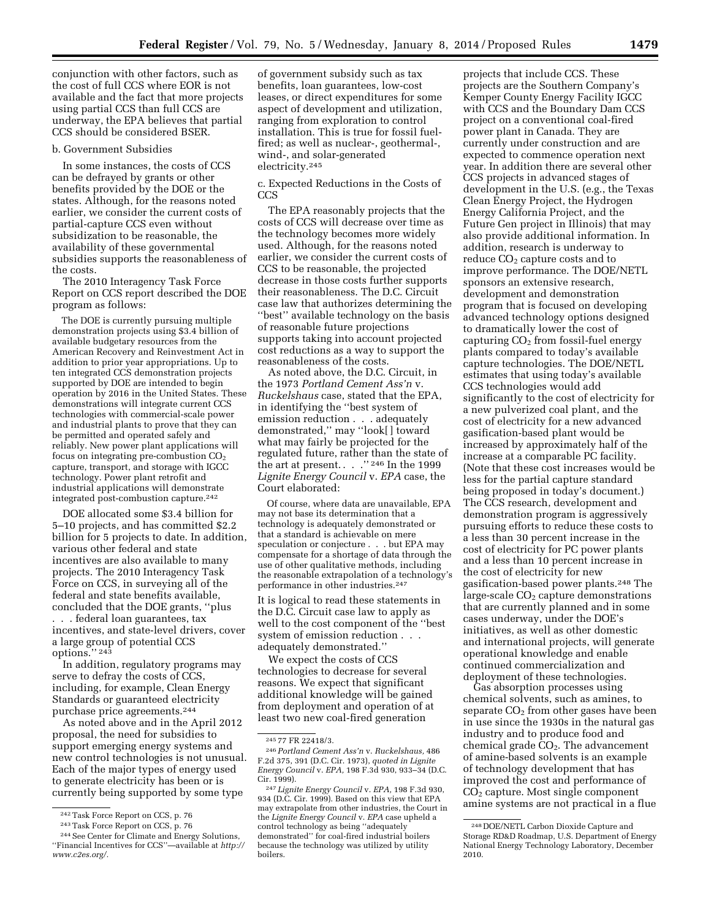conjunction with other factors, such as the cost of full CCS where EOR is not available and the fact that more projects using partial CCS than full CCS are underway, the EPA believes that partial CCS should be considered BSER.

b. Government Subsidies

In some instances, the costs of CCS can be defrayed by grants or other benefits provided by the DOE or the states. Although, for the reasons noted earlier, we consider the current costs of partial-capture CCS even without subsidization to be reasonable, the availability of these governmental subsidies supports the reasonableness of the costs.

The 2010 Interagency Task Force Report on CCS report described the DOE program as follows:

> The DOE is currently pursuing multiple demonstration projects using $3.4 billion of available budgetary resources from the American Recovery and Reinvestment Act in addition to prior year appropriations. Up to ten integrated CCS demonstration projects supported by DOE are intended to begin operation by 2016 in the United States. These demonstrations will integrate current CCS technologies with commercial-scale power and industrial plants to prove that they can be permitted and operated safely and reliably. New power plant applications will focus on integrating pre-combustion $CO_2$ capture, transport, and storage with IGCC technology. Power plant retrofit and industrial applications will demonstrate integrated post-combustion capture.[242]

DOE allocated some $3.4 billion for 5–10 projects, and has committed $2.2 billion for 5 projects to date. In addition, various other federal and state incentives are also available to many projects. The 2010 Interagency Task Force on CCS, in surveying all of the federal and state benefits available, concluded that the DOE grants, ''plus . . . federal loan guarantees, tax incentives, and state-level drivers, cover a large group of potential CCS options.'' [243]

In addition, regulatory programs may serve to defray the costs of CCS, including, for example, Clean Energy Standards or guaranteed electricity purchase price agreements.[244]

As noted above and in the April 2012 proposal, the need for subsidies to support emerging energy systems and new control technologies is not unusual. Each of the major types of energy used to generate electricity has been or is currently being supported by some type of government subsidy such as tax benefits, loan guarantees, low-cost leases, or direct expenditures for some aspect of development and utilization, ranging from exploration to control installation. This is true for fossil fuel-fired; as well as nuclear-, geothermal-, wind-, and solar-generated electricity.[245]

c. Expected Reductions in the Costs of CCS

The EPA reasonably projects that the costs of CCS will decrease over time as the technology becomes more widely used. Although, for the reasons noted earlier, we consider the current costs of CCS to be reasonable, the projected decrease in those costs further supports their reasonableness. The D.C. Circuit case law that authorizes determining the ''best'' available technology on the basis of reasonable future projections supports taking into account projected cost reductions as a way to support the reasonableness of the costs.

As noted above, the D.C. Circuit, in the 1973 *Portland Cement Ass'n* v. *Ruckelshaus* case, stated that the EPA, in identifying the ''best system of emission reduction . . . adequately demonstrated,'' may ''look[ ] toward what may fairly be projected for the regulated future, rather than the state of the art at present. . . .'' [246] In the 1999 *Lignite Energy Council* v. *EPA* case, the Court elaborated:

> Of course, where data are unavailable, EPA may not base its determination that a technology is adequately demonstrated or that a standard is achievable on mere speculation or conjecture . . . but EPA may compensate for a shortage of data through the use of other qualitative methods, including the reasonable extrapolation of a technology's performance in other industries.[247]

It is logical to read these statements in the D.C. Circuit case law to apply as well to the cost component of the ''best system of emission reduction . . . adequately demonstrated.''

We expect the costs of CCS technologies to decrease for several reasons. We expect that significant additional knowledge will be gained from deployment and operation of at least two new coal-fired generation projects that include CCS. These projects are the Southern Company's Kemper County Energy Facility IGCC with CCS and the Boundary Dam CCS project on a conventional coal-fired power plant in Canada. They are currently under construction and are expected to commence operation next year. In addition there are several other CCS projects in advanced stages of development in the U.S. (e.g., the Texas Clean Energy Project, the Hydrogen Energy California Project, and the Future Gen project in Illinois) that may also provide additional information. In addition, research is underway to reduce $CO_2$ capture costs and to improve performance. The DOE/NETL sponsors an extensive research, development and demonstration program that is focused on developing advanced technology options designed to dramatically lower the cost of capturing $CO_2$ from fossil-fuel energy plants compared to today's available capture technologies. The DOE/NETL estimates that using today's available CCS technologies would add significantly to the cost of electricity for a new pulverized coal plant, and the cost of electricity for a new advanced gasification-based plant would be increased by approximately half of the increase at a comparable PC facility. (Note that these cost increases would be less for the partial capture standard being proposed in today's document.) The CCS research, development and demonstration program is aggressively pursuing efforts to reduce these costs to a less than 30 percent increase in the cost of electricity for PC power plants and a less than 10 percent increase in the cost of electricity for new gasification-based power plants.[248] The large-scale $CO_2$ capture demonstrations that are currently planned and in some cases underway, under the DOE's initiatives, as well as other domestic and international projects, will generate operational knowledge and enable continued commercialization and deployment of these technologies.

Gas absorption processes using chemical solvents, such as amines, to separate $CO_2$ from other gases have been in use since the 1930s in the natural gas industry and to produce food and chemical grade $CO_2$. The advancement of amine-based solvents is an example of technology development that has improved the cost and performance of $CO_2$ capture. Most single component amine systems are not practical in a flue

---

[242] Task Force Report on CCS, p. 76

[243] Task Force Report on CCS, p. 76

[244] See Center for Climate and Energy Solutions, ''Financial Incentives for CCS''—available at *http://www.c2es.org/*.

[245] 77 FR 22418/3.

[246] *Portland Cement Ass'n* v. *Ruckelshaus,* 486 F.2d 375, 391 (D.C. Cir. 1973), *quoted in Lignite Energy Council* v. *EPA,* 198 F.3d 930, 933–34 (D.C. Cir. 1999).

[247] *Lignite Energy Council* v. *EPA,* 198 F.3d 930, 934 (D.C. Cir. 1999). Based on this view that EPA may extrapolate from other industries, the Court in the *Lignite Energy Council* v. *EPA* case upheld a control technology as being ''adequately demonstrated'' for coal-fired industrial boilers because the technology was utilized by utility boilers.

[248] DOE/NETL Carbon Dioxide Capture and Storage RD&D Roadmap, U.S. Department of Energy National Energy Technology Laboratory, December 2010.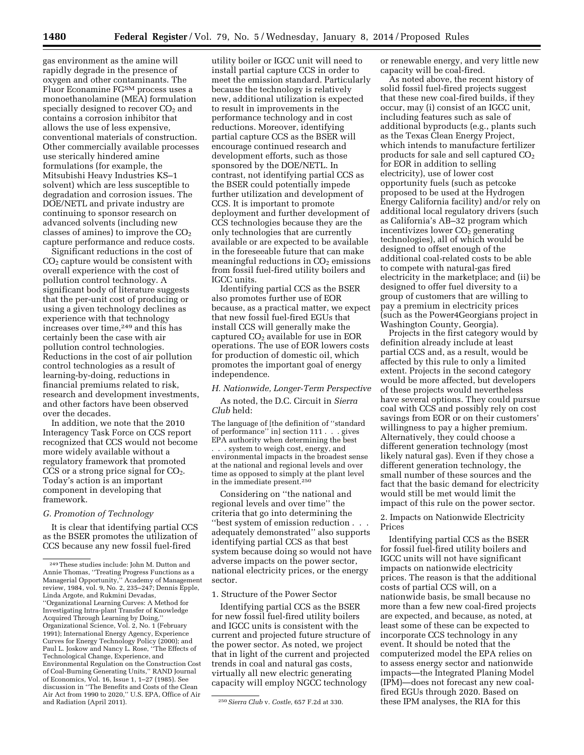gas environment as the amine will rapidly degrade in the presence of oxygen and other contaminants. The Fluor Econamine FG[SM] process uses a monoethanolamine (MEA) formulation specially designed to recover $CO_2$ and contains a corrosion inhibitor that allows the use of less expensive, conventional materials of construction. Other commercially available processes use sterically hindered amine formulations (for example, the Mitsubishi Heavy Industries KS–1 solvent) which are less susceptible to degradation and corrosion issues. The DOE/NETL and private industry are continuing to sponsor research on advanced solvents (including new classes of amines) to improve the $CO_2$ capture performance and reduce costs.

Significant reductions in the cost of $CO_2$ capture would be consistent with overall experience with the cost of pollution control technology. A significant body of literature suggests that the per-unit cost of producing or using a given technology declines as experience with that technology increases over time,[249] and this has certainly been the case with air pollution control technologies. Reductions in the cost of air pollution control technologies as a result of learning-by-doing, reductions in financial premiums related to risk, research and development investments, and other factors have been observed over the decades.

In addition, we note that the 2010 Interagency Task Force on CCS report recognized that CCS would not become more widely available without a regulatory framework that promoted CCS or a strong price signal for $CO_2$. Today's action is an important component in developing that framework.

### G. Promotion of Technology

It is clear that identifying partial CCS as the BSER promotes the utilization of CCS because any new fossil fuel-fired utility boiler or IGCC unit will need to install partial capture CCS in order to meet the emission standard. Particularly because the technology is relatively new, additional utilization is expected to result in improvements in the performance technology and in cost reductions. Moreover, identifying partial capture CCS as the BSER will encourage continued research and development efforts, such as those sponsored by the DOE/NETL. In contrast, not identifying partial CCS as the BSER could potentially impede further utilization and development of CCS. It is important to promote deployment and further development of CCS technologies because they are the only technologies that are currently available or are expected to be available in the foreseeable future that can make meaningful reductions in $CO_2$ emissions from fossil fuel-fired utility boilers and IGCC units.

Identifying partial CCS as the BSER also promotes further use of EOR because, as a practical matter, we expect that new fossil fuel-fired EGUs that install CCS will generally make the captured $CO_2$ available for use in EOR operations. The use of EOR lowers costs for production of domestic oil, which promotes the important goal of energy independence.

### H. Nationwide, Longer-Term Perspective

As noted, the D.C. Circuit in *Sierra Club* held:

> The language of [the definition of "standard of performance" in] section 111 . . . gives EPA authority when determining the best . . . system to weigh cost, energy, and environmental impacts in the broadest sense at the national and regional levels and over time as opposed to simply at the plant level in the immediate present.[250]

Considering on "the national and regional levels and over time" the criteria that go into determining the "best system of emission reduction . . . adequately demonstrated" also supports identifying partial CCS as that best system because doing so would not have adverse impacts on the power sector, national electricity prices, or the energy sector.

#### 1. Structure of the Power Sector

Identifying partial CCS as the BSER for new fossil fuel-fired utility boilers and IGCC units is consistent with the current and projected future structure of the power sector. As noted, we project that in light of the current and projected trends in coal and natural gas costs, virtually all new electric generating capacity will employ NGCC technology or renewable energy, and very little new capacity will be coal-fired.

As noted above, the recent history of solid fossil fuel-fired projects suggest that these new coal-fired builds, if they occur, may (i) consist of an IGCC unit, including features such as sale of additional byproducts (e.g., plants such as the Texas Clean Energy Project, which intends to manufacture fertilizer products for sale and sell captured $CO_2$ for EOR in addition to selling electricity), use of lower cost opportunity fuels (such as petcoke proposed to be used at the Hydrogen Energy California facility) and/or rely on additional local regulatory drivers (such as California's AB–32 program which incentivizes lower $CO_2$ generating technologies), all of which would be designed to offset enough of the additional coal-related costs to be able to compete with natural-gas fired electricity in the marketplace; and (ii) be designed to offer fuel diversity to a group of customers that are willing to pay a premium in electricity prices (such as the Power4Georgians project in Washington County, Georgia).

Projects in the first category would by definition already include at least partial CCS and, as a result, would be affected by this rule to only a limited extent. Projects in the second category would be more affected, but developers of these projects would nevertheless have several options. They could pursue coal with CCS and possibly rely on cost savings from EOR or on their customers' willingness to pay a higher premium. Alternatively, they could choose a different generation technology (most likely natural gas). Even if they chose a different generation technology, the small number of these sources and the fact that the basic demand for electricity would still be met would limit the impact of this rule on the power sector.

#### 2. Impacts on Nationwide Electricity Prices

Identifying partial CCS as the BSER for fossil fuel-fired utility boilers and IGCC units will not have significant impacts on nationwide electricity prices. The reason is that the additional costs of partial CCS will, on a nationwide basis, be small because no more than a few new coal-fired projects are expected, and because, as noted, at least some of these can be expected to incorporate CCS technology in any event. It should be noted that the computerized model the EPA relies on to assess energy sector and nationwide impacts—the Integrated Planing Model (IPM)—does not forecast any new coal-fired EGUs through 2020. Based on these IPM analyses, the RIA for this

---

[249] These studies include: John M. Dutton and Annie Thomas, "Treating Progress Functions as a Managerial Opportunity," Academy of Management review, 1984, vol. 9, No. 2, 235–247; Dennis Epple, Linda Argote, and Rukmini Devadas, "Organizational Learning Curves: A Method for Investigating Intra-plant Transfer of Knowledge Acquired Through Learning by Doing," Organizational Science, Vol. 2, No. 1 (February 1991); International Energy Agency, Experience Curves for Energy Technology Policy (2000); and Paul L. Joskow and Nancy L. Rose, "The Effects of Technological Change, Experience, and Environmental Regulation on the Construction Cost of Coal-Burning Generating Units," RAND Journal of Economics, Vol. 16, Issue 1, 1–27 (1985). See discussion in "The Benefits and Costs of the Clean Air Act from 1990 to 2020," U.S. EPA, Office of Air and Radiation (April 2011).

[250] *Sierra Club* v. *Costle,* 657 F.2d at 330.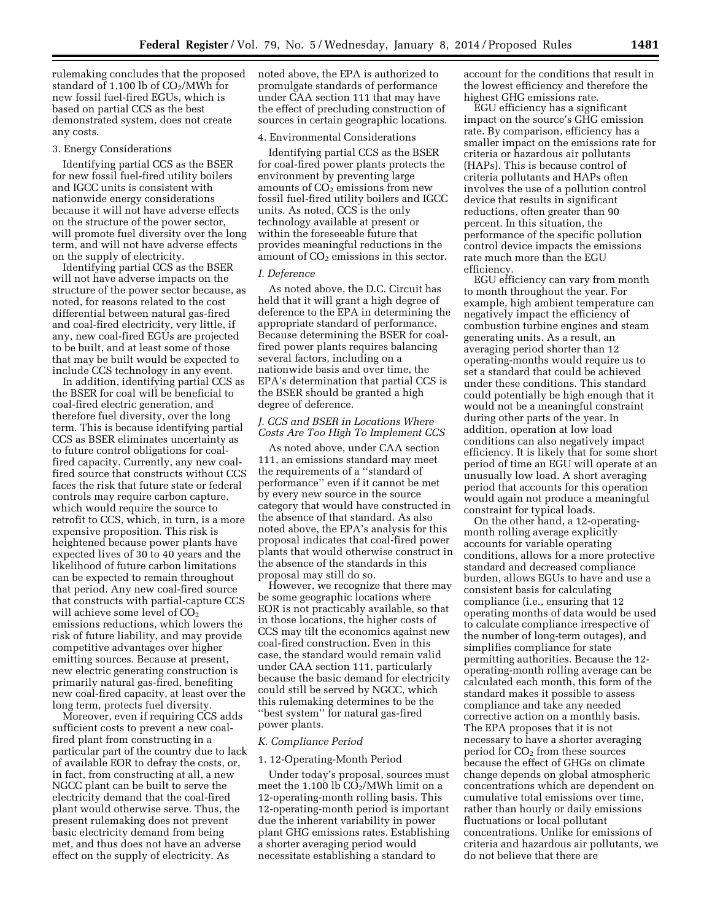rulemaking concludes that the proposed standard of 1,100 lb of $CO_2$/MWh for new fossil fuel-fired EGUs, which is based on partial CCS as the best demonstrated system, does not create any costs.

3. Energy Considerations

Identifying partial CCS as the BSER for new fossil fuel-fired utility boilers and IGCC units is consistent with nationwide energy considerations because it will not have adverse effects on the structure of the power sector, will promote fuel diversity over the long term, and will not have adverse effects on the supply of electricity.

Identifying partial CCS as the BSER will not have adverse impacts on the structure of the power sector because, as noted, for reasons related to the cost differential between natural gas-fired and coal-fired electricity, very little, if any, new coal-fired EGUs are projected to be built, and at least some of those that may be built would be expected to include CCS technology in any event.

In addition, identifying partial CCS as the BSER for coal will be beneficial to coal-fired electric generation, and therefore fuel diversity, over the long term. This is because identifying partial CCS as BSER eliminates uncertainty as to future control obligations for coal-fired capacity. Currently, any new coal-fired source that constructs without CCS faces the risk that future state or federal controls may require carbon capture, which would require the source to retrofit to CCS, which, in turn, is a more expensive proposition. This risk is heightened because power plants have expected lives of 30 to 40 years and the likelihood of future carbon limitations can be expected to remain throughout that period. Any new coal-fired source that constructs with partial-capture CCS will achieve some level of $CO_2$ emissions reductions, which lowers the risk of future liability, and may provide competitive advantages over higher emitting sources. Because at present, new electric generating construction is primarily natural gas-fired, benefiting new coal-fired capacity, at least over the long term, protects fuel diversity.

Moreover, even if requiring CCS adds sufficient costs to prevent a new coal-fired plant from constructing in a particular part of the country due to lack of available EOR to defray the costs, or, in fact, from constructing at all, a new NGCC plant can be built to serve the electricity demand that the coal-fired plant would otherwise serve. Thus, the present rulemaking does not prevent basic electricity demand from being met, and thus does not have an adverse effect on the supply of electricity. As noted above, the EPA is authorized to promulgate standards of performance under CAA section 111 that may have the effect of precluding construction of sources in certain geographic locations.

4. Environmental Considerations

Identifying partial CCS as the BSER for coal-fired power plants protects the environment by preventing large amounts of $CO_2$ emissions from new fossil fuel-fired utility boilers and IGCC units. As noted, CCS is the only technology available at present or within the foreseeable future that provides meaningful reductions in the amount of $CO_2$ emissions in this sector.

*I. Deference*

As noted above, the D.C. Circuit has held that it will grant a high degree of deference to the EPA in determining the appropriate standard of performance. Because determining the BSER for coal-fired power plants requires balancing several factors, including on a nationwide basis and over time, the EPA's determination that partial CCS is the BSER should be granted a high degree of deference.

*J. CCS and BSER in Locations Where Costs Are Too High To Implement CCS*

As noted above, under CAA section 111, an emissions standard may meet the requirements of a ''standard of performance'' even if it cannot be met by every new source in the source category that would have constructed in the absence of that standard. As also noted above, the EPA's analysis for this proposal indicates that coal-fired power plants that would otherwise construct in the absence of the standards in this proposal may still do so.

However, we recognize that there may be some geographic locations where EOR is not practicably available, so that in those locations, the higher costs of CCS may tilt the economics against new coal-fired construction. Even in this case, the standard would remain valid under CAA section 111, particularly because the basic demand for electricity could still be served by NGCC, which this rulemaking determines to be the ''best system'' for natural gas-fired power plants.

*K. Compliance Period*

1. 12-Operating-Month Period

Under today's proposal, sources must meet the 1,100 lb $CO_2$/MWh limit on a 12-operating-month rolling basis. This 12-operating-month period is important due the inherent variability in power plant GHG emissions rates. Establishing a shorter averaging period would necessitate establishing a standard to account for the conditions that result in the lowest efficiency and therefore the highest GHG emissions rate.

EGU efficiency has a significant impact on the source's GHG emission rate. By comparison, efficiency has a smaller impact on the emissions rate for criteria or hazardous air pollutants (HAPs). This is because control of criteria pollutants and HAPs often involves the use of a pollution control device that results in significant reductions, often greater than 90 percent. In this situation, the performance of the specific pollution control device impacts the emissions rate much more than the EGU efficiency.

EGU efficiency can vary from month to month throughout the year. For example, high ambient temperature can negatively impact the efficiency of combustion turbine engines and steam generating units. As a result, an averaging period shorter than 12 operating-months would require us to set a standard that could be achieved under these conditions. This standard could potentially be high enough that it would not be a meaningful constraint during other parts of the year. In addition, operation at low load conditions can also negatively impact efficiency. It is likely that for some short period of time an EGU will operate at an unusually low load. A short averaging period that accounts for this operation would again not produce a meaningful constraint for typical loads.

On the other hand, a 12-operating-month rolling average explicitly accounts for variable operating conditions, allows for a more protective standard and decreased compliance burden, allows EGUs to have and use a consistent basis for calculating compliance (*i.e.,* ensuring that 12 operating months of data would be used to calculate compliance irrespective of the number of long-term outages), and simplifies compliance for state permitting authorities. Because the 12-operating-month rolling average can be calculated each month, this form of the standard makes it possible to assess compliance and take any needed corrective action on a monthly basis. The EPA proposes that it is not necessary to have a shorter averaging period for $CO_2$ from these sources because the effect of GHGs on climate change depends on global atmospheric concentrations which are dependent on cumulative total emissions over time, rather than hourly or daily emissions fluctuations or local pollutant concentrations. Unlike for emissions of criteria and hazardous air pollutants, we do not believe that there are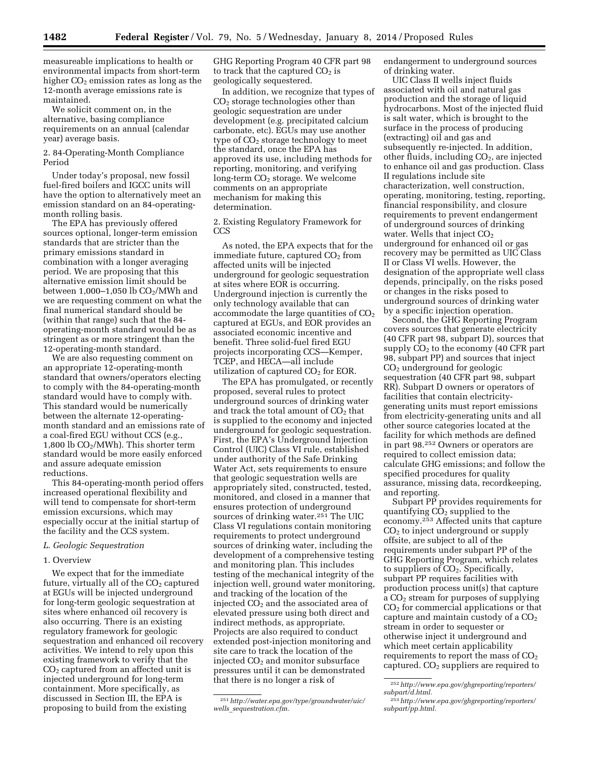measureable implications to health or environmental impacts from short-term higher $CO_2$ emission rates as long as the 12-month average emissions rate is maintained.

We solicit comment on, in the alternative, basing compliance requirements on an annual (calendar year) average basis.

2. 84-Operating-Month Compliance Period

Under today's proposal, new fossil fuel-fired boilers and IGCC units will have the option to alternatively meet an emission standard on an 84-operating-month rolling basis.

The EPA has previously offered sources optional, longer-term emission standards that are stricter than the primary emissions standard in combination with a longer averaging period. We are proposing that this alternative emission limit should be between 1,000–1,050 lb $CO_2$/MWh and we are requesting comment on what the final numerical standard should be (within that range) such that the 84-operating-month standard would be as stringent as or more stringent than the 12-operating-month standard.

We are also requesting comment on an appropriate 12-operating-month standard that owners/operators electing to comply with the 84-operating-month standard would have to comply with. This standard would be numerically between the alternate 12-operating-month standard and an emissions rate of a coal-fired EGU without CCS (e.g., 1,800 lb $CO_2$/MWh). This shorter term standard would be more easily enforced and assure adequate emission reductions.

This 84-operating-month period offers increased operational flexibility and will tend to compensate for short-term emission excursions, which may especially occur at the initial startup of the facility and the CCS system.

*L. Geologic Sequestration*

1. Overview

We expect that for the immediate future, virtually all of the $CO_2$ captured at EGUs will be injected underground for long-term geologic sequestration at sites where enhanced oil recovery is also occurring. There is an existing regulatory framework for geologic sequestration and enhanced oil recovery activities. We intend to rely upon this existing framework to verify that the $CO_2$ captured from an affected unit is injected underground for long-term containment. More specifically, as discussed in Section III, the EPA is proposing to build from the existing GHG Reporting Program 40 CFR part 98 to track that the captured $CO_2$ is geologically sequestered.

In addition, we recognize that types of $CO_2$ storage technologies other than geologic sequestration are under development (e.g. precipitated calcium carbonate, etc). EGUs may use another type of $CO_2$ storage technology to meet the standard, once the EPA has approved its use, including methods for reporting, monitoring, and verifying long-term $CO_2$ storage. We welcome comments on an appropriate mechanism for making this determination.

2. Existing Regulatory Framework for CCS

As noted, the EPA expects that for the immediate future, captured $CO_2$ from affected units will be injected underground for geologic sequestration at sites where EOR is occurring. Underground injection is currently the only technology available that can accommodate the large quantities of $CO_2$ captured at EGUs, and EOR provides an associated economic incentive and benefit. Three solid-fuel fired EGU projects incorporating CCS—Kemper, TCEP, and HECA—all include utilization of captured $CO_2$ for EOR.

The EPA has promulgated, or recently proposed, several rules to protect underground sources of drinking water and track the total amount of $CO_2$ that is supplied to the economy and injected underground for geologic sequestration. First, the EPA's Underground Injection Control (UIC) Class VI rule, established under authority of the Safe Drinking Water Act, sets requirements to ensure that geologic sequestration wells are appropriately sited, constructed, tested, monitored, and closed in a manner that ensures protection of underground sources of drinking water.[251] The UIC Class VI regulations contain monitoring requirements to protect underground sources of drinking water, including the development of a comprehensive testing and monitoring plan. This includes testing of the mechanical integrity of the injection well, ground water monitoring, and tracking of the location of the injected $CO_2$ and the associated area of elevated pressure using both direct and indirect methods, as appropriate. Projects are also required to conduct extended post-injection monitoring and site care to track the location of the injected $CO_2$ and monitor subsurface pressures until it can be demonstrated that there is no longer a risk of endangerment to underground sources of drinking water.

UIC Class II wells inject fluids associated with oil and natural gas production and the storage of liquid hydrocarbons. Most of the injected fluid is salt water, which is brought to the surface in the process of producing (extracting) oil and gas and subsequently re-injected. In addition, other fluids, including $CO_2$, are injected to enhance oil and gas production. Class II regulations include site characterization, well construction, operating, monitoring, testing, reporting, financial responsibility, and closure requirements to prevent endangerment of underground sources of drinking water. Wells that inject $CO_2$ underground for enhanced oil or gas recovery may be permitted as UIC Class II or Class VI wells. However, the designation of the appropriate well class depends, principally, on the risks posed or changes in the risks posed to underground sources of drinking water by a specific injection operation.

Second, the GHG Reporting Program covers sources that generate electricity (40 CFR part 98, subpart D), sources that supply $CO_2$ to the economy (40 CFR part 98, subpart PP) and sources that inject $CO_2$ underground for geologic sequestration (40 CFR part 98, subpart RR). Subpart D owners or operators of facilities that contain electricity-generating units must report emissions from electricity-generating units and all other source categories located at the facility for which methods are defined in part 98.[252] Owners or operators are required to collect emission data; calculate GHG emissions; and follow the specified procedures for quality assurance, missing data, recordkeeping, and reporting.

Subpart PP provides requirements for quantifying $CO_2$ supplied to the economy.[253] Affected units that capture $CO_2$ to inject underground or supply offsite, are subject to all of the requirements under subpart PP of the GHG Reporting Program, which relates to suppliers of $CO_2$. Specifically, subpart PP requires facilities with production process unit(s) that capture a $CO_2$ stream for purposes of supplying $CO_2$ for commercial applications or that capture and maintain custody of a $CO_2$ stream in order to sequester or otherwise inject it underground and which meet certain applicability requirements to report the mass of $CO_2$ captured. $CO_2$ suppliers are required to

---

[251] *http://water.epa.gov/type/groundwater/uic/wells_sequestration.cfm.*

[252] *http://www.epa.gov/ghgreporting/reporters/subpart/d.html.*

[253] *http://www.epa.gov/ghgreporting/reporters/subpart/pp.html.*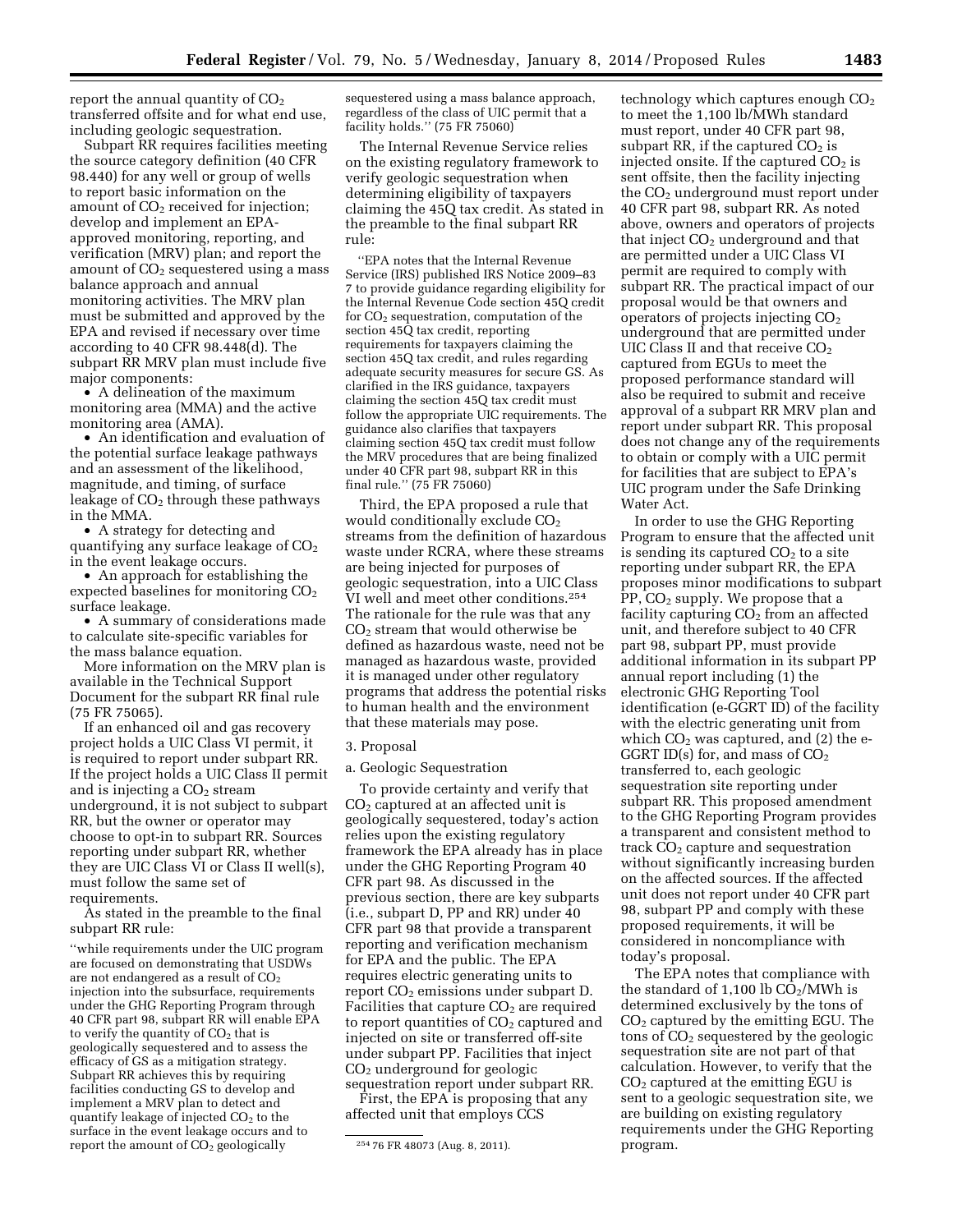report the annual quantity of $CO_2$ transferred offsite and for what end use, including geologic sequestration.

Subpart RR requires facilities meeting the source category definition (40 CFR 98.440) for any well or group of wells to report basic information on the amount of $CO_2$ received for injection; develop and implement an EPA-approved monitoring, reporting, and verification (MRV) plan; and report the amount of $CO_2$ sequestered using a mass balance approach and annual monitoring activities. The MRV plan must be submitted and approved by the EPA and revised if necessary over time according to 40 CFR 98.448(d). The subpart RR MRV plan must include five major components:

- A delineation of the maximum monitoring area (MMA) and the active monitoring area (AMA).
- An identification and evaluation of the potential surface leakage pathways and an assessment of the likelihood, magnitude, and timing, of surface leakage of $CO_2$ through these pathways in the MMA.
- A strategy for detecting and quantifying any surface leakage of $CO_2$ in the event leakage occurs.
- An approach for establishing the expected baselines for monitoring $CO_2$ surface leakage.
- A summary of considerations made to calculate site-specific variables for the mass balance equation.

More information on the MRV plan is available in the Technical Support Document for the subpart RR final rule (75 FR 75065).

If an enhanced oil and gas recovery project holds a UIC Class VI permit, it is required to report under subpart RR. If the project holds a UIC Class II permit and is injecting a $CO_2$ stream underground, it is not subject to subpart RR, but the owner or operator may choose to opt-in to subpart RR. Sources reporting under subpart RR, whether they are UIC Class VI or Class II well(s), must follow the same set of requirements.

As stated in the preamble to the final subpart RR rule:

> ''while requirements under the UIC program are focused on demonstrating that USDWs are not endangered as a result of $CO_2$ injection into the subsurface, requirements under the GHG Reporting Program through 40 CFR part 98, subpart RR will enable EPA to verify the quantity of $CO_2$ that is geologically sequestered and to assess the efficacy of GS as a mitigation strategy. Subpart RR achieves this by requiring facilities conducting GS to develop and implement a MRV plan to detect and quantify leakage of injected $CO_2$ to the surface in the event leakage occurs and to report the amount of $CO_2$ geologically sequestered using a mass balance approach, regardless of the class of UIC permit that a facility holds.'' (75 FR 75060)

The Internal Revenue Service relies on the existing regulatory framework to verify geologic sequestration when determining eligibility of taxpayers claiming the 45Q tax credit. As stated in the preamble to the final subpart RR rule:

> ''EPA notes that the Internal Revenue Service (IRS) published IRS Notice 2009–83 7 to provide guidance regarding eligibility for the Internal Revenue Code section 45Q credit for $CO_2$ sequestration, computation of the section 45Q tax credit, reporting requirements for taxpayers claiming the section 45Q tax credit, and rules regarding adequate security measures for secure GS. As clarified in the IRS guidance, taxpayers claiming the section 45Q tax credit must follow the appropriate UIC requirements. The guidance also clarifies that taxpayers claiming section 45Q tax credit must follow the MRV procedures that are being finalized under 40 CFR part 98, subpart RR in this final rule.'' (75 FR 75060)

Third, the EPA proposed a rule that would conditionally exclude $CO_2$ streams from the definition of hazardous waste under RCRA, where these streams are being injected for purposes of geologic sequestration, into a UIC Class VI well and meet other conditions.[254] The rationale for the rule was that any $CO_2$ stream that would otherwise be defined as hazardous waste, need not be managed as hazardous waste, provided it is managed under other regulatory programs that address the potential risks to human health and the environment that these materials may pose.

3. Proposal

a. Geologic Sequestration

To provide certainty and verify that $CO_2$ captured at an affected unit is geologically sequestered, today's action relies upon the existing regulatory framework the EPA already has in place under the GHG Reporting Program 40 CFR part 98. As discussed in the previous section, there are key subparts (i.e., subpart D, PP and RR) under 40 CFR part 98 that provide a transparent reporting and verification mechanism for EPA and the public. The EPA requires electric generating units to report $CO_2$ emissions under subpart D. Facilities that capture $CO_2$ are required to report quantities of $CO_2$ captured and injected on site or transferred off-site under subpart PP. Facilities that inject $CO_2$ underground for geologic sequestration report under subpart RR.

First, the EPA is proposing that any affected unit that employs CCS technology which captures enough $CO_2$ to meet the 1,100 lb/MWh standard must report, under 40 CFR part 98, subpart RR, if the captured $CO_2$ is injected onsite. If the captured $CO_2$ is sent offsite, then the facility injecting the $CO_2$ underground must report under 40 CFR part 98, subpart RR. As noted above, owners and operators of projects that inject $CO_2$ underground and that are permitted under a UIC Class VI permit are required to comply with subpart RR. The practical impact of our proposal would be that owners and operators of projects injecting $CO_2$ underground that are permitted under UIC Class II and that receive $CO_2$ captured from EGUs to meet the proposed performance standard will also be required to submit and receive approval of a subpart RR MRV plan and report under subpart RR. This proposal does not change any of the requirements to obtain or comply with a UIC permit for facilities that are subject to EPA's UIC program under the Safe Drinking Water Act.

In order to use the GHG Reporting Program to ensure that the affected unit is sending its captured $CO_2$ to a site reporting under subpart RR, the EPA proposes minor modifications to subpart PP, $CO_2$ supply. We propose that a facility capturing $CO_2$ from an affected unit, and therefore subject to 40 CFR part 98, subpart PP, must provide additional information in its subpart PP annual report including (1) the electronic GHG Reporting Tool identification (e-GGRT ID) of the facility with the electric generating unit from which $CO_2$ was captured, and (2) the e-GGRT ID(s) for, and mass of $CO_2$ transferred to, each geologic sequestration site reporting under subpart RR. This proposed amendment to the GHG Reporting Program provides a transparent and consistent method to track $CO_2$ capture and sequestration without significantly increasing burden on the affected sources. If the affected unit does not report under 40 CFR part 98, subpart PP and comply with these proposed requirements, it will be considered in noncompliance with today's proposal.

The EPA notes that compliance with the standard of 1,100 lb $CO_2$/MWh is determined exclusively by the tons of $CO_2$ captured by the emitting EGU. The tons of $CO_2$ sequestered by the geologic sequestration site are not part of that calculation. However, to verify that the $CO_2$ captured at the emitting EGU is sent to a geologic sequestration site, we are building on existing regulatory requirements under the GHG Reporting program.

[254] 76 FR 48073 (Aug. 8, 2011).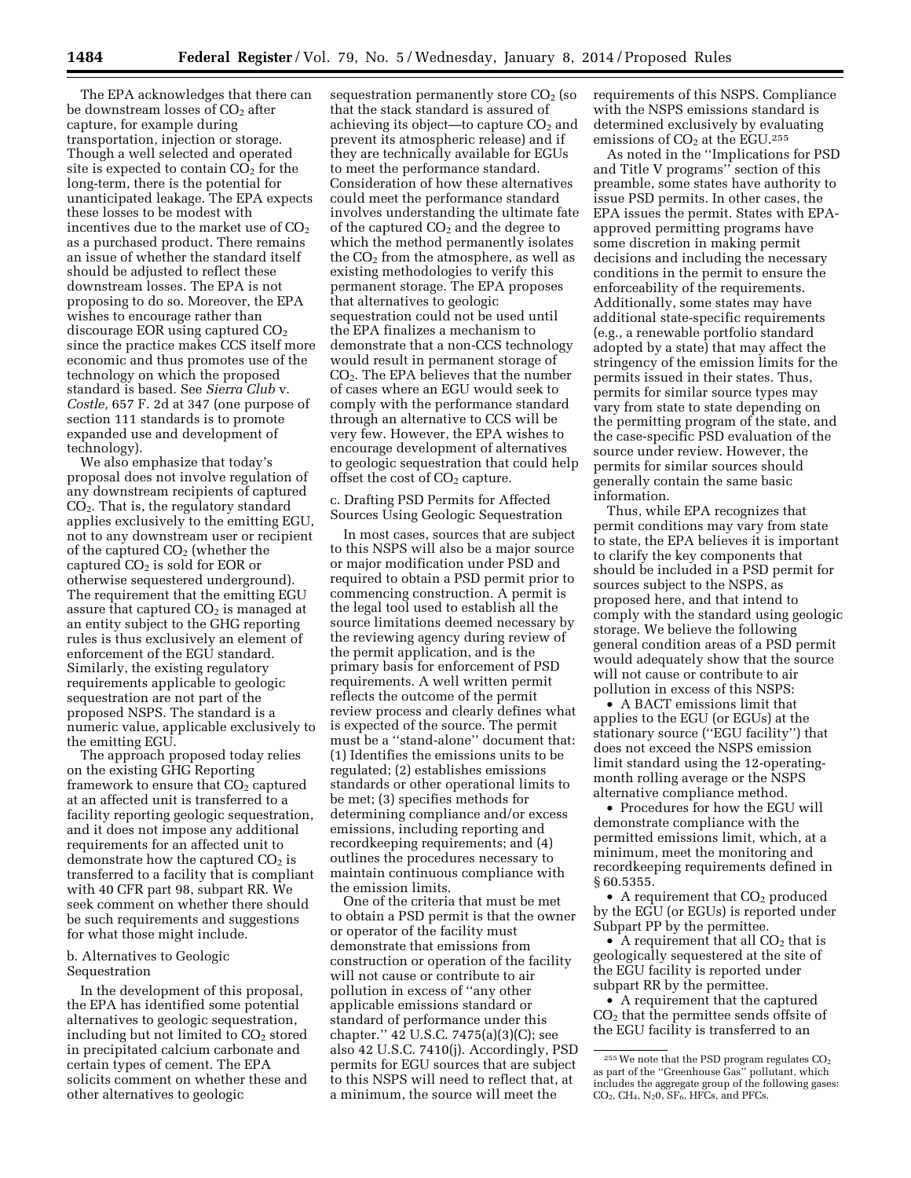The EPA acknowledges that there can be downstream losses of $CO_2$ after capture, for example during transportation, injection or storage. Though a well selected and operated site is expected to contain $CO_2$ for the long-term, there is the potential for unanticipated leakage. The EPA expects these losses to be modest with incentives due to the market use of $CO_2$ as a purchased product. There remains an issue of whether the standard itself should be adjusted to reflect these downstream losses. The EPA is not proposing to do so. Moreover, the EPA wishes to encourage rather than discourage EOR using captured $CO_2$ since the practice makes CCS itself more economic and thus promotes use of the technology on which the proposed standard is based. See *Sierra Club* v. *Costle,* 657 F. 2d at 347 (one purpose of section 111 standards is to promote expanded use and development of technology).

We also emphasize that today's proposal does not involve regulation of any downstream recipients of captured $CO_2$. That is, the regulatory standard applies exclusively to the emitting EGU, not to any downstream user or recipient of the captured $CO_2$ (whether the captured $CO_2$ is sold for EOR or otherwise sequestered underground). The requirement that the emitting EGU assure that captured $CO_2$ is managed at an entity subject to the GHG reporting rules is thus exclusively an element of enforcement of the EGU standard. Similarly, the existing regulatory requirements applicable to geologic sequestration are not part of the proposed NSPS. The standard is a numeric value, applicable exclusively to the emitting EGU.

The approach proposed today relies on the existing GHG Reporting framework to ensure that $CO_2$ captured at an affected unit is transferred to a facility reporting geologic sequestration, and it does not impose any additional requirements for an affected unit to demonstrate how the captured $CO_2$ is transferred to a facility that is compliant with 40 CFR part 98, subpart RR. We seek comment on whether there should be such requirements and suggestions for what those might include.

b. Alternatives to Geologic Sequestration

In the development of this proposal, the EPA has identified some potential alternatives to geologic sequestration, including but not limited to $CO_2$ stored in precipitated calcium carbonate and certain types of cement. The EPA solicits comment on whether these and other alternatives to geologic sequestration permanently store $CO_2$ (so that the stack standard is assured of achieving its object—to capture $CO_2$ and prevent its atmospheric release) and if they are technically available for EGUs to meet the performance standard. Consideration of how these alternatives could meet the performance standard involves understanding the ultimate fate of the captured $CO_2$ and the degree to which the method permanently isolates the $CO_2$ from the atmosphere, as well as existing methodologies to verify this permanent storage. The EPA proposes that alternatives to geologic sequestration could not be used until the EPA finalizes a mechanism to demonstrate that a non-CCS technology would result in permanent storage of $CO_2$. The EPA believes that the number of cases where an EGU would seek to comply with the performance standard through an alternative to CCS will be very few. However, the EPA wishes to encourage development of alternatives to geologic sequestration that could help offset the cost of $CO_2$ capture.

c. Drafting PSD Permits for Affected Sources Using Geologic Sequestration

In most cases, sources that are subject to this NSPS will also be a major source or major modification under PSD and required to obtain a PSD permit prior to commencing construction. A permit is the legal tool used to establish all the source limitations deemed necessary by the reviewing agency during review of the permit application, and is the primary basis for enforcement of PSD requirements. A well written permit reflects the outcome of the permit review process and clearly defines what is expected of the source. The permit must be a ''stand-alone'' document that: (1) Identifies the emissions units to be regulated; (2) establishes emissions standards or other operational limits to be met; (3) specifies methods for determining compliance and/or excess emissions, including reporting and recordkeeping requirements; and (4) outlines the procedures necessary to maintain continuous compliance with the emission limits.

One of the criteria that must be met to obtain a PSD permit is that the owner or operator of the facility must demonstrate that emissions from construction or operation of the facility will not cause or contribute to air pollution in excess of ''any other applicable emissions standard or standard of performance under this chapter.'' 42 U.S.C. 7475(a)(3)(C); see also 42 U.S.C. 7410(j). Accordingly, PSD permits for EGU sources that are subject to this NSPS will need to reflect that, at a minimum, the source will meet the requirements of this NSPS. Compliance with the NSPS emissions standard is determined exclusively by evaluating emissions of $CO_2$ at the EGU.[255]

As noted in the ''Implications for PSD and Title V programs'' section of this preamble, some states have authority to issue PSD permits. In other cases, the EPA issues the permit. States with EPA-approved permitting programs have some discretion in making permit decisions and including the necessary conditions in the permit to ensure the enforceability of the requirements. Additionally, some states may have additional state-specific requirements (e.g., a renewable portfolio standard adopted by a state) that may affect the stringency of the emission limits for the permits issued in their states. Thus, permits for similar source types may vary from state to state depending on the permitting program of the state, and the case-specific PSD evaluation of the source under review. However, the permits for similar sources should generally contain the same basic information.

Thus, while EPA recognizes that permit conditions may vary from state to state, the EPA believes it is important to clarify the key components that should be included in a PSD permit for sources subject to the NSPS, as proposed here, and that intend to comply with the standard using geologic storage. We believe the following general condition areas of a PSD permit would adequately show that the source will not cause or contribute to air pollution in excess of this NSPS:

- A BACT emissions limit that applies to the EGU (or EGUs) at the stationary source (''EGU facility'') that does not exceed the NSPS emission limit standard using the 12-operating-month rolling average or the NSPS alternative compliance method.
- Procedures for how the EGU will demonstrate compliance with the permitted emissions limit, which, at a minimum, meet the monitoring and recordkeeping requirements defined in § 60.5355.
- A requirement that $CO_2$ produced by the EGU (or EGUs) is reported under Subpart PP by the permittee.
- A requirement that all $CO_2$ that is geologically sequestered at the site of the EGU facility is reported under subpart RR by the permittee.
- A requirement that the captured $CO_2$ that the permittee sends offsite of the EGU facility is transferred to an

[255] We note that the PSD program regulates $CO_2$ as part of the ''Greenhouse Gas'' pollutant, which includes the aggregate group of the following gases: $CO_2$, $CH_4$, $N_20$, $SF_6$, HFCs, and PFCs.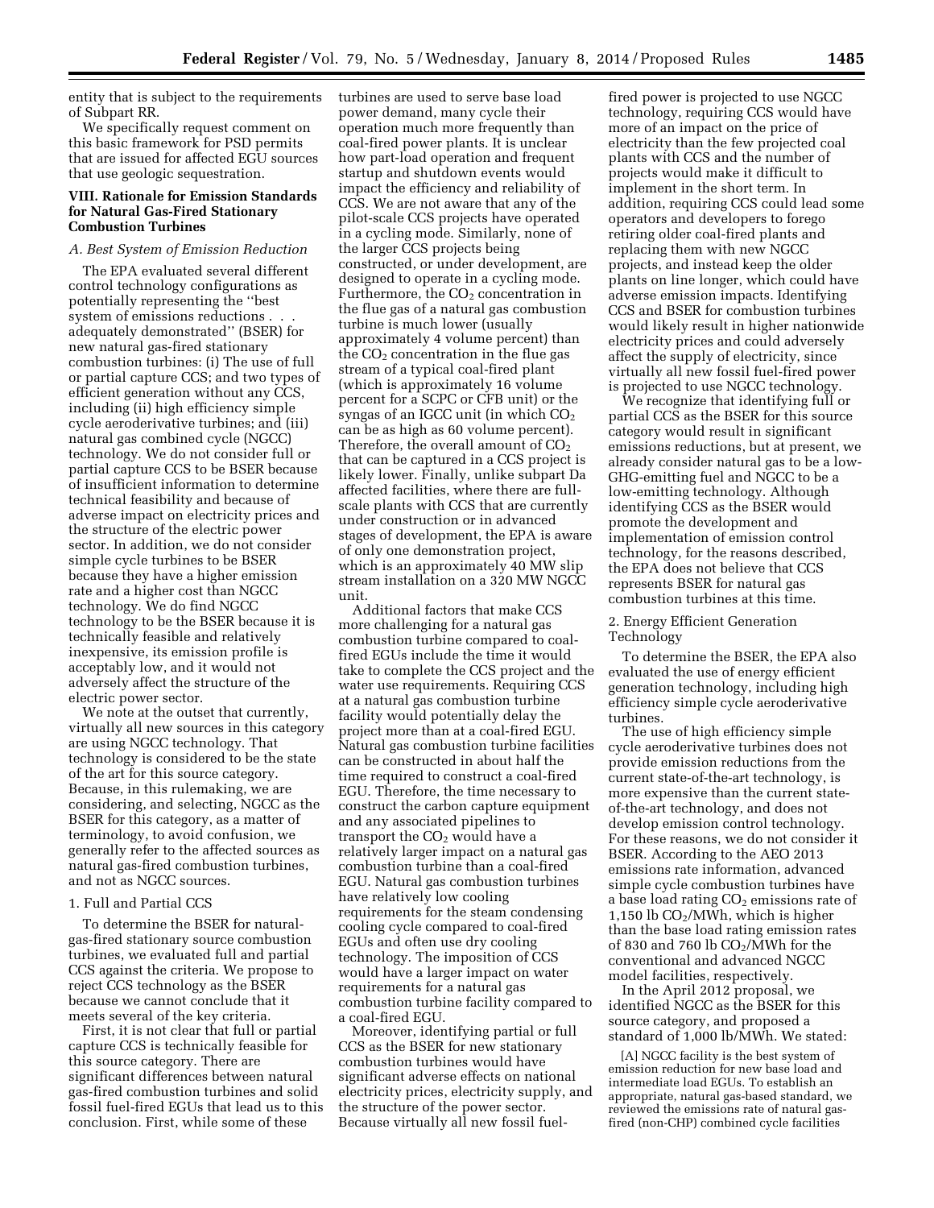entity that is subject to the requirements of Subpart RR.

We specifically request comment on this basic framework for PSD permits that are issued for affected EGU sources that use geologic sequestration.

## VIII. Rationale for Emission Standards for Natural Gas-Fired Stationary Combustion Turbines

### A. Best System of Emission Reduction

The EPA evaluated several different control technology configurations as potentially representing the ''best system of emissions reductions . . . adequately demonstrated'' (BSER) for new natural gas-fired stationary combustion turbines: (i) The use of full or partial capture CCS; and two types of efficient generation without any CCS, including (ii) high efficiency simple cycle aeroderivative turbines; and (iii) natural gas combined cycle (NGCC) technology. We do not consider full or partial capture CCS to be BSER because of insufficient information to determine technical feasibility and because of adverse impact on electricity prices and the structure of the electric power sector. In addition, we do not consider simple cycle turbines to be BSER because they have a higher emission rate and a higher cost than NGCC technology. We do find NGCC technology to be the BSER because it is technically feasible and relatively inexpensive, its emission profile is acceptably low, and it would not adversely affect the structure of the electric power sector.

We note at the outset that currently, virtually all new sources in this category are using NGCC technology. That technology is considered to be the state of the art for this source category. Because, in this rulemaking, we are considering, and selecting, NGCC as the BSER for this category, as a matter of terminology, to avoid confusion, we generally refer to the affected sources as natural gas-fired combustion turbines, and not as NGCC sources.

#### 1. Full and Partial CCS

To determine the BSER for natural-gas-fired stationary source combustion turbines, we evaluated full and partial CCS against the criteria. We propose to reject CCS technology as the BSER because we cannot conclude that it meets several of the key criteria.

First, it is not clear that full or partial capture CCS is technically feasible for this source category. There are significant differences between natural gas-fired combustion turbines and solid fossil fuel-fired EGUs that lead us to this conclusion. First, while some of these turbines are used to serve base load power demand, many cycle their operation much more frequently than coal-fired power plants. It is unclear how part-load operation and frequent startup and shutdown events would impact the efficiency and reliability of CCS. We are not aware that any of the pilot-scale CCS projects have operated in a cycling mode. Similarly, none of the larger CCS projects being constructed, or under development, are designed to operate in a cycling mode. Furthermore, the $CO_2$ concentration in the flue gas of a natural gas combustion turbine is much lower (usually approximately 4 volume percent) than the $CO_2$ concentration in the flue gas stream of a typical coal-fired plant (which is approximately 16 volume percent for a SCPC or CFB unit) or the syngas of an IGCC unit (in which $CO_2$ can be as high as 60 volume percent). Therefore, the overall amount of $CO_2$ that can be captured in a CCS project is likely lower. Finally, unlike subpart Da affected facilities, where there are full-scale plants with CCS that are currently under construction or in advanced stages of development, the EPA is aware of only one demonstration project, which is an approximately 40 MW slip stream installation on a 320 MW NGCC unit.

Additional factors that make CCS more challenging for a natural gas combustion turbine compared to coal-fired EGUs include the time it would take to complete the CCS project and the water use requirements. Requiring CCS at a natural gas combustion turbine facility would potentially delay the project more than at a coal-fired EGU. Natural gas combustion turbine facilities can be constructed in about half the time required to construct a coal-fired EGU. Therefore, the time necessary to construct the carbon capture equipment and any associated pipelines to transport the $CO_2$ would have a relatively larger impact on a natural gas combustion turbine than a coal-fired EGU. Natural gas combustion turbines have relatively low cooling requirements for the steam condensing cooling cycle compared to coal-fired EGUs and often use dry cooling technology. The imposition of CCS would have a larger impact on water requirements for a natural gas combustion turbine facility compared to a coal-fired EGU.

Moreover, identifying partial or full CCS as the BSER for new stationary combustion turbines would have significant adverse effects on national electricity prices, electricity supply, and the structure of the power sector. Because virtually all new fossil fuel-fired power is projected to use NGCC technology, requiring CCS would have more of an impact on the price of electricity than the few projected coal plants with CCS and the number of projects would make it difficult to implement in the short term. In addition, requiring CCS could lead some operators and developers to forego retiring older coal-fired plants and replacing them with new NGCC projects, and instead keep the older plants on line longer, which could have adverse emission impacts. Identifying CCS and BSER for combustion turbines would likely result in higher nationwide electricity prices and could adversely affect the supply of electricity, since virtually all new fossil fuel-fired power is projected to use NGCC technology.

We recognize that identifying full or partial CCS as the BSER for this source category would result in significant emissions reductions, but at present, we already consider natural gas to be a low-GHG-emitting fuel and NGCC to be a low-emitting technology. Although identifying CCS as the BSER would promote the development and implementation of emission control technology, for the reasons described, the EPA does not believe that CCS represents BSER for natural gas combustion turbines at this time.

#### 2. Energy Efficient Generation Technology

To determine the BSER, the EPA also evaluated the use of energy efficient generation technology, including high efficiency simple cycle aeroderivative turbines.

The use of high efficiency simple cycle aeroderivative turbines does not provide emission reductions from the current state-of-the-art technology, is more expensive than the current state-of-the-art technology, and does not develop emission control technology. For these reasons, we do not consider it BSER. According to the AEO 2013 emissions rate information, advanced simple cycle combustion turbines have a base load rating $CO_2$ emissions rate of 1,150 lb $CO_2$/MWh, which is higher than the base load rating emission rates of 830 and 760 lb $CO_2$/MWh for the conventional and advanced NGCC model facilities, respectively.

In the April 2012 proposal, we identified NGCC as the BSER for this source category, and proposed a standard of 1,000 lb/MWh. We stated:

> [A] NGCC facility is the best system of emission reduction for new base load and intermediate load EGUs. To establish an appropriate, natural gas-based standard, we reviewed the emissions rate of natural gas-fired (non-CHP) combined cycle facilities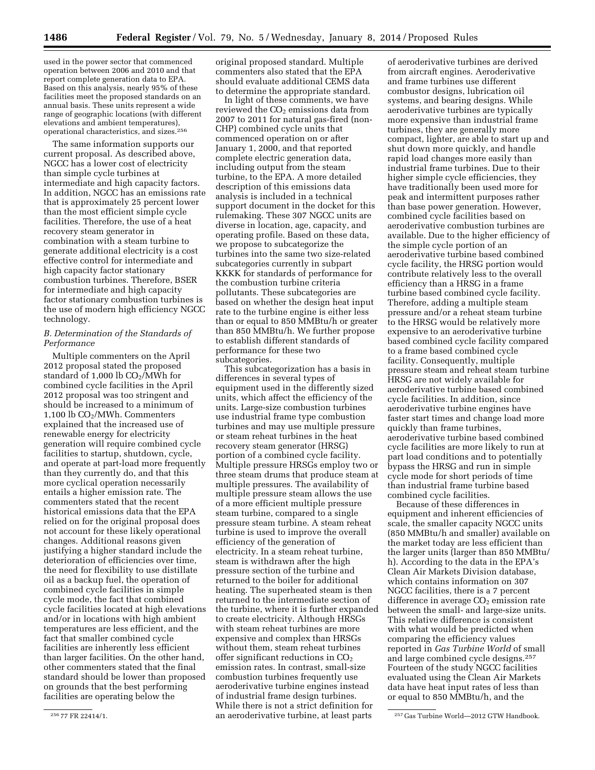used in the power sector that commenced operation between 2006 and 2010 and that report complete generation data to EPA. Based on this analysis, nearly 95% of these facilities meet the proposed standards on an annual basis. These units represent a wide range of geographic locations (with different elevations and ambient temperatures), operational characteristics, and sizes.[256]

The same information supports our current proposal. As described above, NGCC has a lower cost of electricity than simple cycle turbines at intermediate and high capacity factors. In addition, NGCC has an emissions rate that is approximately 25 percent lower than the most efficient simple cycle facilities. Therefore, the use of a heat recovery steam generator in combination with a steam turbine to generate additional electricity is a cost effective control for intermediate and high capacity factor stationary combustion turbines. Therefore, BSER for intermediate and high capacity factor stationary combustion turbines is the use of modern high efficiency NGCC technology.

### *B. Determination of the Standards of Performance*

Multiple commenters on the April 2012 proposal stated the proposed standard of 1,000 lb $CO_2$/MWh for combined cycle facilities in the April 2012 proposal was too stringent and should be increased to a minimum of 1,100 lb $CO_2$/MWh. Commenters explained that the increased use of renewable energy for electricity generation will require combined cycle facilities to startup, shutdown, cycle, and operate at part-load more frequently than they currently do, and that this more cyclical operation necessarily entails a higher emission rate. The commenters stated that the recent historical emissions data that the EPA relied on for the original proposal does not account for these likely operational changes. Additional reasons given justifying a higher standard include the deterioration of efficiencies over time, the need for flexibility to use distillate oil as a backup fuel, the operation of combined cycle facilities in simple cycle mode, the fact that combined cycle facilities located at high elevations and/or in locations with high ambient temperatures are less efficient, and the fact that smaller combined cycle facilities are inherently less efficient than larger facilities. On the other hand, other commenters stated that the final standard should be lower than proposed on grounds that the best performing facilities are operating below the original proposed standard. Multiple commenters also stated that the EPA should evaluate additional CEMS data to determine the appropriate standard.

In light of these comments, we have reviewed the $CO_2$ emissions data from 2007 to 2011 for natural gas-fired (non-CHP) combined cycle units that commenced operation on or after January 1, 2000, and that reported complete electric generation data, including output from the steam turbine, to the EPA. A more detailed description of this emissions data analysis is included in a technical support document in the docket for this rulemaking. These 307 NGCC units are diverse in location, age, capacity, and operating profile. Based on these data, we propose to subcategorize the turbines into the same two size-related subcategories currently in subpart KKKK for standards of performance for the combustion turbine criteria pollutants. These subcategories are based on whether the design heat input rate to the turbine engine is either less than or equal to 850 MMBtu/h or greater than 850 MMBtu/h. We further propose to establish different standards of performance for these two subcategories.

This subcategorization has a basis in differences in several types of equipment used in the differently sized units, which affect the efficiency of the units. Large-size combustion turbines use industrial frame type combustion turbines and may use multiple pressure or steam reheat turbines in the heat recovery steam generator (HRSG) portion of a combined cycle facility. Multiple pressure HRSGs employ two or three steam drums that produce steam at multiple pressures. The availability of multiple pressure steam allows the use of a more efficient multiple pressure steam turbine, compared to a single pressure steam turbine. A steam reheat turbine is used to improve the overall efficiency of the generation of electricity. In a steam reheat turbine, steam is withdrawn after the high pressure section of the turbine and returned to the boiler for additional heating. The superheated steam is then returned to the intermediate section of the turbine, where it is further expanded to create electricity. Although HRSGs with steam reheat turbines are more expensive and complex than HRSGs without them, steam reheat turbines offer significant reductions in $CO_2$ emission rates. In contrast, small-size combustion turbines frequently use aeroderivative turbine engines instead of industrial frame design turbines. While there is not a strict definition for an aeroderivative turbine, at least parts of aeroderivative turbines are derived from aircraft engines. Aeroderivative and frame turbines use different combustor designs, lubrication oil systems, and bearing designs. While aeroderivative turbines are typically more expensive than industrial frame turbines, they are generally more compact, lighter, are able to start up and shut down more quickly, and handle rapid load changes more easily than industrial frame turbines. Due to their higher simple cycle efficiencies, they have traditionally been used more for peak and intermittent purposes rather than base power generation. However, combined cycle facilities based on aeroderivative combustion turbines are available. Due to the higher efficiency of the simple cycle portion of an aeroderivative turbine based combined cycle facility, the HRSG portion would contribute relatively less to the overall efficiency than a HRSG in a frame turbine based combined cycle facility. Therefore, adding a multiple steam pressure and/or a reheat steam turbine to the HRSG would be relatively more expensive to an aeroderivative turbine based combined cycle facility compared to a frame based combined cycle facility. Consequently, multiple pressure steam and reheat steam turbine HRSG are not widely available for aeroderivative turbine based combined cycle facilities. In addition, since aeroderivative turbine engines have faster start times and change load more quickly than frame turbines, aeroderivative turbine based combined cycle facilities are more likely to run at part load conditions and to potentially bypass the HRSG and run in simple cycle mode for short periods of time than industrial frame turbine based combined cycle facilities.

Because of these differences in equipment and inherent efficiencies of scale, the smaller capacity NGCC units (850 MMBtu/h and smaller) available on the market today are less efficient than the larger units (larger than 850 MMBtu/h). According to the data in the EPA's Clean Air Markets Division database, which contains information on 307 NGCC facilities, there is a 7 percent difference in average $CO_2$ emission rate between the small- and large-size units. This relative difference is consistent with what would be predicted when comparing the efficiency values reported in *Gas Turbine World* of small and large combined cycle designs.[257] Fourteen of the study NGCC facilities evaluated using the Clean Air Markets data have heat input rates of less than or equal to 850 MMBtu/h, and the

[256] 77 FR 22414/1.

[257] Gas Turbine World—2012 GTW Handbook.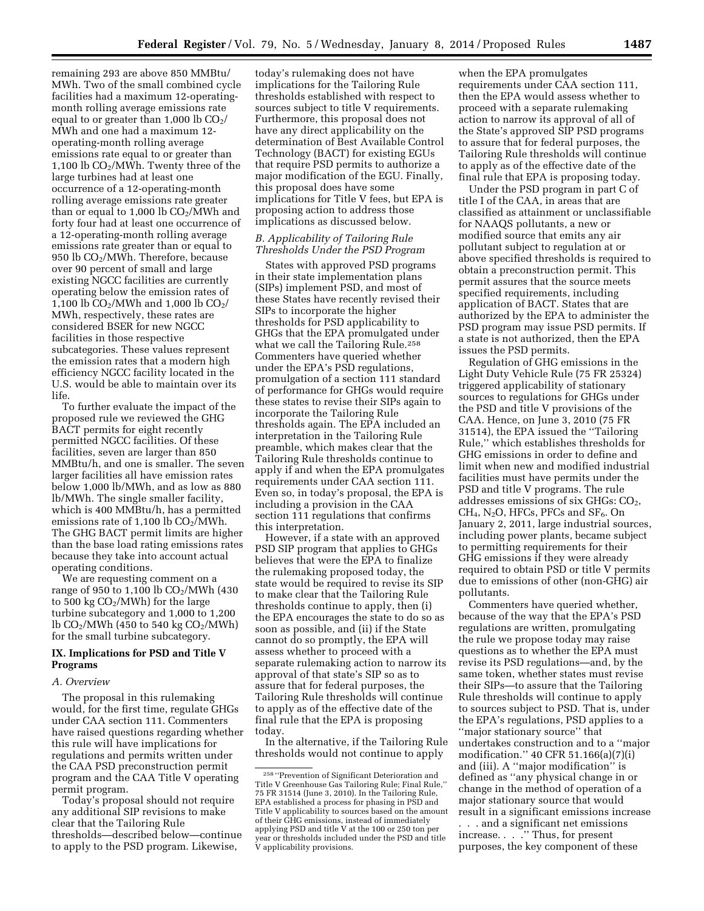remaining 293 are above 850 MMBtu/MWh. Two of the small combined cycle facilities had a maximum 12-operating-month rolling average emissions rate equal to or greater than 1,000 lb $CO_2$/MWh and one had a maximum 12-operating-month rolling average emissions rate equal to or greater than 1,100 lb $CO_2$/MWh. Twenty three of the large turbines had at least one occurrence of a 12-operating-month rolling average emissions rate greater than or equal to 1,000 lb $CO_2$/MWh and forty four had at least one occurrence of a 12-operating-month rolling average emissions rate greater than or equal to 950 lb $CO_2$/MWh. Therefore, because over 90 percent of small and large existing NGCC facilities are currently operating below the emission rates of 1,100 lb $CO_2$/MWh and 1,000 lb $CO_2$/MWh, respectively, these rates are considered BSER for new NGCC facilities in those respective subcategories. These values represent the emission rates that a modern high efficiency NGCC facility located in the U.S. would be able to maintain over its life.

To further evaluate the impact of the proposed rule we reviewed the GHG BACT permits for eight recently permitted NGCC facilities. Of these facilities, seven are larger than 850 MMBtu/h, and one is smaller. The seven larger facilities all have emission rates below 1,000 lb/MWh, and as low as 880 lb/MWh. The single smaller facility, which is 400 MMBtu/h, has a permitted emissions rate of 1,100 lb $CO_2$/MWh. The GHG BACT permit limits are higher than the base load rating emissions rates because they take into account actual operating conditions.

We are requesting comment on a range of 950 to 1,100 lb $CO_2$/MWh (430 to 500 kg $CO_2$/MWh) for the large turbine subcategory and 1,000 to 1,200 lb $CO_2$/MWh (450 to 540 kg $CO_2$/MWh) for the small turbine subcategory.

## IX. Implications for PSD and Title V Programs

### A. Overview

The proposal in this rulemaking would, for the first time, regulate GHGs under CAA section 111. Commenters have raised questions regarding whether this rule will have implications for regulations and permits written under the CAA PSD preconstruction permit program and the CAA Title V operating permit program.

Today's proposal should not require any additional SIP revisions to make clear that the Tailoring Rule thresholds—described below—continue to apply to the PSD program. Likewise, today's rulemaking does not have implications for the Tailoring Rule thresholds established with respect to sources subject to title V requirements. Furthermore, this proposal does not have any direct applicability on the determination of Best Available Control Technology (BACT) for existing EGUs that require PSD permits to authorize a major modification of the EGU. Finally, this proposal does have some implications for Title V fees, but EPA is proposing action to address those implications as discussed below.

### B. Applicability of Tailoring Rule Thresholds Under the PSD Program

States with approved PSD programs in their state implementation plans (SIPs) implement PSD, and most of these States have recently revised their SIPs to incorporate the higher thresholds for PSD applicability to GHGs that the EPA promulgated under what we call the Tailoring Rule.[258] Commenters have queried whether under the EPA's PSD regulations, promulgation of a section 111 standard of performance for GHGs would require these states to revise their SIPs again to incorporate the Tailoring Rule thresholds again. The EPA included an interpretation in the Tailoring Rule preamble, which makes clear that the Tailoring Rule thresholds continue to apply if and when the EPA promulgates requirements under CAA section 111. Even so, in today's proposal, the EPA is including a provision in the CAA section 111 regulations that confirms this interpretation.

However, if a state with an approved PSD SIP program that applies to GHGs believes that were the EPA to finalize the rulemaking proposed today, the state would be required to revise its SIP to make clear that the Tailoring Rule thresholds continue to apply, then (i) the EPA encourages the state to do so as soon as possible, and (ii) if the State cannot do so promptly, the EPA will assess whether to proceed with a separate rulemaking action to narrow its approval of that state's SIP so as to assure that for federal purposes, the Tailoring Rule thresholds will continue to apply as of the effective date of the final rule that the EPA is proposing today.

In the alternative, if the Tailoring Rule thresholds would not continue to apply when the EPA promulgates requirements under CAA section 111, then the EPA would assess whether to proceed with a separate rulemaking action to narrow its approval of all of the State's approved SIP PSD programs to assure that for federal purposes, the Tailoring Rule thresholds will continue to apply as of the effective date of the final rule that EPA is proposing today.

Under the PSD program in part C of title I of the CAA, in areas that are classified as attainment or unclassifiable for NAAQS pollutants, a new or modified source that emits any air pollutant subject to regulation at or above specified thresholds is required to obtain a preconstruction permit. This permit assures that the source meets specified requirements, including application of BACT. States that are authorized by the EPA to administer the PSD program may issue PSD permits. If a state is not authorized, then the EPA issues the PSD permits.

Regulation of GHG emissions in the Light Duty Vehicle Rule (75 FR 25324) triggered applicability of stationary sources to regulations for GHGs under the PSD and title V provisions of the CAA. Hence, on June 3, 2010 (75 FR 31514), the EPA issued the ''Tailoring Rule,'' which establishes thresholds for GHG emissions in order to define and limit when new and modified industrial facilities must have permits under the PSD and title V programs. The rule addresses emissions of six GHGs: $CO_2$, $CH_4$, $N_2O$, HFCs, PFCs and $SF_6$. On January 2, 2011, large industrial sources, including power plants, became subject to permitting requirements for their GHG emissions if they were already required to obtain PSD or title V permits due to emissions of other (non-GHG) air pollutants.

Commenters have queried whether, because of the way that the EPA's PSD regulations are written, promulgating the rule we propose today may raise questions as to whether the EPA must revise its PSD regulations—and, by the same token, whether states must revise their SIPs—to assure that the Tailoring Rule thresholds will continue to apply to sources subject to PSD. That is, under the EPA's regulations, PSD applies to a ''major stationary source'' that undertakes construction and to a ''major modification.'' 40 CFR 51.166(a)(7)(i) and (iii). A ''major modification'' is defined as ''any physical change in or change in the method of operation of a major stationary source that would result in a significant emissions increase . . . and a significant net emissions increase. . . .'' Thus, for present purposes, the key component of these

[258] ''Prevention of Significant Deterioration and Title V Greenhouse Gas Tailoring Rule; Final Rule,'' 75 FR 31514 (June 3, 2010). In the Tailoring Rule, EPA established a process for phasing in PSD and Title V applicability to sources based on the amount of their GHG emissions, instead of immediately applying PSD and title V at the 100 or 250 ton per year or thresholds included under the PSD and title V applicability provisions.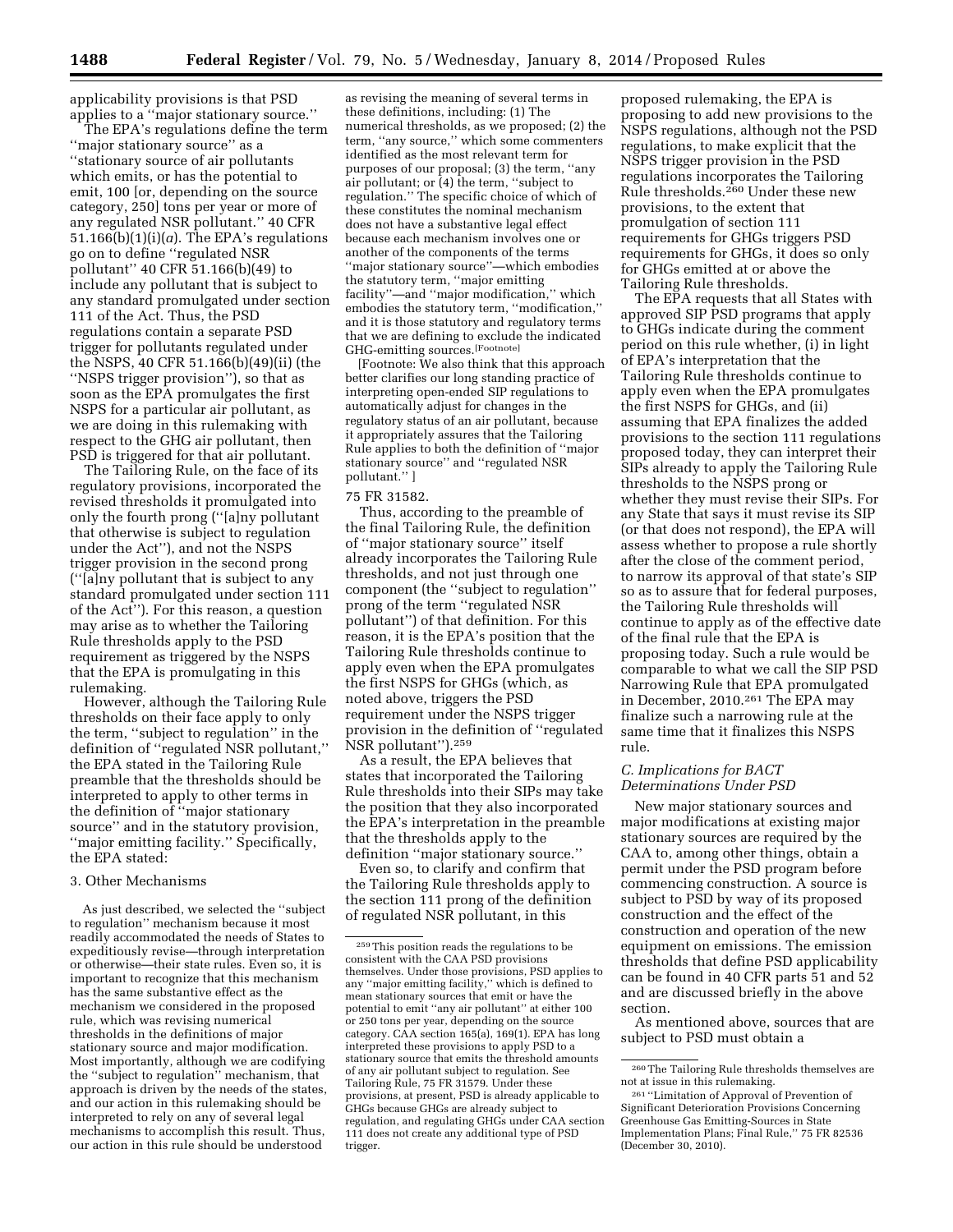applicability provisions is that PSD applies to a ''major stationary source.''

The EPA's regulations define the term ''major stationary source'' as a ''stationary source of air pollutants which emits, or has the potential to emit, 100 [or, depending on the source category, 250] tons per year or more of any regulated NSR pollutant.'' 40 CFR 51.166(b)(1)(i)(*a*). The EPA's regulations go on to define ''regulated NSR pollutant'' 40 CFR 51.166(b)(49) to include any pollutant that is subject to any standard promulgated under section 111 of the Act. Thus, the PSD regulations contain a separate PSD trigger for pollutants regulated under the NSPS, 40 CFR 51.166(b)(49)(ii) (the ''NSPS trigger provision''), so that as soon as the EPA promulgates the first NSPS for a particular air pollutant, as we are doing in this rulemaking with respect to the GHG air pollutant, then PSD is triggered for that air pollutant.

The Tailoring Rule, on the face of its regulatory provisions, incorporated the revised thresholds it promulgated into only the fourth prong (''[a]ny pollutant that otherwise is subject to regulation under the Act''), and not the NSPS trigger provision in the second prong (''[a]ny pollutant that is subject to any standard promulgated under section 111 of the Act''). For this reason, a question may arise as to whether the Tailoring Rule thresholds apply to the PSD requirement as triggered by the NSPS that the EPA is promulgating in this rulemaking.

However, although the Tailoring Rule thresholds on their face apply to only the term, ''subject to regulation'' in the definition of ''regulated NSR pollutant,'' the EPA stated in the Tailoring Rule preamble that the thresholds should be interpreted to apply to other terms in the definition of ''major stationary source'' and in the statutory provision, ''major emitting facility.'' Specifically, the EPA stated:

3. Other Mechanisms

As just described, we selected the ''subject to regulation'' mechanism because it most readily accommodated the needs of States to expeditiously revise—through interpretation or otherwise—their state rules. Even so, it is important to recognize that this mechanism has the same substantive effect as the mechanism we considered in the proposed rule, which was revising numerical thresholds in the definitions of major stationary source and major modification. Most importantly, although we are codifying the ''subject to regulation'' mechanism, that approach is driven by the needs of the states, and our action in this rulemaking should be interpreted to rely on any of several legal mechanisms to accomplish this result. Thus, our action in this rule should be understood as revising the meaning of several terms in these definitions, including: (1) The numerical thresholds, as we proposed; (2) the term, ''any source,'' which some commenters identified as the most relevant term for purposes of our proposal; (3) the term, ''any air pollutant; or (4) the term, ''subject to regulation.'' The specific choice of which of these constitutes the nominal mechanism does not have a substantive legal effect because each mechanism involves one or another of the components of the terms ''major stationary source''—which embodies the statutory term, ''major emitting facility''—and ''major modification,'' which embodies the statutory term, ''modification,'' and it is those statutory and regulatory terms that we are defining to exclude the indicated GHG-emitting sources.[Footnote]

[Footnote: We also think that this approach better clarifies our long standing practice of interpreting open-ended SIP regulations to automatically adjust for changes in the regulatory status of an air pollutant, because it appropriately assures that the Tailoring Rule applies to both the definition of ''major stationary source'' and ''regulated NSR pollutant.'' ]

75 FR 31582.

Thus, according to the preamble of the final Tailoring Rule, the definition of ''major stationary source'' itself already incorporates the Tailoring Rule thresholds, and not just through one component (the ''subject to regulation'' prong of the term ''regulated NSR pollutant'') of that definition. For this reason, it is the EPA's position that the Tailoring Rule thresholds continue to apply even when the EPA promulgates the first NSPS for GHGs (which, as noted above, triggers the PSD requirement under the NSPS trigger provision in the definition of ''regulated NSR pollutant'').[259]

As a result, the EPA believes that states that incorporated the Tailoring Rule thresholds into their SIPs may take the position that they also incorporated the EPA's interpretation in the preamble that the thresholds apply to the definition ''major stationary source.''

Even so, to clarify and confirm that the Tailoring Rule thresholds apply to the section 111 prong of the definition of regulated NSR pollutant, in this proposed rulemaking, the EPA is proposing to add new provisions to the NSPS regulations, although not the PSD regulations, to make explicit that the NSPS trigger provision in the PSD regulations incorporates the Tailoring Rule thresholds.[260] Under these new provisions, to the extent that promulgation of section 111 requirements for GHGs triggers PSD requirements for GHGs, it does so only for GHGs emitted at or above the Tailoring Rule thresholds.

The EPA requests that all States with approved SIP PSD programs that apply to GHGs indicate during the comment period on this rule whether, (i) in light of EPA's interpretation that the Tailoring Rule thresholds continue to apply even when the EPA promulgates the first NSPS for GHGs, and (ii) assuming that EPA finalizes the added provisions to the section 111 regulations proposed today, they can interpret their SIPs already to apply the Tailoring Rule thresholds to the NSPS prong or whether they must revise their SIPs. For any State that says it must revise its SIP (or that does not respond), the EPA will assess whether to propose a rule shortly after the close of the comment period, to narrow its approval of that state's SIP so as to assure that for federal purposes, the Tailoring Rule thresholds will continue to apply as of the effective date of the final rule that the EPA is proposing today. Such a rule would be comparable to what we call the SIP PSD Narrowing Rule that EPA promulgated in December, 2010.[261] The EPA may finalize such a narrowing rule at the same time that it finalizes this NSPS rule.

### C. Implications for BACT Determinations Under PSD

New major stationary sources and major modifications at existing major stationary sources are required by the CAA to, among other things, obtain a permit under the PSD program before commencing construction. A source is subject to PSD by way of its proposed construction and the effect of the construction and operation of the new equipment on emissions. The emission thresholds that define PSD applicability can be found in 40 CFR parts 51 and 52 and are discussed briefly in the above section.

As mentioned above, sources that are subject to PSD must obtain a

---

[259] This position reads the regulations to be consistent with the CAA PSD provisions themselves. Under those provisions, PSD applies to any ''major emitting facility,'' which is defined to mean stationary sources that emit or have the potential to emit ''any air pollutant'' at either 100 or 250 tons per year, depending on the source category. CAA section 165(a), 169(1). EPA has long interpreted these provisions to apply PSD to a stationary source that emits the threshold amounts of any air pollutant subject to regulation. See Tailoring Rule, 75 FR 31579. Under these provisions, at present, PSD is already applicable to GHGs because GHGs are already subject to regulation, and regulating GHGs under CAA section 111 does not create any additional type of PSD trigger.

[260] The Tailoring Rule thresholds themselves are not at issue in this rulemaking.

[261] ''Limitation of Approval of Prevention of Significant Deterioration Provisions Concerning Greenhouse Gas Emitting-Sources in State Implementation Plans; Final Rule,'' 75 FR 82536 (December 30, 2010).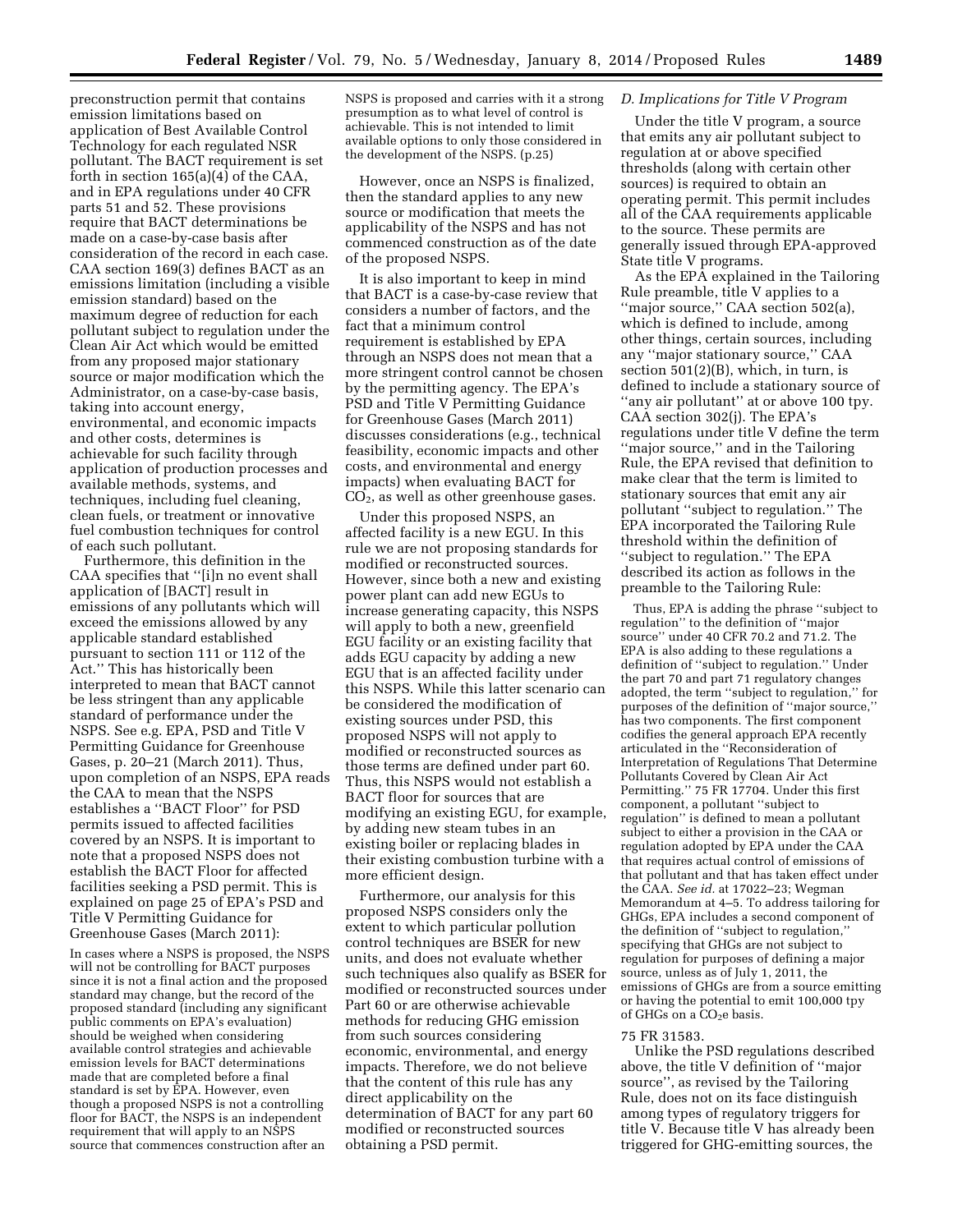preconstruction permit that contains emission limitations based on application of Best Available Control Technology for each regulated NSR pollutant. The BACT requirement is set forth in section 165(a)(4) of the CAA, and in EPA regulations under 40 CFR parts 51 and 52. These provisions require that BACT determinations be made on a case-by-case basis after consideration of the record in each case. CAA section 169(3) defines BACT as an emissions limitation (including a visible emission standard) based on the maximum degree of reduction for each pollutant subject to regulation under the Clean Air Act which would be emitted from any proposed major stationary source or major modification which the Administrator, on a case-by-case basis, taking into account energy, environmental, and economic impacts and other costs, determines is achievable for such facility through application of production processes and available methods, systems, and techniques, including fuel cleaning, clean fuels, or treatment or innovative fuel combustion techniques for control of each such pollutant.

Furthermore, this definition in the CAA specifies that ''[i]n no event shall application of [BACT] result in emissions of any pollutants which will exceed the emissions allowed by any applicable standard established pursuant to section 111 or 112 of the Act.'' This has historically been interpreted to mean that BACT cannot be less stringent than any applicable standard of performance under the NSPS. See e.g. EPA, PSD and Title V Permitting Guidance for Greenhouse Gases, p. 20–21 (March 2011). Thus, upon completion of an NSPS, EPA reads the CAA to mean that the NSPS establishes a ''BACT Floor'' for PSD permits issued to affected facilities covered by an NSPS. It is important to note that a proposed NSPS does not establish the BACT Floor for affected facilities seeking a PSD permit. This is explained on page 25 of EPA's PSD and Title V Permitting Guidance for Greenhouse Gases (March 2011):

> In cases where a NSPS is proposed, the NSPS will not be controlling for BACT purposes since it is not a final action and the proposed standard may change, but the record of the proposed standard (including any significant public comments on EPA's evaluation) should be weighed when considering available control strategies and achievable emission levels for BACT determinations made that are completed before a final standard is set by EPA. However, even though a proposed NSPS is not a controlling floor for BACT, the NSPS is an independent requirement that will apply to an NSPS source that commences construction after an NSPS is proposed and carries with it a strong presumption as to what level of control is achievable. This is not intended to limit available options to only those considered in the development of the NSPS. (p.25)

However, once an NSPS is finalized, then the standard applies to any new source or modification that meets the applicability of the NSPS and has not commenced construction as of the date of the proposed NSPS.

It is also important to keep in mind that BACT is a case-by-case review that considers a number of factors, and the fact that a minimum control requirement is established by EPA through an NSPS does not mean that a more stringent control cannot be chosen by the permitting agency. The EPA's PSD and Title V Permitting Guidance for Greenhouse Gases (March 2011) discusses considerations (e.g., technical feasibility, economic impacts and other costs, and environmental and energy impacts) when evaluating BACT for $CO_2$, as well as other greenhouse gases.

Under this proposed NSPS, an affected facility is a new EGU. In this rule we are not proposing standards for modified or reconstructed sources. However, since both a new and existing power plant can add new EGUs to increase generating capacity, this NSPS will apply to both a new, greenfield EGU facility or an existing facility that adds EGU capacity by adding a new EGU that is an affected facility under this NSPS. While this latter scenario can be considered the modification of existing sources under PSD, this proposed NSPS will not apply to modified or reconstructed sources as those terms are defined under part 60. Thus, this NSPS would not establish a BACT floor for sources that are modifying an existing EGU, for example, by adding new steam tubes in an existing boiler or replacing blades in their existing combustion turbine with a more efficient design.

Furthermore, our analysis for this proposed NSPS considers only the extent to which particular pollution control techniques are BSER for new units, and does not evaluate whether such techniques also qualify as BSER for modified or reconstructed sources under Part 60 or are otherwise achievable methods for reducing GHG emission from such sources considering economic, environmental, and energy impacts. Therefore, we do not believe that the content of this rule has any direct applicability on the determination of BACT for any part 60 modified or reconstructed sources obtaining a PSD permit.

### D. Implications for Title V Program

Under the title V program, a source that emits any air pollutant subject to regulation at or above specified thresholds (along with certain other sources) is required to obtain an operating permit. This permit includes all of the CAA requirements applicable to the source. These permits are generally issued through EPA-approved State title V programs.

As the EPA explained in the Tailoring Rule preamble, title V applies to a ''major source,'' CAA section 502(a), which is defined to include, among other things, certain sources, including any ''major stationary source,'' CAA section 501(2)(B), which, in turn, is defined to include a stationary source of ''any air pollutant'' at or above 100 tpy. CAA section 302(j). The EPA's regulations under title V define the term ''major source,'' and in the Tailoring Rule, the EPA revised that definition to make clear that the term is limited to stationary sources that emit any air pollutant ''subject to regulation.'' The EPA incorporated the Tailoring Rule threshold within the definition of ''subject to regulation.'' The EPA described its action as follows in the preamble to the Tailoring Rule:

> Thus, EPA is adding the phrase ''subject to regulation'' to the definition of ''major source'' under 40 CFR 70.2 and 71.2. The EPA is also adding to these regulations a definition of ''subject to regulation.'' Under the part 70 and part 71 regulatory changes adopted, the term ''subject to regulation,'' for purposes of the definition of ''major source,'' has two components. The first component codifies the general approach EPA recently articulated in the ''Reconsideration of Interpretation of Regulations That Determine Pollutants Covered by Clean Air Act Permitting.'' 75 FR 17704. Under this first component, a pollutant ''subject to regulation'' is defined to mean a pollutant subject to either a provision in the CAA or regulation adopted by EPA under the CAA that requires actual control of emissions of that pollutant and that has taken effect under the CAA. *See id.* at 17022–23; Wegman Memorandum at 4–5. To address tailoring for GHGs, EPA includes a second component of the definition of ''subject to regulation,'' specifying that GHGs are not subject to regulation for purposes of defining a major source, unless as of July 1, 2011, the emissions of GHGs are from a source emitting or having the potential to emit 100,000 tpy of GHGs on a $CO_2e$ basis.

75 FR 31583.

Unlike the PSD regulations described above, the title V definition of ''major source'', as revised by the Tailoring Rule, does not on its face distinguish among types of regulatory triggers for title V. Because title V has already been triggered for GHG-emitting sources, the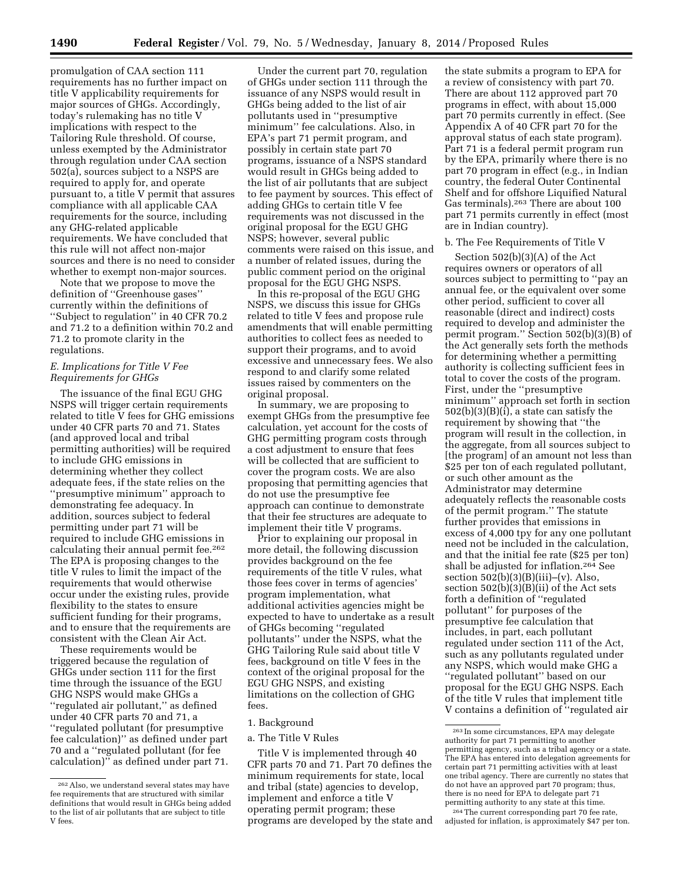promulgation of CAA section 111 requirements has no further impact on title V applicability requirements for major sources of GHGs. Accordingly, today's rulemaking has no title V implications with respect to the Tailoring Rule threshold. Of course, unless exempted by the Administrator through regulation under CAA section 502(a), sources subject to a NSPS are required to apply for, and operate pursuant to, a title V permit that assures compliance with all applicable CAA requirements for the source, including any GHG-related applicable requirements. We have concluded that this rule will not affect non-major sources and there is no need to consider whether to exempt non-major sources.

Note that we propose to move the definition of ''Greenhouse gases'' currently within the definitions of ''Subject to regulation'' in 40 CFR 70.2 and 71.2 to a definition within 70.2 and 71.2 to promote clarity in the regulations.

### *E. Implications for Title V Fee Requirements for GHGs*

The issuance of the final EGU GHG NSPS will trigger certain requirements related to title V fees for GHG emissions under 40 CFR parts 70 and 71. States (and approved local and tribal permitting authorities) will be required to include GHG emissions in determining whether they collect adequate fees, if the state relies on the ''presumptive minimum'' approach to demonstrating fee adequacy. In addition, sources subject to federal permitting under part 71 will be required to include GHG emissions in calculating their annual permit fee.[262] The EPA is proposing changes to the title V rules to limit the impact of the requirements that would otherwise occur under the existing rules, provide flexibility to the states to ensure sufficient funding for their programs, and to ensure that the requirements are consistent with the Clean Air Act.

These requirements would be triggered because the regulation of GHGs under section 111 for the first time through the issuance of the EGU GHG NSPS would make GHGs a ''regulated air pollutant,'' as defined under 40 CFR parts 70 and 71, a ''regulated pollutant (for presumptive fee calculation)'' as defined under part 70 and a ''regulated pollutant (for fee calculation)'' as defined under part 71.

Under the current part 70, regulation of GHGs under section 111 through the issuance of any NSPS would result in GHGs being added to the list of air pollutants used in ''presumptive minimum'' fee calculations. Also, in EPA's part 71 permit program, and possibly in certain state part 70 programs, issuance of a NSPS standard would result in GHGs being added to the list of air pollutants that are subject to fee payment by sources. This effect of adding GHGs to certain title V fee requirements was not discussed in the original proposal for the EGU GHG NSPS; however, several public comments were raised on this issue, and a number of related issues, during the public comment period on the original proposal for the EGU GHG NSPS.

In this re-proposal of the EGU GHG NSPS, we discuss this issue for GHGs related to title V fees and propose rule amendments that will enable permitting authorities to collect fees as needed to support their programs, and to avoid excessive and unnecessary fees. We also respond to and clarify some related issues raised by commenters on the original proposal.

In summary, we are proposing to exempt GHGs from the presumptive fee calculation, yet account for the costs of GHG permitting program costs through a cost adjustment to ensure that fees will be collected that are sufficient to cover the program costs. We are also proposing that permitting agencies that do not use the presumptive fee approach can continue to demonstrate that their fee structures are adequate to implement their title V programs.

Prior to explaining our proposal in more detail, the following discussion provides background on the fee requirements of the title V rules, what those fees cover in terms of agencies' program implementation, what additional activities agencies might be expected to have to undertake as a result of GHGs becoming ''regulated pollutants'' under the NSPS, what the GHG Tailoring Rule said about title V fees, background on title V fees in the context of the original proposal for the EGU GHG NSPS, and existing limitations on the collection of GHG fees.

1. Background

a. The Title V Rules

Title V is implemented through 40 CFR parts 70 and 71. Part 70 defines the minimum requirements for state, local and tribal (state) agencies to develop, implement and enforce a title V operating permit program; these programs are developed by the state and the state submits a program to EPA for a review of consistency with part 70. There are about 112 approved part 70 programs in effect, with about 15,000 part 70 permits currently in effect. (See Appendix A of 40 CFR part 70 for the approval status of each state program). Part 71 is a federal permit program run by the EPA, primarily where there is no part 70 program in effect (e.g., in Indian country, the federal Outer Continental Shelf and for offshore Liquified Natural Gas terminals).[263] There are about 100 part 71 permits currently in effect (most are in Indian country).

b. The Fee Requirements of Title V

Section 502(b)(3)(A) of the Act requires owners or operators of all sources subject to permitting to ''pay an annual fee, or the equivalent over some other period, sufficient to cover all reasonable (direct and indirect) costs required to develop and administer the permit program.'' Section 502(b)(3)(B) of the Act generally sets forth the methods for determining whether a permitting authority is collecting sufficient fees in total to cover the costs of the program. First, under the ''presumptive minimum'' approach set forth in section 502(b)(3)(B)(i), a state can satisfy the requirement by showing that ''the program will result in the collection, in the aggregate, from all sources subject to [the program] of an amount not less than $25 per ton of each regulated pollutant, or such other amount as the Administrator may determine adequately reflects the reasonable costs of the permit program.'' The statute further provides that emissions in excess of 4,000 tpy for any one pollutant need not be included in the calculation, and that the initial fee rate ($25 per ton) shall be adjusted for inflation.[264] See section 502(b)(3)(B)(iii)–(v). Also, section 502(b)(3)(B)(ii) of the Act sets forth a definition of ''regulated pollutant'' for purposes of the presumptive fee calculation that includes, in part, each pollutant regulated under section 111 of the Act, such as any pollutants regulated under any NSPS, which would make GHG a ''regulated pollutant'' based on our proposal for the EGU GHG NSPS. Each of the title V rules that implement title V contains a definition of ''regulated air

---

[262] Also, we understand several states may have fee requirements that are structured with similar definitions that would result in GHGs being added to the list of air pollutants that are subject to title V fees.

[263] In some circumstances, EPA may delegate authority for part 71 permitting to another permitting agency, such as a tribal agency or a state. The EPA has entered into delegation agreements for certain part 71 permitting activities with at least one tribal agency. There are currently no states that do not have an approved part 70 program; thus, there is no need for EPA to delegate part 71 permitting authority to any state at this time.

[264] The current corresponding part 70 fee rate, adjusted for inflation, is approximately $47 per ton.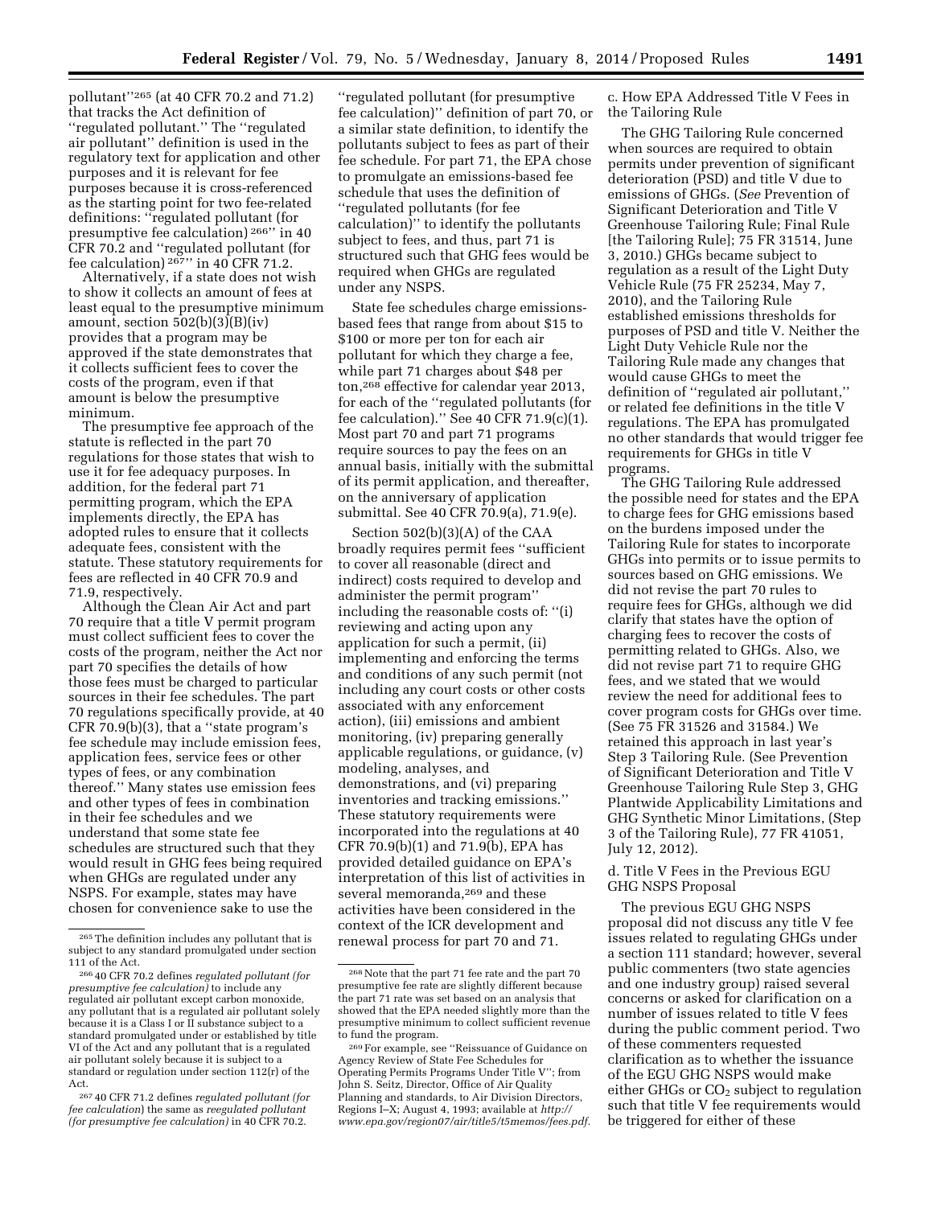pollutant''[265] (at 40 CFR 70.2 and 71.2) that tracks the Act definition of ''regulated pollutant.'' The ''regulated air pollutant'' definition is used in the regulatory text for application and other purposes and it is relevant for fee purposes because it is cross-referenced as the starting point for two fee-related definitions: ''regulated pollutant (for presumptive fee calculation)[266]'' in 40 CFR 70.2 and ''regulated pollutant (for fee calculation)[267]'' in 40 CFR 71.2.

Alternatively, if a state does not wish to show it collects an amount of fees at least equal to the presumptive minimum amount, section 502(b)(3)(B)(iv) provides that a program may be approved if the state demonstrates that it collects sufficient fees to cover the costs of the program, even if that amount is below the presumptive minimum.

The presumptive fee approach of the statute is reflected in the part 70 regulations for those states that wish to use it for fee adequacy purposes. In addition, for the federal part 71 permitting program, which the EPA implements directly, the EPA has adopted rules to ensure that it collects adequate fees, consistent with the statute. These statutory requirements for fees are reflected in 40 CFR 70.9 and 71.9, respectively.

Although the Clean Air Act and part 70 require that a title V permit program must collect sufficient fees to cover the costs of the program, neither the Act nor part 70 specifies the details of how those fees must be charged to particular sources in their fee schedules. The part 70 regulations specifically provide, at 40 CFR 70.9(b)(3), that a ''state program's fee schedule may include emission fees, application fees, service fees or other types of fees, or any combination thereof.'' Many states use emission fees and other types of fees in combination in their fee schedules and we understand that some state fee schedules are structured such that they would result in GHG fees being required when GHGs are regulated under any NSPS. For example, states may have chosen for convenience sake to use the ''regulated pollutant (for presumptive fee calculation)'' definition of part 70, or a similar state definition, to identify the pollutants subject to fees as part of their fee schedule. For part 71, the EPA chose to promulgate an emissions-based fee schedule that uses the definition of ''regulated pollutants (for fee calculation)'' to identify the pollutants subject to fees, and thus, part 71 is structured such that GHG fees would be required when GHGs are regulated under any NSPS.

State fee schedules charge emissions-based fees that range from about $15 to $100 or more per ton for each air pollutant for which they charge a fee, while part 71 charges about $48 per ton,[268] effective for calendar year 2013, for each of the ''regulated pollutants (for fee calculation).'' See 40 CFR 71.9(c)(1). Most part 70 and part 71 programs require sources to pay the fees on an annual basis, initially with the submittal of its permit application, and thereafter, on the anniversary of application submittal. See 40 CFR 70.9(a), 71.9(e).

Section 502(b)(3)(A) of the CAA broadly requires permit fees ''sufficient to cover all reasonable (direct and indirect) costs required to develop and administer the permit program'' including the reasonable costs of: ''(i) reviewing and acting upon any application for such a permit, (ii) implementing and enforcing the terms and conditions of any such permit (not including any court costs or other costs associated with any enforcement action), (iii) emissions and ambient monitoring, (iv) preparing generally applicable regulations, or guidance, (v) modeling, analyses, and demonstrations, and (vi) preparing inventories and tracking emissions.'' These statutory requirements were incorporated into the regulations at 40 CFR 70.9(b)(1) and 71.9(b), EPA has provided detailed guidance on EPA's interpretation of this list of activities in several memoranda,[269] and these activities have been considered in the context of the ICR development and renewal process for part 70 and 71.

c. How EPA Addressed Title V Fees in the Tailoring Rule

The GHG Tailoring Rule concerned when sources are required to obtain permits under prevention of significant deterioration (PSD) and title V due to emissions of GHGs. (*See* Prevention of Significant Deterioration and Title V Greenhouse Tailoring Rule; Final Rule [the Tailoring Rule]; 75 FR 31514, June 3, 2010.) GHGs became subject to regulation as a result of the Light Duty Vehicle Rule (75 FR 25234, May 7, 2010), and the Tailoring Rule established emissions thresholds for purposes of PSD and title V. Neither the Light Duty Vehicle Rule nor the Tailoring Rule made any changes that would cause GHGs to meet the definition of ''regulated air pollutant,'' or related fee definitions in the title V regulations. The EPA has promulgated no other standards that would trigger fee requirements for GHGs in title V programs.

The GHG Tailoring Rule addressed the possible need for states and the EPA to charge fees for GHG emissions based on the burdens imposed under the Tailoring Rule for states to incorporate GHGs into permits or to issue permits to sources based on GHG emissions. We did not revise the part 70 rules to require fees for GHGs, although we did clarify that states have the option of charging fees to recover the costs of permitting related to GHGs. Also, we did not revise part 71 to require GHG fees, and we stated that we would review the need for additional fees to cover program costs for GHGs over time. (See 75 FR 31526 and 31584.) We retained this approach in last year's Step 3 Tailoring Rule. (See Prevention of Significant Deterioration and Title V Greenhouse Tailoring Rule Step 3, GHG Plantwide Applicability Limitations and GHG Synthetic Minor Limitations, (Step 3 of the Tailoring Rule), 77 FR 41051, July 12, 2012).

d. Title V Fees in the Previous EGU GHG NSPS Proposal

The previous EGU GHG NSPS proposal did not discuss any title V fee issues related to regulating GHGs under a section 111 standard; however, several public commenters (two state agencies and one industry group) raised several concerns or asked for clarification on a number of issues related to title V fees during the public comment period. Two of these commenters requested clarification as to whether the issuance of the EGU GHG NSPS would make either GHGs or $CO_2$ subject to regulation such that title V fee requirements would be triggered for either of these

---

[265] The definition includes any pollutant that is subject to any standard promulgated under section 111 of the Act.

[266] 40 CFR 70.2 defines *regulated pollutant (for presumptive fee calculation)* to include any regulated air pollutant except carbon monoxide, any pollutant that is a regulated air pollutant solely because it is a Class I or II substance subject to a standard promulgated under or established by title VI of the Act and any pollutant that is a regulated air pollutant solely because it is subject to a standard or regulation under section 112(r) of the Act.

[267] 40 CFR 71.2 defines *regulated pollutant (for fee calculation)* the same as *reegulated pollutant (for presumptive fee calculation)* in 40 CFR 70.2.

[268] Note that the part 71 fee rate and the part 70 presumptive fee rate are slightly different because the part 71 rate was set based on an analysis that showed that the EPA needed slightly more than the presumptive minimum to collect sufficient revenue to fund the program.

[269] For example, see ''Reissuance of Guidance on Agency Review of State Fee Schedules for Operating Permits Programs Under Title V''; from John S. Seitz, Director, Office of Air Quality Planning and standards, to Air Division Directors, Regions I–X; August 4, 1993; available at *http://www.epa.gov/region07/air/title5/t5memos/fees.pdf.*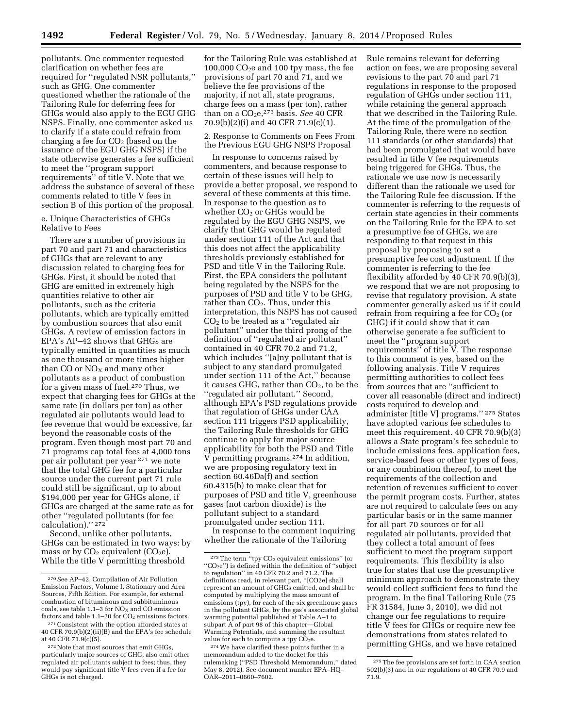pollutants. One commenter requested clarification on whether fees are required for ''regulated NSR pollutants,'' such as GHG. One commenter questioned whether the rationale of the Tailoring Rule for deferring fees for GHGs would also apply to the EGU GHG NSPS. Finally, one commenter asked us to clarify if a state could refrain from charging a fee for $CO_2$ (based on the issuance of the EGU GHG NSPS) if the state otherwise generates a fee sufficient to meet the ''program support requirements'' of title V. Note that we address the substance of several of these comments related to title V fees in section B of this portion of the proposal.

e. Unique Characteristics of GHGs Relative to Fees

There are a number of provisions in part 70 and part 71 and characteristics of GHGs that are relevant to any discussion related to charging fees for GHGs. First, it should be noted that GHG are emitted in extremely high quantities relative to other air pollutants, such as the criteria pollutants, which are typically emitted by combustion sources that also emit GHGs. A review of emission factors in EPA's AP–42 shows that GHGs are typically emitted in quantities as much as one thousand or more times higher than CO or $NO_X$ and many other pollutants as a product of combustion for a given mass of fuel.[270] Thus, we expect that charging fees for GHGs at the same rate (in dollars per ton) as other regulated air pollutants would lead to fee revenue that would be excessive, far beyond the reasonable costs of the program. Even though most part 70 and 71 programs cap total fees at 4,000 tons per air pollutant per year [271] we note that the total GHG fee for a particular source under the current part 71 rule could still be significant, up to about $194,000 per year for GHGs alone, if GHGs are charged at the same rate as for other ''regulated pollutants (for fee calculation).'' [272]

Second, unlike other pollutants, GHGs can be estimated in two ways: by mass or by $CO_2$ equivalent ($CO_2e$). While the title V permitting threshold for the Tailoring Rule was established at 100,000 $CO_2e$ and 100 tpy mass, the fee provisions of part 70 and 71, and we believe the fee provisions of the majority, if not all, state programs, charge fees on a mass (per ton), rather than on a $CO_2e$,[273] basis. *See* 40 CFR 70.9(b)(2)(i) and 40 CFR 71.9(c)(1).

2. Response to Comments on Fees From the Previous EGU GHG NSPS Proposal

In response to concerns raised by commenters, and because response to certain of these issues will help to provide a better proposal, we respond to several of these comments at this time. In response to the question as to whether $CO_2$ or GHGs would be regulated by the EGU GHG NSPS, we clarify that GHG would be regulated under section 111 of the Act and that this does not affect the applicability thresholds previously established for PSD and title V in the Tailoring Rule. First, the EPA considers the pollutant being regulated by the NSPS for the purposes of PSD and title V to be GHG, rather than $CO_2$. Thus, under this interpretation, this NSPS has not caused $CO_2$ to be treated as a ''regulated air pollutant'' under the third prong of the definition of ''regulated air pollutant'' contained in 40 CFR 70.2 and 71.2, which includes ''[a]ny pollutant that is subject to any standard promulgated under section 111 of the Act,'' because it causes GHG, rather than $CO_2$, to be the ''regulated air pollutant.'' Second, although EPA's PSD regulations provide that regulation of GHGs under CAA section 111 triggers PSD applicability, the Tailoring Rule thresholds for GHG continue to apply for major source applicability for both the PSD and Title V permitting programs.[274] In addition, we are proposing regulatory text in section 60.46Da(f) and section 60.4315(b) to make clear that for purposes of PSD and title V, greenhouse gases (not carbon dioxide) is the pollutant subject to a standard promulgated under section 111.

In response to the comment inquiring whether the rationale of the Tailoring Rule remains relevant for deferring action on fees, we are proposing several revisions to the part 70 and part 71 regulations in response to the proposed regulation of GHGs under section 111, while retaining the general approach that we described in the Tailoring Rule. At the time of the promulgation of the Tailoring Rule, there were no section 111 standards (or other standards) that had been promulgated that would have resulted in title V fee requirements being triggered for GHGs. Thus, the rationale we use now is necessarily different than the rationale we used for the Tailoring Rule fee discussion. If the commenter is referring to the requests of certain state agencies in their comments on the Tailoring Rule for the EPA to set a presumptive fee of GHGs, we are responding to that request in this proposal by proposing to set a presumptive fee cost adjustment. If the commenter is referring to the fee flexibility afforded by 40 CFR 70.9(b)(3), we respond that we are not proposing to revise that regulatory provision. A state commenter generally asked us if it could refrain from requiring a fee for $CO_2$ (or GHG) if it could show that it can otherwise generate a fee sufficient to meet the ''program support requirements'' of title V. The response to this comment is yes, based on the following analysis. Title V requires permitting authorities to collect fees from sources that are ''sufficient to cover all reasonable (direct and indirect) costs required to develop and administer [title V] programs.'' [275] States have adopted various fee schedules to meet this requirement. 40 CFR 70.9(b)(3) allows a State program's fee schedule to include emissions fees, application fees, service-based fees or other types of fees, or any combination thereof, to meet the requirements of the collection and retention of revenues sufficient to cover the permit program costs. Further, states are not required to calculate fees on any particular basis or in the same manner for all part 70 sources or for all regulated air pollutants, provided that they collect a total amount of fees sufficient to meet the program support requirements. This flexibility is also true for states that use the presumptive minimum approach to demonstrate they would collect sufficient fees to fund the program. In the final Tailoring Rule (75 FR 31584, June 3, 2010), we did not change our fee regulations to require title V fees for GHGs or require new fee demonstrations from states related to permitting GHGs, and we have retained

---

[270] See AP–42, Compilation of Air Pollution Emission Factors, Volume I, Stationary and Area Sources, Fifth Edition. For example, for external combustion of bituminous and subbituminous coals, see table 1.1–3 for $NO_X$ and CO emission factors and table 1.1–20 for $CO_2$ emissions factors.

[271] Consistent with the option afforded states at 40 CFR 70.9(b)(2)(ii)(B) and the EPA's fee schedule at 40 CFR 71.9(c)(5).

[272] Note that most sources that emit GHGs, particularly major sources of GHG, also emit other regulated air pollutants subject to fees; thus, they would pay significant title V fees even if a fee for GHGs is not charged.

[273] The term ''tpy $CO_2$ equivalent emissions'' (or ''$CO_2e$'') is defined within the definition of ''subject to regulation'' in 40 CFR 70.2 and 71.2. The definitions read, in relevant part, ''[CO2e] shall represent an amount of GHGs emitted, and shall be computed by multiplying the mass amount of emissions (tpy), for each of the six greenhouse gases in the pollutant GHGs, by the gas's associated global warming potential published at Table A–1 to subpart A of part 98 of this chapter—Global Warming Potentials, and summing the resultant value for each to compute a tpy $CO_2e$.

[274] We have clarified these points further in a memorandum added to the docket for this rulemaking (''PSD Threshold Memorandum,'' dated May 8, 2012). See document number EPA–HQ–OAR–2011–0660–7602.

[275] The fee provisions are set forth in CAA section 502(b)(3) and in our regulations at 40 CFR 70.9 and 71.9.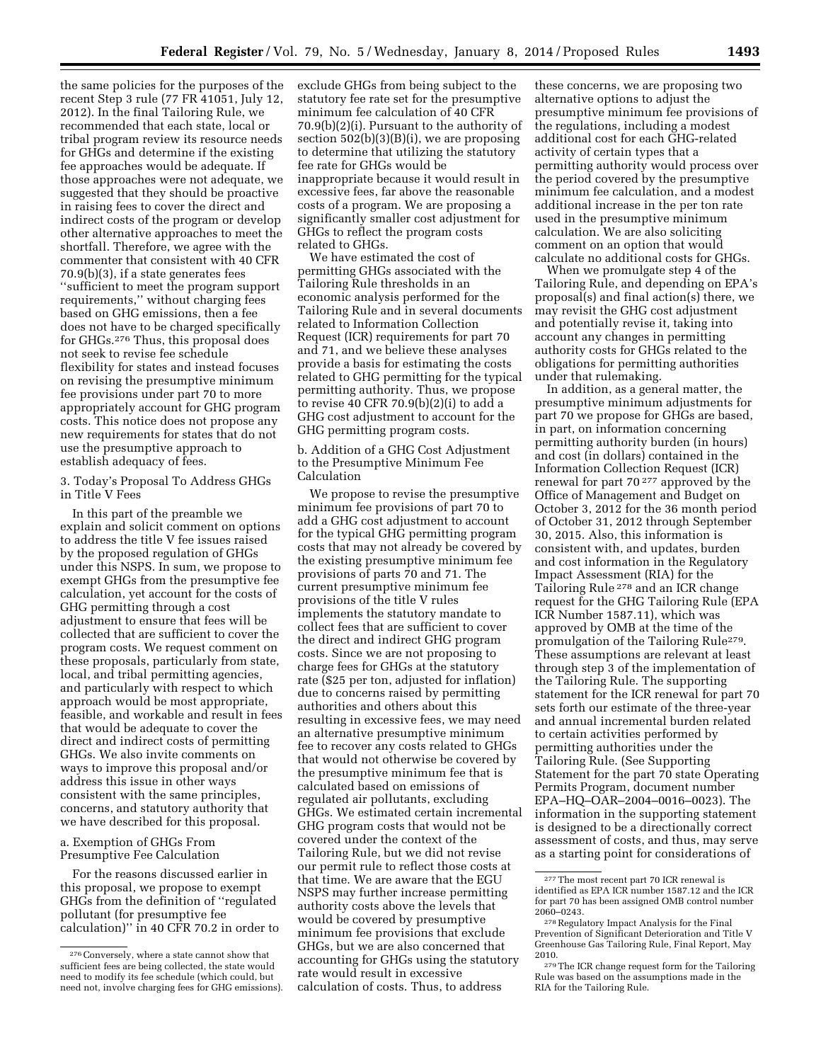the same policies for the purposes of the recent Step 3 rule (77 FR 41051, July 12, 2012). In the final Tailoring Rule, we recommended that each state, local or tribal program review its resource needs for GHGs and determine if the existing fee approaches would be adequate. If those approaches were not adequate, we suggested that they should be proactive in raising fees to cover the direct and indirect costs of the program or develop other alternative approaches to meet the shortfall. Therefore, we agree with the commenter that consistent with 40 CFR 70.9(b)(3), if a state generates fees ''sufficient to meet the program support requirements,'' without charging fees based on GHG emissions, then a fee does not have to be charged specifically for GHGs.[276] Thus, this proposal does not seek to revise fee schedule flexibility for states and instead focuses on revising the presumptive minimum fee provisions under part 70 to more appropriately account for GHG program costs. This notice does not propose any new requirements for states that do not use the presumptive approach to establish adequacy of fees.

### 3. Today's Proposal To Address GHGs in Title V Fees

In this part of the preamble we explain and solicit comment on options to address the title V fee issues raised by the proposed regulation of GHGs under this NSPS. In sum, we propose to exempt GHGs from the presumptive fee calculation, yet account for the costs of GHG permitting through a cost adjustment to ensure that fees will be collected that are sufficient to cover the program costs. We request comment on these proposals, particularly from state, local, and tribal permitting agencies, and particularly with respect to which approach would be most appropriate, feasible, and workable and result in fees that would be adequate to cover the direct and indirect costs of permitting GHGs. We also invite comments on ways to improve this proposal and/or address this issue in other ways consistent with the same principles, concerns, and statutory authority that we have described for this proposal.

#### a. Exemption of GHGs From Presumptive Fee Calculation

For the reasons discussed earlier in this proposal, we propose to exempt GHGs from the definition of ''regulated pollutant (for presumptive fee calculation)'' in 40 CFR 70.2 in order to exclude GHGs from being subject to the statutory fee rate set for the presumptive minimum fee calculation of 40 CFR 70.9(b)(2)(i). Pursuant to the authority of section 502(b)(3)(B)(i), we are proposing to determine that utilizing the statutory fee rate for GHGs would be inappropriate because it would result in excessive fees, far above the reasonable costs of a program. We are proposing a significantly smaller cost adjustment for GHGs to reflect the program costs related to GHGs.

We have estimated the cost of permitting GHGs associated with the Tailoring Rule thresholds in an economic analysis performed for the Tailoring Rule and in several documents related to Information Collection Request (ICR) requirements for part 70 and 71, and we believe these analyses provide a basis for estimating the costs related to GHG permitting for the typical permitting authority. Thus, we propose to revise 40 CFR 70.9(b)(2)(i) to add a GHG cost adjustment to account for the GHG permitting program costs.

#### b. Addition of a GHG Cost Adjustment to the Presumptive Minimum Fee Calculation

We propose to revise the presumptive minimum fee provisions of part 70 to add a GHG cost adjustment to account for the typical GHG permitting program costs that may not already be covered by the existing presumptive minimum fee provisions of parts 70 and 71. The current presumptive minimum fee provisions of the title V rules implements the statutory mandate to collect fees that are sufficient to cover the direct and indirect GHG program costs. Since we are not proposing to charge fees for GHGs at the statutory rate ($25 per ton, adjusted for inflation) due to concerns raised by permitting authorities and others about this resulting in excessive fees, we may need an alternative presumptive minimum fee to recover any costs related to GHGs that would not otherwise be covered by the presumptive minimum fee that is calculated based on emissions of regulated air pollutants, excluding GHGs. We estimated certain incremental GHG program costs that would not be covered under the context of the Tailoring Rule, but we did not revise our permit rule to reflect those costs at that time. We are aware that the EGU NSPS may further increase permitting authority costs above the levels that would be covered by presumptive minimum fee provisions that exclude GHGs, but we are also concerned that accounting for GHGs using the statutory rate would result in excessive calculation of costs. Thus, to address these concerns, we are proposing two alternative options to adjust the presumptive minimum fee provisions of the regulations, including a modest additional cost for each GHG-related activity of certain types that a permitting authority would process over the period covered by the presumptive minimum fee calculation, and a modest additional increase in the per ton rate used in the presumptive minimum calculation. We are also soliciting comment on an option that would calculate no additional costs for GHGs.

When we promulgate step 4 of the Tailoring Rule, and depending on EPA's proposal(s) and final action(s) there, we may revisit the GHG cost adjustment and potentially revise it, taking into account any changes in permitting authority costs for GHGs related to the obligations for permitting authorities under that rulemaking.

In addition, as a general matter, the presumptive minimum adjustments for part 70 we propose for GHGs are based, in part, on information concerning permitting authority burden (in hours) and cost (in dollars) contained in the Information Collection Request (ICR) renewal for part 70 [277] approved by the Office of Management and Budget on October 3, 2012 for the 36 month period of October 31, 2012 through September 30, 2015. Also, this information is consistent with, and updates, burden and cost information in the Regulatory Impact Assessment (RIA) for the Tailoring Rule [278] and an ICR change request for the GHG Tailoring Rule (EPA ICR Number 1587.11), which was approved by OMB at the time of the promulgation of the Tailoring Rule[279]. These assumptions are relevant at least through step 3 of the implementation of the Tailoring Rule. The supporting statement for the ICR renewal for part 70 sets forth our estimate of the three-year and annual incremental burden related to certain activities performed by permitting authorities under the Tailoring Rule. (See Supporting Statement for the part 70 state Operating Permits Program, document number EPA–HQ–OAR–2004–0016–0023). The information in the supporting statement is designed to be a directionally correct assessment of costs, and thus, may serve as a starting point for considerations of

---

[276] Conversely, where a state cannot show that sufficient fees are being collected, the state would need to modify its fee schedule (which could, but need not, involve charging fees for GHG emissions).

[277] The most recent part 70 ICR renewal is identified as EPA ICR number 1587.12 and the ICR for part 70 has been assigned OMB control number 2060–0243.

[278] Regulatory Impact Analysis for the Final Prevention of Significant Deterioration and Title V Greenhouse Gas Tailoring Rule, Final Report, May 2010.

[279] The ICR change request form for the Tailoring Rule was based on the assumptions made in the RIA for the Tailoring Rule.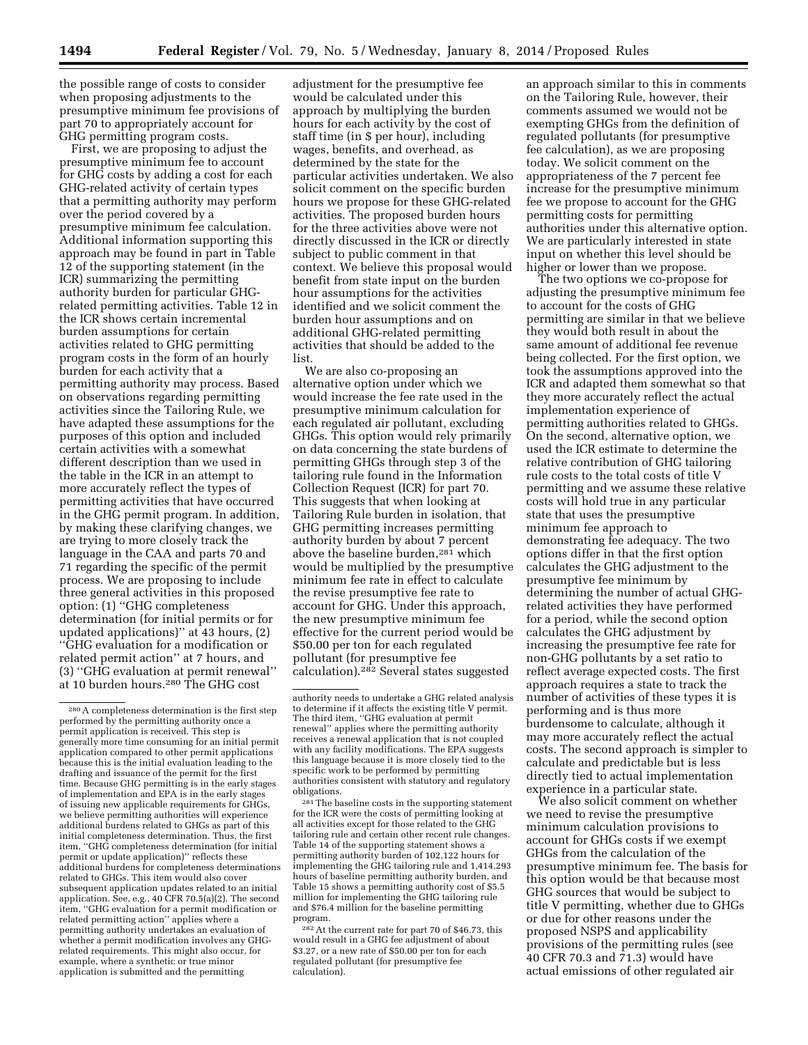the possible range of costs to consider when proposing adjustments to the presumptive minimum fee provisions of part 70 to appropriately account for GHG permitting program costs.

First, we are proposing to adjust the presumptive minimum fee to account for GHG costs by adding a cost for each GHG-related activity of certain types that a permitting authority may perform over the period covered by a presumptive minimum fee calculation. Additional information supporting this approach may be found in part in Table 12 of the supporting statement (in the ICR) summarizing the permitting authority burden for particular GHG-related permitting activities. Table 12 in the ICR shows certain incremental burden assumptions for certain activities related to GHG permitting program costs in the form of an hourly burden for each activity that a permitting authority may process. Based on observations regarding permitting activities since the Tailoring Rule, we have adapted these assumptions for the purposes of this option and included certain activities with a somewhat different description than we used in the table in the ICR in an attempt to more accurately reflect the types of permitting activities that have occurred in the GHG permit program. In addition, by making these clarifying changes, we are trying to more closely track the language in the CAA and parts 70 and 71 regarding the specific of the permit process. We are proposing to include three general activities in this proposed option: (1) "GHG completeness determination (for initial permits or for updated applications)" at 43 hours, (2) "GHG evaluation for a modification or related permit action" at 7 hours, and (3) "GHG evaluation at permit renewal" at 10 burden hours.[280] The GHG cost adjustment for the presumptive fee would be calculated under this approach by multiplying the burden hours for each activity by the cost of staff time (in $ per hour), including wages, benefits, and overhead, as determined by the state for the particular activities undertaken. We also solicit comment on the specific burden hours we propose for these GHG-related activities. The proposed burden hours for the three activities above were not directly discussed in the ICR or directly subject to public comment in that context. We believe this proposal would benefit from state input on the burden hour assumptions for the activities identified and we solicit comment the burden hour assumptions and on additional GHG-related permitting activities that should be added to the list.

We are also co-proposing an alternative option under which we would increase the fee rate used in the presumptive minimum calculation for each regulated air pollutant, excluding GHGs. This option would rely primarily on data concerning the state burdens of permitting GHGs through step 3 of the tailoring rule found in the Information Collection Request (ICR) for part 70. This suggests that when looking at Tailoring Rule burden in isolation, that GHG permitting increases permitting authority burden by about 7 percent above the baseline burden,[281] which would be multiplied by the presumptive minimum fee rate in effect to calculate the revise presumptive fee rate to account for GHG. Under this approach, the new presumptive minimum fee effective for the current period would be $50.00 per ton for each regulated pollutant (for presumptive fee calculation).[282] Several states suggested an approach similar to this in comments on the Tailoring Rule, however, their comments assumed we would not be exempting GHGs from the definition of regulated pollutants (for presumptive fee calculation), as we are proposing today. We solicit comment on the appropriateness of the 7 percent fee increase for the presumptive minimum fee we propose to account for the GHG permitting costs for permitting authorities under this alternative option. We are particularly interested in state input on whether this level should be higher or lower than we propose.

The two options we co-propose for adjusting the presumptive minimum fee to account for the costs of GHG permitting are similar in that we believe they would both result in about the same amount of additional fee revenue being collected. For the first option, we took the assumptions approved into the ICR and adapted them somewhat so that they more accurately reflect the actual implementation experience of permitting authorities related to GHGs. On the second, alternative option, we used the ICR estimate to determine the relative contribution of GHG tailoring rule costs to the total costs of title V permitting and we assume these relative costs will hold true in any particular state that uses the presumptive minimum fee approach to demonstrating fee adequacy. The two options differ in that the first option calculates the GHG adjustment to the presumptive fee minimum by determining the number of actual GHG-related activities they have performed for a period, while the second option calculates the GHG adjustment by increasing the presumptive fee rate for non-GHG pollutants by a set ratio to reflect average expected costs. The first approach requires a state to track the number of activities of these types it is performing and is thus more burdensome to calculate, although it may more accurately reflect the actual costs. The second approach is simpler to calculate and predictable but is less directly tied to actual implementation experience in a particular state.

We also solicit comment on whether we need to revise the presumptive minimum calculation provisions to account for GHGs costs if we exempt GHGs from the calculation of the presumptive minimum fee. The basis for this option would be that because most GHG sources that would be subject to title V permitting, whether due to GHGs or due for other reasons under the proposed NSPS and applicability provisions of the permitting rules (see 40 CFR 70.3 and 71.3) would have actual emissions of other regulated air

---

[280] A completeness determination is the first step performed by the permitting authority once a permit application is received. This step is generally more time consuming for an initial permit application compared to other permit applications because this is the initial evaluation leading to the drafting and issuance of the permit for the first time. Because GHG permitting is in the early stages of implementation and EPA is in the early stages of issuing new applicable requirements for GHGs, we believe permitting authorities will experience additional burdens related to GHGs as part of this initial completeness determination. Thus, the first item, "GHG completeness determination (for initial permit or update application)" reflects these additional burdens for completeness determinations related to GHGs. This item would also cover subsequent application updates related to an initial application. See, e.g., 40 CFR 70.5(a)(2). The second item, "GHG evaluation for a permit modification or related permitting action" applies where a permitting authority undertakes an evaluation of whether a permit modification involves any GHG-related requirements. This might also occur, for example, where a synthetic or true minor application is submitted and the permitting authority needs to undertake a GHG related analysis to determine if it affects the existing title V permit. The third item, "GHG evaluation at permit renewal" applies where the permitting authority receives a renewal application that is not coupled with any facility modifications. The EPA suggests this language because it is more closely tied to the specific work to be performed by permitting authorities consistent with statutory and regulatory obligations.

[281] The baseline costs in the supporting statement for the ICR were the costs of permitting looking at all activities except for those related to the GHG tailoring rule and certain other recent rule changes. Table 14 of the supporting statement shows a permitting authority burden of 102,122 hours for implementing the GHG tailoring rule and 1,414,293 hours of baseline permitting authority burden, and Table 15 shows a permitting authority cost of $5.5 million for implementing the GHG tailoring rule and $76.4 million for the baseline permitting program.

[282] At the current rate for part 70 of $46.73, this would result in a GHG fee adjustment of about $3.27, or a new rate of $50.00 per ton for each regulated pollutant (for presumptive fee calculation).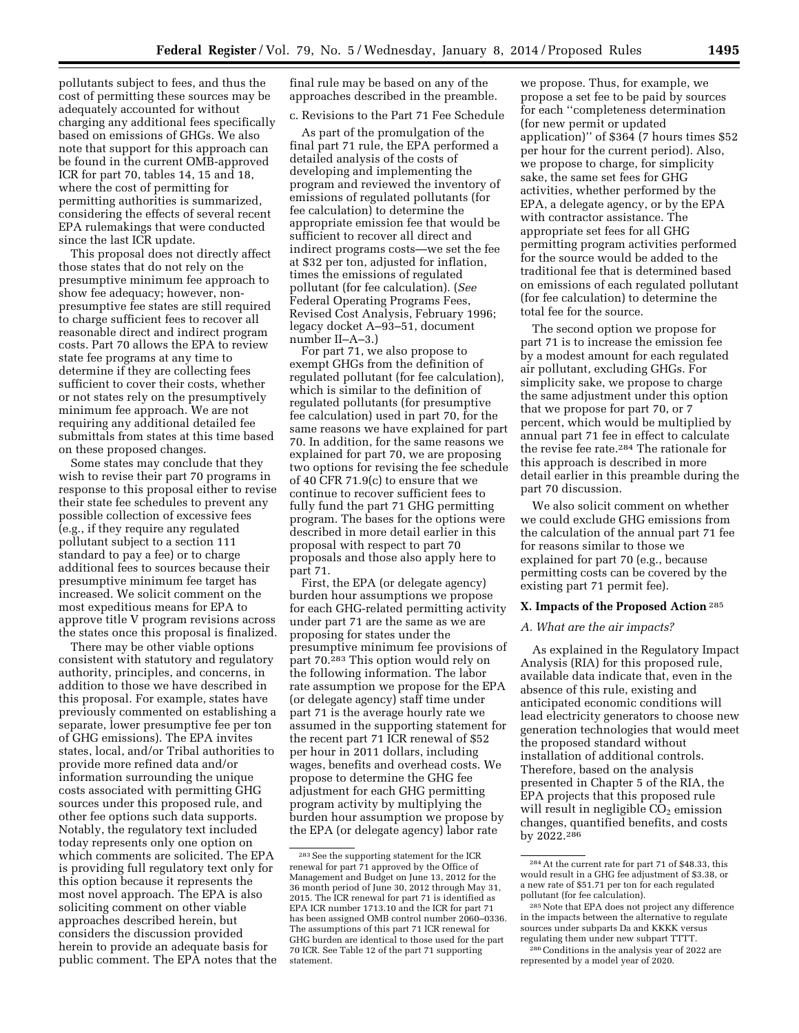pollutants subject to fees, and thus the cost of permitting these sources may be adequately accounted for without charging any additional fees specifically based on emissions of GHGs. We also note that support for this approach can be found in the current OMB-approved ICR for part 70, tables 14, 15 and 18, where the cost of permitting for permitting authorities is summarized, considering the effects of several recent EPA rulemakings that were conducted since the last ICR update.

This proposal does not directly affect those states that do not rely on the presumptive minimum fee approach to show fee adequacy; however, non-presumptive fee states are still required to charge sufficient fees to recover all reasonable direct and indirect program costs. Part 70 allows the EPA to review state fee programs at any time to determine if they are collecting fees sufficient to cover their costs, whether or not states rely on the presumptively minimum fee approach. We are not requiring any additional detailed fee submittals from states at this time based on these proposed changes.

Some states may conclude that they wish to revise their part 70 programs in response to this proposal either to revise their state fee schedules to prevent any possible collection of excessive fees (e.g., if they require any regulated pollutant subject to a section 111 standard to pay a fee) or to charge additional fees to sources because their presumptive minimum fee target has increased. We solicit comment on the most expeditious means for EPA to approve title V program revisions across the states once this proposal is finalized.

There may be other viable options consistent with statutory and regulatory authority, principles, and concerns, in addition to those we have described in this proposal. For example, states have previously commented on establishing a separate, lower presumptive fee per ton of GHG emissions). The EPA invites states, local, and/or Tribal authorities to provide more refined data and/or information surrounding the unique costs associated with permitting GHG sources under this proposed rule, and other fee options such data supports. Notably, the regulatory text included today represents only one option on which comments are solicited. The EPA is providing full regulatory text only for this option because it represents the most novel approach. The EPA is also soliciting comment on other viable approaches described herein, but considers the discussion provided herein to provide an adequate basis for public comment. The EPA notes that the final rule may be based on any of the approaches described in the preamble.

c. Revisions to the Part 71 Fee Schedule

As part of the promulgation of the final part 71 rule, the EPA performed a detailed analysis of the costs of developing and implementing the program and reviewed the inventory of emissions of regulated pollutants (for fee calculation) to determine the appropriate emission fee that would be sufficient to recover all direct and indirect programs costs—we set the fee at $32 per ton, adjusted for inflation, times the emissions of regulated pollutant (for fee calculation). (*See* Federal Operating Programs Fees, Revised Cost Analysis, February 1996; legacy docket A–93–51, document number II–A–3.)

For part 71, we also propose to exempt GHGs from the definition of regulated pollutant (for fee calculation), which is similar to the definition of regulated pollutants (for presumptive fee calculation) used in part 70, for the same reasons we have explained for part 70. In addition, for the same reasons we explained for part 70, we are proposing two options for revising the fee schedule of 40 CFR 71.9(c) to ensure that we continue to recover sufficient fees to fully fund the part 71 GHG permitting program. The bases for the options were described in more detail earlier in this proposal with respect to part 70 proposals and those also apply here to part 71.

First, the EPA (or delegate agency) burden hour assumptions we propose for each GHG-related permitting activity under part 71 are the same as we are proposing for states under the presumptive minimum fee provisions of part 70.[283] This option would rely on the following information. The labor rate assumption we propose for the EPA (or delegate agency) staff time under part 71 is the average hourly rate we assumed in the supporting statement for the recent part 71 ICR renewal of $52 per hour in 2011 dollars, including wages, benefits and overhead costs. We propose to determine the GHG fee adjustment for each GHG permitting program activity by multiplying the burden hour assumption we propose by the EPA (or delegate agency) labor rate we propose. Thus, for example, we propose a set fee to be paid by sources for each ''completeness determination (for new permit or updated application)'' of $364 (7 hours times $52 per hour for the current period). Also, we propose to charge, for simplicity sake, the same set fees for GHG activities, whether performed by the EPA, a delegate agency, or by the EPA with contractor assistance. The appropriate set fees for all GHG permitting program activities performed for the source would be added to the traditional fee that is determined based on emissions of each regulated pollutant (for fee calculation) to determine the total fee for the source.

The second option we propose for part 71 is to increase the emission fee by a modest amount for each regulated air pollutant, excluding GHGs. For simplicity sake, we propose to charge the same adjustment under this option that we propose for part 70, or 7 percent, which would be multiplied by annual part 71 fee in effect to calculate the revise fee rate.[284] The rationale for this approach is described in more detail earlier in this preamble during the part 70 discussion.

We also solicit comment on whether we could exclude GHG emissions from the calculation of the annual part 71 fee for reasons similar to those we explained for part 70 (e.g., because permitting costs can be covered by the existing part 71 permit fee).

## X. Impacts of the Proposed Action[285]

### A. What are the air impacts?

As explained in the Regulatory Impact Analysis (RIA) for this proposed rule, available data indicate that, even in the absence of this rule, existing and anticipated economic conditions will lead electricity generators to choose new generation technologies that would meet the proposed standard without installation of additional controls. Therefore, based on the analysis presented in Chapter 5 of the RIA, the EPA projects that this proposed rule will result in negligible $CO_2$ emission changes, quantified benefits, and costs by 2022.[286]

---

[283] See the supporting statement for the ICR renewal for part 71 approved by the Office of Management and Budget on June 13, 2012 for the 36 month period of June 30, 2012 through May 31, 2015. The ICR renewal for part 71 is identified as EPA ICR number 1713.10 and the ICR for part 71 has been assigned OMB control number 2060–0336. The assumptions of this part 71 ICR renewal for GHG burden are identical to those used for the part 70 ICR. See Table 12 of the part 71 supporting statement.

[284] At the current rate for part 71 of $48.33, this would result in a GHG fee adjustment of $3.38, or a new rate of $51.71 per ton for each regulated pollutant (for fee calculation).

[285] Note that EPA does not project any difference in the impacts between the alternative to regulate sources under subparts Da and KKKK versus regulating them under new subpart TTTT.

[286] Conditions in the analysis year of 2022 are represented by a model year of 2020.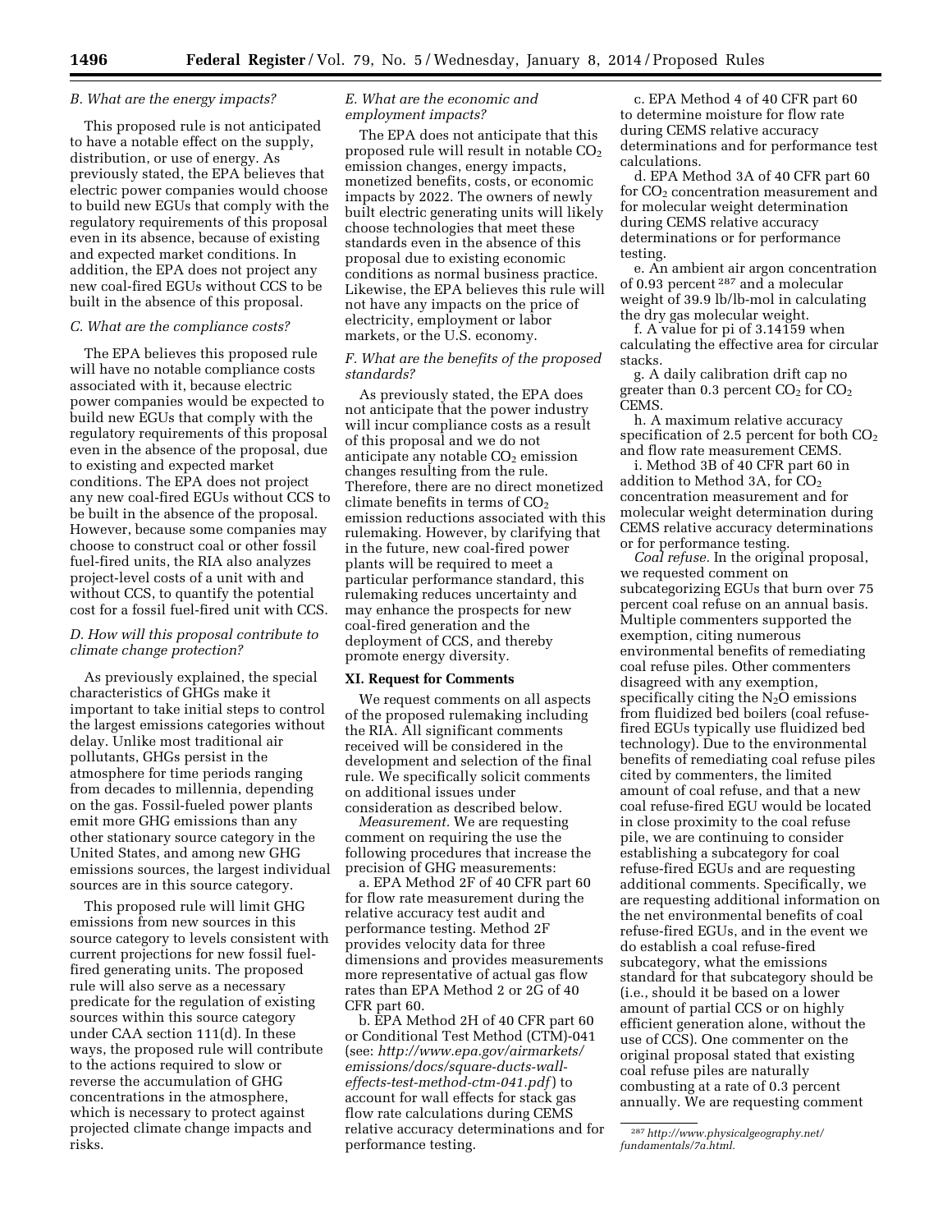### B. What are the energy impacts?

This proposed rule is not anticipated to have a notable effect on the supply, distribution, or use of energy. As previously stated, the EPA believes that electric power companies would choose to build new EGUs that comply with the regulatory requirements of this proposal even in its absence, because of existing and expected market conditions. In addition, the EPA does not project any new coal-fired EGUs without CCS to be built in the absence of this proposal.

### C. What are the compliance costs?

The EPA believes this proposed rule will have no notable compliance costs associated with it, because electric power companies would be expected to build new EGUs that comply with the regulatory requirements of this proposal even in the absence of the proposal, due to existing and expected market conditions. The EPA does not project any new coal-fired EGUs without CCS to be built in the absence of the proposal. However, because some companies may choose to construct coal or other fossil fuel-fired units, the RIA also analyzes project-level costs of a unit with and without CCS, to quantify the potential cost for a fossil fuel-fired unit with CCS.

### D. How will this proposal contribute to climate change protection?

As previously explained, the special characteristics of GHGs make it important to take initial steps to control the largest emissions categories without delay. Unlike most traditional air pollutants, GHGs persist in the atmosphere for time periods ranging from decades to millennia, depending on the gas. Fossil-fueled power plants emit more GHG emissions than any other stationary source category in the United States, and among new GHG emissions sources, the largest individual sources are in this source category.

This proposed rule will limit GHG emissions from new sources in this source category to levels consistent with current projections for new fossil fuel-fired generating units. The proposed rule will also serve as a necessary predicate for the regulation of existing sources within this source category under CAA section 111(d). In these ways, the proposed rule will contribute to the actions required to slow or reverse the accumulation of GHG concentrations in the atmosphere, which is necessary to protect against projected climate change impacts and risks.

### E. What are the economic and employment impacts?

The EPA does not anticipate that this proposed rule will result in notable $CO_2$ emission changes, energy impacts, monetized benefits, costs, or economic impacts by 2022. The owners of newly built electric generating units will likely choose technologies that meet these standards even in the absence of this proposal due to existing economic conditions as normal business practice. Likewise, the EPA believes this rule will not have any impacts on the price of electricity, employment or labor markets, or the U.S. economy.

### F. What are the benefits of the proposed standards?

As previously stated, the EPA does not anticipate that the power industry will incur compliance costs as a result of this proposal and we do not anticipate any notable $CO_2$ emission changes resulting from the rule. Therefore, there are no direct monetized climate benefits in terms of $CO_2$ emission reductions associated with this rulemaking. However, by clarifying that in the future, new coal-fired power plants will be required to meet a particular performance standard, this rulemaking reduces uncertainty and may enhance the prospects for new coal-fired generation and the deployment of CCS, and thereby promote energy diversity.

## XI. Request for Comments

We request comments on all aspects of the proposed rulemaking including the RIA. All significant comments received will be considered in the development and selection of the final rule. We specifically solicit comments on additional issues under consideration as described below.

*Measurement.* We are requesting comment on requiring the use the following procedures that increase the precision of GHG measurements:

a. EPA Method 2F of 40 CFR part 60 for flow rate measurement during the relative accuracy test audit and performance testing. Method 2F provides velocity data for three dimensions and provides measurements more representative of actual gas flow rates than EPA Method 2 or 2G of 40 CFR part 60.

b. EPA Method 2H of 40 CFR part 60 or Conditional Test Method (CTM)-041 (see: *http://www.epa.gov/airmarkets/emissions/docs/square-ducts-wall-effects-test-method-ctm-041.pdf*) to account for wall effects for stack gas flow rate calculations during CEMS relative accuracy determinations and for performance testing.

c. EPA Method 4 of 40 CFR part 60 to determine moisture for flow rate during CEMS relative accuracy determinations and for performance test calculations.

d. EPA Method 3A of 40 CFR part 60 for $CO_2$ concentration measurement and for molecular weight determination during CEMS relative accuracy determinations or for performance testing.

e. An ambient air argon concentration of 0.93 percent [287] and a molecular weight of 39.9 lb/lb-mol in calculating the dry gas molecular weight.

f. A value for pi of 3.14159 when calculating the effective area for circular stacks.

g. A daily calibration drift cap no greater than 0.3 percent $CO_2$ for $CO_2$ CEMS.

h. A maximum relative accuracy specification of 2.5 percent for both $CO_2$ and flow rate measurement CEMS.

i. Method 3B of 40 CFR part 60 in addition to Method 3A, for $CO_2$ concentration measurement and for molecular weight determination during CEMS relative accuracy determinations or for performance testing.

*Coal refuse.* In the original proposal, we requested comment on subcategorizing EGUs that burn over 75 percent coal refuse on an annual basis. Multiple commenters supported the exemption, citing numerous environmental benefits of remediating coal refuse piles. Other commenters disagreed with any exemption, specifically citing the $N_2O$ emissions from fluidized bed boilers (coal refuse-fired EGUs typically use fluidized bed technology). Due to the environmental benefits of remediating coal refuse piles cited by commenters, the limited amount of coal refuse, and that a new coal refuse-fired EGU would be located in close proximity to the coal refuse pile, we are continuing to consider establishing a subcategory for coal refuse-fired EGUs and are requesting additional comments. Specifically, we are requesting additional information on the net environmental benefits of coal refuse-fired EGUs, and in the event we do establish a coal refuse-fired subcategory, what the emissions standard for that subcategory should be (i.e., should it be based on a lower amount of partial CCS or on highly efficient generation alone, without the use of CCS). One commenter on the original proposal stated that existing coal refuse piles are naturally combusting at a rate of 0.3 percent annually. We are requesting comment

[287] *http://www.physicalgeography.net/fundamentals/7a.html.*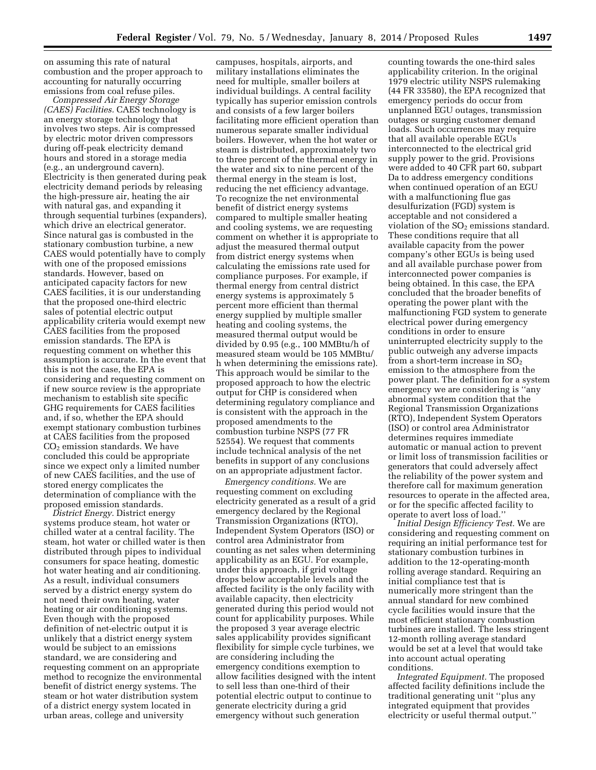on assuming this rate of natural combustion and the proper approach to accounting for naturally occurring emissions from coal refuse piles.

*Compressed Air Energy Storage (CAES) Facilities.* CAES technology is an energy storage technology that involves two steps. Air is compressed by electric motor driven compressors during off-peak electricity demand hours and stored in a storage media (e.g., an underground cavern). Electricity is then generated during peak electricity demand periods by releasing the high-pressure air, heating the air with natural gas, and expanding it through sequential turbines (expanders), which drive an electrical generator. Since natural gas is combusted in the stationary combustion turbine, a new CAES would potentially have to comply with one of the proposed emissions standards. However, based on anticipated capacity factors for new CAES facilities, it is our understanding that the proposed one-third electric sales of potential electric output applicability criteria would exempt new CAES facilities from the proposed emission standards. The EPA is requesting comment on whether this assumption is accurate. In the event that this is not the case, the EPA is considering and requesting comment on if new source review is the appropriate mechanism to establish site specific GHG requirements for CAES facilities and, if so, whether the EPA should exempt stationary combustion turbines at CAES facilities from the proposed $CO_2$ emission standards. We have concluded this could be appropriate since we expect only a limited number of new CAES facilities, and the use of stored energy complicates the determination of compliance with the proposed emission standards.

*District Energy.* District energy systems produce steam, hot water or chilled water at a central facility. The steam, hot water or chilled water is then distributed from pipes to individual consumers for space heating, domestic hot water heating and air conditioning. As a result, individual consumers served by a district energy system do not need their own heating, water heating or air conditioning systems. Even though with the proposed definition of net-electric output it is unlikely that a district energy system would be subject to an emissions standard, we are considering and requesting comment on an appropriate method to recognize the environmental benefit of district energy systems. The steam or hot water distribution system of a district energy system located in urban areas, college and university campuses, hospitals, airports, and military installations eliminates the need for multiple, smaller boilers at individual buildings. A central facility typically has superior emission controls and consists of a few larger boilers facilitating more efficient operation than numerous separate smaller individual boilers. However, when the hot water or steam is distributed, approximately two to three percent of the thermal energy in the water and six to nine percent of the thermal energy in the steam is lost, reducing the net efficiency advantage. To recognize the net environmental benefit of district energy systems compared to multiple smaller heating and cooling systems, we are requesting comment on whether it is appropriate to adjust the measured thermal output from district energy systems when calculating the emissions rate used for compliance purposes. For example, if thermal energy from central district energy systems is approximately 5 percent more efficient than thermal energy supplied by multiple smaller heating and cooling systems, the measured thermal output would be divided by 0.95 (e.g., 100 MMBtu/h of measured steam would be 105 MMBtu/h when determining the emissions rate). This approach would be similar to the proposed approach to how the electric output for CHP is considered when determining regulatory compliance and is consistent with the approach in the proposed amendments to the combustion turbine NSPS (77 FR 52554). We request that comments include technical analysis of the net benefits in support of any conclusions on an appropriate adjustment factor.

*Emergency conditions.* We are requesting comment on excluding electricity generated as a result of a grid emergency declared by the Regional Transmission Organizations (RTO), Independent System Operators (ISO) or control area Administrator from counting as net sales when determining applicability as an EGU. For example, under this approach, if grid voltage drops below acceptable levels and the affected facility is the only facility with available capacity, then electricity generated during this period would not count for applicability purposes. While the proposed 3 year average electric sales applicability provides significant flexibility for simple cycle turbines, we are considering including the emergency conditions exemption to allow facilities designed with the intent to sell less than one-third of their potential electric output to continue to generate electricity during a grid emergency without such generation counting towards the one-third sales applicability criterion. In the original 1979 electric utility NSPS rulemaking (44 FR 33580), the EPA recognized that emergency periods do occur from unplanned EGU outages, transmission outages or surging customer demand loads. Such occurrences may require that all available operable EGUs interconnected to the electrical grid supply power to the grid. Provisions were added to 40 CFR part 60, subpart Da to address emergency conditions when continued operation of an EGU with a malfunctioning flue gas desulfurization (FGD) system is acceptable and not considered a violation of the $SO_2$ emissions standard. These conditions require that all available capacity from the power company's other EGUs is being used and all available purchase power from interconnected power companies is being obtained. In this case, the EPA concluded that the broader benefits of operating the power plant with the malfunctioning FGD system to generate electrical power during emergency conditions in order to ensure uninterrupted electricity supply to the public outweigh any adverse impacts from a short-term increase in $SO_2$ emission to the atmosphere from the power plant. The definition for a system emergency we are considering is ''any abnormal system condition that the Regional Transmission Organizations (RTO), Independent System Operators (ISO) or control area Administrator determines requires immediate automatic or manual action to prevent or limit loss of transmission facilities or generators that could adversely affect the reliability of the power system and therefore call for maximum generation resources to operate in the affected area, or for the specific affected facility to operate to avert loss of load.''

*Initial Design Efficiency Test.* We are considering and requesting comment on requiring an initial performance test for stationary combustion turbines in addition to the 12-operating-month rolling average standard. Requiring an initial compliance test that is numerically more stringent than the annual standard for new combined cycle facilities would insure that the most efficient stationary combustion turbines are installed. The less stringent 12-month rolling average standard would be set at a level that would take into account actual operating conditions.

*Integrated Equipment.* The proposed affected facility definitions include the traditional generating unit ''plus any integrated equipment that provides electricity or useful thermal output.''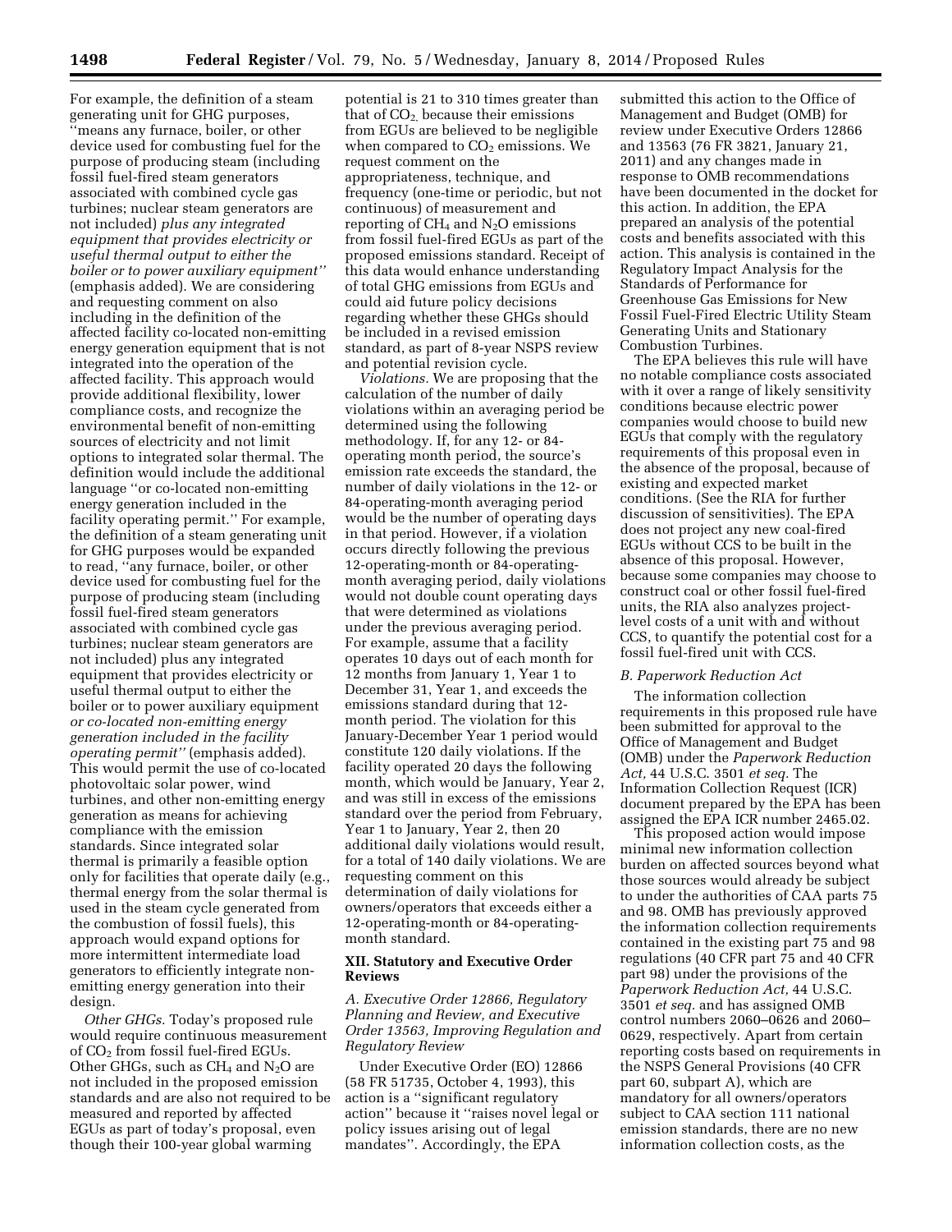For example, the definition of a steam generating unit for GHG purposes, ''means any furnace, boiler, or other device used for combusting fuel for the purpose of producing steam (including fossil fuel-fired steam generators associated with combined cycle gas turbines; nuclear steam generators are not included) *plus any integrated equipment that provides electricity or useful thermal output to either the boiler or to power auxiliary equipment''* (emphasis added). We are considering and requesting comment on also including in the definition of the affected facility co-located non-emitting energy generation equipment that is not integrated into the operation of the affected facility. This approach would provide additional flexibility, lower compliance costs, and recognize the environmental benefit of non-emitting sources of electricity and not limit options to integrated solar thermal. The definition would include the additional language ''or co-located non-emitting energy generation included in the facility operating permit.'' For example, the definition of a steam generating unit for GHG purposes would be expanded to read, ''any furnace, boiler, or other device used for combusting fuel for the purpose of producing steam (including fossil fuel-fired steam generators associated with combined cycle gas turbines; nuclear steam generators are not included) plus any integrated equipment that provides electricity or useful thermal output to either the boiler or to power auxiliary equipment *or co-located non-emitting energy generation included in the facility operating permit''* (emphasis added). This would permit the use of co-located photovoltaic solar power, wind turbines, and other non-emitting energy generation as means for achieving compliance with the emission standards. Since integrated solar thermal is primarily a feasible option only for facilities that operate daily (e.g., thermal energy from the solar thermal is used in the steam cycle generated from the combustion of fossil fuels), this approach would expand options for more intermittent intermediate load generators to efficiently integrate non-emitting energy generation into their design.

*Other GHGs.* Today's proposed rule would require continuous measurement of $CO_2$ from fossil fuel-fired EGUs. Other GHGs, such as $CH_4$ and $N_2O$ are not included in the proposed emission standards and are also not required to be measured and reported by affected EGUs as part of today's proposal, even though their 100-year global warming potential is 21 to 310 times greater than that of $CO_2$, because their emissions from EGUs are believed to be negligible when compared to $CO_2$ emissions. We request comment on the appropriateness, technique, and frequency (one-time or periodic, but not continuous) of measurement and reporting of $CH_4$ and $N_2O$ emissions from fossil fuel-fired EGUs as part of the proposed emissions standard. Receipt of this data would enhance understanding of total GHG emissions from EGUs and could aid future policy decisions regarding whether these GHGs should be included in a revised emission standard, as part of 8-year NSPS review and potential revision cycle.

*Violations.* We are proposing that the calculation of the number of daily violations within an averaging period be determined using the following methodology. If, for any 12- or 84-operating month period, the source's emission rate exceeds the standard, the number of daily violations in the 12- or 84-operating-month averaging period would be the number of operating days in that period. However, if a violation occurs directly following the previous 12-operating-month or 84-operating-month averaging period, daily violations would not double count operating days that were determined as violations under the previous averaging period. For example, assume that a facility operates 10 days out of each month for 12 months from January 1, Year 1 to December 31, Year 1, and exceeds the emissions standard during that 12-month period. The violation for this January-December Year 1 period would constitute 120 daily violations. If the facility operated 20 days the following month, which would be January, Year 2, and was still in excess of the emissions standard over the period from February, Year 1 to January, Year 2, then 20 additional daily violations would result, for a total of 140 daily violations. We are requesting comment on this determination of daily violations for owners/operators that exceeds either a 12-operating-month or 84-operating-month standard.

## XII. Statutory and Executive Order Reviews

### *A. Executive Order 12866, Regulatory Planning and Review, and Executive Order 13563, Improving Regulation and Regulatory Review*

Under Executive Order (EO) 12866 (58 FR 51735, October 4, 1993), this action is a ''significant regulatory action'' because it ''raises novel legal or policy issues arising out of legal mandates''. Accordingly, the EPA submitted this action to the Office of Management and Budget (OMB) for review under Executive Orders 12866 and 13563 (76 FR 3821, January 21, 2011) and any changes made in response to OMB recommendations have been documented in the docket for this action. In addition, the EPA prepared an analysis of the potential costs and benefits associated with this action. This analysis is contained in the Regulatory Impact Analysis for the Standards of Performance for Greenhouse Gas Emissions for New Fossil Fuel-Fired Electric Utility Steam Generating Units and Stationary Combustion Turbines.

The EPA believes this rule will have no notable compliance costs associated with it over a range of likely sensitivity conditions because electric power companies would choose to build new EGUs that comply with the regulatory requirements of this proposal even in the absence of the proposal, because of existing and expected market conditions. (See the RIA for further discussion of sensitivities). The EPA does not project any new coal-fired EGUs without CCS to be built in the absence of this proposal. However, because some companies may choose to construct coal or other fossil fuel-fired units, the RIA also analyzes project-level costs of a unit with and without CCS, to quantify the potential cost for a fossil fuel-fired unit with CCS.

### *B. Paperwork Reduction Act*

The information collection requirements in this proposed rule have been submitted for approval to the Office of Management and Budget (OMB) under the *Paperwork Reduction Act,* 44 U.S.C. 3501 *et seq.* The Information Collection Request (ICR) document prepared by the EPA has been assigned the EPA ICR number 2465.02.

This proposed action would impose minimal new information collection burden on affected sources beyond what those sources would already be subject to under the authorities of CAA parts 75 and 98. OMB has previously approved the information collection requirements contained in the existing part 75 and 98 regulations (40 CFR part 75 and 40 CFR part 98) under the provisions of the *Paperwork Reduction Act,* 44 U.S.C. 3501 *et seq.* and has assigned OMB control numbers 2060–0626 and 2060–0629, respectively. Apart from certain reporting costs based on requirements in the NSPS General Provisions (40 CFR part 60, subpart A), which are mandatory for all owners/operators subject to CAA section 111 national emission standards, there are no new information collection costs, as the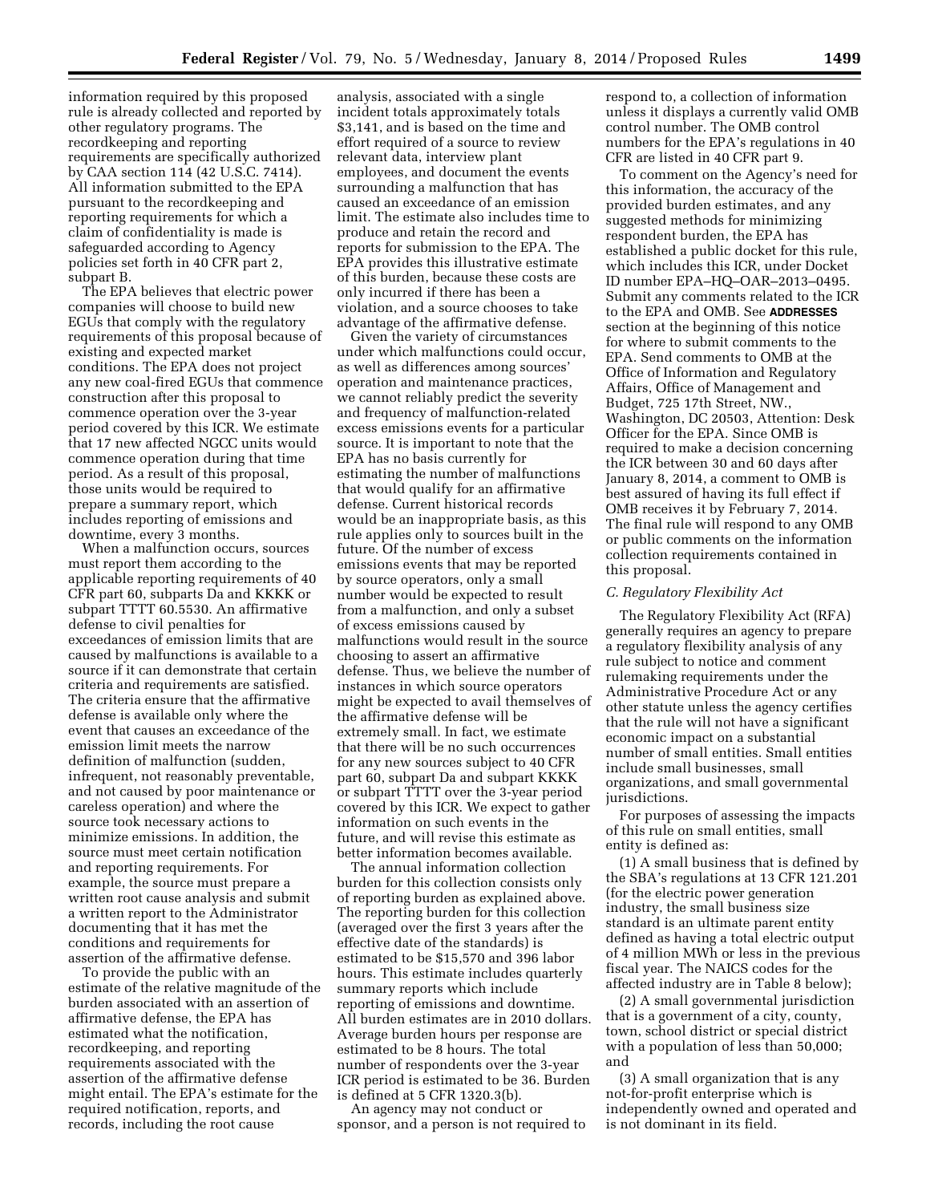information required by this proposed rule is already collected and reported by other regulatory programs. The recordkeeping and reporting requirements are specifically authorized by CAA section 114 (42 U.S.C. 7414). All information submitted to the EPA pursuant to the recordkeeping and reporting requirements for which a claim of confidentiality is made is safeguarded according to Agency policies set forth in 40 CFR part 2, subpart B.

The EPA believes that electric power companies will choose to build new EGUs that comply with the regulatory requirements of this proposal because of existing and expected market conditions. The EPA does not project any new coal-fired EGUs that commence construction after this proposal to commence operation over the 3-year period covered by this ICR. We estimate that 17 new affected NGCC units would commence operation during that time period. As a result of this proposal, those units would be required to prepare a summary report, which includes reporting of emissions and downtime, every 3 months.

When a malfunction occurs, sources must report them according to the applicable reporting requirements of 40 CFR part 60, subparts Da and KKKK or subpart TTTT 60.5530. An affirmative defense to civil penalties for exceedances of emission limits that are caused by malfunctions is available to a source if it can demonstrate that certain criteria and requirements are satisfied. The criteria ensure that the affirmative defense is available only where the event that causes an exceedance of the emission limit meets the narrow definition of malfunction (sudden, infrequent, not reasonably preventable, and not caused by poor maintenance or careless operation) and where the source took necessary actions to minimize emissions. In addition, the source must meet certain notification and reporting requirements. For example, the source must prepare a written root cause analysis and submit a written report to the Administrator documenting that it has met the conditions and requirements for assertion of the affirmative defense.

To provide the public with an estimate of the relative magnitude of the burden associated with an assertion of affirmative defense, the EPA has estimated what the notification, recordkeeping, and reporting requirements associated with the assertion of the affirmative defense might entail. The EPA's estimate for the required notification, reports, and records, including the root cause analysis, associated with a single incident totals approximately totals $3,141, and is based on the time and effort required of a source to review relevant data, interview plant employees, and document the events surrounding a malfunction that has caused an exceedance of an emission limit. The estimate also includes time to produce and retain the record and reports for submission to the EPA. The EPA provides this illustrative estimate of this burden, because these costs are only incurred if there has been a violation, and a source chooses to take advantage of the affirmative defense.

Given the variety of circumstances under which malfunctions could occur, as well as differences among sources' operation and maintenance practices, we cannot reliably predict the severity and frequency of malfunction-related excess emissions events for a particular source. It is important to note that the EPA has no basis currently for estimating the number of malfunctions that would qualify for an affirmative defense. Current historical records would be an inappropriate basis, as this rule applies only to sources built in the future. Of the number of excess emissions events that may be reported by source operators, only a small number would be expected to result from a malfunction, and only a subset of excess emissions caused by malfunctions would result in the source choosing to assert an affirmative defense. Thus, we believe the number of instances in which source operators might be expected to avail themselves of the affirmative defense will be extremely small. In fact, we estimate that there will be no such occurrences for any new sources subject to 40 CFR part 60, subpart Da and subpart KKKK or subpart TTTT over the 3-year period covered by this ICR. We expect to gather information on such events in the future, and will revise this estimate as better information becomes available.

The annual information collection burden for this collection consists only of reporting burden as explained above. The reporting burden for this collection (averaged over the first 3 years after the effective date of the standards) is estimated to be $15,570 and 396 labor hours. This estimate includes quarterly summary reports which include reporting of emissions and downtime. All burden estimates are in 2010 dollars. Average burden hours per response are estimated to be 8 hours. The total number of respondents over the 3-year ICR period is estimated to be 36. Burden is defined at 5 CFR 1320.3(b).

An agency may not conduct or sponsor, and a person is not required to respond to, a collection of information unless it displays a currently valid OMB control number. The OMB control numbers for the EPA's regulations in 40 CFR are listed in 40 CFR part 9.

To comment on the Agency's need for this information, the accuracy of the provided burden estimates, and any suggested methods for minimizing respondent burden, the EPA has established a public docket for this rule, which includes this ICR, under Docket ID number EPA–HQ–OAR–2013–0495. Submit any comments related to the ICR to the EPA and OMB. See **ADDRESSES** section at the beginning of this notice for where to submit comments to the EPA. Send comments to OMB at the Office of Information and Regulatory Affairs, Office of Management and Budget, 725 17th Street, NW., Washington, DC 20503, Attention: Desk Officer for the EPA. Since OMB is required to make a decision concerning the ICR between 30 and 60 days after January 8, 2014, a comment to OMB is best assured of having its full effect if OMB receives it by February 7, 2014. The final rule will respond to any OMB or public comments on the information collection requirements contained in this proposal.

### *C. Regulatory Flexibility Act*

The Regulatory Flexibility Act (RFA) generally requires an agency to prepare a regulatory flexibility analysis of any rule subject to notice and comment rulemaking requirements under the Administrative Procedure Act or any other statute unless the agency certifies that the rule will not have a significant economic impact on a substantial number of small entities. Small entities include small businesses, small organizations, and small governmental jurisdictions.

For purposes of assessing the impacts of this rule on small entities, small entity is defined as:

(1) A small business that is defined by the SBA's regulations at 13 CFR 121.201 (for the electric power generation industry, the small business size standard is an ultimate parent entity defined as having a total electric output of 4 million MWh or less in the previous fiscal year. The NAICS codes for the affected industry are in Table 8 below);

(2) A small governmental jurisdiction that is a government of a city, county, town, school district or special district with a population of less than 50,000; and

(3) A small organization that is any not-for-profit enterprise which is independently owned and operated and is not dominant in its field.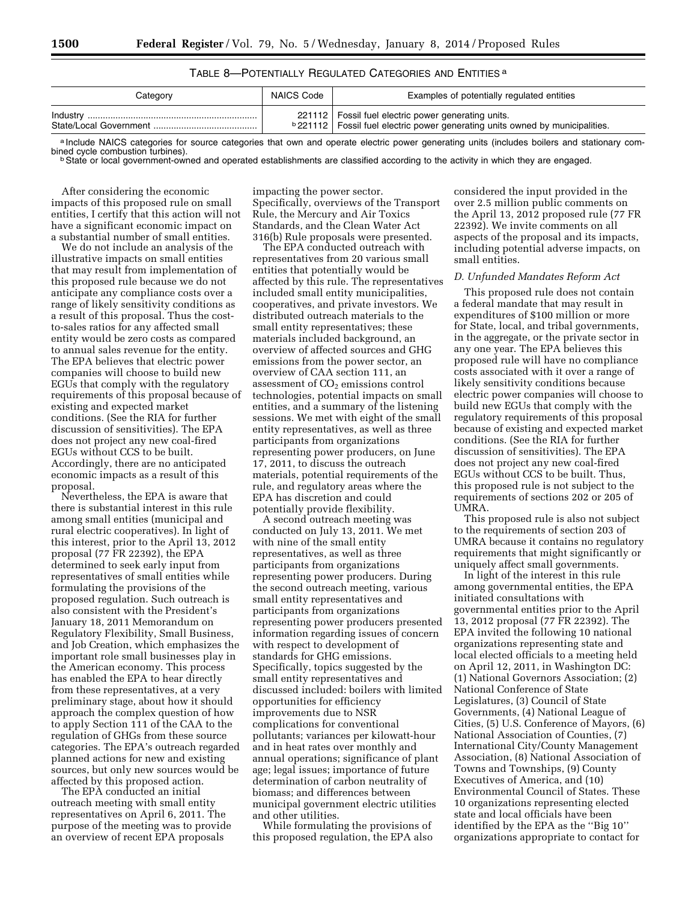TABLE 8—POTENTIALLY REGULATED CATEGORIES AND ENTITIES [a]

| Category | NAICS Code | Examples of potentially regulated entities |
|---|---|---|
| Industry | 221112 | Fossil fuel electric power generating units. |
| State/Local Government | [b] 221112 | Fossil fuel electric power generating units owned by municipalities. |

[a] Include NAICS categories for source categories that own and operate electric power generating units (includes boilers and stationary combined cycle combustion turbines).

[b] State or local government-owned and operated establishments are classified according to the activity in which they are engaged.

After considering the economic impacts of this proposed rule on small entities, I certify that this action will not have a significant economic impact on a substantial number of small entities.

We do not include an analysis of the illustrative impacts on small entities that may result from implementation of this proposed rule because we do not anticipate any compliance costs over a range of likely sensitivity conditions as a result of this proposal. Thus the cost-to-sales ratios for any affected small entity would be zero costs as compared to annual sales revenue for the entity. The EPA believes that electric power companies will choose to build new EGUs that comply with the regulatory requirements of this proposal because of existing and expected market conditions. (See the RIA for further discussion of sensitivities). The EPA does not project any new coal-fired EGUs without CCS to be built. Accordingly, there are no anticipated economic impacts as a result of this proposal.

Nevertheless, the EPA is aware that there is substantial interest in this rule among small entities (municipal and rural electric cooperatives). In light of this interest, prior to the April 13, 2012 proposal (77 FR 22392), the EPA determined to seek early input from representatives of small entities while formulating the provisions of the proposed regulation. Such outreach is also consistent with the President's January 18, 2011 Memorandum on Regulatory Flexibility, Small Business, and Job Creation, which emphasizes the important role small businesses play in the American economy. This process has enabled the EPA to hear directly from these representatives, at a very preliminary stage, about how it should approach the complex question of how to apply Section 111 of the CAA to the regulation of GHGs from these source categories. The EPA's outreach regarded planned actions for new and existing sources, but only new sources would be affected by this proposed action.

The EPA conducted an initial outreach meeting with small entity representatives on April 6, 2011. The purpose of the meeting was to provide an overview of recent EPA proposals impacting the power sector. Specifically, overviews of the Transport Rule, the Mercury and Air Toxics Standards, and the Clean Water Act 316(b) Rule proposals were presented.

The EPA conducted outreach with representatives from 20 various small entities that potentially would be affected by this rule. The representatives included small entity municipalities, cooperatives, and private investors. We distributed outreach materials to the small entity representatives; these materials included background, an overview of affected sources and GHG emissions from the power sector, an overview of CAA section 111, an assessment of $CO_2$ emissions control technologies, potential impacts on small entities, and a summary of the listening sessions. We met with eight of the small entity representatives, as well as three participants from organizations representing power producers, on June 17, 2011, to discuss the outreach materials, potential requirements of the rule, and regulatory areas where the EPA has discretion and could potentially provide flexibility.

A second outreach meeting was conducted on July 13, 2011. We met with nine of the small entity representatives, as well as three participants from organizations representing power producers. During the second outreach meeting, various small entity representatives and participants from organizations representing power producers presented information regarding issues of concern with respect to development of standards for GHG emissions. Specifically, topics suggested by the small entity representatives and discussed included: boilers with limited opportunities for efficiency improvements due to NSR complications for conventional pollutants; variances per kilowatt-hour and in heat rates over monthly and annual operations; significance of plant age; legal issues; importance of future determination of carbon neutrality of biomass; and differences between municipal government electric utilities and other utilities.

While formulating the provisions of this proposed regulation, the EPA also considered the input provided in the over 2.5 million public comments on the April 13, 2012 proposed rule (77 FR 22392). We invite comments on all aspects of the proposal and its impacts, including potential adverse impacts, on small entities.

### *D. Unfunded Mandates Reform Act*

This proposed rule does not contain a federal mandate that may result in expenditures of $100 million or more for State, local, and tribal governments, in the aggregate, or the private sector in any one year. The EPA believes this proposed rule will have no compliance costs associated with it over a range of likely sensitivity conditions because electric power companies will choose to build new EGUs that comply with the regulatory requirements of this proposal because of existing and expected market conditions. (See the RIA for further discussion of sensitivities). The EPA does not project any new coal-fired EGUs without CCS to be built. Thus, this proposed rule is not subject to the requirements of sections 202 or 205 of UMRA.

This proposed rule is also not subject to the requirements of section 203 of UMRA because it contains no regulatory requirements that might significantly or uniquely affect small governments.

In light of the interest in this rule among governmental entities, the EPA initiated consultations with governmental entities prior to the April 13, 2012 proposal (77 FR 22392). The EPA invited the following 10 national organizations representing state and local elected officials to a meeting held on April 12, 2011, in Washington DC: (1) National Governors Association; (2) National Conference of State Legislatures, (3) Council of State Governments, (4) National League of Cities, (5) U.S. Conference of Mayors, (6) National Association of Counties, (7) International City/County Management Association, (8) National Association of Towns and Townships, (9) County Executives of America, and (10) Environmental Council of States. These 10 organizations representing elected state and local officials have been identified by the EPA as the "Big 10" organizations appropriate to contact for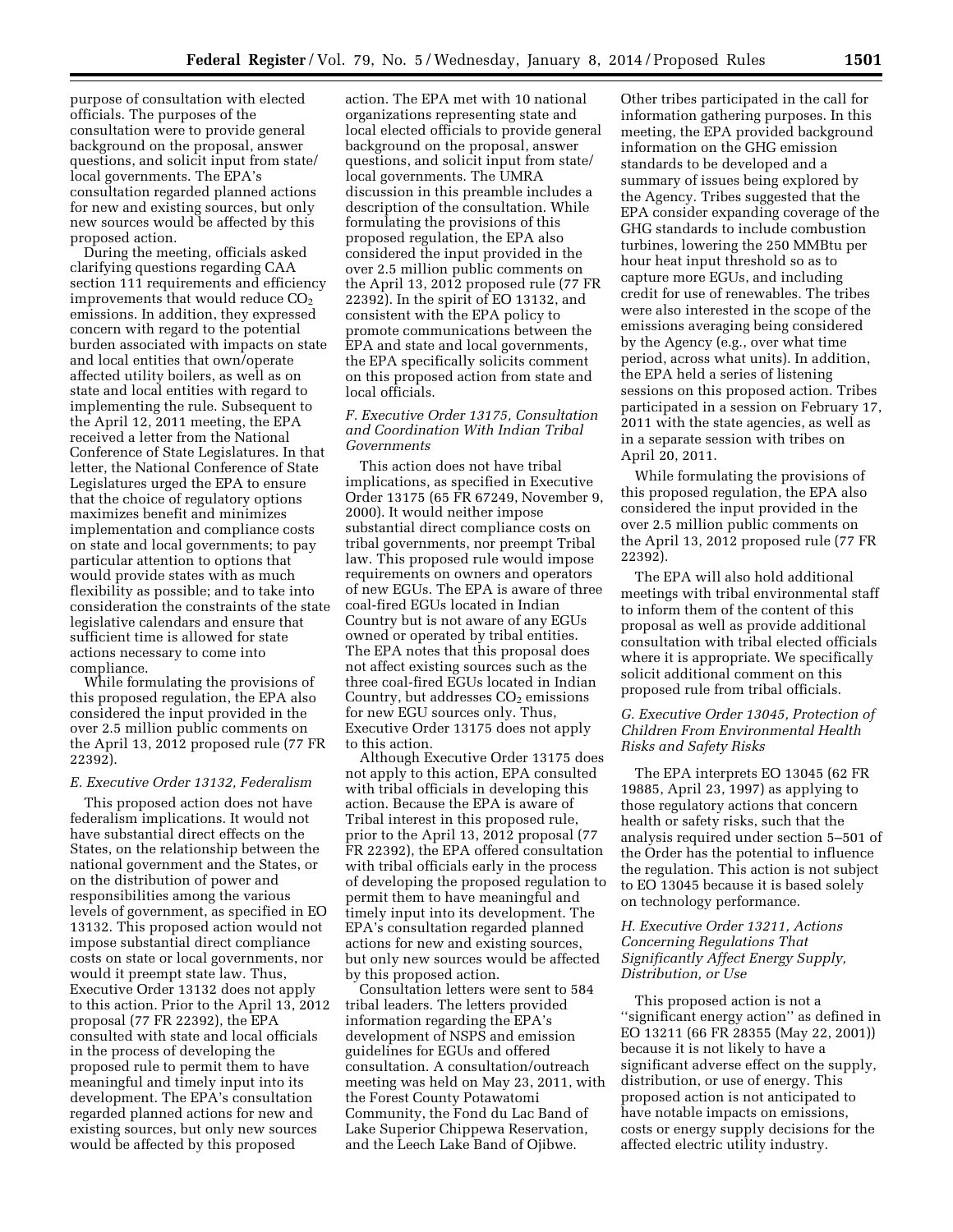purpose of consultation with elected officials. The purposes of the consultation were to provide general background on the proposal, answer questions, and solicit input from state/local governments. The EPA's consultation regarded planned actions for new and existing sources, but only new sources would be affected by this proposed action.

During the meeting, officials asked clarifying questions regarding CAA section 111 requirements and efficiency improvements that would reduce $CO_2$ emissions. In addition, they expressed concern with regard to the potential burden associated with impacts on state and local entities that own/operate affected utility boilers, as well as on state and local entities with regard to implementing the rule. Subsequent to the April 12, 2011 meeting, the EPA received a letter from the National Conference of State Legislatures. In that letter, the National Conference of State Legislatures urged the EPA to ensure that the choice of regulatory options maximizes benefit and minimizes implementation and compliance costs on state and local governments; to pay particular attention to options that would provide states with as much flexibility as possible; and to take into consideration the constraints of the state legislative calendars and ensure that sufficient time is allowed for state actions necessary to come into compliance.

While formulating the provisions of this proposed regulation, the EPA also considered the input provided in the over 2.5 million public comments on the April 13, 2012 proposed rule (77 FR 22392).

### *E. Executive Order 13132, Federalism*

This proposed action does not have federalism implications. It would not have substantial direct effects on the States, on the relationship between the national government and the States, or on the distribution of power and responsibilities among the various levels of government, as specified in EO 13132. This proposed action would not impose substantial direct compliance costs on state or local governments, nor would it preempt state law. Thus, Executive Order 13132 does not apply to this action. Prior to the April 13, 2012 proposal (77 FR 22392), the EPA consulted with state and local officials in the process of developing the proposed rule to permit them to have meaningful and timely input into its development. The EPA's consultation regarded planned actions for new and existing sources, but only new sources would be affected by this proposed action. The EPA met with 10 national organizations representing state and local elected officials to provide general background on the proposal, answer questions, and solicit input from state/local governments. The UMRA discussion in this preamble includes a description of the consultation. While formulating the provisions of this proposed regulation, the EPA also considered the input provided in the over 2.5 million public comments on the April 13, 2012 proposed rule (77 FR 22392). In the spirit of EO 13132, and consistent with the EPA policy to promote communications between the EPA and state and local governments, the EPA specifically solicits comment on this proposed action from state and local officials.

### *F. Executive Order 13175, Consultation and Coordination With Indian Tribal Governments*

This action does not have tribal implications, as specified in Executive Order 13175 (65 FR 67249, November 9, 2000). It would neither impose substantial direct compliance costs on tribal governments, nor preempt Tribal law. This proposed rule would impose requirements on owners and operators of new EGUs. The EPA is aware of three coal-fired EGUs located in Indian Country but is not aware of any EGUs owned or operated by tribal entities. The EPA notes that this proposal does not affect existing sources such as the three coal-fired EGUs located in Indian Country, but addresses $CO_2$ emissions for new EGU sources only. Thus, Executive Order 13175 does not apply to this action.

Although Executive Order 13175 does not apply to this action, EPA consulted with tribal officials in developing this action. Because the EPA is aware of Tribal interest in this proposed rule, prior to the April 13, 2012 proposal (77 FR 22392), the EPA offered consultation with tribal officials early in the process of developing the proposed regulation to permit them to have meaningful and timely input into its development. The EPA's consultation regarded planned actions for new and existing sources, but only new sources would be affected by this proposed action.

Consultation letters were sent to 584 tribal leaders. The letters provided information regarding the EPA's development of NSPS and emission guidelines for EGUs and offered consultation. A consultation/outreach meeting was held on May 23, 2011, with the Forest County Potawatomi Community, the Fond du Lac Band of Lake Superior Chippewa Reservation, and the Leech Lake Band of Ojibwe. Other tribes participated in the call for information gathering purposes. In this meeting, the EPA provided background information on the GHG emission standards to be developed and a summary of issues being explored by the Agency. Tribes suggested that the EPA consider expanding coverage of the GHG standards to include combustion turbines, lowering the 250 MMBtu per hour heat input threshold so as to capture more EGUs, and including credit for use of renewables. The tribes were also interested in the scope of the emissions averaging being considered by the Agency (e.g., over what time period, across what units). In addition, the EPA held a series of listening sessions on this proposed action. Tribes participated in a session on February 17, 2011 with the state agencies, as well as in a separate session with tribes on April 20, 2011.

While formulating the provisions of this proposed regulation, the EPA also considered the input provided in the over 2.5 million public comments on the April 13, 2012 proposed rule (77 FR 22392).

The EPA will also hold additional meetings with tribal environmental staff to inform them of the content of this proposal as well as provide additional consultation with tribal elected officials where it is appropriate. We specifically solicit additional comment on this proposed rule from tribal officials.

### *G. Executive Order 13045, Protection of Children From Environmental Health Risks and Safety Risks*

The EPA interprets EO 13045 (62 FR 19885, April 23, 1997) as applying to those regulatory actions that concern health or safety risks, such that the analysis required under section 5–501 of the Order has the potential to influence the regulation. This action is not subject to EO 13045 because it is based solely on technology performance.

### *H. Executive Order 13211, Actions Concerning Regulations That Significantly Affect Energy Supply, Distribution, or Use*

This proposed action is not a "significant energy action" as defined in EO 13211 (66 FR 28355 (May 22, 2001)) because it is not likely to have a significant adverse effect on the supply, distribution, or use of energy. This proposed action is not anticipated to have notable impacts on emissions, costs or energy supply decisions for the affected electric utility industry.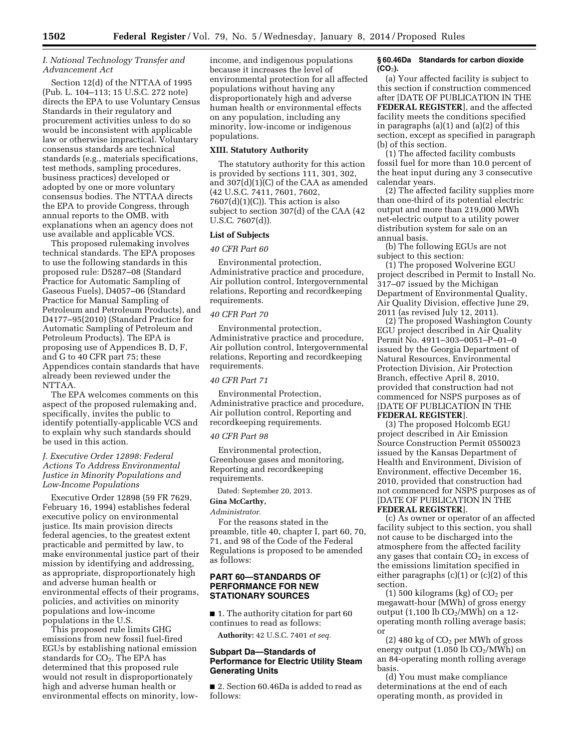### *I. National Technology Transfer and Advancement Act*

Section 12(d) of the NTTAA of 1995 (Pub. L. 104–113; 15 U.S.C. 272 note) directs the EPA to use Voluntary Census Standards in their regulatory and procurement activities unless to do so would be inconsistent with applicable law or otherwise impractical. Voluntary consensus standards are technical standards (e.g., materials specifications, test methods, sampling procedures, business practices) developed or adopted by one or more voluntary consensus bodies. The NTTAA directs the EPA to provide Congress, through annual reports to the OMB, with explanations when an agency does not use available and applicable VCS.

This proposed rulemaking involves technical standards. The EPA proposes to use the following standards in this proposed rule: D5287–08 (Standard Practice for Automatic Sampling of Gaseous Fuels), D4057–06 (Standard Practice for Manual Sampling of Petroleum and Petroleum Products), and D4177–95(2010) (Standard Practice for Automatic Sampling of Petroleum and Petroleum Products). The EPA is proposing use of Appendices B, D, F, and G to 40 CFR part 75; these Appendices contain standards that have already been reviewed under the NTTAA.

The EPA welcomes comments on this aspect of the proposed rulemaking and, specifically, invites the public to identify potentially-applicable VCS and to explain why such standards should be used in this action.

### *J. Executive Order 12898: Federal Actions To Address Environmental Justice in Minority Populations and Low-Income Populations*

Executive Order 12898 (59 FR 7629, February 16, 1994) establishes federal executive policy on environmental justice. Its main provision directs federal agencies, to the greatest extent practicable and permitted by law, to make environmental justice part of their mission by identifying and addressing, as appropriate, disproportionately high and adverse human health or environmental effects of their programs, policies, and activities on minority populations and low-income populations in the U.S.

This proposed rule limits GHG emissions from new fossil fuel-fired EGUs by establishing national emission standards for $CO_2$. The EPA has determined that this proposed rule would not result in disproportionately high and adverse human health or environmental effects on minority, low-income, and indigenous populations because it increases the level of environmental protection for all affected populations without having any disproportionately high and adverse human health or environmental effects on any population, including any minority, low-income or indigenous populations.

## XIII. Statutory Authority

The statutory authority for this action is provided by sections 111, 301, 302, and 307(d)(1)(C) of the CAA as amended (42 U.S.C. 7411, 7601, 7602, 7607(d)(1)(C)). This action is also subject to section 307(d) of the CAA (42 U.S.C. 7607(d)).

## List of Subjects

### *40 CFR Part 60*

Environmental protection, Administrative practice and procedure, Air pollution control, Intergovernmental relations, Reporting and recordkeeping requirements.

### *40 CFR Part 70*

Environmental protection, Administrative practice and procedure, Air pollution control, Intergovernmental relations, Reporting and recordkeeping requirements.

### *40 CFR Part 71*

Environmental Protection, Administrative practice and procedure, Air pollution control, Reporting and recordkeeping requirements.

### *40 CFR Part 98*

Environmental protection, Greenhouse gases and monitoring, Reporting and recordkeeping requirements.

Dated: September 20, 2013.

**Gina McCarthy,**

*Administrator.*

For the reasons stated in the preamble, title 40, chapter I, part 60, 70, 71, and 98 of the Code of the Federal Regulations is proposed to be amended as follows:

## PART 60—STANDARDS OF PERFORMANCE FOR NEW STATIONARY SOURCES

■ 1. The authority citation for part 60 continues to read as follows:

**Authority:** 42 U.S.C. 7401 *et seq.*

## Subpart Da—Standards of Performance for Electric Utility Steam Generating Units

■ 2. Section 60.46Da is added to read as follows:

### § 60.46Da Standards for carbon dioxide ($CO_2$).

(a) Your affected facility is subject to this section if construction commenced after [DATE OF PUBLICATION IN THE **FEDERAL REGISTER**], and the affected facility meets the conditions specified in paragraphs (a)(1) and (a)(2) of this section, except as specified in paragraph (b) of this section.

(1) The affected facility combusts fossil fuel for more than 10.0 percent of the heat input during any 3 consecutive calendar years.

(2) The affected facility supplies more than one-third of its potential electric output and more than 219,000 MWh net-electric output to a utility power distribution system for sale on an annual basis.

(b) The following EGUs are not subject to this section:

(1) The proposed Wolverine EGU project described in Permit to Install No. 317–07 issued by the Michigan Department of Environmental Quality, Air Quality Division, effective June 29, 2011 (as revised July 12, 2011).

(2) The proposed Washington County EGU project described in Air Quality Permit No. 4911–303–0051–P–01–0 issued by the Georgia Department of Natural Resources, Environmental Protection Division, Air Protection Branch, effective April 8, 2010, provided that construction had not commenced for NSPS purposes as of [DATE OF PUBLICATION IN THE **FEDERAL REGISTER**].

(3) The proposed Holcomb EGU project described in Air Emission Source Construction Permit 0550023 issued by the Kansas Department of Health and Environment, Division of Environment, effective December 16, 2010, provided that construction had not commenced for NSPS purposes as of [DATE OF PUBLICATION IN THE **FEDERAL REGISTER**].

(c) As owner or operator of an affected facility subject to this section, you shall not cause to be discharged into the atmosphere from the affected facility any gases that contain $CO_2$ in excess of the emissions limitation specified in either paragraphs (c)(1) or (c)(2) of this section.

(1) 500 kilograms (kg) of $CO_2$ per megawatt-hour (MWh) of gross energy output (1,100 lb $CO_2$/MWh) on a 12-operating month rolling average basis; or

(2) 480 kg of $CO_2$ per MWh of gross energy output (1,050 lb $CO_2$/MWh) on an 84-operating month rolling average basis.

(d) You must make compliance determinations at the end of each operating month, as provided in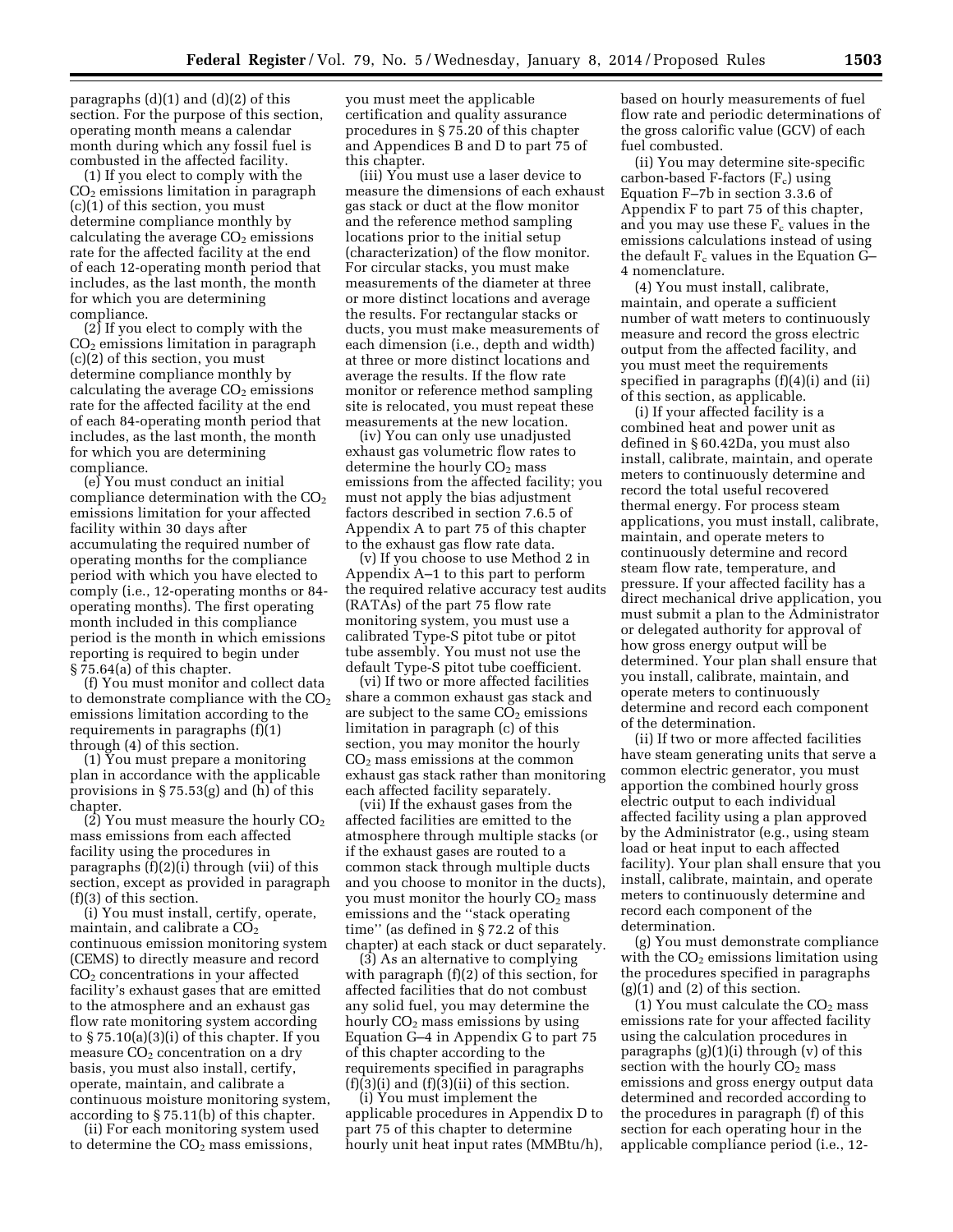paragraphs (d)(1) and (d)(2) of this section. For the purpose of this section, operating month means a calendar month during which any fossil fuel is combusted in the affected facility.

(1) If you elect to comply with the $CO_2$ emissions limitation in paragraph (c)(1) of this section, you must determine compliance monthly by calculating the average $CO_2$ emissions rate for the affected facility at the end of each 12-operating month period that includes, as the last month, the month for which you are determining compliance.

(2) If you elect to comply with the $CO_2$ emissions limitation in paragraph (c)(2) of this section, you must determine compliance monthly by calculating the average $CO_2$ emissions rate for the affected facility at the end of each 84-operating month period that includes, as the last month, the month for which you are determining compliance.

(e) You must conduct an initial compliance determination with the $CO_2$ emissions limitation for your affected facility within 30 days after accumulating the required number of operating months for the compliance period with which you have elected to comply (i.e., 12-operating months or 84-operating months). The first operating month included in this compliance period is the month in which emissions reporting is required to begin under § 75.64(a) of this chapter.

(f) You must monitor and collect data to demonstrate compliance with the $CO_2$ emissions limitation according to the requirements in paragraphs (f)(1) through (4) of this section.

(1) You must prepare a monitoring plan in accordance with the applicable provisions in § 75.53(g) and (h) of this chapter.

(2) You must measure the hourly $CO_2$ mass emissions from each affected facility using the procedures in paragraphs (f)(2)(i) through (vii) of this section, except as provided in paragraph (f)(3) of this section.

(i) You must install, certify, operate, maintain, and calibrate a $CO_2$ continuous emission monitoring system (CEMS) to directly measure and record $CO_2$ concentrations in your affected facility's exhaust gases that are emitted to the atmosphere and an exhaust gas flow rate monitoring system according to § 75.10(a)(3)(i) of this chapter. If you measure $CO_2$ concentration on a dry basis, you must also install, certify, operate, maintain, and calibrate a continuous moisture monitoring system, according to § 75.11(b) of this chapter.

(ii) For each monitoring system used to determine the $CO_2$ mass emissions, you must meet the applicable certification and quality assurance procedures in § 75.20 of this chapter and Appendices B and D to part 75 of this chapter.

(iii) You must use a laser device to measure the dimensions of each exhaust gas stack or duct at the flow monitor and the reference method sampling locations prior to the initial setup (characterization) of the flow monitor. For circular stacks, you must make measurements of the diameter at three or more distinct locations and average the results. For rectangular stacks or ducts, you must make measurements of each dimension (i.e., depth and width) at three or more distinct locations and average the results. If the flow rate monitor or reference method sampling site is relocated, you must repeat these measurements at the new location.

(iv) You can only use unadjusted exhaust gas volumetric flow rates to determine the hourly $CO_2$ mass emissions from the affected facility; you must not apply the bias adjustment factors described in section 7.6.5 of Appendix A to part 75 of this chapter to the exhaust gas flow rate data.

(v) If you choose to use Method 2 in Appendix A–1 to this part to perform the required relative accuracy test audits (RATAs) of the part 75 flow rate monitoring system, you must use a calibrated Type-S pitot tube or pitot tube assembly. You must not use the default Type-S pitot tube coefficient.

(vi) If two or more affected facilities share a common exhaust gas stack and are subject to the same $CO_2$ emissions limitation in paragraph (c) of this section, you may monitor the hourly $CO_2$ mass emissions at the common exhaust gas stack rather than monitoring each affected facility separately.

(vii) If the exhaust gases from the affected facilities are emitted to the atmosphere through multiple stacks (or if the exhaust gases are routed to a common stack through multiple ducts and you choose to monitor in the ducts), you must monitor the hourly $CO_2$ mass emissions and the "stack operating time" (as defined in § 72.2 of this chapter) at each stack or duct separately.

(3) As an alternative to complying with paragraph (f)(2) of this section, for affected facilities that do not combust any solid fuel, you may determine the hourly $CO_2$ mass emissions by using Equation G–4 in Appendix G to part 75 of this chapter according to the requirements specified in paragraphs (f)(3)(i) and (f)(3)(ii) of this section.

(i) You must implement the applicable procedures in Appendix D to part 75 of this chapter to determine hourly unit heat input rates (MMBtu/h), based on hourly measurements of fuel flow rate and periodic determinations of the gross calorific value (GCV) of each fuel combusted.

(ii) You may determine site-specific carbon-based F-factors ($F_c$) using Equation F–7b in section 3.3.6 of Appendix F to part 75 of this chapter, and you may use these $F_c$ values in the emissions calculations instead of using the default $F_c$ values in the Equation G–4 nomenclature.

(4) You must install, calibrate, maintain, and operate a sufficient number of watt meters to continuously measure and record the gross electric output from the affected facility, and you must meet the requirements specified in paragraphs (f)(4)(i) and (ii) of this section, as applicable.

(i) If your affected facility is a combined heat and power unit as defined in § 60.42Da, you must also install, calibrate, maintain, and operate meters to continuously determine and record the total useful recovered thermal energy. For process steam applications, you must install, calibrate, maintain, and operate meters to continuously determine and record steam flow rate, temperature, and pressure. If your affected facility has a direct mechanical drive application, you must submit a plan to the Administrator or delegated authority for approval of how gross energy output will be determined. Your plan shall ensure that you install, calibrate, maintain, and operate meters to continuously determine and record each component of the determination.

(ii) If two or more affected facilities have steam generating units that serve a common electric generator, you must apportion the combined hourly gross electric output to each individual affected facility using a plan approved by the Administrator (e.g., using steam load or heat input to each affected facility). Your plan shall ensure that you install, calibrate, maintain, and operate meters to continuously determine and record each component of the determination.

(g) You must demonstrate compliance with the $CO_2$ emissions limitation using the procedures specified in paragraphs (g)(1) and (2) of this section.

(1) You must calculate the $CO_2$ mass emissions rate for your affected facility using the calculation procedures in paragraphs (g)(1)(i) through (v) of this section with the hourly $CO_2$ mass emissions and gross energy output data determined and recorded according to the procedures in paragraph (f) of this section for each operating hour in the applicable compliance period (i.e., 12-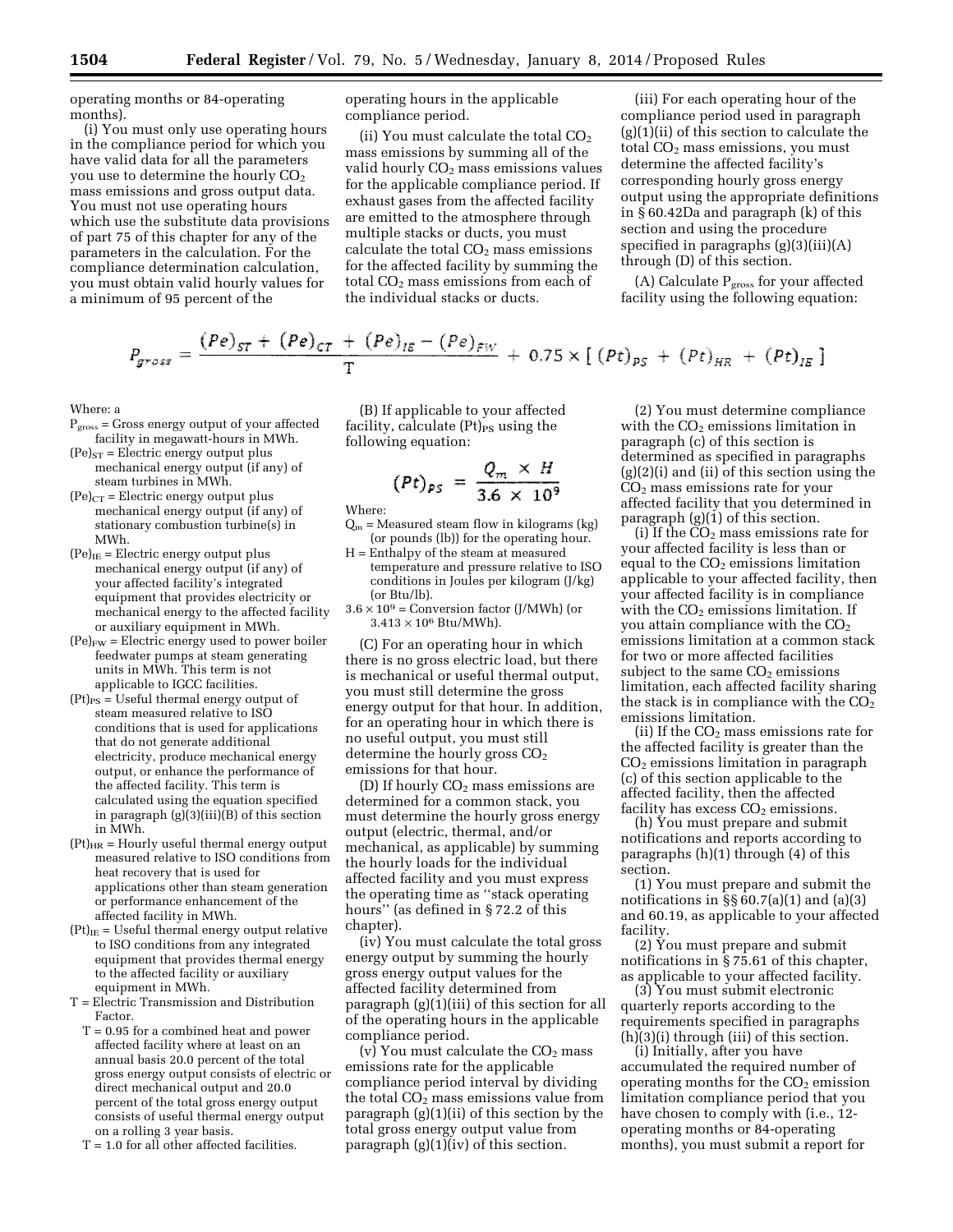operating months or 84-operating months).

(i) You must only use operating hours in the compliance period for which you have valid data for all the parameters you use to determine the hourly $CO_2$ mass emissions and gross output data. You must not use operating hours which use the substitute data provisions of part 75 of this chapter for any of the parameters in the calculation. For the compliance determination calculation, you must obtain valid hourly values for a minimum of 95 percent of the operating hours in the applicable compliance period.

(ii) You must calculate the total $CO_2$ mass emissions by summing all of the valid hourly $CO_2$ mass emissions values for the applicable compliance period. If exhaust gases from the affected facility are emitted to the atmosphere through multiple stacks or ducts, you must calculate the total $CO_2$ mass emissions for the affected facility by summing the total $CO_2$ mass emissions from each of the individual stacks or ducts.

(iii) For each operating hour of the compliance period used in paragraph (g)(1)(ii) of this section to calculate the total $CO_2$ mass emissions, you must determine the affected facility's corresponding hourly gross energy output using the appropriate definitions in § 60.42Da and paragraph (k) of this section and using the procedure specified in paragraphs (g)(3)(iii)(A) through (D) of this section.

(A) Calculate $P_{gross}$ for your affected facility using the following equation:

$$P_{gross} = \frac{(Pe)_{ST} + (Pe)_{CT} + (Pe)_{IE} - (Pe)_{FW}}{T} + 0.75 \times [\,(Pt)_{PS} + (Pt)_{HR} + (Pt)_{IE}\,]$$

Where: a

$P_{gross}$ = Gross energy output of your affected facility in megawatt-hours in MWh.

$(Pe)_{ST}$ = Electric energy output plus mechanical energy output (if any) of steam turbines in MWh.

$(Pe)_{CT}$ = Electric energy output plus mechanical energy output (if any) of stationary combustion turbine(s) in MWh.

$(Pe)_{IE}$ = Electric energy output plus mechanical energy output (if any) of your affected facility's integrated equipment that provides electricity or mechanical energy to the affected facility or auxiliary equipment in MWh.

$(Pe)_{FW}$ = Electric energy used to power boiler feedwater pumps at steam generating units in MWh. This term is not applicable to IGCC facilities.

$(Pt)_{PS}$ = Useful thermal energy output of steam measured relative to ISO conditions that is used for applications that do not generate additional electricity, produce mechanical energy output, or enhance the performance of the affected facility. This term is calculated using the equation specified in paragraph (g)(3)(iii)(B) of this section in MWh.

$(Pt)_{HR}$ = Hourly useful thermal energy output measured relative to ISO conditions from heat recovery that is used for applications other than steam generation or performance enhancement of the affected facility in MWh.

$(Pt)_{IE}$ = Useful thermal energy output relative to ISO conditions from any integrated equipment that provides thermal energy to the affected facility or auxiliary equipment in MWh.

T = Electric Transmission and Distribution Factor.

T = 0.95 for a combined heat and power affected facility where at least on an annual basis 20.0 percent of the total gross energy output consists of electric or direct mechanical output and 20.0 percent of the total gross energy output consists of useful thermal energy output on a rolling 3 year basis.

T = 1.0 for all other affected facilities.

(B) If applicable to your affected facility, calculate $(Pt)_{PS}$ using the following equation:

$$(Pt)_{PS} = \frac{Q_m \times H}{3.6 \times 10^9}$$

Where:

$Q_m$ = Measured steam flow in kilograms (kg) (or pounds (lb)) for the operating hour.

H = Enthalpy of the steam at measured temperature and pressure relative to ISO conditions in Joules per kilogram (J/kg) (or Btu/lb).

$3.6 \times 10^9$ = Conversion factor (J/MWh) (or $3.413 \times 10^6$ Btu/MWh).

(C) For an operating hour in which there is no gross electric load, but there is mechanical or useful thermal output, you must still determine the gross energy output for that hour. In addition, for an operating hour in which there is no useful output, you must still determine the hourly gross $CO_2$ emissions for that hour.

(D) If hourly $CO_2$ mass emissions are determined for a common stack, you must determine the hourly gross energy output (electric, thermal, and/or mechanical, as applicable) by summing the hourly loads for the individual affected facility and you must express the operating time as "stack operating hours" (as defined in § 72.2 of this chapter).

(iv) You must calculate the total gross energy output by summing the hourly gross energy output values for the affected facility determined from paragraph (g)(1)(iii) of this section for all of the operating hours in the applicable compliance period.

(v) You must calculate the $CO_2$ mass emissions rate for the applicable compliance period interval by dividing the total $CO_2$ mass emissions value from paragraph (g)(1)(ii) of this section by the total gross energy output value from paragraph (g)(1)(iv) of this section.

(2) You must determine compliance with the $CO_2$ emissions limitation in paragraph (c) of this section is determined as specified in paragraphs (g)(2)(i) and (ii) of this section using the $CO_2$ mass emissions rate for your affected facility that you determined in paragraph (g)(1) of this section.

(i) If the $CO_2$ mass emissions rate for your affected facility is less than or equal to the $CO_2$ emissions limitation applicable to your affected facility, then your affected facility is in compliance with the $CO_2$ emissions limitation. If you attain compliance with the $CO_2$ emissions limitation at a common stack for two or more affected facilities subject to the same $CO_2$ emissions limitation, each affected facility sharing the stack is in compliance with the $CO_2$ emissions limitation.

(ii) If the $CO_2$ mass emissions rate for the affected facility is greater than the $CO_2$ emissions limitation in paragraph (c) of this section applicable to the affected facility, then the affected facility has excess $CO_2$ emissions.

(h) You must prepare and submit notifications and reports according to paragraphs (h)(1) through (4) of this section.

(1) You must prepare and submit the notifications in §§ 60.7(a)(1) and (a)(3) and 60.19, as applicable to your affected facility.

(2) You must prepare and submit notifications in § 75.61 of this chapter, as applicable to your affected facility.

(3) You must submit electronic quarterly reports according to the requirements specified in paragraphs (h)(3)(i) through (iii) of this section.

(i) Initially, after you have accumulated the required number of operating months for the $CO_2$ emission limitation compliance period that you have chosen to comply with (i.e., 12-operating months or 84-operating months), you must submit a report for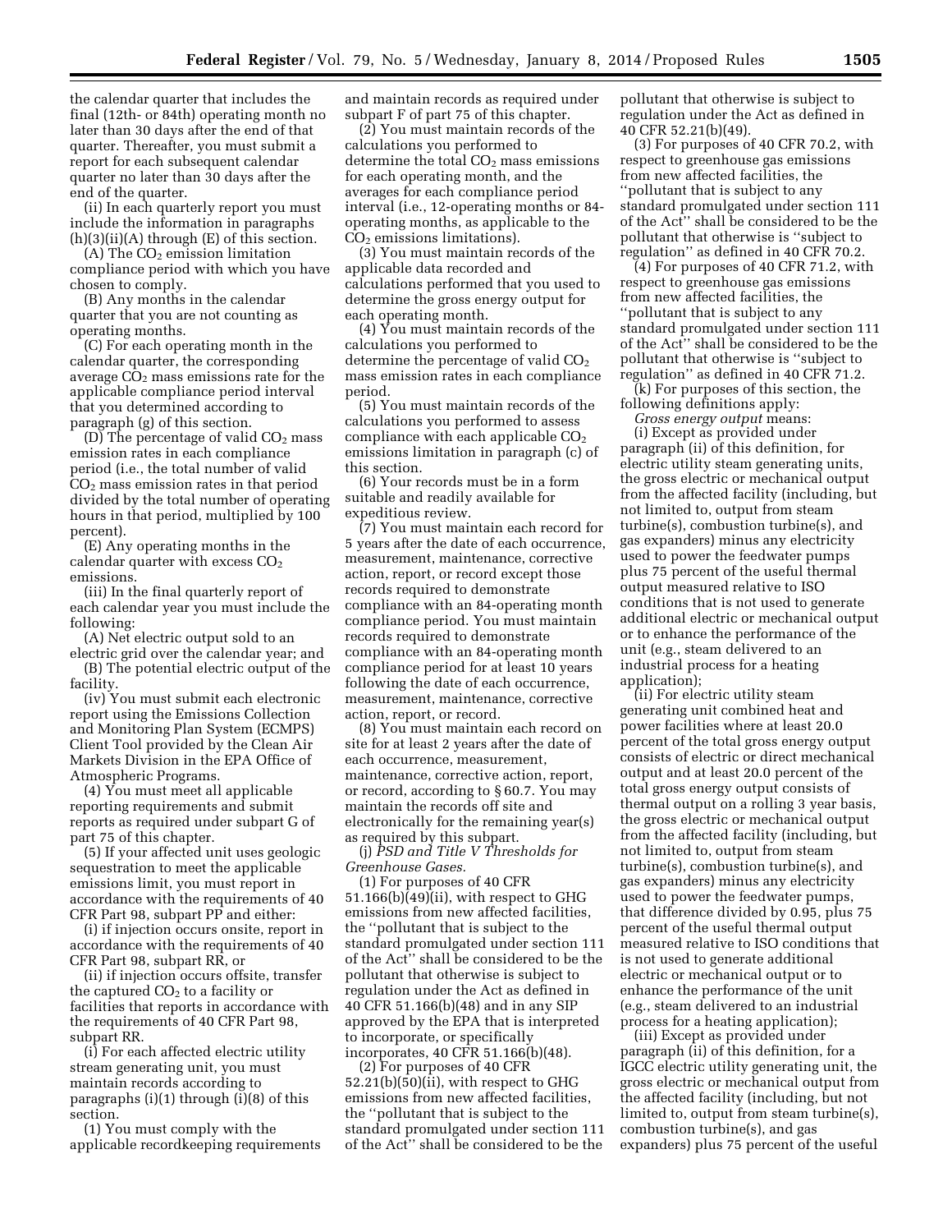the calendar quarter that includes the final (12th- or 84th) operating month no later than 30 days after the end of that quarter. Thereafter, you must submit a report for each subsequent calendar quarter no later than 30 days after the end of the quarter.

(ii) In each quarterly report you must include the information in paragraphs (h)(3)(ii)(A) through (E) of this section.

(A) The $CO_2$ emission limitation compliance period with which you have chosen to comply.

(B) Any months in the calendar quarter that you are not counting as operating months.

(C) For each operating month in the calendar quarter, the corresponding average $CO_2$ mass emissions rate for the applicable compliance period interval that you determined according to paragraph (g) of this section.

(D) The percentage of valid $CO_2$ mass emission rates in each compliance period (i.e., the total number of valid $CO_2$ mass emission rates in that period divided by the total number of operating hours in that period, multiplied by 100 percent).

(E) Any operating months in the calendar quarter with excess $CO_2$ emissions.

(iii) In the final quarterly report of each calendar year you must include the following:

(A) Net electric output sold to an electric grid over the calendar year; and

(B) The potential electric output of the facility.

(iv) You must submit each electronic report using the Emissions Collection and Monitoring Plan System (ECMPS) Client Tool provided by the Clean Air Markets Division in the EPA Office of Atmospheric Programs.

(4) You must meet all applicable reporting requirements and submit reports as required under subpart G of part 75 of this chapter.

(5) If your affected unit uses geologic sequestration to meet the applicable emissions limit, you must report in accordance with the requirements of 40 CFR Part 98, subpart PP and either:

(i) if injection occurs onsite, report in accordance with the requirements of 40 CFR Part 98, subpart RR, or

(ii) if injection occurs offsite, transfer the captured $CO_2$ to a facility or facilities that reports in accordance with the requirements of 40 CFR Part 98, subpart RR.

(i) For each affected electric utility stream generating unit, you must maintain records according to paragraphs (i)(1) through (i)(8) of this section.

(1) You must comply with the applicable recordkeeping requirements and maintain records as required under subpart F of part 75 of this chapter.

(2) You must maintain records of the calculations you performed to determine the total $CO_2$ mass emissions for each operating month, and the averages for each compliance period interval (i.e., 12-operating months or 84-operating months, as applicable to the $CO_2$ emissions limitations).

(3) You must maintain records of the applicable data recorded and calculations performed that you used to determine the gross energy output for each operating month.

(4) You must maintain records of the calculations you performed to determine the percentage of valid $CO_2$ mass emission rates in each compliance period.

(5) You must maintain records of the calculations you performed to assess compliance with each applicable $CO_2$ emissions limitation in paragraph (c) of this section.

(6) Your records must be in a form suitable and readily available for expeditious review.

(7) You must maintain each record for 5 years after the date of each occurrence, measurement, maintenance, corrective action, report, or record except those records required to demonstrate compliance with an 84-operating month compliance period. You must maintain records required to demonstrate compliance with an 84-operating month compliance period for at least 10 years following the date of each occurrence, measurement, maintenance, corrective action, report, or record.

(8) You must maintain each record on site for at least 2 years after the date of each occurrence, measurement, maintenance, corrective action, report, or record, according to § 60.7. You may maintain the records off site and electronically for the remaining year(s) as required by this subpart.

(j) *PSD and Title V Thresholds for Greenhouse Gases.*

(1) For purposes of 40 CFR 51.166(b)(49)(ii), with respect to GHG emissions from new affected facilities, the "pollutant that is subject to the standard promulgated under section 111 of the Act" shall be considered to be the pollutant that otherwise is subject to regulation under the Act as defined in 40 CFR 51.166(b)(48) and in any SIP approved by the EPA that is interpreted to incorporate, or specifically incorporates, 40 CFR 51.166(b)(48).

(2) For purposes of 40 CFR 52.21(b)(50)(ii), with respect to GHG emissions from new affected facilities, the "pollutant that is subject to the standard promulgated under section 111 of the Act" shall be considered to be the pollutant that otherwise is subject to regulation under the Act as defined in 40 CFR 52.21(b)(49).

(3) For purposes of 40 CFR 70.2, with respect to greenhouse gas emissions from new affected facilities, the "pollutant that is subject to any standard promulgated under section 111 of the Act" shall be considered to be the pollutant that otherwise is "subject to regulation" as defined in 40 CFR 70.2.

(4) For purposes of 40 CFR 71.2, with respect to greenhouse gas emissions from new affected facilities, the "pollutant that is subject to any standard promulgated under section 111 of the Act" shall be considered to be the pollutant that otherwise is "subject to regulation" as defined in 40 CFR 71.2.

(k) For purposes of this section, the following definitions apply:

*Gross energy output* means:

(i) Except as provided under paragraph (ii) of this definition, for electric utility steam generating units, the gross electric or mechanical output from the affected facility (including, but not limited to, output from steam turbine(s), combustion turbine(s), and gas expanders) minus any electricity used to power the feedwater pumps plus 75 percent of the useful thermal output measured relative to ISO conditions that is not used to generate additional electric or mechanical output or to enhance the performance of the unit (e.g., steam delivered to an industrial process for a heating application);

(ii) For electric utility steam generating unit combined heat and power facilities where at least 20.0 percent of the total gross energy output consists of electric or direct mechanical output and at least 20.0 percent of the total gross energy output consists of thermal output on a rolling 3 year basis, the gross electric or mechanical output from the affected facility (including, but not limited to, output from steam turbine(s), combustion turbine(s), and gas expanders) minus any electricity used to power the feedwater pumps, that difference divided by 0.95, plus 75 percent of the useful thermal output measured relative to ISO conditions that is not used to generate additional electric or mechanical output or to enhance the performance of the unit (e.g., steam delivered to an industrial process for a heating application);

(iii) Except as provided under paragraph (ii) of this definition, for a IGCC electric utility generating unit, the gross electric or mechanical output from the affected facility (including, but not limited to, output from steam turbine(s), combustion turbine(s), and gas expanders) plus 75 percent of the useful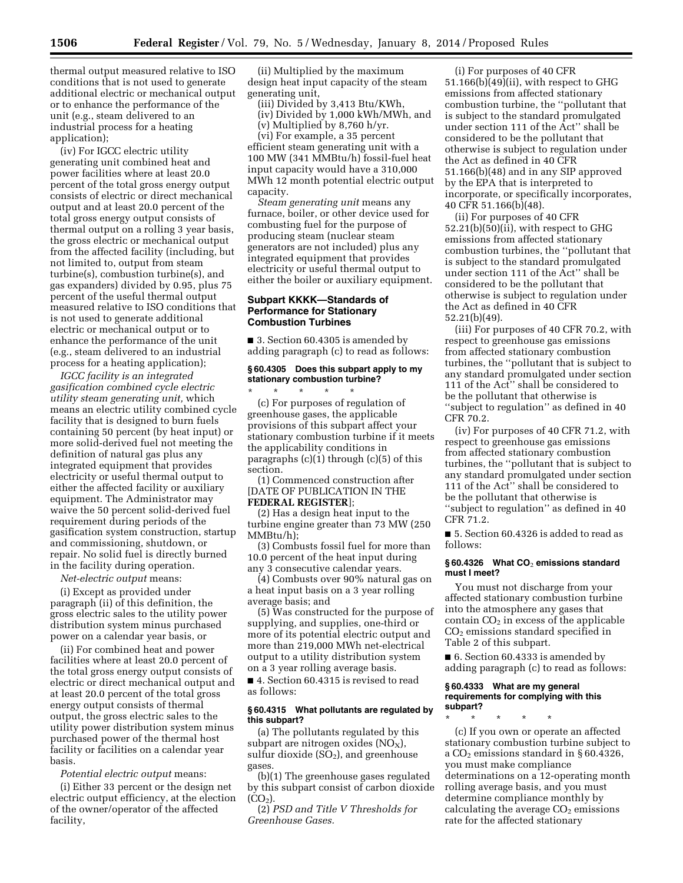thermal output measured relative to ISO conditions that is not used to generate additional electric or mechanical output or to enhance the performance of the unit (e.g., steam delivered to an industrial process for a heating application);

(iv) For IGCC electric utility generating unit combined heat and power facilities where at least 20.0 percent of the total gross energy output consists of electric or direct mechanical output and at least 20.0 percent of the total gross energy output consists of thermal output on a rolling 3 year basis, the gross electric or mechanical output from the affected facility (including, but not limited to, output from steam turbine(s), combustion turbine(s), and gas expanders) divided by 0.95, plus 75 percent of the useful thermal output measured relative to ISO conditions that is not used to generate additional electric or mechanical output or to enhance the performance of the unit (e.g., steam delivered to an industrial process for a heating application);

*IGCC facility is an integrated gasification combined cycle electric utility steam generating unit,* which means an electric utility combined cycle facility that is designed to burn fuels containing 50 percent (by heat input) or more solid-derived fuel not meeting the definition of natural gas plus any integrated equipment that provides electricity or useful thermal output to either the affected facility or auxiliary equipment. The Administrator may waive the 50 percent solid-derived fuel requirement during periods of the gasification system construction, startup and commissioning, shutdown, or repair. No solid fuel is directly burned in the facility during operation.

*Net-electric output* means:

(i) Except as provided under paragraph (ii) of this definition, the gross electric sales to the utility power distribution system minus purchased power on a calendar year basis, or

(ii) For combined heat and power facilities where at least 20.0 percent of the total gross energy output consists of electric or direct mechanical output and at least 20.0 percent of the total gross energy output consists of thermal output, the gross electric sales to the utility power distribution system minus purchased power of the thermal host facility or facilities on a calendar year basis.

*Potential electric output* means:

(i) Either 33 percent or the design net electric output efficiency, at the election of the owner/operator of the affected facility,

(ii) Multiplied by the maximum design heat input capacity of the steam generating unit,

(iii) Divided by 3,413 Btu/KWh,

(iv) Divided by 1,000 kWh/MWh, and

(v) Multiplied by 8,760 h/yr.

(vi) For example, a 35 percent efficient steam generating unit with a 100 MW (341 MMBtu/h) fossil-fuel heat input capacity would have a 310,000 MWh 12 month potential electric output capacity.

*Steam generating unit* means any furnace, boiler, or other device used for combusting fuel for the purpose of producing steam (nuclear steam generators are not included) plus any integrated equipment that provides electricity or useful thermal output to either the boiler or auxiliary equipment.

## Subpart KKKK—Standards of Performance for Stationary Combustion Turbines

■ 3. Section 60.4305 is amended by adding paragraph (c) to read as follows:

### § 60.4305 Does this subpart apply to my stationary combustion turbine?

\* \* \* \* \*

(c) For purposes of regulation of greenhouse gases, the applicable provisions of this subpart affect your stationary combustion turbine if it meets the applicability conditions in paragraphs (c)(1) through (c)(5) of this section.

(1) Commenced construction after [DATE OF PUBLICATION IN THE **FEDERAL REGISTER**];

(2) Has a design heat input to the turbine engine greater than 73 MW (250 MMBtu/h);

(3) Combusts fossil fuel for more than 10.0 percent of the heat input during any 3 consecutive calendar years.

(4) Combusts over 90% natural gas on a heat input basis on a 3 year rolling average basis; and

(5) Was constructed for the purpose of supplying, and supplies, one-third or more of its potential electric output and more than 219,000 MWh net-electrical output to a utility distribution system on a 3 year rolling average basis.

■ 4. Section 60.4315 is revised to read as follows:

### § 60.4315 What pollutants are regulated by this subpart?

(a) The pollutants regulated by this subpart are nitrogen oxides ($NO_X$), sulfur dioxide ($SO_2$), and greenhouse gases.

(b)(1) The greenhouse gases regulated by this subpart consist of carbon dioxide ($CO_2$).

(2) *PSD and Title V Thresholds for Greenhouse Gases.*

(i) For purposes of 40 CFR 51.166(b)(49)(ii), with respect to GHG emissions from affected stationary combustion turbine, the ''pollutant that is subject to the standard promulgated under section 111 of the Act'' shall be considered to be the pollutant that otherwise is subject to regulation under the Act as defined in 40 CFR 51.166(b)(48) and in any SIP approved by the EPA that is interpreted to incorporate, or specifically incorporates, 40 CFR 51.166(b)(48).

(ii) For purposes of 40 CFR 52.21(b)(50)(ii), with respect to GHG emissions from affected stationary combustion turbines, the ''pollutant that is subject to the standard promulgated under section 111 of the Act'' shall be considered to be the pollutant that otherwise is subject to regulation under the Act as defined in 40 CFR 52.21(b)(49).

(iii) For purposes of 40 CFR 70.2, with respect to greenhouse gas emissions from affected stationary combustion turbines, the ''pollutant that is subject to any standard promulgated under section 111 of the Act'' shall be considered to be the pollutant that otherwise is ''subject to regulation'' as defined in 40 CFR 70.2.

(iv) For purposes of 40 CFR 71.2, with respect to greenhouse gas emissions from affected stationary combustion turbines, the ''pollutant that is subject to any standard promulgated under section 111 of the Act'' shall be considered to be the pollutant that otherwise is ''subject to regulation'' as defined in 40 CFR 71.2.

■ 5. Section 60.4326 is added to read as follows:

### § 60.4326 What $CO_2$ emissions standard must I meet?

You must not discharge from your affected stationary combustion turbine into the atmosphere any gases that contain $CO_2$ in excess of the applicable $CO_2$ emissions standard specified in Table 2 of this subpart.

■ 6. Section 60.4333 is amended by adding paragraph (c) to read as follows:

### § 60.4333 What are my general requirements for complying with this subpart?

\* \* \* \* \*

(c) If you own or operate an affected stationary combustion turbine subject to a $CO_2$ emissions standard in § 60.4326, you must make compliance determinations on a 12-operating month rolling average basis, and you must determine compliance monthly by calculating the average $CO_2$ emissions rate for the affected stationary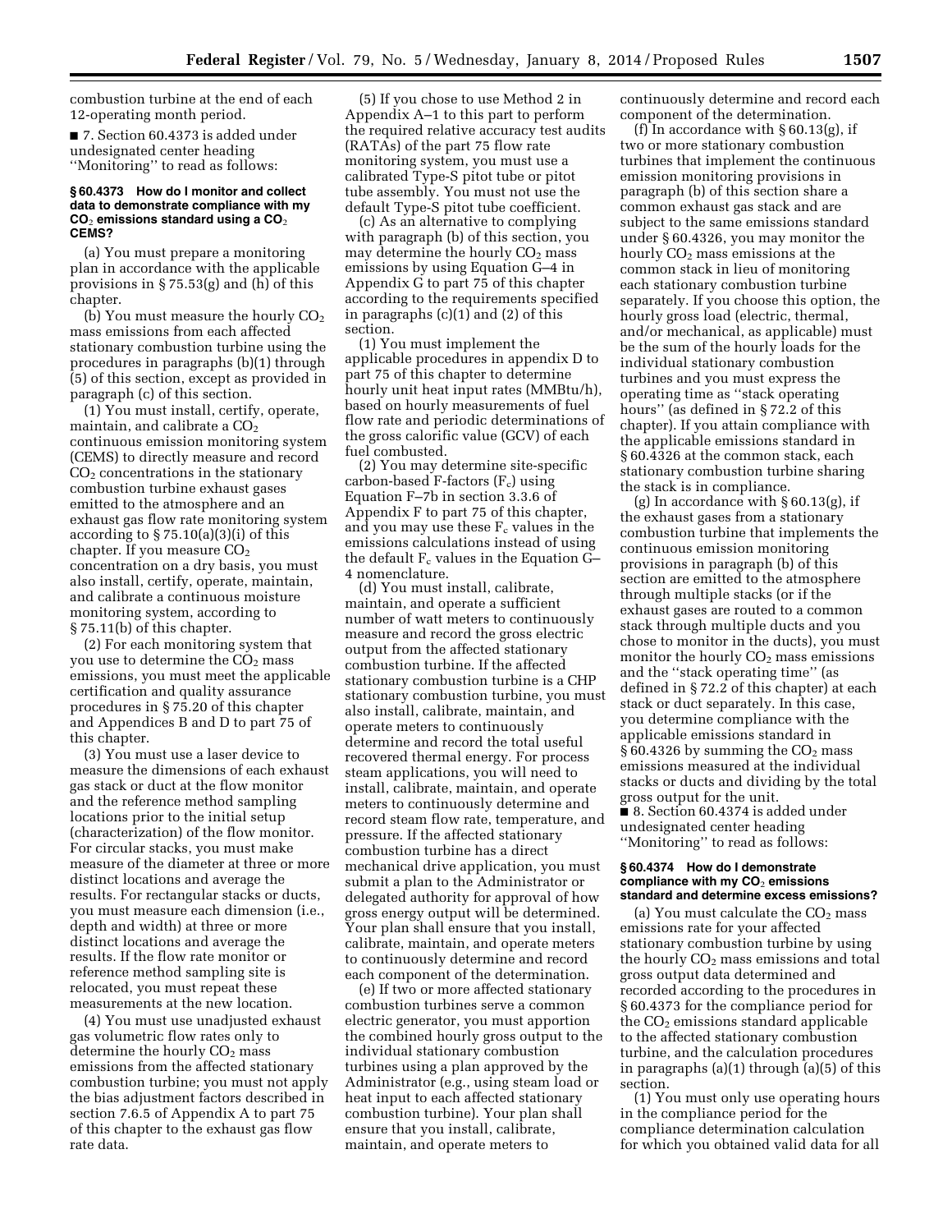combustion turbine at the end of each 12-operating month period.

■ 7. Section 60.4373 is added under undesignated center heading ''Monitoring'' to read as follows:

### § 60.4373 How do I monitor and collect data to demonstrate compliance with my $CO_2$ emissions standard using a $CO_2$ CEMS?

(a) You must prepare a monitoring plan in accordance with the applicable provisions in § 75.53(g) and (h) of this chapter.

(b) You must measure the hourly $CO_2$ mass emissions from each affected stationary combustion turbine using the procedures in paragraphs (b)(1) through (5) of this section, except as provided in paragraph (c) of this section.

(1) You must install, certify, operate, maintain, and calibrate a $CO_2$ continuous emission monitoring system (CEMS) to directly measure and record $CO_2$ concentrations in the stationary combustion turbine exhaust gases emitted to the atmosphere and an exhaust gas flow rate monitoring system according to § 75.10(a)(3)(i) of this chapter. If you measure $CO_2$ concentration on a dry basis, you must also install, certify, operate, maintain, and calibrate a continuous moisture monitoring system, according to § 75.11(b) of this chapter.

(2) For each monitoring system that you use to determine the $CO_2$ mass emissions, you must meet the applicable certification and quality assurance procedures in § 75.20 of this chapter and Appendices B and D to part 75 of this chapter.

(3) You must use a laser device to measure the dimensions of each exhaust gas stack or duct at the flow monitor and the reference method sampling locations prior to the initial setup (characterization) of the flow monitor. For circular stacks, you must make measure of the diameter at three or more distinct locations and average the results. For rectangular stacks or ducts, you must measure each dimension (i.e., depth and width) at three or more distinct locations and average the results. If the flow rate monitor or reference method sampling site is relocated, you must repeat these measurements at the new location.

(4) You must use unadjusted exhaust gas volumetric flow rates only to determine the hourly $CO_2$ mass emissions from the affected stationary combustion turbine; you must not apply the bias adjustment factors described in section 7.6.5 of Appendix A to part 75 of this chapter to the exhaust gas flow rate data.

(5) If you chose to use Method 2 in Appendix A–1 to this part to perform the required relative accuracy test audits (RATAs) of the part 75 flow rate monitoring system, you must use a calibrated Type-S pitot tube or pitot tube assembly. You must not use the default Type-S pitot tube coefficient.

(c) As an alternative to complying with paragraph (b) of this section, you may determine the hourly $CO_2$ mass emissions by using Equation G–4 in Appendix G to part 75 of this chapter according to the requirements specified in paragraphs (c)(1) and (2) of this section.

(1) You must implement the applicable procedures in appendix D to part 75 of this chapter to determine hourly unit heat input rates (MMBtu/h), based on hourly measurements of fuel flow rate and periodic determinations of the gross calorific value (GCV) of each fuel combusted.

(2) You may determine site-specific carbon-based F-factors ($F_c$) using Equation F–7b in section 3.3.6 of Appendix F to part 75 of this chapter, and you may use these $F_c$ values in the emissions calculations instead of using the default $F_c$ values in the Equation G–4 nomenclature.

(d) You must install, calibrate, maintain, and operate a sufficient number of watt meters to continuously measure and record the gross electric output from the affected stationary combustion turbine. If the affected stationary combustion turbine is a CHP stationary combustion turbine, you must also install, calibrate, maintain, and operate meters to continuously determine and record the total useful recovered thermal energy. For process steam applications, you will need to install, calibrate, maintain, and operate meters to continuously determine and record steam flow rate, temperature, and pressure. If the affected stationary combustion turbine has a direct mechanical drive application, you must submit a plan to the Administrator or delegated authority for approval of how gross energy output will be determined. Your plan shall ensure that you install, calibrate, maintain, and operate meters to continuously determine and record each component of the determination.

(e) If two or more affected stationary combustion turbines serve a common electric generator, you must apportion the combined hourly gross output to the individual stationary combustion turbines using a plan approved by the Administrator (e.g., using steam load or heat input to each affected stationary combustion turbine). Your plan shall ensure that you install, calibrate, maintain, and operate meters to continuously determine and record each component of the determination.

(f) In accordance with § 60.13(g), if two or more stationary combustion turbines that implement the continuous emission monitoring provisions in paragraph (b) of this section share a common exhaust gas stack and are subject to the same emissions standard under § 60.4326, you may monitor the hourly $CO_2$ mass emissions at the common stack in lieu of monitoring each stationary combustion turbine separately. If you choose this option, the hourly gross load (electric, thermal, and/or mechanical, as applicable) must be the sum of the hourly loads for the individual stationary combustion turbines and you must express the operating time as ''stack operating hours'' (as defined in § 72.2 of this chapter). If you attain compliance with the applicable emissions standard in § 60.4326 at the common stack, each stationary combustion turbine sharing the stack is in compliance.

(g) In accordance with § 60.13(g), if the exhaust gases from a stationary combustion turbine that implements the continuous emission monitoring provisions in paragraph (b) of this section are emitted to the atmosphere through multiple stacks (or if the exhaust gases are routed to a common stack through multiple ducts and you chose to monitor in the ducts), you must monitor the hourly $CO_2$ mass emissions and the ''stack operating time'' (as defined in § 72.2 of this chapter) at each stack or duct separately. In this case, you determine compliance with the applicable emissions standard in § 60.4326 by summing the $CO_2$ mass emissions measured at the individual stacks or ducts and dividing by the total gross output for the unit.

■ 8. Section 60.4374 is added under undesignated center heading ''Monitoring'' to read as follows:

### § 60.4374 How do I demonstrate compliance with my $CO_2$ emissions standard and determine excess emissions?

(a) You must calculate the $CO_2$ mass emissions rate for your affected stationary combustion turbine by using the hourly $CO_2$ mass emissions and total gross output data determined and recorded according to the procedures in § 60.4373 for the compliance period for the $CO_2$ emissions standard applicable to the affected stationary combustion turbine, and the calculation procedures in paragraphs (a)(1) through (a)(5) of this section.

(1) You must only use operating hours in the compliance period for the compliance determination calculation for which you obtained valid data for all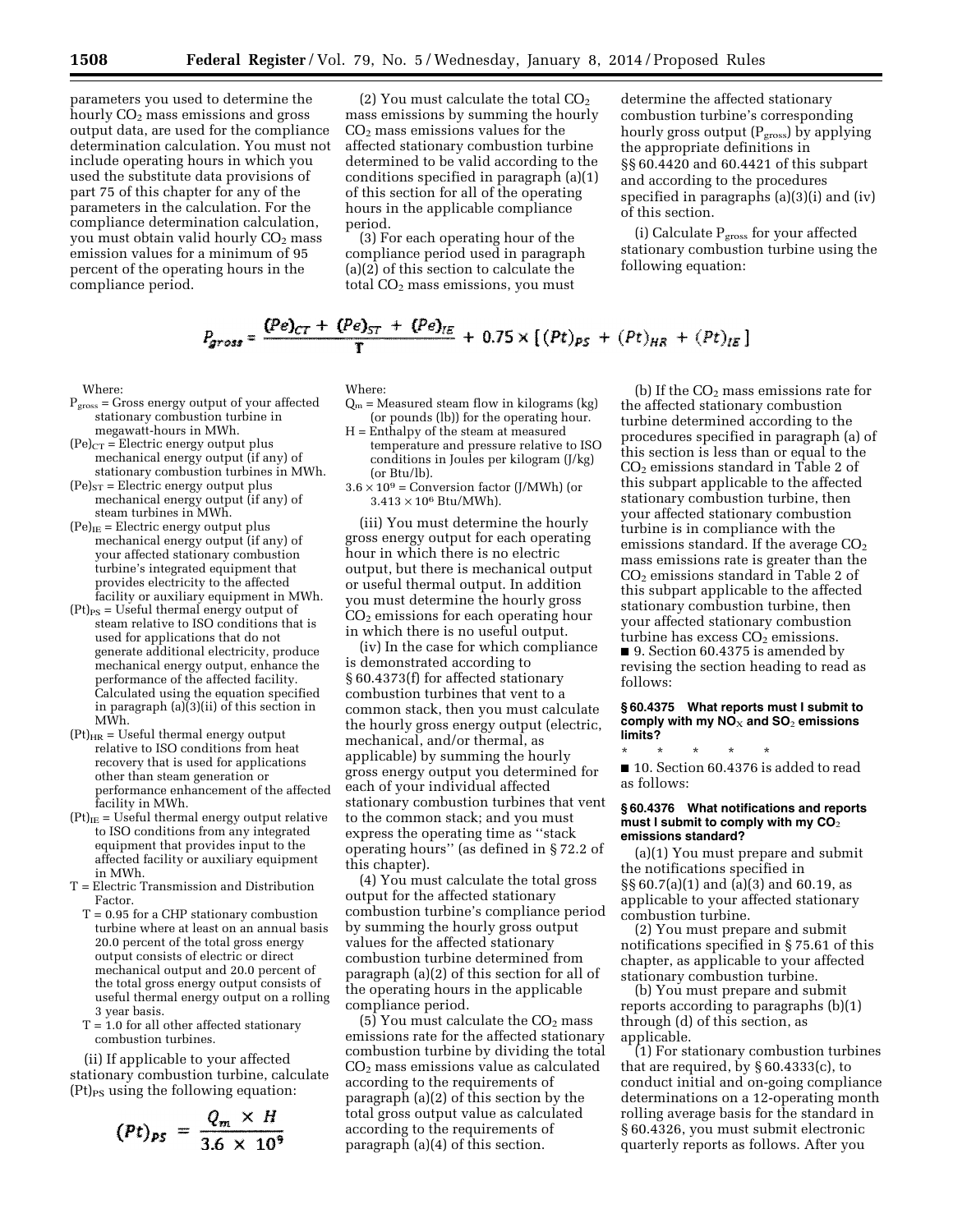parameters you used to determine the hourly $CO_2$ mass emissions and gross output data, are used for the compliance determination calculation. You must not include operating hours in which you used the substitute data provisions of part 75 of this chapter for any of the parameters in the calculation. For the compliance determination calculation, you must obtain valid hourly $CO_2$ mass emission values for a minimum of 95 percent of the operating hours in the compliance period.

(2) You must calculate the total $CO_2$ mass emissions by summing the hourly $CO_2$ mass emissions values for the affected stationary combustion turbine determined to be valid according to the conditions specified in paragraph (a)(1) of this section for all of the operating hours in the applicable compliance period.

(3) For each operating hour of the compliance period used in paragraph (a)(2) of this section to calculate the total $CO_2$ mass emissions, you must determine the affected stationary combustion turbine's corresponding hourly gross output ($P_{gross}$) by applying the appropriate definitions in §§ 60.4420 and 60.4421 of this subpart and according to the procedures specified in paragraphs (a)(3)(i) and (iv) of this section.

(i) Calculate $P_{gross}$ for your affected stationary combustion turbine using the following equation:

$$P_{gross} = \frac{(Pe)_{CT} + (Pe)_{ST} + (Pe)_{IE}}{T} + 0.75 \times [(Pt)_{PS} + (Pt)_{HR} + (Pt)_{IE}]$$

Where:

$P_{gross}$ = Gross energy output of your affected stationary combustion turbine in megawatt-hours in MWh.

$(Pe)_{CT}$ = Electric energy output plus mechanical energy output (if any) of stationary combustion turbines in MWh.

$(Pe)_{ST}$ = Electric energy output plus mechanical energy output (if any) of steam turbines in MWh.

$(Pe)_{IE}$ = Electric energy output plus mechanical energy output (if any) of your affected stationary combustion turbine's integrated equipment that provides electricity to the affected facility or auxiliary equipment in MWh.

$(Pt)_{PS}$ = Useful thermal energy output of steam relative to ISO conditions that is used for applications that do not generate additional electricity, produce mechanical energy output, enhance the performance of the affected facility. Calculated using the equation specified in paragraph (a)(3)(ii) of this section in MWh.

$(Pt)_{HR}$ = Useful thermal energy output relative to ISO conditions from heat recovery that is used for applications other than steam generation or performance enhancement of the affected facility in MWh.

$(Pt)_{IE}$ = Useful thermal energy output relative to ISO conditions from any integrated equipment that provides input to the affected facility or auxiliary equipment in MWh.

T = Electric Transmission and Distribution Factor.

T = 0.95 for a CHP stationary combustion turbine where at least on an annual basis 20.0 percent of the total gross energy output consists of electric or direct mechanical output and 20.0 percent of the total gross energy output consists of useful thermal energy output on a rolling 3 year basis.

T = 1.0 for all other affected stationary combustion turbines.

(ii) If applicable to your affected stationary combustion turbine, calculate $(Pt)_{PS}$ using the following equation:

$$(Pt)_{PS} = \frac{Q_m \times H}{3.6 \times 10^9}$$

Where:

$Q_m$ = Measured steam flow in kilograms (kg) (or pounds (lb)) for the operating hour.

H = Enthalpy of the steam at measured temperature and pressure relative to ISO conditions in Joules per kilogram (J/kg) (or Btu/lb).

$3.6 \times 10^9$ = Conversion factor (J/MWh) (or $3.413 \times 10^6$ Btu/MWh).

(iii) You must determine the hourly gross energy output for each operating hour in which there is no electric output, but there is mechanical output or useful thermal output. In addition you must determine the hourly gross $CO_2$ emissions for each operating hour in which there is no useful output.

(iv) In the case for which compliance is demonstrated according to § 60.4373(f) for affected stationary combustion turbines that vent to a common stack, then you must calculate the hourly gross energy output (electric, mechanical, and/or thermal, as applicable) by summing the hourly gross energy output you determined for each of your individual affected stationary combustion turbines that vent to the common stack; and you must express the operating time as ''stack operating hours'' (as defined in § 72.2 of this chapter).

(4) You must calculate the total gross output for the affected stationary combustion turbine's compliance period by summing the hourly gross output values for the affected stationary combustion turbine determined from paragraph (a)(2) of this section for all of the operating hours in the applicable compliance period.

(5) You must calculate the $CO_2$ mass emissions rate for the affected stationary combustion turbine by dividing the total $CO_2$ mass emissions value as calculated according to the requirements of paragraph (a)(2) of this section by the total gross output value as calculated according to the requirements of paragraph (a)(4) of this section.

(b) If the $CO_2$ mass emissions rate for the affected stationary combustion turbine determined according to the procedures specified in paragraph (a) of this section is less than or equal to the $CO_2$ emissions standard in Table 2 of this subpart applicable to the affected stationary combustion turbine, then your affected stationary combustion turbine is in compliance with the emissions standard. If the average $CO_2$ mass emissions rate is greater than the $CO_2$ emissions standard in Table 2 of this subpart applicable to the affected stationary combustion turbine, then your affected stationary combustion turbine has excess $CO_2$ emissions.

■ 9. Section 60.4375 is amended by revising the section heading to read as follows:

**§ 60.4375 What reports must I submit to comply with my $NO_X$ and $SO_2$ emissions limits?**

\* \* \* \* \*

■ 10. Section 60.4376 is added to read as follows:

**§ 60.4376 What notifications and reports must I submit to comply with my $CO_2$ emissions standard?**

(a)(1) You must prepare and submit the notifications specified in §§ 60.7(a)(1) and (a)(3) and 60.19, as applicable to your affected stationary combustion turbine.

(2) You must prepare and submit notifications specified in § 75.61 of this chapter, as applicable to your affected stationary combustion turbine.

(b) You must prepare and submit reports according to paragraphs (b)(1) through (d) of this section, as applicable.

(1) For stationary combustion turbines that are required, by § 60.4333(c), to conduct initial and on-going compliance determinations on a 12-operating month rolling average basis for the standard in § 60.4326, you must submit electronic quarterly reports as follows. After you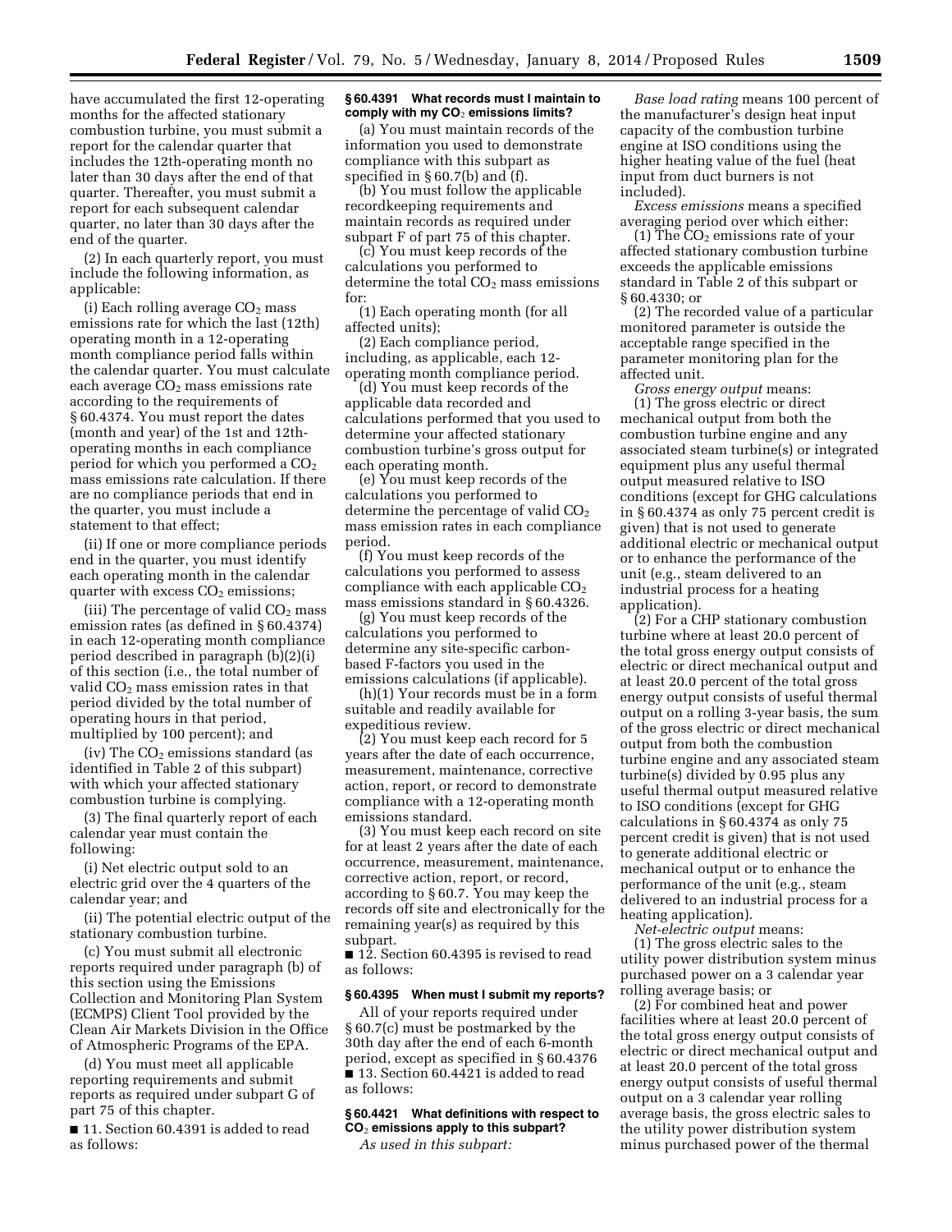have accumulated the first 12-operating months for the affected stationary combustion turbine, you must submit a report for the calendar quarter that includes the 12th-operating month no later than 30 days after the end of that quarter. Thereafter, you must submit a report for each subsequent calendar quarter, no later than 30 days after the end of the quarter.

(2) In each quarterly report, you must include the following information, as applicable:

(i) Each rolling average $CO_2$ mass emissions rate for which the last (12th) operating month in a 12-operating month compliance period falls within the calendar quarter. You must calculate each average $CO_2$ mass emissions rate according to the requirements of § 60.4374. You must report the dates (month and year) of the 1st and 12th-operating months in each compliance period for which you performed a $CO_2$ mass emissions rate calculation. If there are no compliance periods that end in the quarter, you must include a statement to that effect;

(ii) If one or more compliance periods end in the quarter, you must identify each operating month in the calendar quarter with excess $CO_2$ emissions;

(iii) The percentage of valid $CO_2$ mass emission rates (as defined in § 60.4374) in each 12-operating month compliance period described in paragraph (b)(2)(i) of this section (i.e., the total number of valid $CO_2$ mass emission rates in that period divided by the total number of operating hours in that period, multiplied by 100 percent); and

(iv) The $CO_2$ emissions standard (as identified in Table 2 of this subpart) with which your affected stationary combustion turbine is complying.

(3) The final quarterly report of each calendar year must contain the following:

(i) Net electric output sold to an electric grid over the 4 quarters of the calendar year; and

(ii) The potential electric output of the stationary combustion turbine.

(c) You must submit all electronic reports required under paragraph (b) of this section using the Emissions Collection and Monitoring Plan System (ECMPS) Client Tool provided by the Clean Air Markets Division in the Office of Atmospheric Programs of the EPA.

(d) You must meet all applicable reporting requirements and submit reports as required under subpart G of part 75 of this chapter.

■ 11. Section 60.4391 is added to read as follows:

**§ 60.4391 What records must I maintain to comply with my $CO_2$ emissions limits?**

(a) You must maintain records of the information you used to demonstrate compliance with this subpart as specified in § 60.7(b) and (f).

(b) You must follow the applicable recordkeeping requirements and maintain records as required under subpart F of part 75 of this chapter.

(c) You must keep records of the calculations you performed to determine the total $CO_2$ mass emissions for:

(1) Each operating month (for all affected units);

(2) Each compliance period, including, as applicable, each 12-operating month compliance period.

(d) You must keep records of the applicable data recorded and calculations performed that you used to determine your affected stationary combustion turbine's gross output for each operating month.

(e) You must keep records of the calculations you performed to determine the percentage of valid $CO_2$ mass emission rates in each compliance period.

(f) You must keep records of the calculations you performed to assess compliance with each applicable $CO_2$ mass emissions standard in § 60.4326.

(g) You must keep records of the calculations you performed to determine any site-specific carbon-based F-factors you used in the emissions calculations (if applicable).

(h)(1) Your records must be in a form suitable and readily available for expeditious review.

(2) You must keep each record for 5 years after the date of each occurrence, measurement, maintenance, corrective action, report, or record to demonstrate compliance with a 12-operating month emissions standard.

(3) You must keep each record on site for at least 2 years after the date of each occurrence, measurement, maintenance, corrective action, report, or record, according to § 60.7. You may keep the records off site and electronically for the remaining year(s) as required by this subpart.

■ 12. Section 60.4395 is revised to read as follows:

**§ 60.4395 When must I submit my reports?**

All of your reports required under § 60.7(c) must be postmarked by the 30th day after the end of each 6-month period, except as specified in § 60.4376

■ 13. Section 60.4421 is added to read as follows:

**§ 60.4421 What definitions with respect to $CO_2$ emissions apply to this subpart?**

*As used in this subpart:*

*Base load rating* means 100 percent of the manufacturer's design heat input capacity of the combustion turbine engine at ISO conditions using the higher heating value of the fuel (heat input from duct burners is not included).

*Excess emissions* means a specified averaging period over which either:

(1) The $CO_2$ emissions rate of your affected stationary combustion turbine exceeds the applicable emissions standard in Table 2 of this subpart or § 60.4330; or

(2) The recorded value of a particular monitored parameter is outside the acceptable range specified in the parameter monitoring plan for the affected unit.

*Gross energy output* means:

(1) The gross electric or direct mechanical output from both the combustion turbine engine and any associated steam turbine(s) or integrated equipment plus any useful thermal output measured relative to ISO conditions (except for GHG calculations in § 60.4374 as only 75 percent credit is given) that is not used to generate additional electric or mechanical output or to enhance the performance of the unit (e.g., steam delivered to an industrial process for a heating application).

(2) For a CHP stationary combustion turbine where at least 20.0 percent of the total gross energy output consists of electric or direct mechanical output and at least 20.0 percent of the total gross energy output consists of useful thermal output on a rolling 3-year basis, the sum of the gross electric or direct mechanical output from both the combustion turbine engine and any associated steam turbine(s) divided by 0.95 plus any useful thermal output measured relative to ISO conditions (except for GHG calculations in § 60.4374 as only 75 percent credit is given) that is not used to generate additional electric or mechanical output or to enhance the performance of the unit (e.g., steam delivered to an industrial process for a heating application).

*Net-electric output* means:

(1) The gross electric sales to the utility power distribution system minus purchased power on a 3 calendar year rolling average basis; or

(2) For combined heat and power facilities where at least 20.0 percent of the total gross energy output consists of electric or direct mechanical output and at least 20.0 percent of the total gross energy output consists of useful thermal output on a 3 calendar year rolling average basis, the gross electric sales to the utility power distribution system minus purchased power of the thermal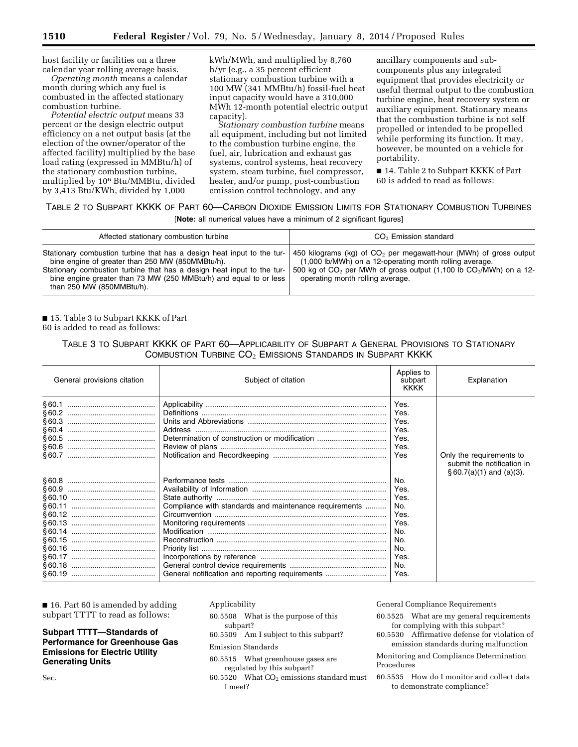host facility or facilities on a three calendar year rolling average basis.

*Operating month* means a calendar month during which any fuel is combusted in the affected stationary combustion turbine.

*Potential electric output* means 33 percent or the design electric output efficiency on a net output basis (at the election of the owner/operator of the affected facility) multiplied by the base load rating (expressed in MMBtu/h) of the stationary combustion turbine, multiplied by $10^6$ Btu/MMBtu, divided by 3,413 Btu/KWh, divided by 1,000 kWh/MWh, and multiplied by 8,760 h/yr (e.g., a 35 percent efficient stationary combustion turbine with a 100 MW (341 MMBtu/h) fossil-fuel heat input capacity would have a 310,000 MWh 12-month potential electric output capacity).

*Stationary combustion turbine* means all equipment, including but not limited to the combustion turbine engine, the fuel, air, lubrication and exhaust gas systems, control systems, heat recovery system, steam turbine, fuel compressor, heater, and/or pump, post-combustion emission control technology, and any ancillary components and sub-components plus any integrated equipment that provides electricity or useful thermal output to the combustion turbine engine, heat recovery system or auxiliary equipment. Stationary means that the combustion turbine is not self propelled or intended to be propelled while performing its function. It may, however, be mounted on a vehicle for portability.

■ 14. Table 2 to Subpart KKKK of Part 60 is added to read as follows:

TABLE 2 TO SUBPART KKKK OF PART 60—CARBON DIOXIDE EMISSION LIMITS FOR STATIONARY COMBUSTION TURBINES

[**Note:** all numerical values have a minimum of 2 significant figures]

| Affected stationary combustion turbine | $CO_2$ Emission standard |
|---|---|
| Stationary combustion turbine that has a design heat input to the turbine engine of greater than 250 MW (850MMBtu/h). | 450 kilograms (kg) of $CO_2$ per megawatt-hour (MWh) of gross output (1,000 lb/MWh) on a 12-operating month rolling average. |
| Stationary combustion turbine that has a design heat input to the turbine engine greater than 73 MW (250 MMBtu/h) and equal to or less than 250 MW (850MMBtu/h). | 500 kg of $CO_2$ per MWh of gross output (1,100 lb $CO_2$/MWh) on a 12-operating month rolling average. |

■ 15. Table 3 to Subpart KKKK of Part 60 is added to read as follows:

TABLE 3 TO SUBPART KKKK OF PART 60—APPLICABILITY OF SUBPART A GENERAL PROVISIONS TO STATIONARY COMBUSTION TURBINE $CO_2$ EMISSIONS STANDARDS IN SUBPART KKKK

| General provisions citation | Subject of citation | Applies to subpart KKKK | Explanation |
|---|---|---|---|
| §60.1 | Applicability | Yes. | |
| §60.2 | Definitions | Yes. | |
| §60.3 | Units and Abbreviations | Yes. | |
| §60.4 | Address | Yes. | |
| §60.5 | Determination of construction or modification | Yes. | |
| §60.6 | Review of plans | Yes. | |
| §60.7 | Notification and Recordkeeping | Yes | Only the requirements to submit the notification in §60.7(a)(1) and (a)(3). |
| §60.8 | Performance tests | No. | |
| §60.9 | Availability of Information | Yes. | |
| §60.10 | State authority | Yes. | |
| §60.11 | Compliance with standards and maintenance requirements | No. | |
| §60.12 | Circumvention | Yes. | |
| §60.13 | Monitoring requirements | Yes. | |
| §60.14 | Modification | No. | |
| §60.15 | Reconstruction | No. | |
| §60.16 | Priority list | No. | |
| §60.17 | Incorporations by reference | Yes. | |
| §60.18 | General control device requirements | No. | |
| §60.19 | General notification and reporting requirements | Yes. | |

■ 16. Part 60 is amended by adding subpart TTTT to read as follows:

## Subpart TTTT—Standards of Performance for Greenhouse Gas Emissions for Electric Utility Generating Units

Sec.

Applicability

60.5508 What is the purpose of this subpart?

60.5509 Am I subject to this subpart?

Emission Standards

60.5515 What greenhouse gases are regulated by this subpart?

60.5520 What $CO_2$ emissions standard must I meet?

General Compliance Requirements

60.5525 What are my general requirements for complying with this subpart?

60.5530 Affirmative defense for violation of emission standards during malfunction

Monitoring and Compliance Determination Procedures

60.5535 How do I monitor and collect data to demonstrate compliance?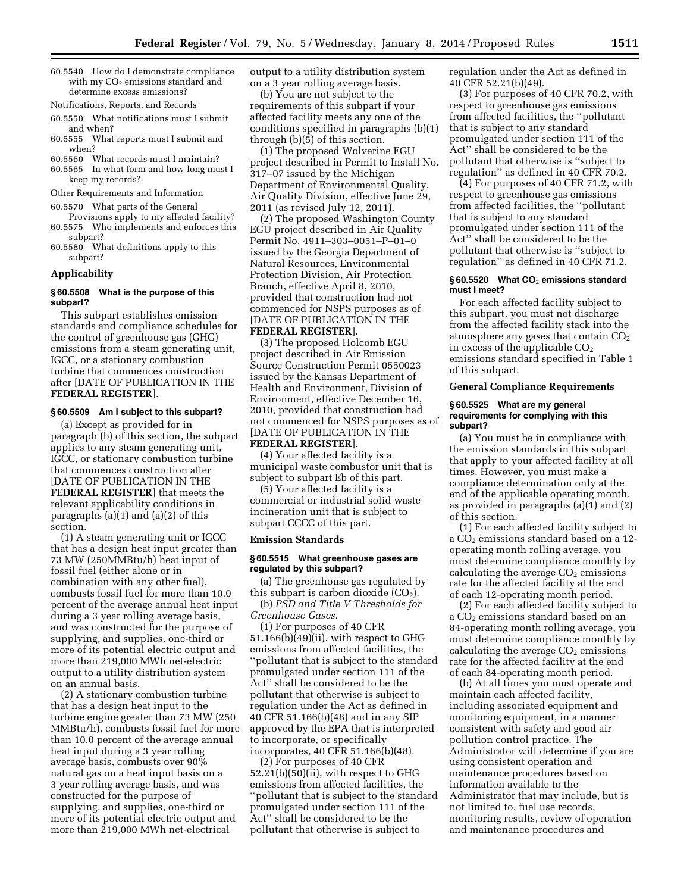60.5540 How do I demonstrate compliance with my $CO_2$ emissions standard and determine excess emissions?

Notifications, Reports, and Records

60.5550 What notifications must I submit and when?

60.5555 What reports must I submit and when?

60.5560 What records must I maintain?

60.5565 In what form and how long must I keep my records?

Other Requirements and Information

60.5570 What parts of the General Provisions apply to my affected facility?

60.5575 Who implements and enforces this subpart?

60.5580 What definitions apply to this subpart?

## Applicability

### § 60.5508 What is the purpose of this subpart?

This subpart establishes emission standards and compliance schedules for the control of greenhouse gas (GHG) emissions from a steam generating unit, IGCC, or a stationary combustion turbine that commences construction after [DATE OF PUBLICATION IN THE **FEDERAL REGISTER**].

### § 60.5509 Am I subject to this subpart?

(a) Except as provided for in paragraph (b) of this section, the subpart applies to any steam generating unit, IGCC, or stationary combustion turbine that commences construction after [DATE OF PUBLICATION IN THE **FEDERAL REGISTER**] that meets the relevant applicability conditions in paragraphs (a)(1) and (a)(2) of this section.

(1) A steam generating unit or IGCC that has a design heat input greater than 73 MW (250MMBtu/h) heat input of fossil fuel (either alone or in combination with any other fuel), combusts fossil fuel for more than 10.0 percent of the average annual heat input during a 3 year rolling average basis, and was constructed for the purpose of supplying, and supplies, one-third or more of its potential electric output and more than 219,000 MWh net-electric output to a utility distribution system on an annual basis.

(2) A stationary combustion turbine that has a design heat input to the turbine engine greater than 73 MW (250 MMBtu/h), combusts fossil fuel for more than 10.0 percent of the average annual heat input during a 3 year rolling average basis, combusts over 90% natural gas on a heat input basis on a 3 year rolling average basis, and was constructed for the purpose of supplying, and supplies, one-third or more of its potential electric output and more than 219,000 MWh net-electrical output to a utility distribution system on a 3 year rolling average basis.

(b) You are not subject to the requirements of this subpart if your affected facility meets any one of the conditions specified in paragraphs (b)(1) through (b)(5) of this section.

(1) The proposed Wolverine EGU project described in Permit to Install No. 317–07 issued by the Michigan Department of Environmental Quality, Air Quality Division, effective June 29, 2011 (as revised July 12, 2011).

(2) The proposed Washington County EGU project described in Air Quality Permit No. 4911–303–0051–P–01–0 issued by the Georgia Department of Natural Resources, Environmental Protection Division, Air Protection Branch, effective April 8, 2010, provided that construction had not commenced for NSPS purposes as of [DATE OF PUBLICATION IN THE **FEDERAL REGISTER**].

(3) The proposed Holcomb EGU project described in Air Emission Source Construction Permit 0550023 issued by the Kansas Department of Health and Environment, Division of Environment, effective December 16, 2010, provided that construction had not commenced for NSPS purposes as of [DATE OF PUBLICATION IN THE **FEDERAL REGISTER**].

(4) Your affected facility is a municipal waste combustor unit that is subject to subpart Eb of this part.

(5) Your affected facility is a commercial or industrial solid waste incineration unit that is subject to subpart CCCC of this part.

## Emission Standards

### § 60.5515 What greenhouse gases are regulated by this subpart?

(a) The greenhouse gas regulated by this subpart is carbon dioxide ($CO_2$).

(b) *PSD and Title V Thresholds for Greenhouse Gases.*

(1) For purposes of 40 CFR 51.166(b)(49)(ii), with respect to GHG emissions from affected facilities, the ''pollutant that is subject to the standard promulgated under section 111 of the Act'' shall be considered to be the pollutant that otherwise is subject to regulation under the Act as defined in 40 CFR 51.166(b)(48) and in any SIP approved by the EPA that is interpreted to incorporate, or specifically incorporates, 40 CFR 51.166(b)(48).

(2) For purposes of 40 CFR 52.21(b)(50)(ii), with respect to GHG emissions from affected facilities, the ''pollutant that is subject to the standard promulgated under section 111 of the Act'' shall be considered to be the pollutant that otherwise is subject to regulation under the Act as defined in 40 CFR 52.21(b)(49).

(3) For purposes of 40 CFR 70.2, with respect to greenhouse gas emissions from affected facilities, the ''pollutant that is subject to any standard promulgated under section 111 of the Act'' shall be considered to be the pollutant that otherwise is ''subject to regulation'' as defined in 40 CFR 70.2.

(4) For purposes of 40 CFR 71.2, with respect to greenhouse gas emissions from affected facilities, the ''pollutant that is subject to any standard promulgated under section 111 of the Act'' shall be considered to be the pollutant that otherwise is ''subject to regulation'' as defined in 40 CFR 71.2.

### § 60.5520 What $CO_2$ emissions standard must I meet?

For each affected facility subject to this subpart, you must not discharge from the affected facility stack into the atmosphere any gases that contain $CO_2$ in excess of the applicable $CO_2$ emissions standard specified in Table 1 of this subpart.

## General Compliance Requirements

### § 60.5525 What are my general requirements for complying with this subpart?

(a) You must be in compliance with the emission standards in this subpart that apply to your affected facility at all times. However, you must make a compliance determination only at the end of the applicable operating month, as provided in paragraphs (a)(1) and (2) of this section.

(1) For each affected facility subject to a $CO_2$ emissions standard based on a 12-operating month rolling average, you must determine compliance monthly by calculating the average $CO_2$ emissions rate for the affected facility at the end of each 12-operating month period.

(2) For each affected facility subject to a $CO_2$ emissions standard based on an 84-operating month rolling average, you must determine compliance monthly by calculating the average $CO_2$ emissions rate for the affected facility at the end of each 84-operating month period.

(b) At all times you must operate and maintain each affected facility, including associated equipment and monitoring equipment, in a manner consistent with safety and good air pollution control practice. The Administrator will determine if you are using consistent operation and maintenance procedures based on information available to the Administrator that may include, but is not limited to, fuel use records, monitoring results, review of operation and maintenance procedures and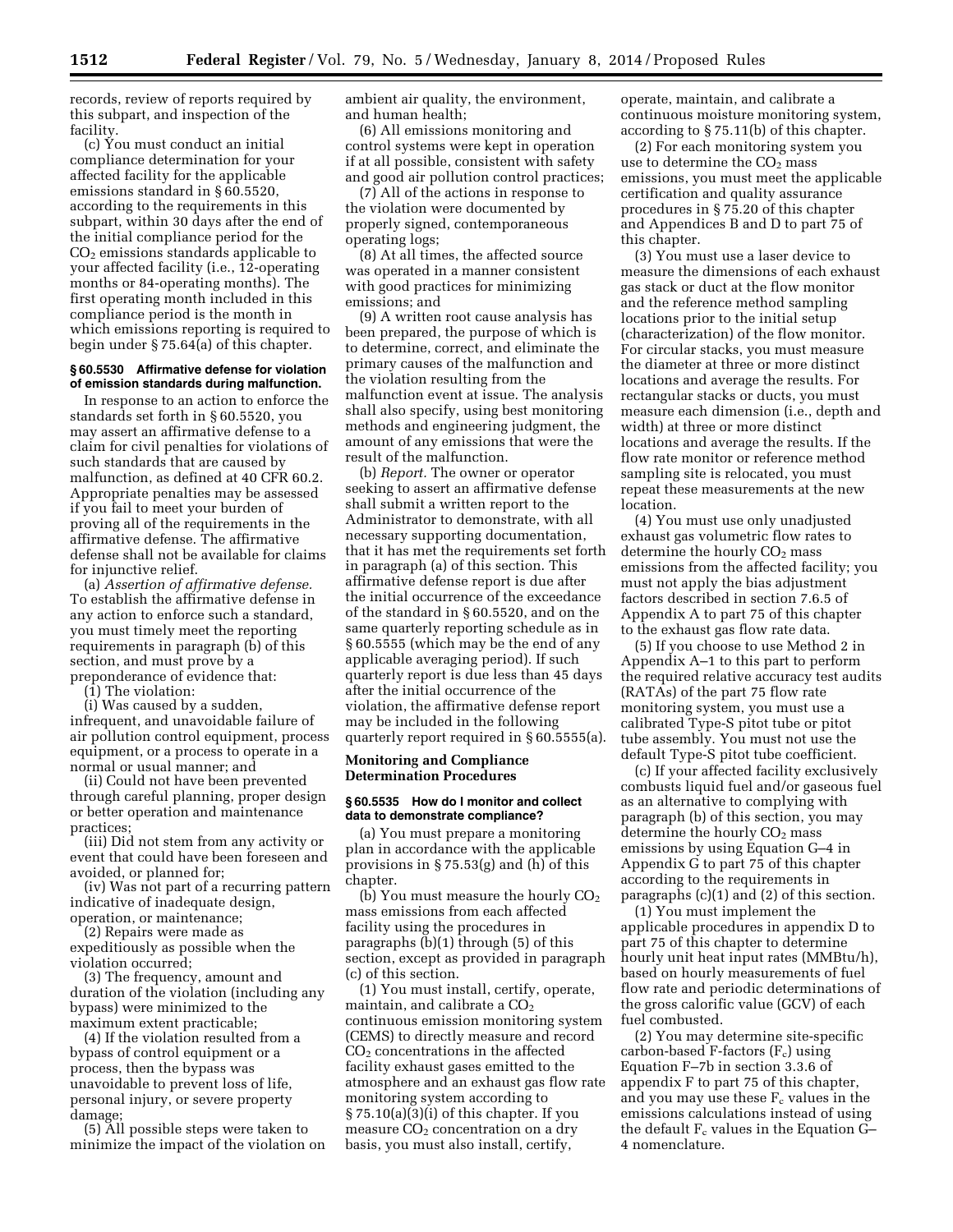records, review of reports required by this subpart, and inspection of the facility.

(c) You must conduct an initial compliance determination for your affected facility for the applicable emissions standard in § 60.5520, according to the requirements in this subpart, within 30 days after the end of the initial compliance period for the $CO_2$ emissions standards applicable to your affected facility (i.e., 12-operating months or 84-operating months). The first operating month included in this compliance period is the month in which emissions reporting is required to begin under § 75.64(a) of this chapter.

#### § 60.5530 Affirmative defense for violation of emission standards during malfunction.

In response to an action to enforce the standards set forth in § 60.5520, you may assert an affirmative defense to a claim for civil penalties for violations of such standards that are caused by malfunction, as defined at 40 CFR 60.2. Appropriate penalties may be assessed if you fail to meet your burden of proving all of the requirements in the affirmative defense. The affirmative defense shall not be available for claims for injunctive relief.

(a) *Assertion of affirmative defense.* To establish the affirmative defense in any action to enforce such a standard, you must timely meet the reporting requirements in paragraph (b) of this section, and must prove by a preponderance of evidence that:

(1) The violation:

(i) Was caused by a sudden, infrequent, and unavoidable failure of air pollution control equipment, process equipment, or a process to operate in a normal or usual manner; and

(ii) Could not have been prevented through careful planning, proper design or better operation and maintenance practices;

(iii) Did not stem from any activity or event that could have been foreseen and avoided, or planned for;

(iv) Was not part of a recurring pattern indicative of inadequate design, operation, or maintenance;

(2) Repairs were made as expeditiously as possible when the violation occurred;

(3) The frequency, amount and duration of the violation (including any bypass) were minimized to the maximum extent practicable;

(4) If the violation resulted from a bypass of control equipment or a process, then the bypass was unavoidable to prevent loss of life, personal injury, or severe property damage;

(5) All possible steps were taken to minimize the impact of the violation on ambient air quality, the environment, and human health;

(6) All emissions monitoring and control systems were kept in operation if at all possible, consistent with safety and good air pollution control practices;

(7) All of the actions in response to the violation were documented by properly signed, contemporaneous operating logs;

(8) At all times, the affected source was operated in a manner consistent with good practices for minimizing emissions; and

(9) A written root cause analysis has been prepared, the purpose of which is to determine, correct, and eliminate the primary causes of the malfunction and the violation resulting from the malfunction event at issue. The analysis shall also specify, using best monitoring methods and engineering judgment, the amount of any emissions that were the result of the malfunction.

(b) *Report.* The owner or operator seeking to assert an affirmative defense shall submit a written report to the Administrator to demonstrate, with all necessary supporting documentation, that it has met the requirements set forth in paragraph (a) of this section. This affirmative defense report is due after the initial occurrence of the exceedance of the standard in § 60.5520, and on the same quarterly reporting schedule as in § 60.5555 (which may be the end of any applicable averaging period). If such quarterly report is due less than 45 days after the initial occurrence of the violation, the affirmative defense report may be included in the following quarterly report required in § 60.5555(a).

### Monitoring and Compliance Determination Procedures

#### § 60.5535 How do I monitor and collect data to demonstrate compliance?

(a) You must prepare a monitoring plan in accordance with the applicable provisions in § 75.53(g) and (h) of this chapter.

(b) You must measure the hourly $CO_2$ mass emissions from each affected facility using the procedures in paragraphs (b)(1) through (5) of this section, except as provided in paragraph (c) of this section.

(1) You must install, certify, operate, maintain, and calibrate a $CO_2$ continuous emission monitoring system (CEMS) to directly measure and record $CO_2$ concentrations in the affected facility exhaust gases emitted to the atmosphere and an exhaust gas flow rate monitoring system according to § 75.10(a)(3)(i) of this chapter. If you measure $CO_2$ concentration on a dry basis, you must also install, certify, operate, maintain, and calibrate a continuous moisture monitoring system, according to § 75.11(b) of this chapter.

(2) For each monitoring system you use to determine the $CO_2$ mass emissions, you must meet the applicable certification and quality assurance procedures in § 75.20 of this chapter and Appendices B and D to part 75 of this chapter.

(3) You must use a laser device to measure the dimensions of each exhaust gas stack or duct at the flow monitor and the reference method sampling locations prior to the initial setup (characterization) of the flow monitor. For circular stacks, you must measure the diameter at three or more distinct locations and average the results. For rectangular stacks or ducts, you must measure each dimension (i.e., depth and width) at three or more distinct locations and average the results. If the flow rate monitor or reference method sampling site is relocated, you must repeat these measurements at the new location.

(4) You must use only unadjusted exhaust gas volumetric flow rates to determine the hourly $CO_2$ mass emissions from the affected facility; you must not apply the bias adjustment factors described in section 7.6.5 of Appendix A to part 75 of this chapter to the exhaust gas flow rate data.

(5) If you choose to use Method 2 in Appendix A–1 to this part to perform the required relative accuracy test audits (RATAs) of the part 75 flow rate monitoring system, you must use a calibrated Type-S pitot tube or pitot tube assembly. You must not use the default Type-S pitot tube coefficient.

(c) If your affected facility exclusively combusts liquid fuel and/or gaseous fuel as an alternative to complying with paragraph (b) of this section, you may determine the hourly $CO_2$ mass emissions by using Equation G–4 in Appendix G to part 75 of this chapter according to the requirements in paragraphs (c)(1) and (2) of this section.

(1) You must implement the applicable procedures in appendix D to part 75 of this chapter to determine hourly unit heat input rates (MMBtu/h), based on hourly measurements of fuel flow rate and periodic determinations of the gross calorific value (GCV) of each fuel combusted.

(2) You may determine site-specific carbon-based F-factors ($F_c$) using Equation F–7b in section 3.3.6 of appendix F to part 75 of this chapter, and you may use these $F_c$ values in the emissions calculations instead of using the default $F_c$ values in the Equation G–4 nomenclature.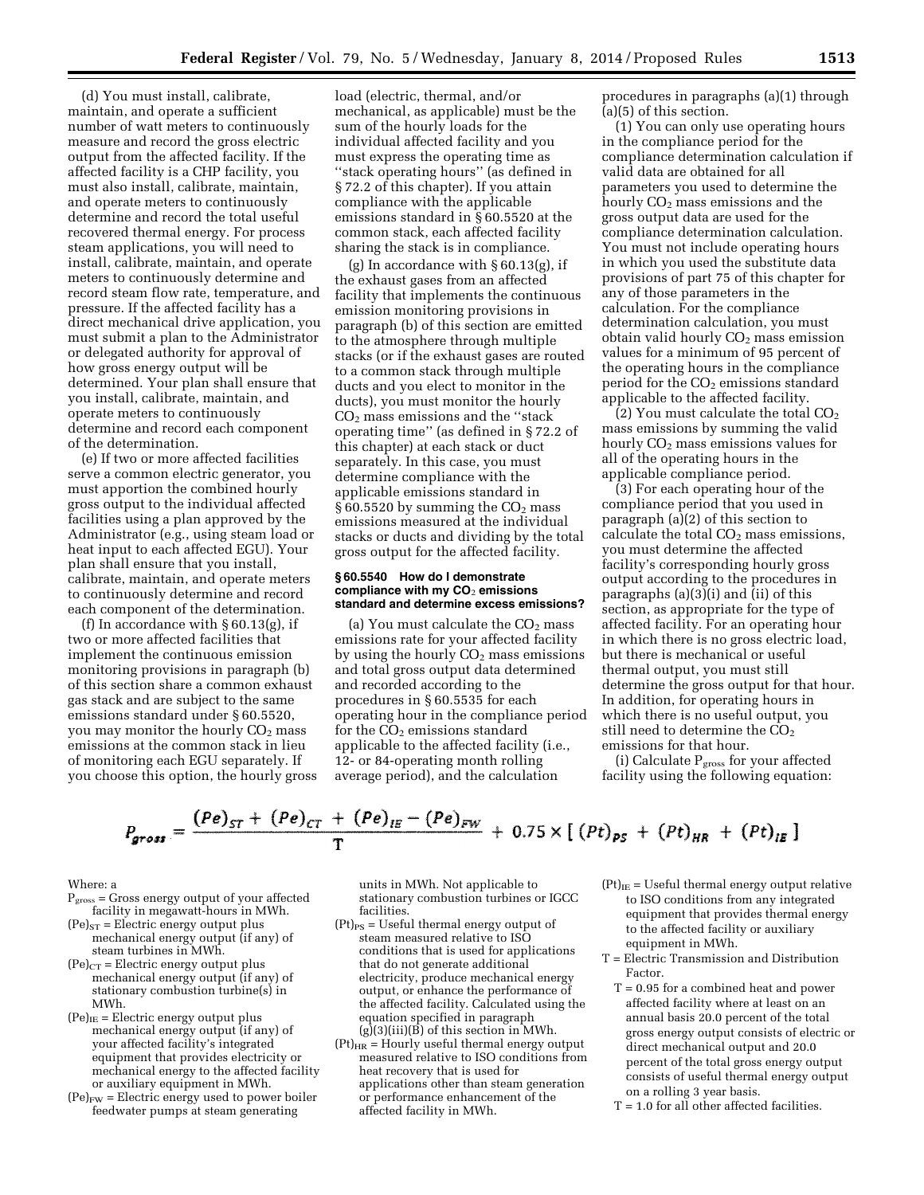(d) You must install, calibrate, maintain, and operate a sufficient number of watt meters to continuously measure and record the gross electric output from the affected facility. If the affected facility is a CHP facility, you must also install, calibrate, maintain, and operate meters to continuously determine and record the total useful recovered thermal energy. For process steam applications, you will need to install, calibrate, maintain, and operate meters to continuously determine and record steam flow rate, temperature, and pressure. If the affected facility has a direct mechanical drive application, you must submit a plan to the Administrator or delegated authority for approval of how gross energy output will be determined. Your plan shall ensure that you install, calibrate, maintain, and operate meters to continuously determine and record each component of the determination.

(e) If two or more affected facilities serve a common electric generator, you must apportion the combined hourly gross output to the individual affected facilities using a plan approved by the Administrator (e.g., using steam load or heat input to each affected EGU). Your plan shall ensure that you install, calibrate, maintain, and operate meters to continuously determine and record each component of the determination.

(f) In accordance with § 60.13(g), if two or more affected facilities that implement the continuous emission monitoring provisions in paragraph (b) of this section share a common exhaust gas stack and are subject to the same emissions standard under § 60.5520, you may monitor the hourly $CO_2$ mass emissions at the common stack in lieu of monitoring each EGU separately. If you choose this option, the hourly gross load (electric, thermal, and/or mechanical, as applicable) must be the sum of the hourly loads for the individual affected facility and you must express the operating time as "stack operating hours" (as defined in § 72.2 of this chapter). If you attain compliance with the applicable emissions standard in § 60.5520 at the common stack, each affected facility sharing the stack is in compliance.

(g) In accordance with § 60.13(g), if the exhaust gases from an affected facility that implements the continuous emission monitoring provisions in paragraph (b) of this section are emitted to the atmosphere through multiple stacks (or if the exhaust gases are routed to a common stack through multiple ducts and you elect to monitor in the ducts), you must monitor the hourly $CO_2$ mass emissions and the "stack operating time" (as defined in § 72.2 of this chapter) at each stack or duct separately. In this case, you must determine compliance with the applicable emissions standard in § 60.5520 by summing the $CO_2$ mass emissions measured at the individual stacks or ducts and dividing by the total gross output for the affected facility.

### § 60.5540 How do I demonstrate compliance with my $CO_2$ emissions standard and determine excess emissions?

(a) You must calculate the $CO_2$ mass emissions rate for your affected facility by using the hourly $CO_2$ mass emissions and total gross output data determined and recorded according to the procedures in § 60.5535 for each operating hour in the compliance period for the $CO_2$ emissions standard applicable to the affected facility (i.e., 12- or 84-operating month rolling average period), and the calculation procedures in paragraphs (a)(1) through (a)(5) of this section.

(1) You can only use operating hours in the compliance period for the compliance determination calculation if valid data are obtained for all parameters you used to determine the hourly $CO_2$ mass emissions and the gross output data are used for the compliance determination calculation. You must not include operating hours in which you used the substitute data provisions of part 75 of this chapter for any of those parameters in the calculation. For the compliance determination calculation, you must obtain valid hourly $CO_2$ mass emission values for a minimum of 95 percent of the operating hours in the compliance period for the $CO_2$ emissions standard applicable to the affected facility.

(2) You must calculate the total $CO_2$ mass emissions by summing the valid hourly $CO_2$ mass emissions values for all of the operating hours in the applicable compliance period.

(3) For each operating hour of the compliance period that you used in paragraph (a)(2) of this section to calculate the total $CO_2$ mass emissions, you must determine the affected facility's corresponding hourly gross output according to the procedures in paragraphs (a)(3)(i) and (ii) of this section, as appropriate for the type of affected facility. For an operating hour in which there is no gross electric load, but there is mechanical or useful thermal output, you must still determine the gross output for that hour. In addition, for operating hours in which there is no useful output, you still need to determine the $CO_2$ emissions for that hour.

(i) Calculate $P_{gross}$ for your affected facility using the following equation:

$$P_{gross} = \frac{(Pe)_{ST} + (Pe)_{CT} + (Pe)_{IE} - (Pe)_{FW}}{T} + 0.75 \times [(Pt)_{PS} + (Pt)_{HR} + (Pt)_{IE}]$$

Where: a

$P_{gross}$ = Gross energy output of your affected facility in megawatt-hours in MWh.

$(Pe)_{ST}$ = Electric energy output plus mechanical energy output (if any) of steam turbines in MWh.

$(Pe)_{CT}$ = Electric energy output plus mechanical energy output (if any) of stationary combustion turbine(s) in MWh.

$(Pe)_{IE}$ = Electric energy output plus mechanical energy output (if any) of your affected facility's integrated equipment that provides electricity or mechanical energy to the affected facility or auxiliary equipment in MWh.

$(Pe)_{FW}$ = Electric energy used to power boiler feedwater pumps at steam generating units in MWh. Not applicable to stationary combustion turbines or IGCC facilities.

$(Pt)_{PS}$ = Useful thermal energy output of steam measured relative to ISO conditions that is used for applications that do not generate additional electricity, produce mechanical energy output, or enhance the performance of the affected facility. Calculated using the equation specified in paragraph (g)(3)(iii)(B) of this section in MWh.

$(Pt)_{HR}$ = Hourly useful thermal energy output measured relative to ISO conditions from heat recovery that is used for applications other than steam generation or performance enhancement of the affected facility in MWh.

$(Pt)_{IE}$ = Useful thermal energy output relative to ISO conditions from any integrated equipment that provides thermal energy to the affected facility or auxiliary equipment in MWh.

T = Electric Transmission and Distribution Factor.

T = 0.95 for a combined heat and power affected facility where at least on an annual basis 20.0 percent of the total gross energy output consists of electric or direct mechanical output and 20.0 percent of the total gross energy output consists of useful thermal energy output on a rolling 3 year basis.

T = 1.0 for all other affected facilities.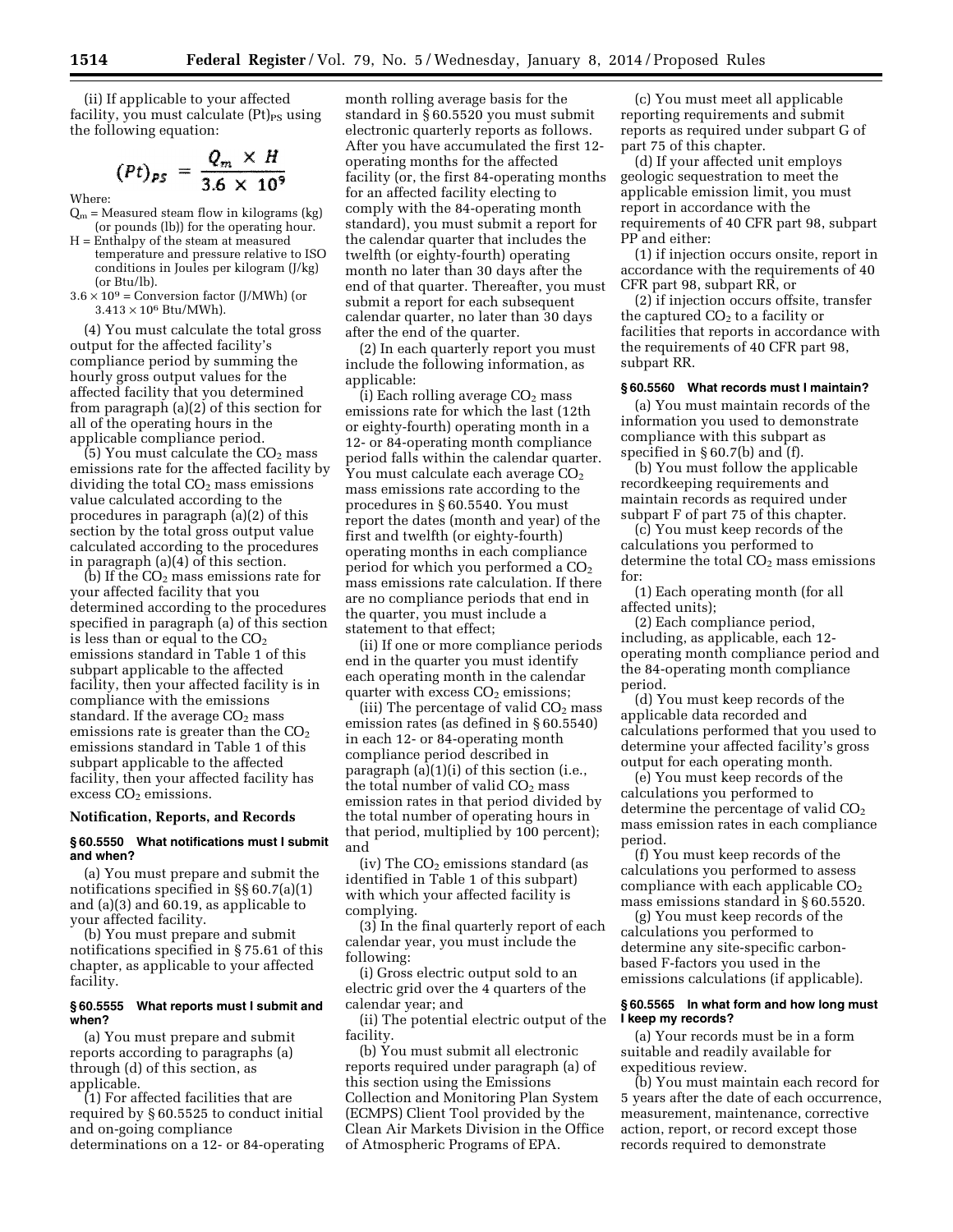(ii) If applicable to your affected facility, you must calculate $(Pt)_{PS}$ using the following equation:

$$(Pt)_{PS} = \frac{Q_m \times H}{3.6 \times 10^9}$$

Where:

$Q_m$ = Measured steam flow in kilograms (kg) (or pounds (lb)) for the operating hour.

H = Enthalpy of the steam at measured temperature and pressure relative to ISO conditions in Joules per kilogram (J/kg) (or Btu/lb).

$3.6 \times 10^9$ = Conversion factor (J/MWh) (or $3.413 \times 10^6$ Btu/MWh).

(4) You must calculate the total gross output for the affected facility's compliance period by summing the hourly gross output values for the affected facility that you determined from paragraph (a)(2) of this section for all of the operating hours in the applicable compliance period.

(5) You must calculate the $CO_2$ mass emissions rate for the affected facility by dividing the total $CO_2$ mass emissions value calculated according to the procedures in paragraph (a)(2) of this section by the total gross output value calculated according to the procedures in paragraph (a)(4) of this section.

(b) If the $CO_2$ mass emissions rate for your affected facility that you determined according to the procedures specified in paragraph (a) of this section is less than or equal to the $CO_2$ emissions standard in Table 1 of this subpart applicable to the affected facility, then your affected facility is in compliance with the emissions standard. If the average $CO_2$ mass emissions rate is greater than the $CO_2$ emissions standard in Table 1 of this subpart applicable to the affected facility, then your affected facility has excess $CO_2$ emissions.

## Notification, Reports, and Records

### § 60.5550 What notifications must I submit and when?

(a) You must prepare and submit the notifications specified in §§ 60.7(a)(1) and (a)(3) and 60.19, as applicable to your affected facility.

(b) You must prepare and submit notifications specified in § 75.61 of this chapter, as applicable to your affected facility.

### § 60.5555 What reports must I submit and when?

(a) You must prepare and submit reports according to paragraphs (a) through (d) of this section, as applicable.

(1) For affected facilities that are required by § 60.5525 to conduct initial and on-going compliance determinations on a 12- or 84-operating month rolling average basis for the standard in § 60.5520 you must submit electronic quarterly reports as follows. After you have accumulated the first 12-operating months for the affected facility (or, the first 84-operating months for an affected facility electing to comply with the 84-operating month standard), you must submit a report for the calendar quarter that includes the twelfth (or eighty-fourth) operating month no later than 30 days after the end of that quarter. Thereafter, you must submit a report for each subsequent calendar quarter, no later than 30 days after the end of the quarter.

(2) In each quarterly report you must include the following information, as applicable:

(i) Each rolling average $CO_2$ mass emissions rate for which the last (12th or eighty-fourth) operating month in a 12- or 84-operating month compliance period falls within the calendar quarter. You must calculate each average $CO_2$ mass emissions rate according to the procedures in § 60.5540. You must report the dates (month and year) of the first and twelfth (or eighty-fourth) operating months in each compliance period for which you performed a $CO_2$ mass emissions rate calculation. If there are no compliance periods that end in the quarter, you must include a statement to that effect;

(ii) If one or more compliance periods end in the quarter you must identify each operating month in the calendar quarter with excess $CO_2$ emissions;

(iii) The percentage of valid $CO_2$ mass emission rates (as defined in § 60.5540) in each 12- or 84-operating month compliance period described in paragraph (a)(1)(i) of this section (i.e., the total number of valid $CO_2$ mass emission rates in that period divided by the total number of operating hours in that period, multiplied by 100 percent); and

(iv) The $CO_2$ emissions standard (as identified in Table 1 of this subpart) with which your affected facility is complying.

(3) In the final quarterly report of each calendar year, you must include the following:

(i) Gross electric output sold to an electric grid over the 4 quarters of the calendar year; and

(ii) The potential electric output of the facility.

(b) You must submit all electronic reports required under paragraph (a) of this section using the Emissions Collection and Monitoring Plan System (ECMPS) Client Tool provided by the Clean Air Markets Division in the Office of Atmospheric Programs of EPA.

(c) You must meet all applicable reporting requirements and submit reports as required under subpart G of part 75 of this chapter.

(d) If your affected unit employs geologic sequestration to meet the applicable emission limit, you must report in accordance with the requirements of 40 CFR part 98, subpart PP and either:

(1) if injection occurs onsite, report in accordance with the requirements of 40 CFR part 98, subpart RR, or

(2) if injection occurs offsite, transfer the captured $CO_2$ to a facility or facilities that reports in accordance with the requirements of 40 CFR part 98, subpart RR.

### § 60.5560 What records must I maintain?

(a) You must maintain records of the information you used to demonstrate compliance with this subpart as specified in § 60.7(b) and (f).

(b) You must follow the applicable recordkeeping requirements and maintain records as required under subpart F of part 75 of this chapter.

(c) You must keep records of the calculations you performed to determine the total $CO_2$ mass emissions for:

(1) Each operating month (for all affected units);

(2) Each compliance period, including, as applicable, each 12-operating month compliance period and the 84-operating month compliance period.

(d) You must keep records of the applicable data recorded and calculations performed that you used to determine your affected facility's gross output for each operating month.

(e) You must keep records of the calculations you performed to determine the percentage of valid $CO_2$ mass emission rates in each compliance period.

(f) You must keep records of the calculations you performed to assess compliance with each applicable $CO_2$ mass emissions standard in § 60.5520.

(g) You must keep records of the calculations you performed to determine any site-specific carbon-based F-factors you used in the emissions calculations (if applicable).

### § 60.5565 In what form and how long must I keep my records?

(a) Your records must be in a form suitable and readily available for expeditious review.

(b) You must maintain each record for 5 years after the date of each occurrence, measurement, maintenance, corrective action, report, or record except those records required to demonstrate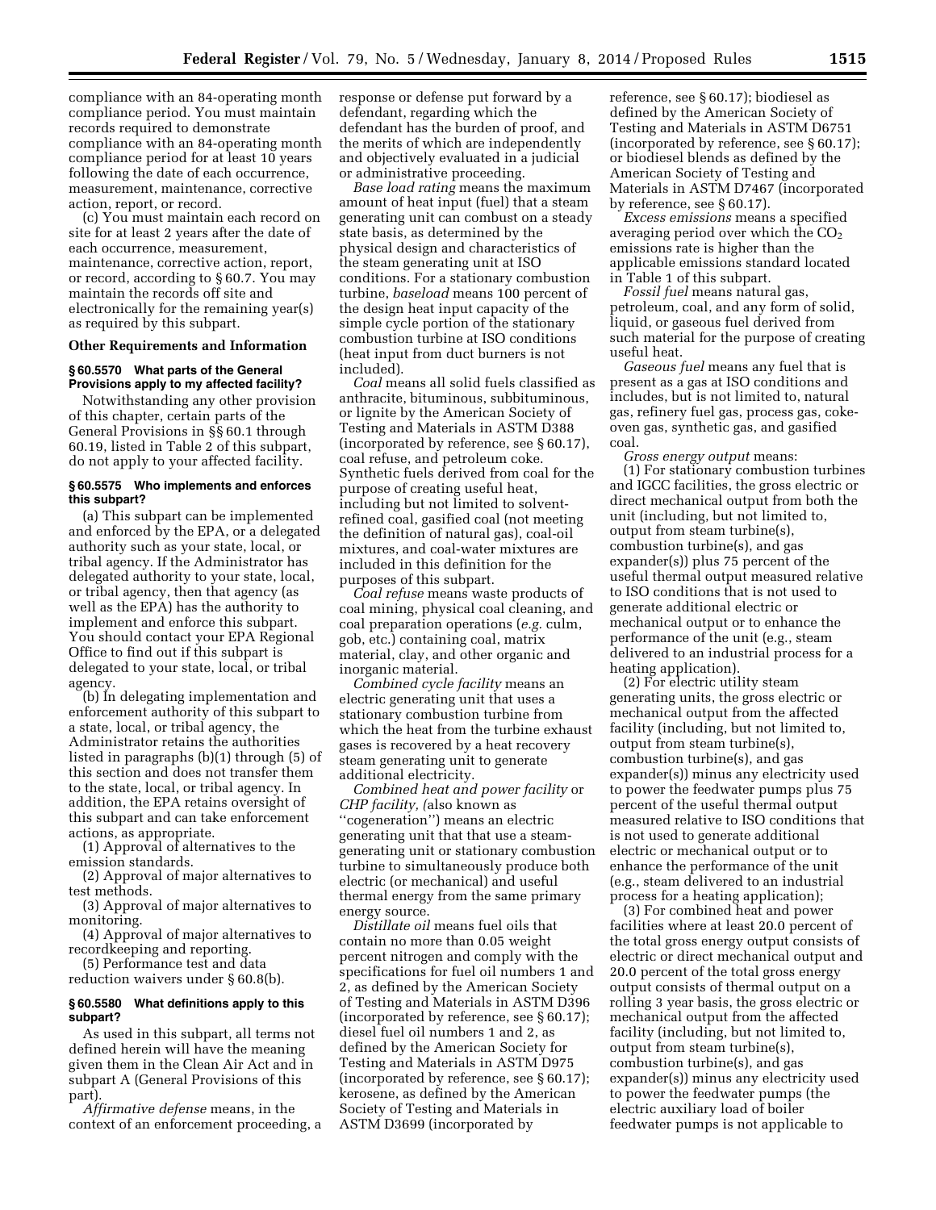compliance with an 84-operating month compliance period. You must maintain records required to demonstrate compliance with an 84-operating month compliance period for at least 10 years following the date of each occurrence, measurement, maintenance, corrective action, report, or record.

(c) You must maintain each record on site for at least 2 years after the date of each occurrence, measurement, maintenance, corrective action, report, or record, according to § 60.7. You may maintain the records off site and electronically for the remaining year(s) as required by this subpart.

**Other Requirements and Information**

**§ 60.5570 What parts of the General Provisions apply to my affected facility?**

Notwithstanding any other provision of this chapter, certain parts of the General Provisions in §§ 60.1 through 60.19, listed in Table 2 of this subpart, do not apply to your affected facility.

**§ 60.5575 Who implements and enforces this subpart?**

(a) This subpart can be implemented and enforced by the EPA, or a delegated authority such as your state, local, or tribal agency. If the Administrator has delegated authority to your state, local, or tribal agency, then that agency (as well as the EPA) has the authority to implement and enforce this subpart. You should contact your EPA Regional Office to find out if this subpart is delegated to your state, local, or tribal agency.

(b) In delegating implementation and enforcement authority of this subpart to a state, local, or tribal agency, the Administrator retains the authorities listed in paragraphs (b)(1) through (5) of this section and does not transfer them to the state, local, or tribal agency. In addition, the EPA retains oversight of this subpart and can take enforcement actions, as appropriate.

(1) Approval of alternatives to the emission standards.

(2) Approval of major alternatives to test methods.

(3) Approval of major alternatives to monitoring.

(4) Approval of major alternatives to recordkeeping and reporting.

(5) Performance test and data reduction waivers under § 60.8(b).

**§ 60.5580 What definitions apply to this subpart?**

As used in this subpart, all terms not defined herein will have the meaning given them in the Clean Air Act and in subpart A (General Provisions of this part).

*Affirmative defense* means, in the context of an enforcement proceeding, a response or defense put forward by a defendant, regarding which the defendant has the burden of proof, and the merits of which are independently and objectively evaluated in a judicial or administrative proceeding.

*Base load rating* means the maximum amount of heat input (fuel) that a steam generating unit can combust on a steady state basis, as determined by the physical design and characteristics of the steam generating unit at ISO conditions. For a stationary combustion turbine, *baseload* means 100 percent of the design heat input capacity of the simple cycle portion of the stationary combustion turbine at ISO conditions (heat input from duct burners is not included).

*Coal* means all solid fuels classified as anthracite, bituminous, subbituminous, or lignite by the American Society of Testing and Materials in ASTM D388 (incorporated by reference, see § 60.17), coal refuse, and petroleum coke. Synthetic fuels derived from coal for the purpose of creating useful heat, including but not limited to solvent-refined coal, gasified coal (not meeting the definition of natural gas), coal-oil mixtures, and coal-water mixtures are included in this definition for the purposes of this subpart.

*Coal refuse* means waste products of coal mining, physical coal cleaning, and coal preparation operations (*e.g.* culm, gob, etc.) containing coal, matrix material, clay, and other organic and inorganic material.

*Combined cycle facility* means an electric generating unit that uses a stationary combustion turbine from which the heat from the turbine exhaust gases is recovered by a heat recovery steam generating unit to generate additional electricity.

*Combined heat and power facility* or *CHP facility, (*also known as "cogeneration") means an electric generating unit that that use a steam-generating unit or stationary combustion turbine to simultaneously produce both electric (or mechanical) and useful thermal energy from the same primary energy source.

*Distillate oil* means fuel oils that contain no more than 0.05 weight percent nitrogen and comply with the specifications for fuel oil numbers 1 and 2, as defined by the American Society of Testing and Materials in ASTM D396 (incorporated by reference, see § 60.17); diesel fuel oil numbers 1 and 2, as defined by the American Society for Testing and Materials in ASTM D975 (incorporated by reference, see § 60.17); kerosene, as defined by the American Society of Testing and Materials in ASTM D3699 (incorporated by reference, see § 60.17); biodiesel as defined by the American Society of Testing and Materials in ASTM D6751 (incorporated by reference, see § 60.17); or biodiesel blends as defined by the American Society of Testing and Materials in ASTM D7467 (incorporated by reference, see § 60.17).

*Excess emissions* means a specified averaging period over which the $CO_2$ emissions rate is higher than the applicable emissions standard located in Table 1 of this subpart.

*Fossil fuel* means natural gas, petroleum, coal, and any form of solid, liquid, or gaseous fuel derived from such material for the purpose of creating useful heat.

*Gaseous fuel* means any fuel that is present as a gas at ISO conditions and includes, but is not limited to, natural gas, refinery fuel gas, process gas, coke-oven gas, synthetic gas, and gasified coal.

*Gross energy output* means:

(1) For stationary combustion turbines and IGCC facilities, the gross electric or direct mechanical output from both the unit (including, but not limited to, output from steam turbine(s), combustion turbine(s), and gas expander(s)) plus 75 percent of the useful thermal output measured relative to ISO conditions that is not used to generate additional electric or mechanical output or to enhance the performance of the unit (e.g., steam delivered to an industrial process for a heating application).

(2) For electric utility steam generating units, the gross electric or mechanical output from the affected facility (including, but not limited to, output from steam turbine(s), combustion turbine(s), and gas expander(s)) minus any electricity used to power the feedwater pumps plus 75 percent of the useful thermal output measured relative to ISO conditions that is not used to generate additional electric or mechanical output or to enhance the performance of the unit (e.g., steam delivered to an industrial process for a heating application);

(3) For combined heat and power facilities where at least 20.0 percent of the total gross energy output consists of electric or direct mechanical output and 20.0 percent of the total gross energy output consists of thermal output on a rolling 3 year basis, the gross electric or mechanical output from the affected facility (including, but not limited to, output from steam turbine(s), combustion turbine(s), and gas expander(s)) minus any electricity used to power the feedwater pumps (the electric auxiliary load of boiler feedwater pumps is not applicable to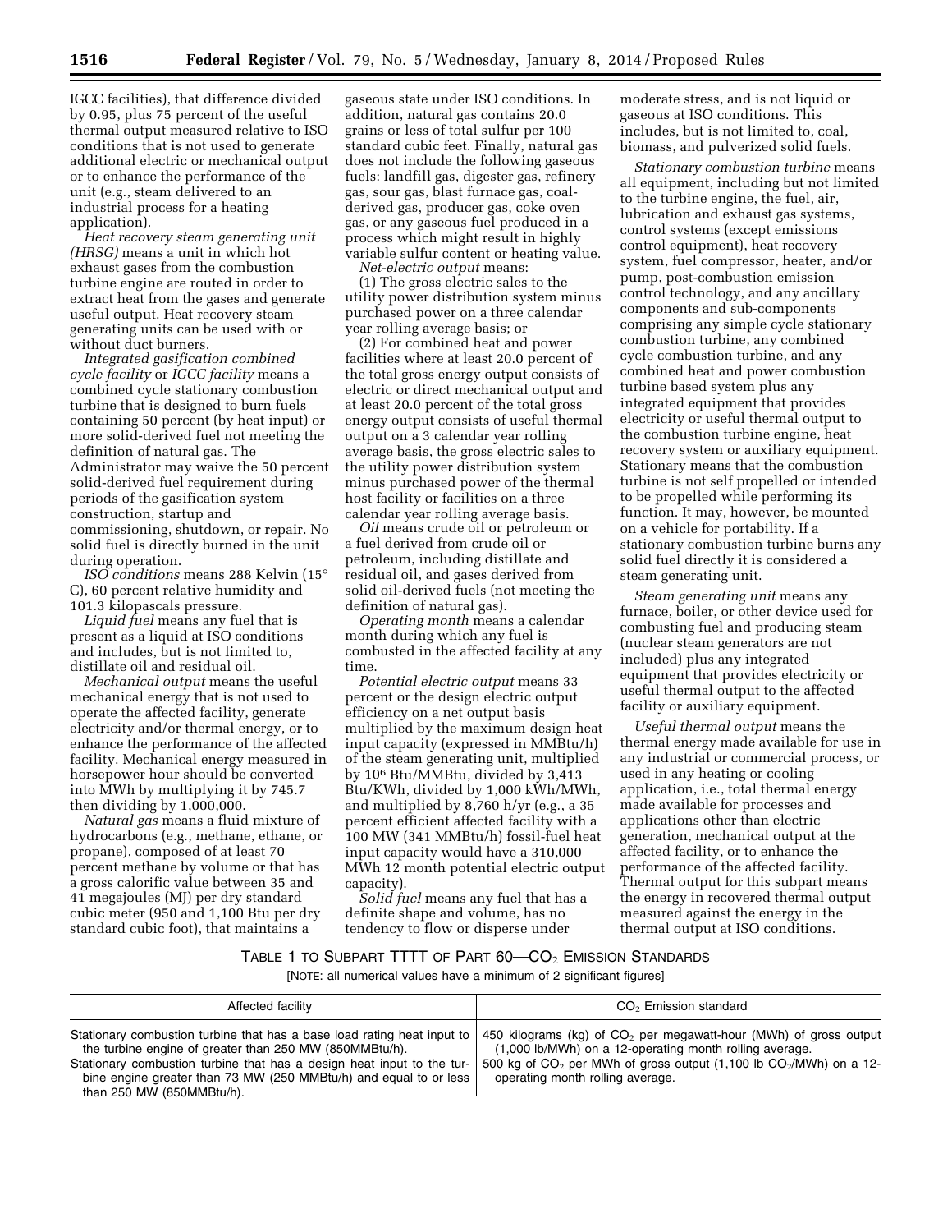IGCC facilities), that difference divided by 0.95, plus 75 percent of the useful thermal output measured relative to ISO conditions that is not used to generate additional electric or mechanical output or to enhance the performance of the unit (e.g., steam delivered to an industrial process for a heating application).

*Heat recovery steam generating unit (HRSG)* means a unit in which hot exhaust gases from the combustion turbine engine are routed in order to extract heat from the gases and generate useful output. Heat recovery steam generating units can be used with or without duct burners.

*Integrated gasification combined cycle facility* or *IGCC facility* means a combined cycle stationary combustion turbine that is designed to burn fuels containing 50 percent (by heat input) or more solid-derived fuel not meeting the definition of natural gas. The Administrator may waive the 50 percent solid-derived fuel requirement during periods of the gasification system construction, startup and commissioning, shutdown, or repair. No solid fuel is directly burned in the unit during operation.

*ISO conditions* means 288 Kelvin (15° C), 60 percent relative humidity and 101.3 kilopascals pressure.

*Liquid fuel* means any fuel that is present as a liquid at ISO conditions and includes, but is not limited to, distillate oil and residual oil.

*Mechanical output* means the useful mechanical energy that is not used to operate the affected facility, generate electricity and/or thermal energy, or to enhance the performance of the affected facility. Mechanical energy measured in horsepower hour should be converted into MWh by multiplying it by 745.7 then dividing by 1,000,000.

*Natural gas* means a fluid mixture of hydrocarbons (e.g., methane, ethane, or propane), composed of at least 70 percent methane by volume or that has a gross calorific value between 35 and 41 megajoules (MJ) per dry standard cubic meter (950 and 1,100 Btu per dry standard cubic foot), that maintains a gaseous state under ISO conditions. In addition, natural gas contains 20.0 grains or less of total sulfur per 100 standard cubic feet. Finally, natural gas does not include the following gaseous fuels: landfill gas, digester gas, refinery gas, sour gas, blast furnace gas, coal-derived gas, producer gas, coke oven gas, or any gaseous fuel produced in a process which might result in highly variable sulfur content or heating value.

*Net-electric output* means:

(1) The gross electric sales to the utility power distribution system minus purchased power on a three calendar year rolling average basis; or

(2) For combined heat and power facilities where at least 20.0 percent of the total gross energy output consists of electric or direct mechanical output and at least 20.0 percent of the total gross energy output consists of useful thermal output on a 3 calendar year rolling average basis, the gross electric sales to the utility power distribution system minus purchased power of the thermal host facility or facilities on a three calendar year rolling average basis.

*Oil* means crude oil or petroleum or a fuel derived from crude oil or petroleum, including distillate and residual oil, and gases derived from solid oil-derived fuels (not meeting the definition of natural gas).

*Operating month* means a calendar month during which any fuel is combusted in the affected facility at any time.

*Potential electric output* means 33 percent or the design electric output efficiency on a net output basis multiplied by the maximum design heat input capacity (expressed in MMBtu/h) of the steam generating unit, multiplied by $10^6$ Btu/MMBtu, divided by 3,413 Btu/KWh, divided by 1,000 kWh/MWh, and multiplied by 8,760 h/yr (e.g., a 35 percent efficient affected facility with a 100 MW (341 MMBtu/h) fossil-fuel heat input capacity would have a 310,000 MWh 12 month potential electric output capacity).

*Solid fuel* means any fuel that has a definite shape and volume, has no tendency to flow or disperse under moderate stress, and is not liquid or gaseous at ISO conditions. This includes, but is not limited to, coal, biomass, and pulverized solid fuels.

*Stationary combustion turbine* means all equipment, including but not limited to the turbine engine, the fuel, air, lubrication and exhaust gas systems, control systems (except emissions control equipment), heat recovery system, fuel compressor, heater, and/or pump, post-combustion emission control technology, and any ancillary components and sub-components comprising any simple cycle stationary combustion turbine, any combined cycle combustion turbine, and any combined heat and power combustion turbine based system plus any integrated equipment that provides electricity or useful thermal output to the combustion turbine engine, heat recovery system or auxiliary equipment. Stationary means that the combustion turbine is not self propelled or intended to be propelled while performing its function. It may, however, be mounted on a vehicle for portability. If a stationary combustion turbine burns any solid fuel directly it is considered a steam generating unit.

*Steam generating unit* means any furnace, boiler, or other device used for combusting fuel and producing steam (nuclear steam generators are not included) plus any integrated equipment that provides electricity or useful thermal output to the affected facility or auxiliary equipment.

*Useful thermal output* means the thermal energy made available for use in any industrial or commercial process, or used in any heating or cooling application, i.e., total thermal energy made available for processes and applications other than electric generation, mechanical output at the affected facility, or to enhance the performance of the affected facility. Thermal output for this subpart means the energy in recovered thermal output measured against the energy in the thermal output at ISO conditions.

TABLE 1 TO SUBPART TTTT OF PART 60—$CO_2$ EMISSION STANDARDS

[NOTE: all numerical values have a minimum of 2 significant figures]

| Affected facility | $CO_2$ Emission standard |
|---|---|
| Stationary combustion turbine that has a base load rating heat input to the turbine engine of greater than 250 MW (850MMBtu/h). | 450 kilograms (kg) of $CO_2$ per megawatt-hour (MWh) of gross output (1,000 lb/MWh) on a 12-operating month rolling average. |
| Stationary combustion turbine that has a design heat input to the turbine engine greater than 73 MW (250 MMBtu/h) and equal to or less than 250 MW (850MMBtu/h). | 500 kg of $CO_2$ per MWh of gross output (1,100 lb $CO_2$/MWh) on a 12-operating month rolling average. |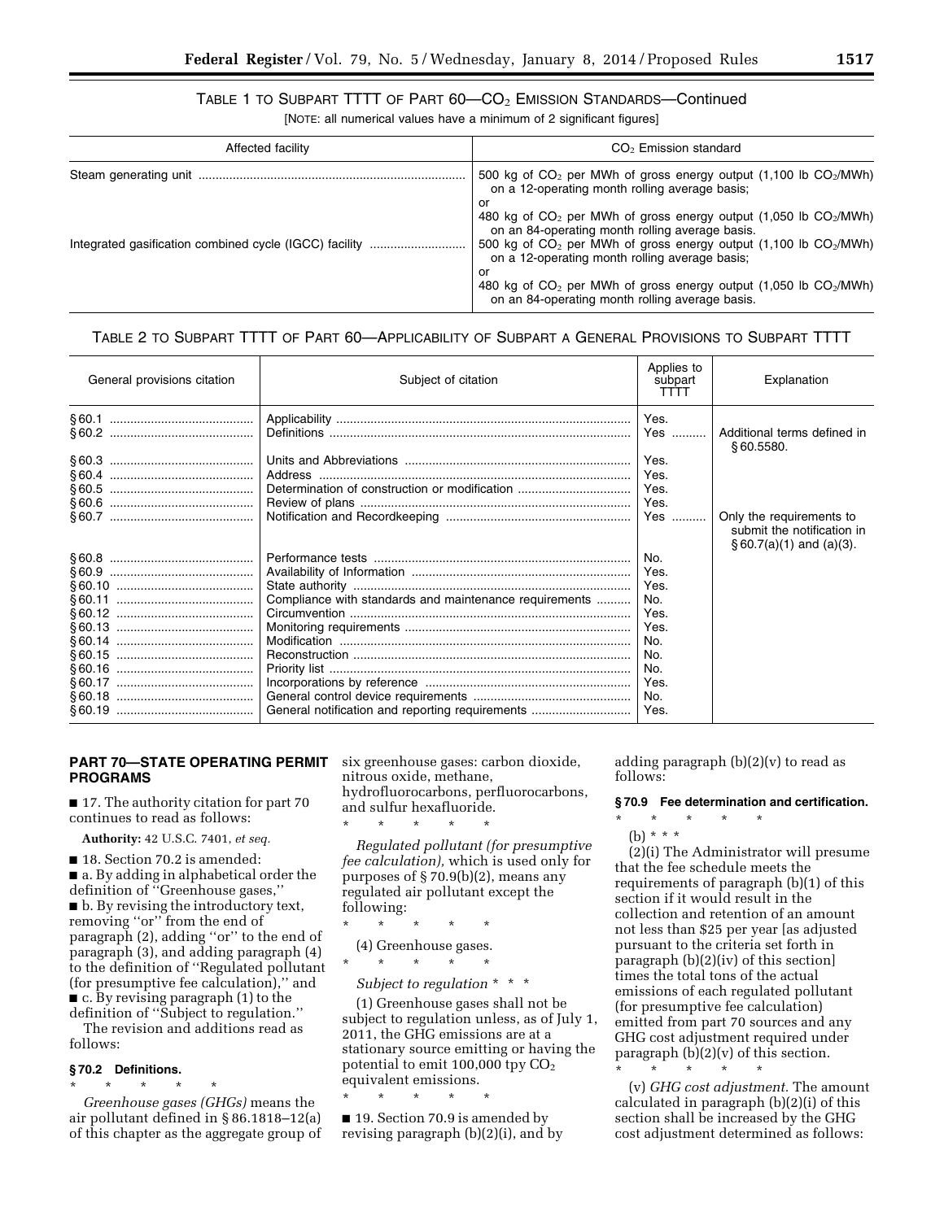TABLE 1 TO SUBPART TTTT OF PART 60—$CO_2$ EMISSION STANDARDS—Continued

[NOTE: all numerical values have a minimum of 2 significant figures]

| Affected facility | $CO_2$ Emission standard |
|---|---|
| Steam generating unit | 500 kg of $CO_2$ per MWh of gross energy output (1,100 lb $CO_2$/MWh) on a 12-operating month rolling average basis; or 480 kg of $CO_2$ per MWh of gross energy output (1,050 lb $CO_2$/MWh) on an 84-operating month rolling average basis. |
| Integrated gasification combined cycle (IGCC) facility | 500 kg of $CO_2$ per MWh of gross energy output (1,100 lb $CO_2$/MWh) on a 12-operating month rolling average basis; or 480 kg of $CO_2$ per MWh of gross energy output (1,050 lb $CO_2$/MWh) on an 84-operating month rolling average basis. |

TABLE 2 TO SUBPART TTTT OF PART 60—APPLICABILITY OF SUBPART A GENERAL PROVISIONS TO SUBPART TTTT

| General provisions citation | Subject of citation | Applies to subpart TTTT | Explanation |
|---|---|---|---|
| § 60.1 | Applicability | Yes. | |
| § 60.2 | Definitions | Yes | Additional terms defined in § 60.5580. |
| § 60.3 | Units and Abbreviations | Yes. | |
| § 60.4 | Address | Yes. | |
| § 60.5 | Determination of construction or modification | Yes. | |
| § 60.6 | Review of plans | Yes. | |
| § 60.7 | Notification and Recordkeeping | Yes | Only the requirements to submit the notification in § 60.7(a)(1) and (a)(3). |
| § 60.8 | Performance tests | No. | |
| § 60.9 | Availability of Information | Yes. | |
| § 60.10 | State authority | Yes. | |
| § 60.11 | Compliance with standards and maintenance requirements | No. | |
| § 60.12 | Circumvention | Yes. | |
| § 60.13 | Monitoring requirements | Yes. | |
| § 60.14 | Modification | No. | |
| § 60.15 | Reconstruction | No. | |
| § 60.16 | Priority list | No. | |
| § 60.17 | Incorporations by reference | Yes. | |
| § 60.18 | General control device requirements | No. | |
| § 60.19 | General notification and reporting requirements | Yes. | |

## PART 70—STATE OPERATING PERMIT PROGRAMS

■ 17. The authority citation for part 70 continues to read as follows:

**Authority:** 42 U.S.C. 7401, *et seq.*

■ 18. Section 70.2 is amended:

■ a. By adding in alphabetical order the definition of "Greenhouse gases,"

■ b. By revising the introductory text, removing "or" from the end of paragraph (2), adding "or" to the end of paragraph (3), and adding paragraph (4) to the definition of "Regulated pollutant (for presumptive fee calculation)," and

■ c. By revising paragraph (1) to the definition of "Subject to regulation."

The revision and additions read as follows:

### § 70.2 Definitions.

\* \* \* \* \*

*Greenhouse gases (GHGs)* means the air pollutant defined in § 86.1818–12(a) of this chapter as the aggregate group of six greenhouse gases: carbon dioxide, nitrous oxide, methane, hydrofluorocarbons, perfluorocarbons, and sulfur hexafluoride.

\* \* \* \* \*

*Regulated pollutant (for presumptive fee calculation),* which is used only for purposes of § 70.9(b)(2), means any regulated air pollutant except the following:

\* \* \* \* \*

(4) Greenhouse gases.

\* \* \* \* \*

*Subject to regulation* \* \* \*

(1) Greenhouse gases shall not be subject to regulation unless, as of July 1, 2011, the GHG emissions are at a stationary source emitting or having the potential to emit 100,000 tpy $CO_2$ equivalent emissions.

\* \* \* \* \*

■ 19. Section 70.9 is amended by revising paragraph (b)(2)(i), and by adding paragraph (b)(2)(v) to read as follows:

### § 70.9 Fee determination and certification.

\* \* \* \* \*

(b) \* \* \*

(2)(i) The Administrator will presume that the fee schedule meets the requirements of paragraph (b)(1) of this section if it would result in the collection and retention of an amount not less than $25 per year [as adjusted pursuant to the criteria set forth in paragraph (b)(2)(iv) of this section] times the total tons of the actual emissions of each regulated pollutant (for presumptive fee calculation) emitted from part 70 sources and any GHG cost adjustment required under paragraph (b)(2)(v) of this section.

\* \* \* \* \*

(v) *GHG cost adjustment.* The amount calculated in paragraph (b)(2)(i) of this section shall be increased by the GHG cost adjustment determined as follows: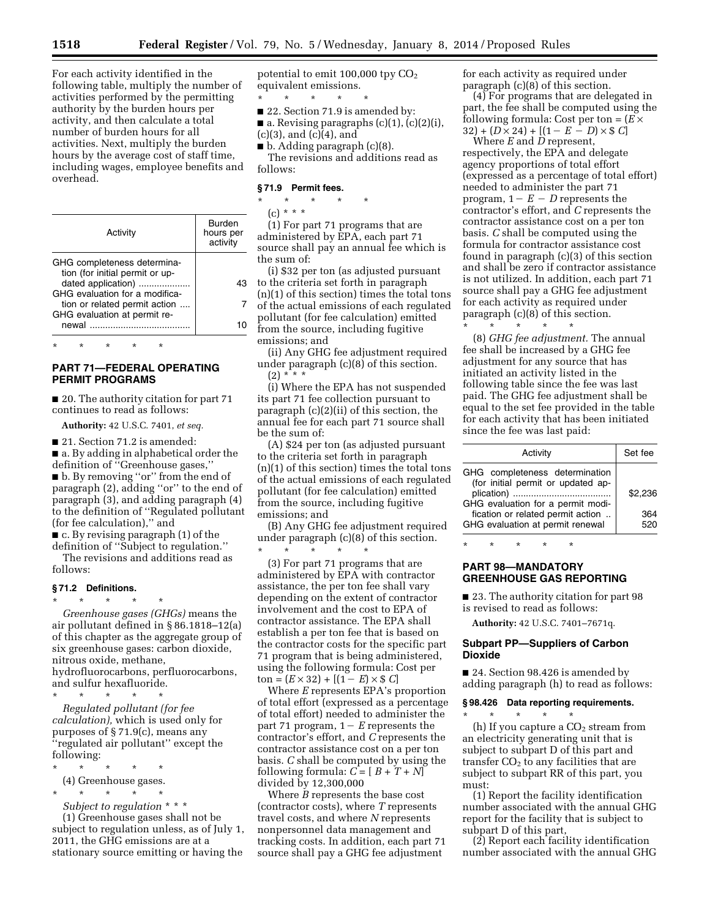For each activity identified in the following table, multiply the number of activities performed by the permitting authority by the burden hours per activity, and then calculate a total number of burden hours for all activities. Next, multiply the burden hours by the average cost of staff time, including wages, employee benefits and overhead.

| Activity | Burden hours per activity |
| --- | --- |
| GHG completeness determination (for initial permit or updated application) | 43 |
| GHG evaluation for a modification or related permit action | 7 |
| GHG evaluation at permit renewal | 10 |

\* \* \* \* \*

## PART 71—FEDERAL OPERATING PERMIT PROGRAMS

■ 20. The authority citation for part 71 continues to read as follows:

**Authority:** 42 U.S.C. 7401, *et seq.*

■ 21. Section 71.2 is amended:

■ a. By adding in alphabetical order the definition of ''Greenhouse gases,''

■ b. By removing ''or'' from the end of paragraph (2), adding ''or'' to the end of paragraph (3), and adding paragraph (4) to the definition of ''Regulated pollutant (for fee calculation),'' and

■ c. By revising paragraph (1) of the definition of ''Subject to regulation.''

The revisions and additions read as follows:

### § 71.2 Definitions.

\* \* \* \* \*

*Greenhouse gases (GHGs)* means the air pollutant defined in § 86.1818–12(a) of this chapter as the aggregate group of six greenhouse gases: carbon dioxide, nitrous oxide, methane, hydrofluorocarbons, perfluorocarbons, and sulfur hexafluoride.

\* \* \* \* \*

*Regulated pollutant (for fee calculation),* which is used only for purposes of § 71.9(c), means any ''regulated air pollutant'' except the following:

\* \* \* \* \*

(4) Greenhouse gases.

\* \* \* \* \*

*Subject to regulation* \* \* \*

(1) Greenhouse gases shall not be subject to regulation unless, as of July 1, 2011, the GHG emissions are at a stationary source emitting or having the potential to emit 100,000 tpy $CO_2$ equivalent emissions.

\* \* \* \* \*

■ 22. Section 71.9 is amended by:

■ a. Revising paragraphs (c)(1), (c)(2)(i), (c)(3), and (c)(4), and

■ b. Adding paragraph (c)(8).

The revisions and additions read as follows:

### § 71.9 Permit fees.

\* \* \* \* \*

(c) \* \* \*

(1) For part 71 programs that are administered by EPA, each part 71 source shall pay an annual fee which is the sum of:

(i) $32 per ton (as adjusted pursuant to the criteria set forth in paragraph (n)(1) of this section) times the total tons of the actual emissions of each regulated pollutant (for fee calculation) emitted from the source, including fugitive emissions; and

(ii) Any GHG fee adjustment required under paragraph (c)(8) of this section.

(2) \* \* \*

(i) Where the EPA has not suspended its part 71 fee collection pursuant to paragraph (c)(2)(ii) of this section, the annual fee for each part 71 source shall be the sum of:

(A) $24 per ton (as adjusted pursuant to the criteria set forth in paragraph (n)(1) of this section) times the total tons of the actual emissions of each regulated pollutant (for fee calculation) emitted from the source, including fugitive emissions; and

(B) Any GHG fee adjustment required under paragraph (c)(8) of this section.

\* \* \* \* \*

(3) For part 71 programs that are administered by EPA with contractor assistance, the per ton fee shall vary depending on the extent of contractor involvement and the cost to EPA of contractor assistance. The EPA shall establish a per ton fee that is based on the contractor costs for the specific part 71 program that is being administered, using the following formula: Cost per ton = $(E \times 32) + [(1 - E) \times \$ C]$

Where *E* represents EPA's proportion of total effort (expressed as a percentage of total effort) needed to administer the part 71 program, $1 - E$ represents the contractor's effort, and *C* represents the contractor assistance cost on a per ton basis. *C* shall be computed by using the following formula: $C = [B + T + N]$ divided by 12,300,000

Where *B* represents the base cost (contractor costs), where *T* represents travel costs, and where *N* represents nonpersonnel data management and tracking costs. In addition, each part 71 source shall pay a GHG fee adjustment for each activity as required under paragraph (c)(8) of this section.

(4) For programs that are delegated in part, the fee shall be computed using the following formula: Cost per ton = $(E \times 32) + (D \times 24) + [(1 - E - D) \times \$ C]$

Where *E* and *D* represent, respectively, the EPA and delegate agency proportions of total effort (expressed as a percentage of total effort) needed to administer the part 71 program, $1 - E - D$ represents the contractor's effort, and *C* represents the contractor assistance cost on a per ton basis. *C* shall be computed using the formula for contractor assistance cost found in paragraph (c)(3) of this section and shall be zero if contractor assistance is not utilized. In addition, each part 71 source shall pay a GHG fee adjustment for each activity as required under paragraph (c)(8) of this section.

\* \* \* \* \*

(8) *GHG fee adjustment.* The annual fee shall be increased by a GHG fee adjustment for any source that has initiated an activity listed in the following table since the fee was last paid. The GHG fee adjustment shall be equal to the set fee provided in the table for each activity that has been initiated since the fee was last paid:

| Activity | Set fee |
| --- | --- |
| GHG completeness determination (for initial permit or updated application) | $2,236 |
| GHG evaluation for a permit modification or related permit action | 364 |
| GHG evaluation at permit renewal | 520 |

\* \* \* \* \*

## PART 98—MANDATORY GREENHOUSE GAS REPORTING

■ 23. The authority citation for part 98 is revised to read as follows:

**Authority:** 42 U.S.C. 7401–7671q.

### Subpart PP—Suppliers of Carbon Dioxide

■ 24. Section 98.426 is amended by adding paragraph (h) to read as follows:

### § 98.426 Data reporting requirements.

\* \* \* \* \*

(h) If you capture a $CO_2$ stream from an electricity generating unit that is subject to subpart D of this part and transfer $CO_2$ to any facilities that are subject to subpart RR of this part, you must:

(1) Report the facility identification number associated with the annual GHG report for the facility that is subject to subpart D of this part,

(2) Report each facility identification number associated with the annual GHG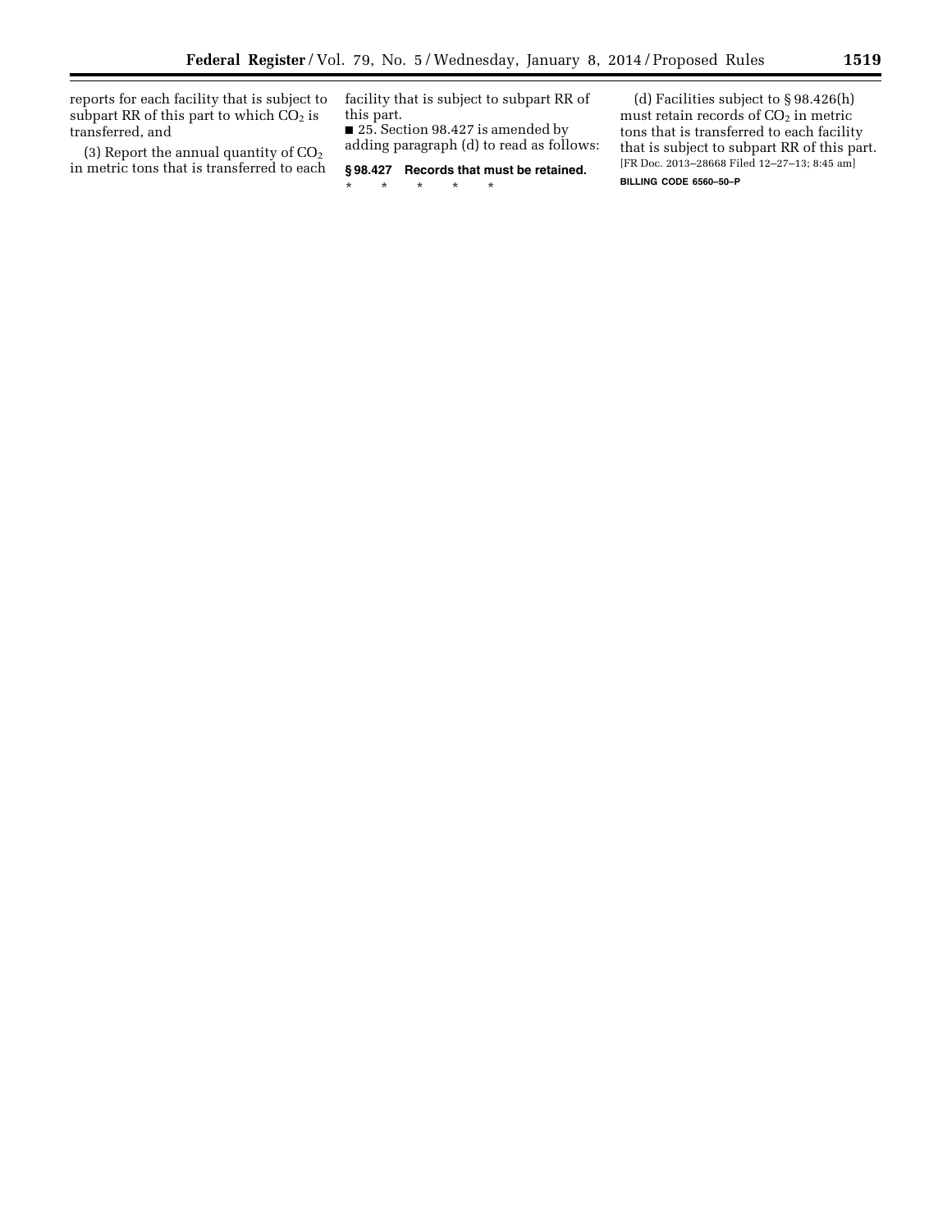reports for each facility that is subject to subpart RR of this part to which $CO_2$ is transferred, and

(3) Report the annual quantity of $CO_2$ in metric tons that is transferred to each facility that is subject to subpart RR of this part.

■ 25. Section 98.427 is amended by adding paragraph (d) to read as follows:

**§ 98.427 Records that must be retained.**

\* \* \* \* \*

(d) Facilities subject to § 98.426(h) must retain records of $CO_2$ in metric tons that is transferred to each facility that is subject to subpart RR of this part.

[FR Doc. 2013–28668 Filed 12–27–13; 8:45 am]

**BILLING CODE 6560–50–P**